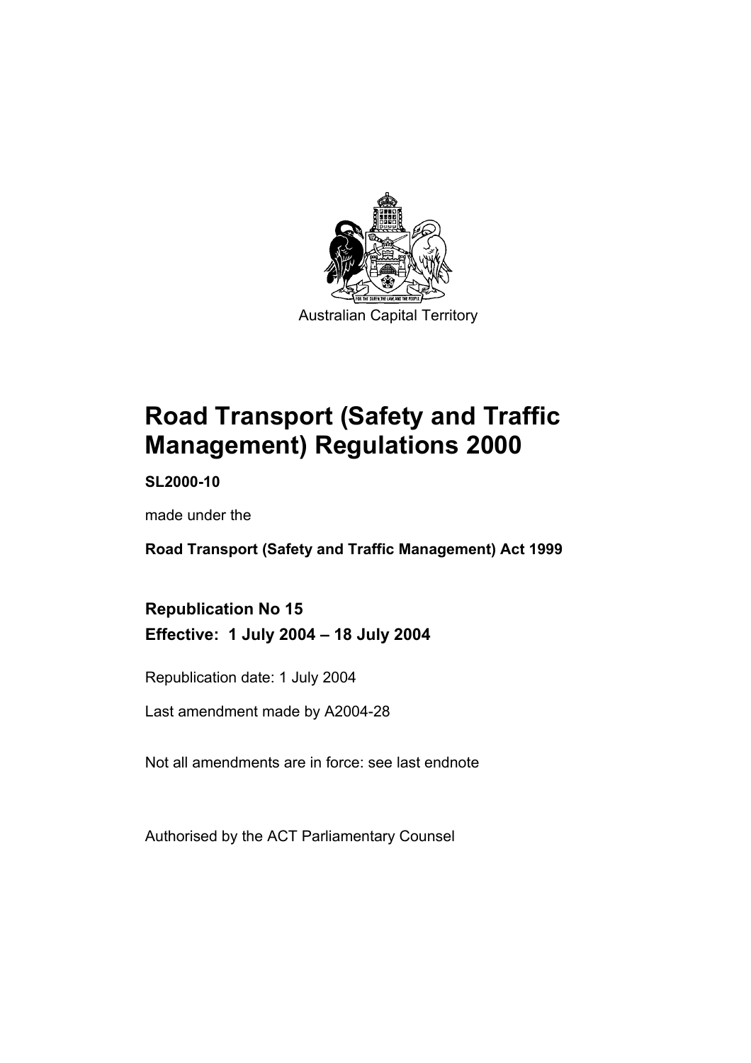Australian Capital Territory

# Road Transport (Safety and Traffic Management) Regulations 2000

**SL2000-10**

made under the

**Road Transport (Safety and Traffic Management) Act 1999**

## Republication No 15
## Effective: 1 July 2004 – 18 July 2004

Republication date: 1 July 2004

Last amendment made by A2004-28

Not all amendments are in force: see last endnote

Authorised by the ACT Parliamentary Counsel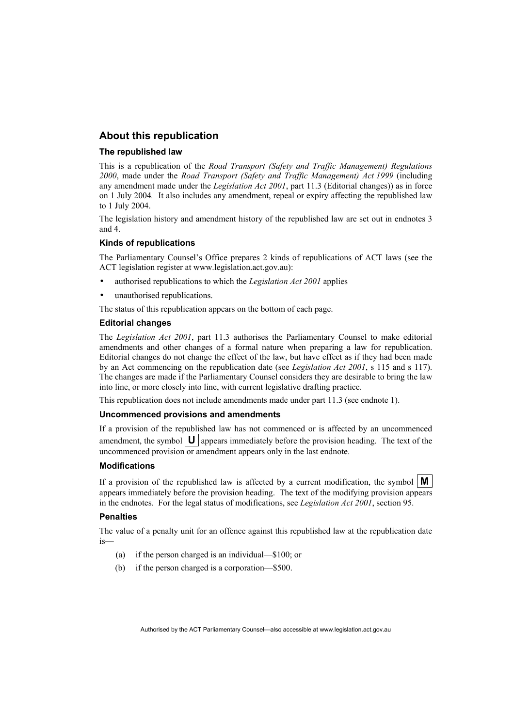## About this republication

### The republished law

This is a republication of the *Road Transport (Safety and Traffic Management) Regulations 2000*, made under the *Road Transport (Safety and Traffic Management) Act 1999* (including any amendment made under the *Legislation Act 2001*, part 11.3 (Editorial changes)) as in force on 1 July 2004*.* It also includes any amendment, repeal or expiry affecting the republished law to 1 July 2004.

The legislation history and amendment history of the republished law are set out in endnotes 3 and 4.

### Kinds of republications

The Parliamentary Counsel's Office prepares 2 kinds of republications of ACT laws (see the ACT legislation register at www.legislation.act.gov.au):

- authorised republications to which the *Legislation Act 2001* applies
- unauthorised republications.

The status of this republication appears on the bottom of each page.

### Editorial changes

The *Legislation Act 2001*, part 11.3 authorises the Parliamentary Counsel to make editorial amendments and other changes of a formal nature when preparing a law for republication. Editorial changes do not change the effect of the law, but have effect as if they had been made by an Act commencing on the republication date (see *Legislation Act 2001*, s 115 and s 117). The changes are made if the Parliamentary Counsel considers they are desirable to bring the law into line, or more closely into line, with current legislative drafting practice.

This republication does not include amendments made under part 11.3 (see endnote 1).

### Uncommenced provisions and amendments

If a provision of the republished law has not commenced or is affected by an uncommenced amendment, the symbol **U** appears immediately before the provision heading. The text of the uncommenced provision or amendment appears only in the last endnote.

### Modifications

If a provision of the republished law is affected by a current modification, the symbol **M** appears immediately before the provision heading. The text of the modifying provision appears in the endnotes. For the legal status of modifications, see *Legislation Act 2001*, section 95.

### Penalties

The value of a penalty unit for an offence against this republished law at the republication date is—

(a) if the person charged is an individual—$100; or

(b) if the person charged is a corporation—$500.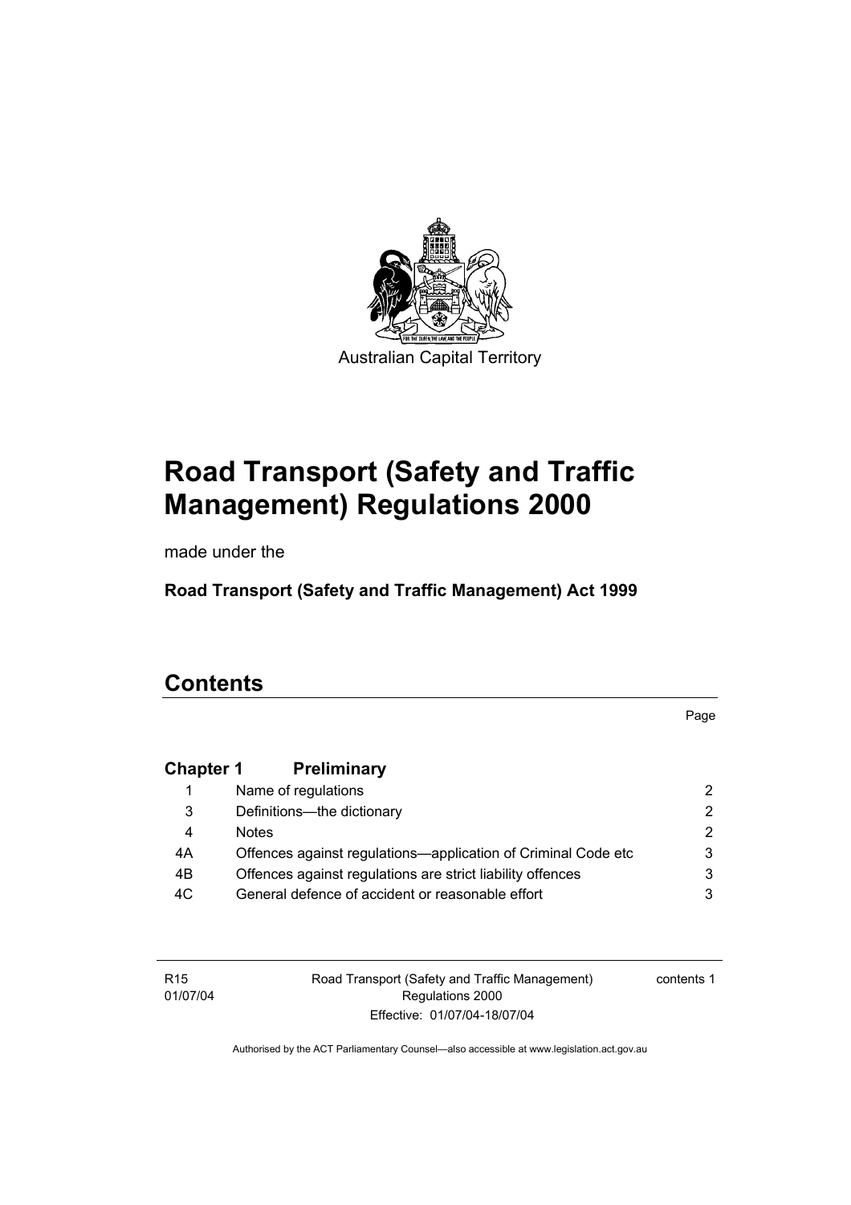Australian Capital Territory

# Road Transport (Safety and Traffic Management) Regulations 2000

made under the

**Road Transport (Safety and Traffic Management) Act 1999**

## Contents

| | | Page |
|---|---|---|
| **Chapter 1** | **Preliminary** | |
| 1 | Name of regulations | 2 |
| 3 | Definitions—the dictionary | 2 |
| 4 | Notes | 2 |
| 4A | Offences against regulations—application of Criminal Code etc | 3 |
| 4B | Offences against regulations are strict liability offences | 3 |
| 4C | General defence of accident or reasonable effort | 3 |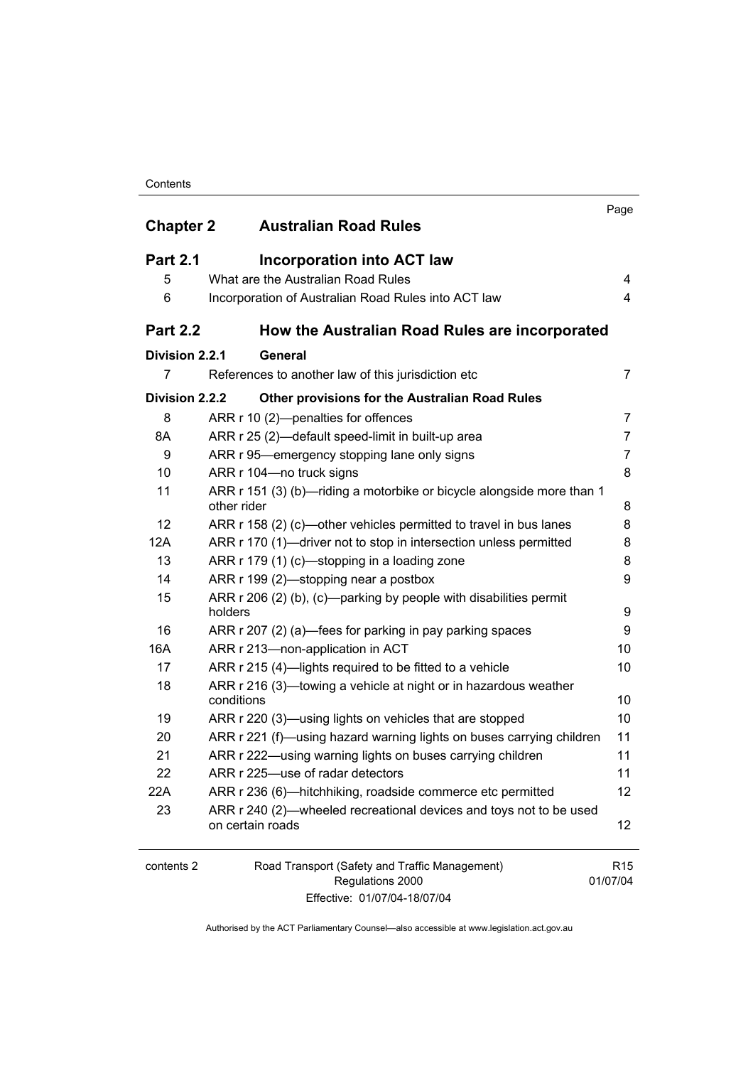| | | Page |
|---|---|---|
| **Chapter 2** | **Australian Road Rules** | |
| **Part 2.1** | **Incorporation into ACT law** | |
| 5 | What are the Australian Road Rules | 4 |
| 6 | Incorporation of Australian Road Rules into ACT law | 4 |
| **Part 2.2** | **How the Australian Road Rules are incorporated** | |
| **Division 2.2.1** | **General** | |
| 7 | References to another law of this jurisdiction etc | 7 |
| **Division 2.2.2** | **Other provisions for the Australian Road Rules** | |
| 8 | ARR r 10 (2)—penalties for offences | 7 |
| 8A | ARR r 25 (2)—default speed-limit in built-up area | 7 |
| 9 | ARR r 95—emergency stopping lane only signs | 7 |
| 10 | ARR r 104—no truck signs | 8 |
| 11 | ARR r 151 (3) (b)—riding a motorbike or bicycle alongside more than 1 other rider | 8 |
| 12 | ARR r 158 (2) (c)—other vehicles permitted to travel in bus lanes | 8 |
| 12A | ARR r 170 (1)—driver not to stop in intersection unless permitted | 8 |
| 13 | ARR r 179 (1) (c)—stopping in a loading zone | 8 |
| 14 | ARR r 199 (2)—stopping near a postbox | 9 |
| 15 | ARR r 206 (2) (b), (c)—parking by people with disabilities permit holders | 9 |
| 16 | ARR r 207 (2) (a)—fees for parking in pay parking spaces | 9 |
| 16A | ARR r 213—non-application in ACT | 10 |
| 17 | ARR r 215 (4)—lights required to be fitted to a vehicle | 10 |
| 18 | ARR r 216 (3)—towing a vehicle at night or in hazardous weather conditions | 10 |
| 19 | ARR r 220 (3)—using lights on vehicles that are stopped | 10 |
| 20 | ARR r 221 (f)—using hazard warning lights on buses carrying children | 11 |
| 21 | ARR r 222—using warning lights on buses carrying children | 11 |
| 22 | ARR r 225—use of radar detectors | 11 |
| 22A | ARR r 236 (6)—hitchhiking, roadside commerce etc permitted | 12 |
| 23 | ARR r 240 (2)—wheeled recreational devices and toys not to be used on certain roads | 12 |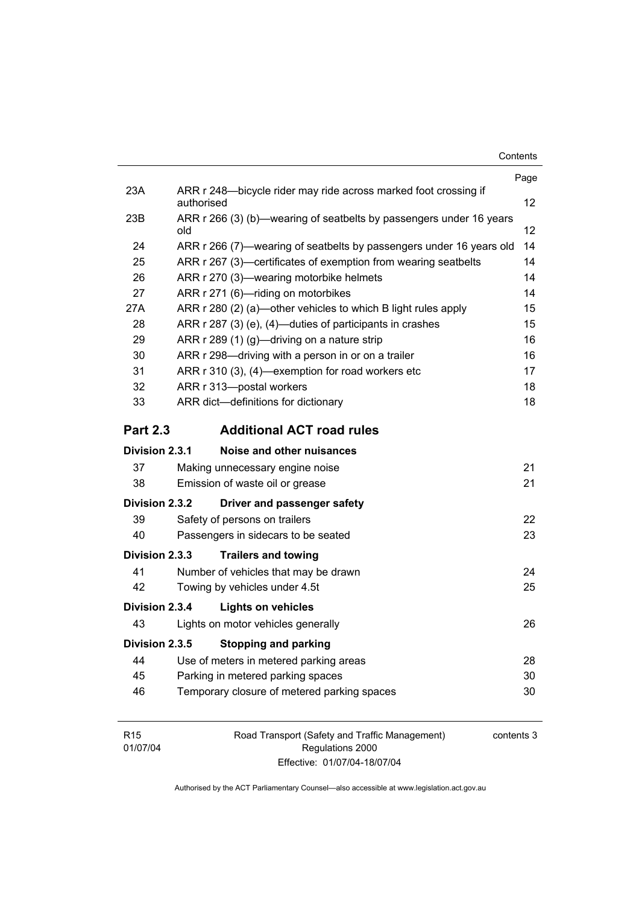| | | Page |
|---|---|---|
| 23A | ARR r 248—bicycle rider may ride across marked foot crossing if authorised | 12 |
| 23B | ARR r 266 (3) (b)—wearing of seatbelts by passengers under 16 years old | 12 |
| 24 | ARR r 266 (7)—wearing of seatbelts by passengers under 16 years old | 14 |
| 25 | ARR r 267 (3)—certificates of exemption from wearing seatbelts | 14 |
| 26 | ARR r 270 (3)—wearing motorbike helmets | 14 |
| 27 | ARR r 271 (6)—riding on motorbikes | 14 |
| 27A | ARR r 280 (2) (a)—other vehicles to which B light rules apply | 15 |
| 28 | ARR r 287 (3) (e), (4)—duties of participants in crashes | 15 |
| 29 | ARR r 289 (1) (g)—driving on a nature strip | 16 |
| 30 | ARR r 298—driving with a person in or on a trailer | 16 |
| 31 | ARR r 310 (3), (4)—exemption for road workers etc | 17 |
| 32 | ARR r 313—postal workers | 18 |
| 33 | ARR dict—definitions for dictionary | 18 |

## Part 2.3 Additional ACT road rules

### Division 2.3.1 Noise and other nuisances

| | | |
|---|---|---|
| 37 | Making unnecessary engine noise | 21 |
| 38 | Emission of waste oil or grease | 21 |

### Division 2.3.2 Driver and passenger safety

| | | |
|---|---|---|
| 39 | Safety of persons on trailers | 22 |
| 40 | Passengers in sidecars to be seated | 23 |

### Division 2.3.3 Trailers and towing

| | | |
|---|---|---|
| 41 | Number of vehicles that may be drawn | 24 |
| 42 | Towing by vehicles under 4.5t | 25 |

### Division 2.3.4 Lights on vehicles

| | | |
|---|---|---|
| 43 | Lights on motor vehicles generally | 26 |

### Division 2.3.5 Stopping and parking

| | | |
|---|---|---|
| 44 | Use of meters in metered parking areas | 28 |
| 45 | Parking in metered parking spaces | 30 |
| 46 | Temporary closure of metered parking spaces | 30 |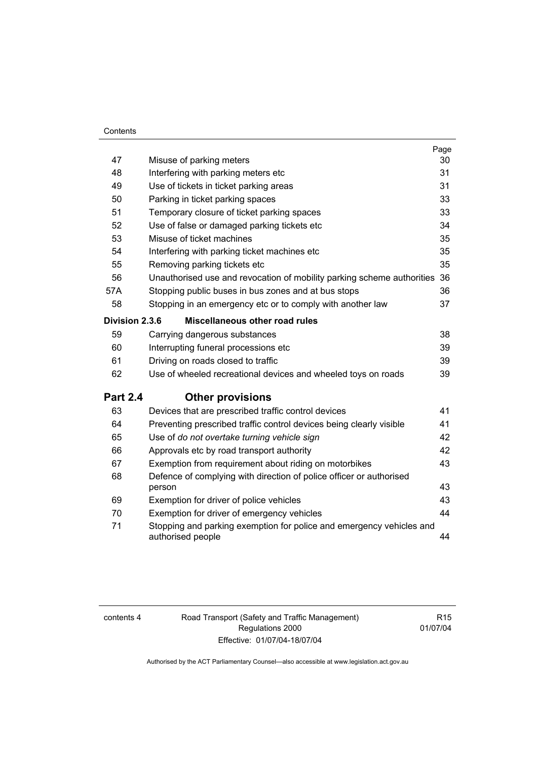| | | Page |
|---|---|---|
| 47 | Misuse of parking meters | 30 |
| 48 | Interfering with parking meters etc | 31 |
| 49 | Use of tickets in ticket parking areas | 31 |
| 50 | Parking in ticket parking spaces | 33 |
| 51 | Temporary closure of ticket parking spaces | 33 |
| 52 | Use of false or damaged parking tickets etc | 34 |
| 53 | Misuse of ticket machines | 35 |
| 54 | Interfering with parking ticket machines etc | 35 |
| 55 | Removing parking tickets etc | 35 |
| 56 | Unauthorised use and revocation of mobility parking scheme authorities | 36 |
| 57A | Stopping public buses in bus zones and at bus stops | 36 |
| 58 | Stopping in an emergency etc or to comply with another law | 37 |
| **Division 2.3.6** | **Miscellaneous other road rules** | |
| 59 | Carrying dangerous substances | 38 |
| 60 | Interrupting funeral processions etc | 39 |
| 61 | Driving on roads closed to traffic | 39 |
| 62 | Use of wheeled recreational devices and wheeled toys on roads | 39 |
| **Part 2.4** | **Other provisions** | |
| 63 | Devices that are prescribed traffic control devices | 41 |
| 64 | Preventing prescribed traffic control devices being clearly visible | 41 |
| 65 | Use of *do not overtake turning vehicle sign* | 42 |
| 66 | Approvals etc by road transport authority | 42 |
| 67 | Exemption from requirement about riding on motorbikes | 43 |
| 68 | Defence of complying with direction of police officer or authorised person | 43 |
| 69 | Exemption for driver of police vehicles | 43 |
| 70 | Exemption for driver of emergency vehicles | 44 |
| 71 | Stopping and parking exemption for police and emergency vehicles and authorised people | 44 |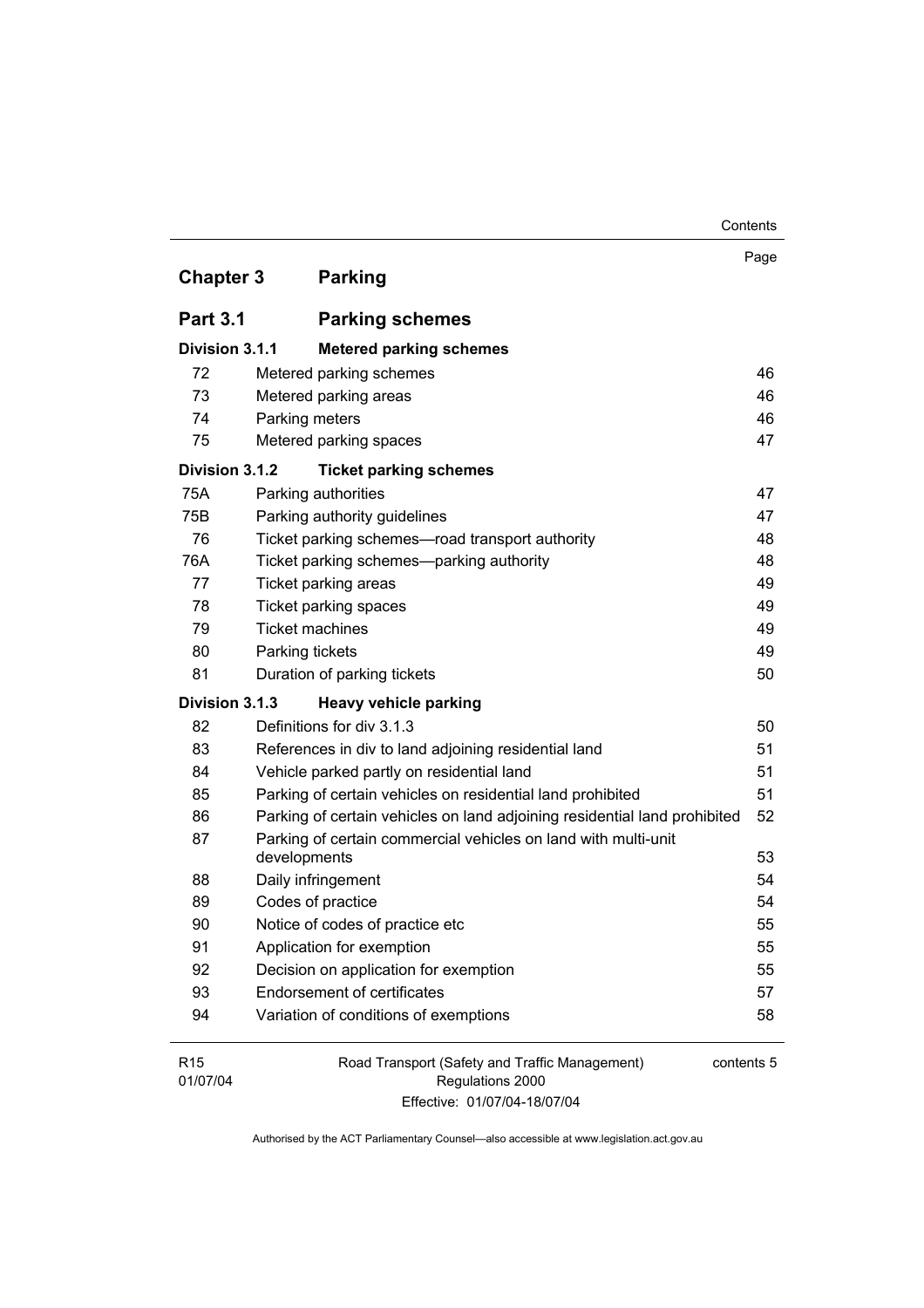| | | Page |
|---|---|---|
| **Chapter 3** | **Parking** | |
| **Part 3.1** | **Parking schemes** | |
| **Division 3.1.1** | **Metered parking schemes** | |
| 72 | Metered parking schemes | 46 |
| 73 | Metered parking areas | 46 |
| 74 | Parking meters | 46 |
| 75 | Metered parking spaces | 47 |
| **Division 3.1.2** | **Ticket parking schemes** | |
| 75A | Parking authorities | 47 |
| 75B | Parking authority guidelines | 47 |
| 76 | Ticket parking schemes—road transport authority | 48 |
| 76A | Ticket parking schemes—parking authority | 48 |
| 77 | Ticket parking areas | 49 |
| 78 | Ticket parking spaces | 49 |
| 79 | Ticket machines | 49 |
| 80 | Parking tickets | 49 |
| 81 | Duration of parking tickets | 50 |
| **Division 3.1.3** | **Heavy vehicle parking** | |
| 82 | Definitions for div 3.1.3 | 50 |
| 83 | References in div to land adjoining residential land | 51 |
| 84 | Vehicle parked partly on residential land | 51 |
| 85 | Parking of certain vehicles on residential land prohibited | 51 |
| 86 | Parking of certain vehicles on land adjoining residential land prohibited | 52 |
| 87 | Parking of certain commercial vehicles on land with multi-unit developments | 53 |
| 88 | Daily infringement | 54 |
| 89 | Codes of practice | 54 |
| 90 | Notice of codes of practice etc | 55 |
| 91 | Application for exemption | 55 |
| 92 | Decision on application for exemption | 55 |
| 93 | Endorsement of certificates | 57 |
| 94 | Variation of conditions of exemptions | 58 |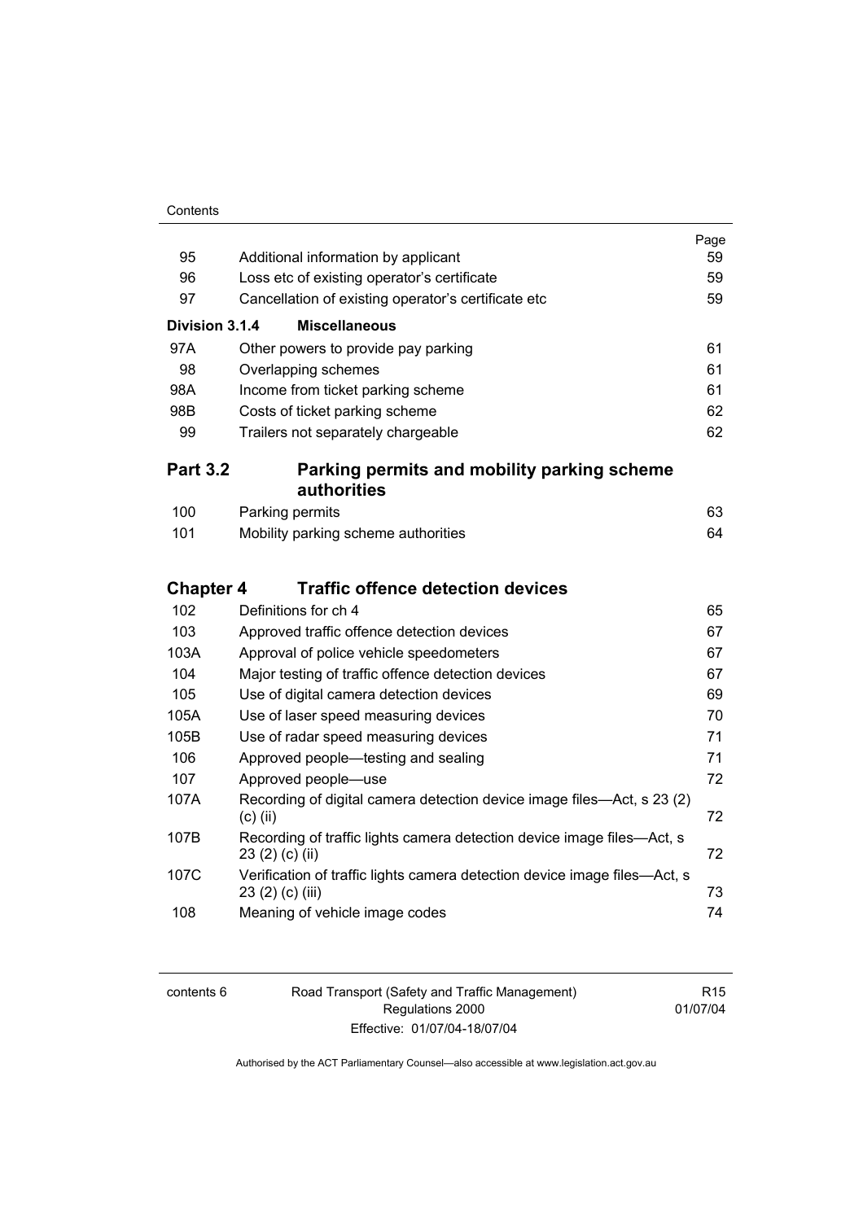| | | Page |
|---|---|---|
| 95 | Additional information by applicant | 59 |
| 96 | Loss etc of existing operator's certificate | 59 |
| 97 | Cancellation of existing operator's certificate etc | 59 |
| **Division 3.1.4** | **Miscellaneous** | |
| 97A | Other powers to provide pay parking | 61 |
| 98 | Overlapping schemes | 61 |
| 98A | Income from ticket parking scheme | 61 |
| 98B | Costs of ticket parking scheme | 62 |
| 99 | Trailers not separately chargeable | 62 |

## Part 3.2 Parking permits and mobility parking scheme authorities

| | | |
|---|---|---|
| 100 | Parking permits | 63 |
| 101 | Mobility parking scheme authorities | 64 |

## Chapter 4 Traffic offence detection devices

| | | |
|---|---|---|
| 102 | Definitions for ch 4 | 65 |
| 103 | Approved traffic offence detection devices | 67 |
| 103A | Approval of police vehicle speedometers | 67 |
| 104 | Major testing of traffic offence detection devices | 67 |
| 105 | Use of digital camera detection devices | 69 |
| 105A | Use of laser speed measuring devices | 70 |
| 105B | Use of radar speed measuring devices | 71 |
| 106 | Approved people—testing and sealing | 71 |
| 107 | Approved people—use | 72 |
| 107A | Recording of digital camera detection device image files—Act, s 23 (2) (c) (ii) | 72 |
| 107B | Recording of traffic lights camera detection device image files—Act, s 23 (2) (c) (ii) | 72 |
| 107C | Verification of traffic lights camera detection device image files—Act, s 23 (2) (c) (iii) | 73 |
| 108 | Meaning of vehicle image codes | 74 |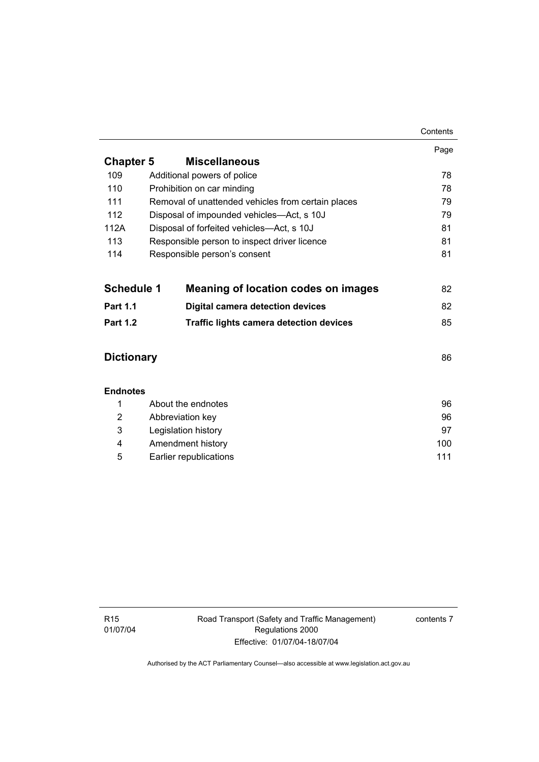| | | Page |
|---|---|---|
| **Chapter 5** | **Miscellaneous** | |
| 109 | Additional powers of police | 78 |
| 110 | Prohibition on car minding | 78 |
| 111 | Removal of unattended vehicles from certain places | 79 |
| 112 | Disposal of impounded vehicles—Act, s 10J | 79 |
| 112A | Disposal of forfeited vehicles—Act, s 10J | 81 |
| 113 | Responsible person to inspect driver licence | 81 |
| 114 | Responsible person's consent | 81 |
| **Schedule 1** | **Meaning of location codes on images** | 82 |
| **Part 1.1** | **Digital camera detection devices** | 82 |
| **Part 1.2** | **Traffic lights camera detection devices** | 85 |
| **Dictionary** | | 86 |
| **Endnotes** | | |
| 1 | About the endnotes | 96 |
| 2 | Abbreviation key | 96 |
| 3 | Legislation history | 97 |
| 4 | Amendment history | 100 |
| 5 | Earlier republications | 111 |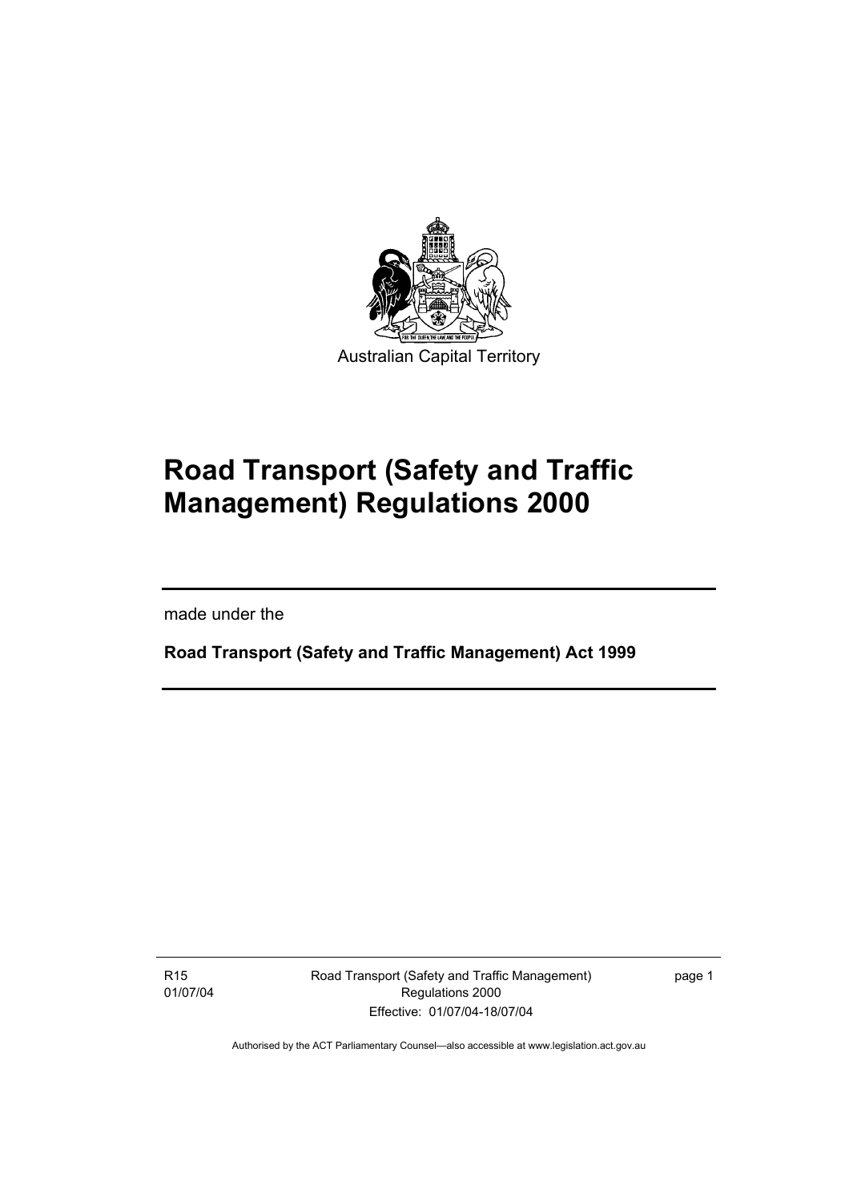Australian Capital Territory

# Road Transport (Safety and Traffic Management) Regulations 2000

made under the

**Road Transport (Safety and Traffic Management) Act 1999**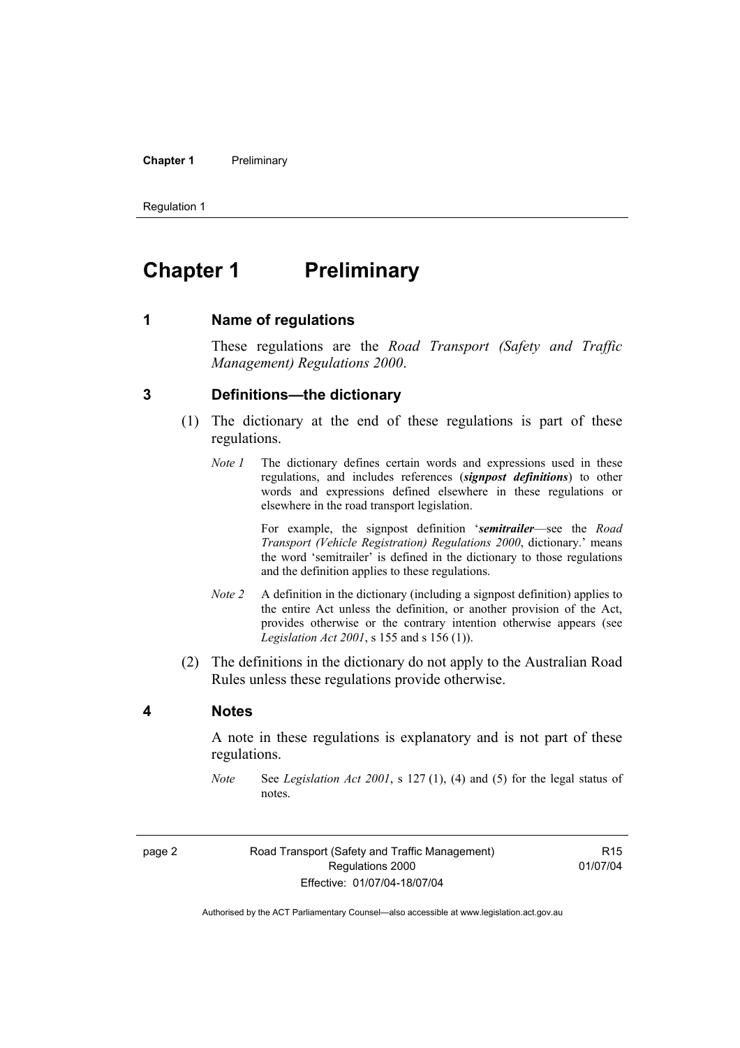# Chapter 1 Preliminary

## 1 Name of regulations

These regulations are the *Road Transport (Safety and Traffic Management) Regulations 2000*.

## 3 Definitions—the dictionary

(1) The dictionary at the end of these regulations is part of these regulations.

*Note 1* The dictionary defines certain words and expressions used in these regulations, and includes references (***signpost definitions***) to other words and expressions defined elsewhere in these regulations or elsewhere in the road transport legislation.

For example, the signpost definition '***semitrailer***—see the *Road Transport (Vehicle Registration) Regulations 2000*, dictionary.' means the word 'semitrailer' is defined in the dictionary to those regulations and the definition applies to these regulations.

*Note 2* A definition in the dictionary (including a signpost definition) applies to the entire Act unless the definition, or another provision of the Act, provides otherwise or the contrary intention otherwise appears (see *Legislation Act 2001*, s 155 and s 156 (1)).

(2) The definitions in the dictionary do not apply to the Australian Road Rules unless these regulations provide otherwise.

## 4 Notes

A note in these regulations is explanatory and is not part of these regulations.

*Note* See *Legislation Act 2001*, s 127 (1), (4) and (5) for the legal status of notes.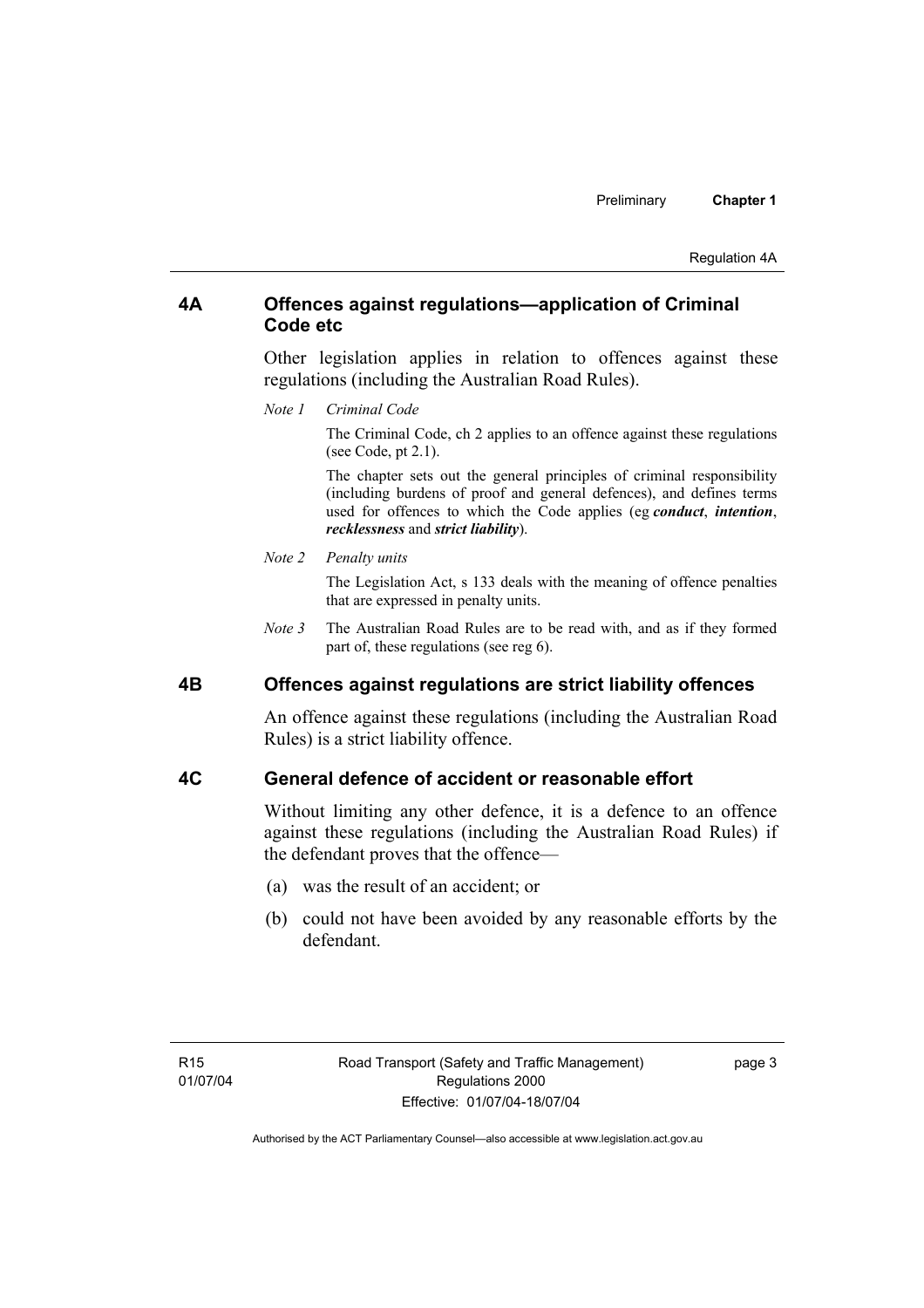## 4A Offences against regulations—application of Criminal Code etc

Other legislation applies in relation to offences against these regulations (including the Australian Road Rules).

*Note 1* *Criminal Code*

The Criminal Code, ch 2 applies to an offence against these regulations (see Code, pt 2.1).

The chapter sets out the general principles of criminal responsibility (including burdens of proof and general defences), and defines terms used for offences to which the Code applies (eg ***conduct***, ***intention***, ***recklessness*** and ***strict liability***).

*Note 2* *Penalty units*

The Legislation Act, s 133 deals with the meaning of offence penalties that are expressed in penalty units.

*Note 3* The Australian Road Rules are to be read with, and as if they formed part of, these regulations (see reg 6).

## 4B Offences against regulations are strict liability offences

An offence against these regulations (including the Australian Road Rules) is a strict liability offence.

## 4C General defence of accident or reasonable effort

Without limiting any other defence, it is a defence to an offence against these regulations (including the Australian Road Rules) if the defendant proves that the offence—

(a) was the result of an accident; or

(b) could not have been avoided by any reasonable efforts by the defendant.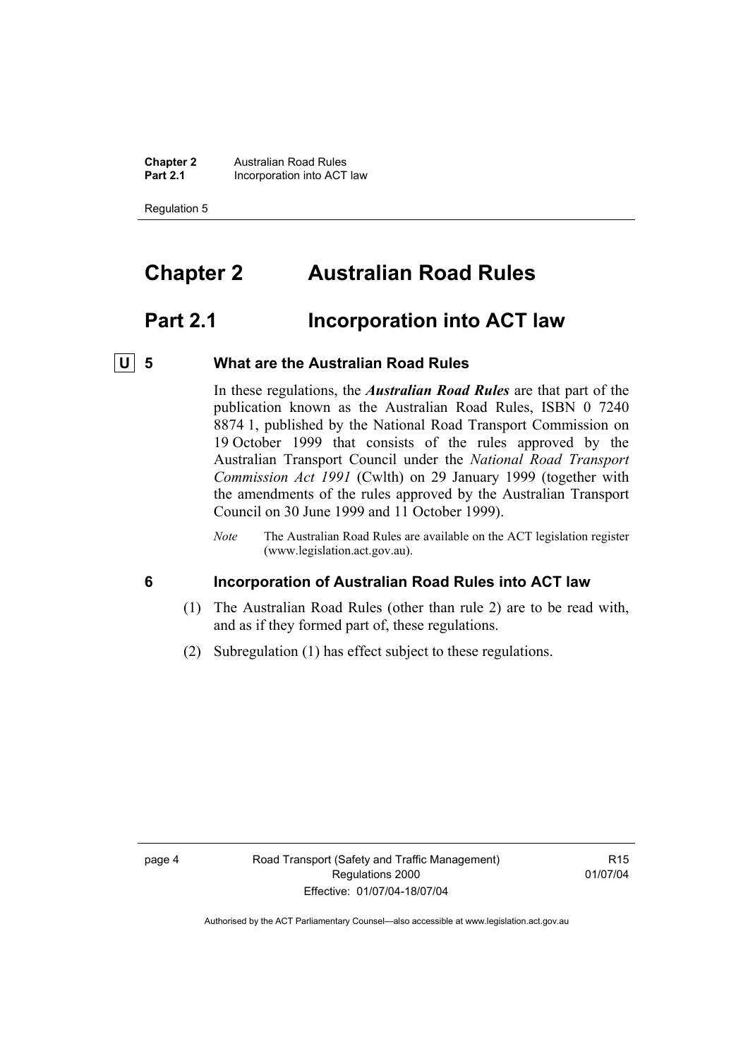# Chapter 2 Australian Road Rules

## Part 2.1 Incorporation into ACT law

### U 5 What are the Australian Road Rules

In these regulations, the ***Australian Road Rules*** are that part of the publication known as the Australian Road Rules, ISBN 0 7240 8874 1, published by the National Road Transport Commission on 19 October 1999 that consists of the rules approved by the Australian Transport Council under the *National Road Transport Commission Act 1991* (Cwlth) on 29 January 1999 (together with the amendments of the rules approved by the Australian Transport Council on 30 June 1999 and 11 October 1999).

*Note* The Australian Road Rules are available on the ACT legislation register (www.legislation.act.gov.au).

### 6 Incorporation of Australian Road Rules into ACT law

(1) The Australian Road Rules (other than rule 2) are to be read with, and as if they formed part of, these regulations.

(2) Subregulation (1) has effect subject to these regulations.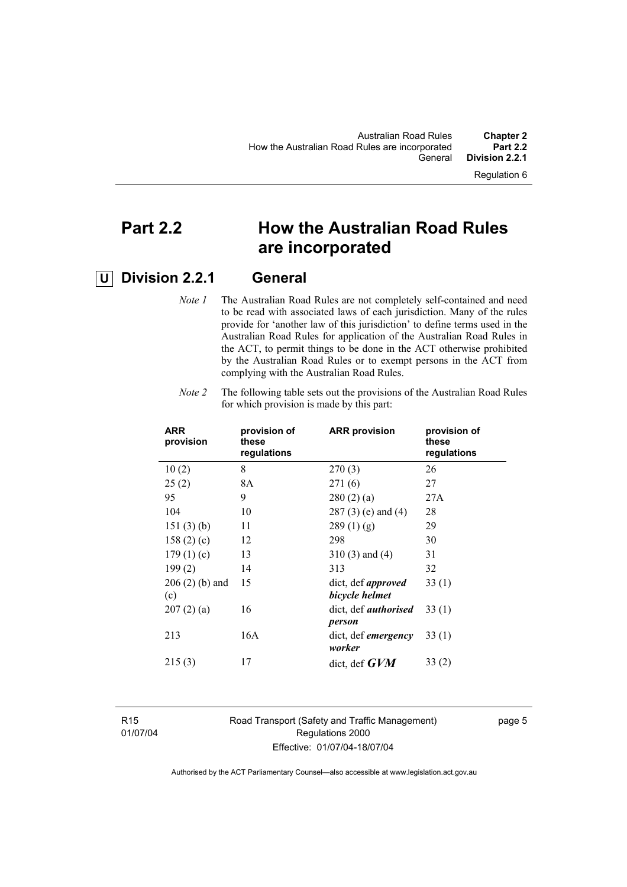# Part 2.2 How the Australian Road Rules are incorporated

## U Division 2.2.1 General

*Note 1* The Australian Road Rules are not completely self-contained and need to be read with associated laws of each jurisdiction. Many of the rules provide for 'another law of this jurisdiction' to define terms used in the Australian Road Rules for application of the Australian Road Rules in the ACT, to permit things to be done in the ACT otherwise prohibited by the Australian Road Rules or to exempt persons in the ACT from complying with the Australian Road Rules.

*Note 2* The following table sets out the provisions of the Australian Road Rules for which provision is made by this part:

| ARR provision | provision of these regulations | ARR provision | provision of these regulations |
|---|---|---|---|
| 10 (2) | 8 | 270 (3) | 26 |
| 25 (2) | 8A | 271 (6) | 27 |
| 95 | 9 | 280 (2) (a) | 27A |
| 104 | 10 | 287 (3) (e) and (4) | 28 |
| 151 (3) (b) | 11 | 289 (1) (g) | 29 |
| 158 (2) (c) | 12 | 298 | 30 |
| 179 (1) (c) | 13 | 310 (3) and (4) | 31 |
| 199 (2) | 14 | 313 | 32 |
| 206 (2) (b) and (c) | 15 | dict, def ***approved bicycle helmet*** | 33 (1) |
| 207 (2) (a) | 16 | dict, def ***authorised person*** | 33 (1) |
| 213 | 16A | dict, def ***emergency worker*** | 33 (1) |
| 215 (3) | 17 | dict, def ***GVM*** | 33 (2) |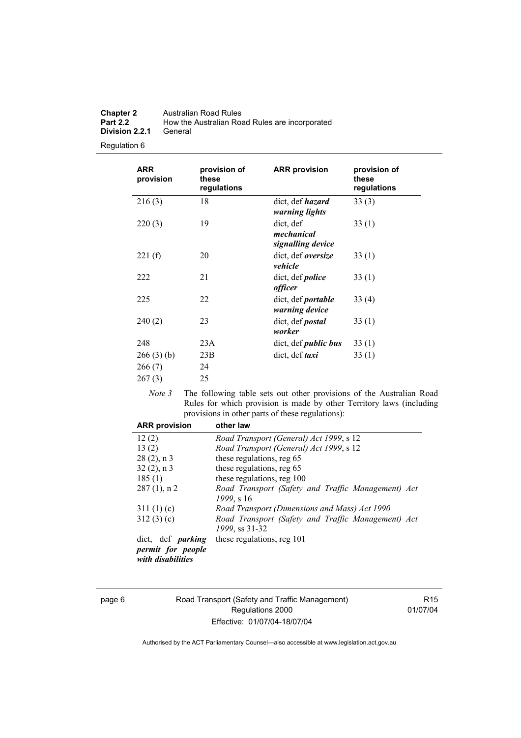| ARR provision | provision of these regulations | ARR provision | provision of these regulations |
|---|---|---|---|
| 216 (3) | 18 | dict, def ***hazard warning lights*** | 33 (3) |
| 220 (3) | 19 | dict, def ***mechanical signalling device*** | 33 (1) |
| 221 (f) | 20 | dict, def ***oversize vehicle*** | 33 (1) |
| 222 | 21 | dict, def ***police officer*** | 33 (1) |
| 225 | 22 | dict, def ***portable warning device*** | 33 (4) |
| 240 (2) | 23 | dict, def ***postal worker*** | 33 (1) |
| 248 | 23A | dict, def ***public bus*** | 33 (1) |
| 266 (3) (b) | 23B | dict, def ***taxi*** | 33 (1) |
| 266 (7) | 24 | | |
| 267 (3) | 25 | | |

*Note 3* The following table sets out other provisions of the Australian Road Rules for which provision is made by other Territory laws (including provisions in other parts of these regulations):

| ARR provision | other law |
|---|---|
| 12 (2) | *Road Transport (General) Act 1999*, s 12 |
| 13 (2) | *Road Transport (General) Act 1999*, s 12 |
| 28 (2), n 3 | these regulations, reg 65 |
| 32 (2), n 3 | these regulations, reg 65 |
| 185 (1) | these regulations, reg 100 |
| 287 (1), n 2 | *Road Transport (Safety and Traffic Management) Act 1999*, s 16 |
| 311 (1) (c) | *Road Transport (Dimensions and Mass) Act 1990* |
| 312 (3) (c) | *Road Transport (Safety and Traffic Management) Act 1999*, ss 31-32 |
| dict, def ***parking permit for people with disabilities*** | these regulations, reg 101 |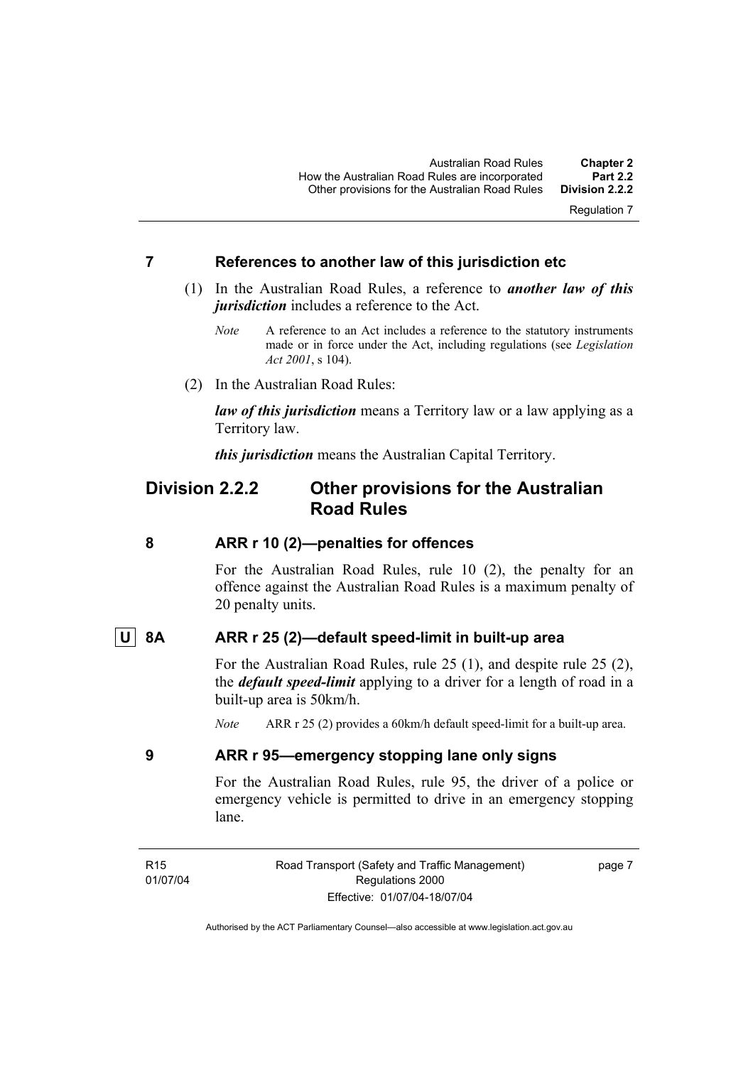## 7 References to another law of this jurisdiction etc

(1) In the Australian Road Rules, a reference to ***another law of this jurisdiction*** includes a reference to the Act.

*Note* A reference to an Act includes a reference to the statutory instruments made or in force under the Act, including regulations (see *Legislation Act 2001*, s 104).

(2) In the Australian Road Rules:

***law of this jurisdiction*** means a Territory law or a law applying as a Territory law.

***this jurisdiction*** means the Australian Capital Territory.

# Division 2.2.2 Other provisions for the Australian Road Rules

## 8 ARR r 10 (2)—penalties for offences

For the Australian Road Rules, rule 10 (2), the penalty for an offence against the Australian Road Rules is a maximum penalty of 20 penalty units.

## U 8A ARR r 25 (2)—default speed-limit in built-up area

For the Australian Road Rules, rule 25 (1), and despite rule 25 (2), the ***default speed-limit*** applying to a driver for a length of road in a built-up area is 50km/h.

*Note* ARR r 25 (2) provides a 60km/h default speed-limit for a built-up area.

## 9 ARR r 95—emergency stopping lane only signs

For the Australian Road Rules, rule 95, the driver of a police or emergency vehicle is permitted to drive in an emergency stopping lane.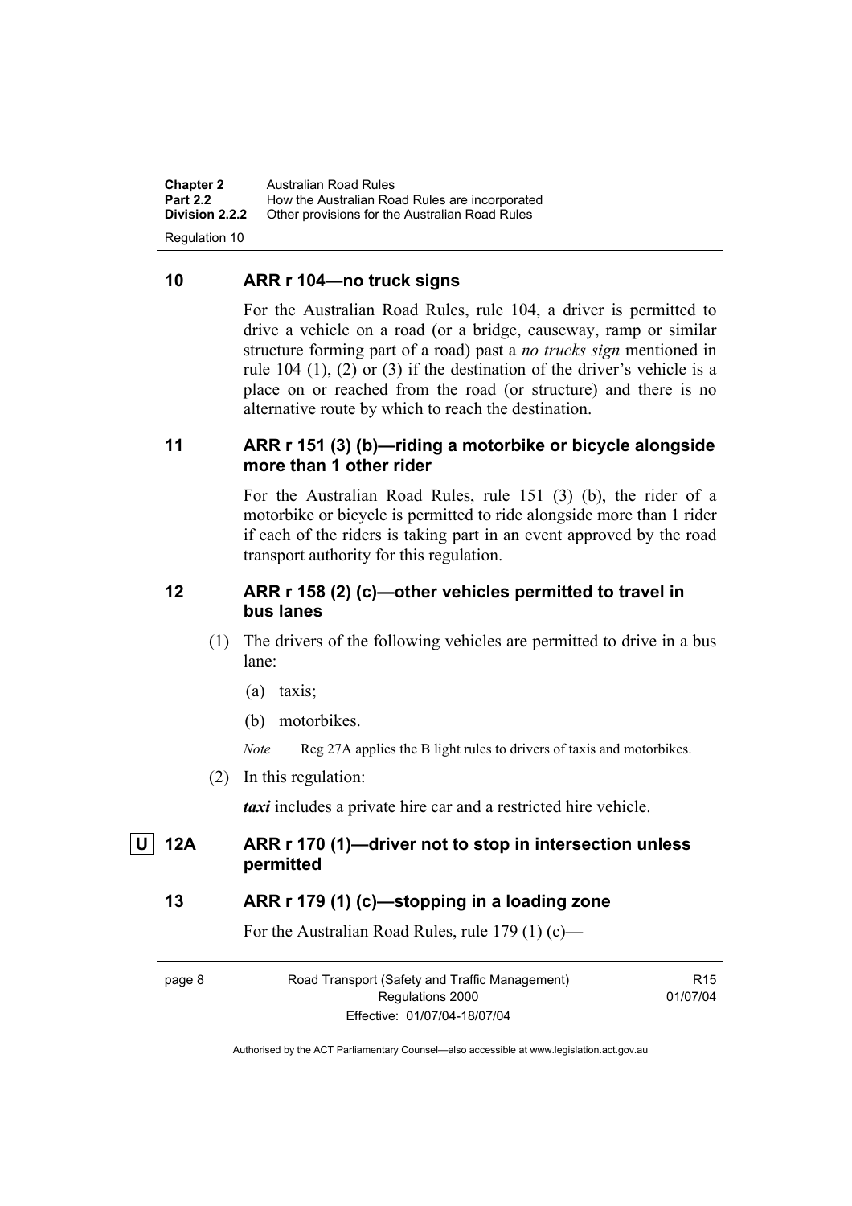## 10 ARR r 104—no truck signs

For the Australian Road Rules, rule 104, a driver is permitted to drive a vehicle on a road (or a bridge, causeway, ramp or similar structure forming part of a road) past a *no trucks sign* mentioned in rule 104 (1), (2) or (3) if the destination of the driver's vehicle is a place on or reached from the road (or structure) and there is no alternative route by which to reach the destination.

## 11 ARR r 151 (3) (b)—riding a motorbike or bicycle alongside more than 1 other rider

For the Australian Road Rules, rule 151 (3) (b), the rider of a motorbike or bicycle is permitted to ride alongside more than 1 rider if each of the riders is taking part in an event approved by the road transport authority for this regulation.

## 12 ARR r 158 (2) (c)—other vehicles permitted to travel in bus lanes

(1) The drivers of the following vehicles are permitted to drive in a bus lane:

(a) taxis;

(b) motorbikes.

*Note* Reg 27A applies the B light rules to drivers of taxis and motorbikes.

(2) In this regulation:

***taxi*** includes a private hire car and a restricted hire vehicle.

## U 12A ARR r 170 (1)—driver not to stop in intersection unless permitted

## 13 ARR r 179 (1) (c)—stopping in a loading zone

For the Australian Road Rules, rule 179 (1) (c)—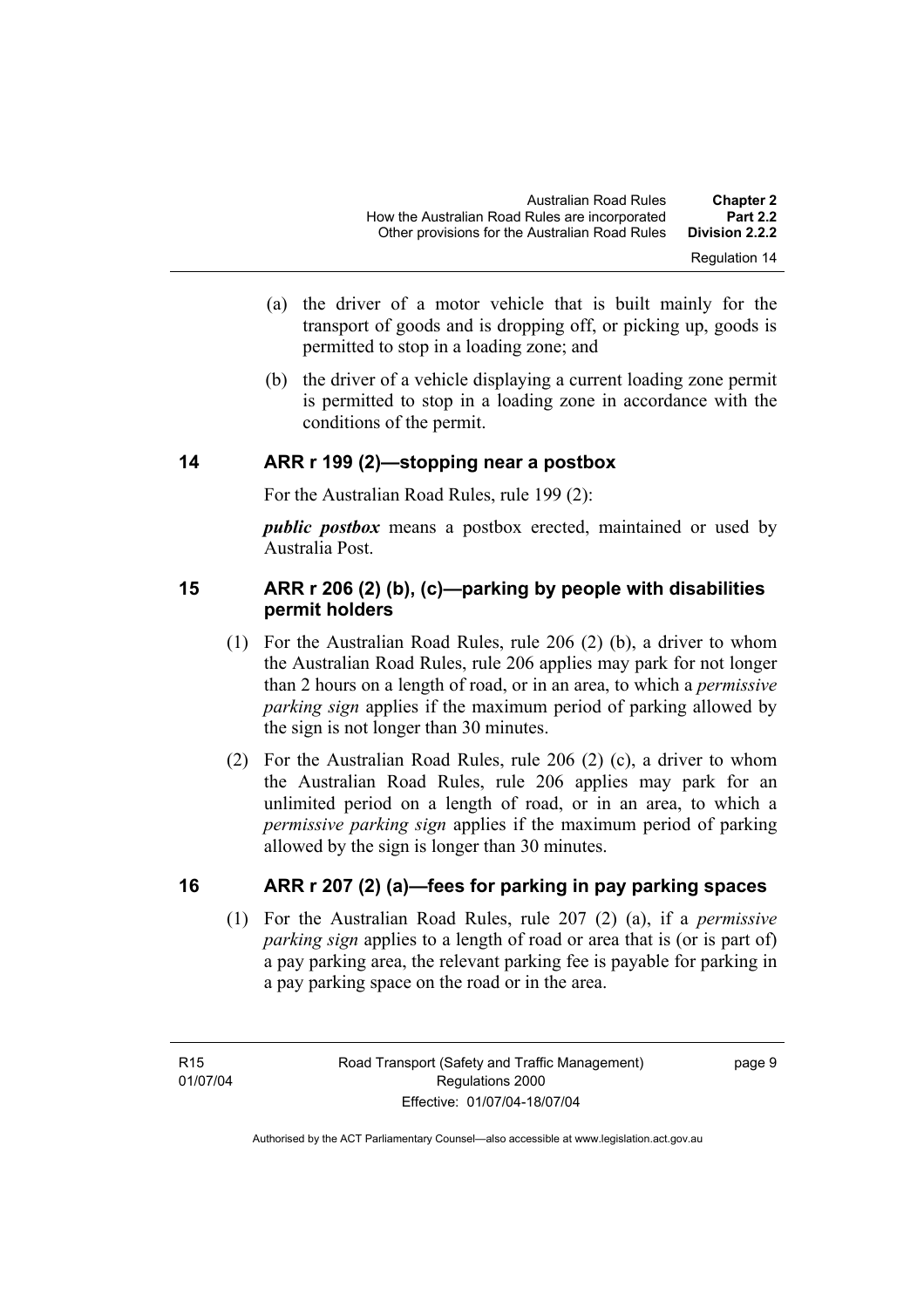(a) the driver of a motor vehicle that is built mainly for the transport of goods and is dropping off, or picking up, goods is permitted to stop in a loading zone; and

(b) the driver of a vehicle displaying a current loading zone permit is permitted to stop in a loading zone in accordance with the conditions of the permit.

## 14 ARR r 199 (2)—stopping near a postbox

For the Australian Road Rules, rule 199 (2):

***public postbox*** means a postbox erected, maintained or used by Australia Post.

## 15 ARR r 206 (2) (b), (c)—parking by people with disabilities permit holders

(1) For the Australian Road Rules, rule 206 (2) (b), a driver to whom the Australian Road Rules, rule 206 applies may park for not longer than 2 hours on a length of road, or in an area, to which a *permissive parking sign* applies if the maximum period of parking allowed by the sign is not longer than 30 minutes.

(2) For the Australian Road Rules, rule 206 (2) (c), a driver to whom the Australian Road Rules, rule 206 applies may park for an unlimited period on a length of road, or in an area, to which a *permissive parking sign* applies if the maximum period of parking allowed by the sign is longer than 30 minutes.

## 16 ARR r 207 (2) (a)—fees for parking in pay parking spaces

(1) For the Australian Road Rules, rule 207 (2) (a), if a *permissive parking sign* applies to a length of road or area that is (or is part of) a pay parking area, the relevant parking fee is payable for parking in a pay parking space on the road or in the area.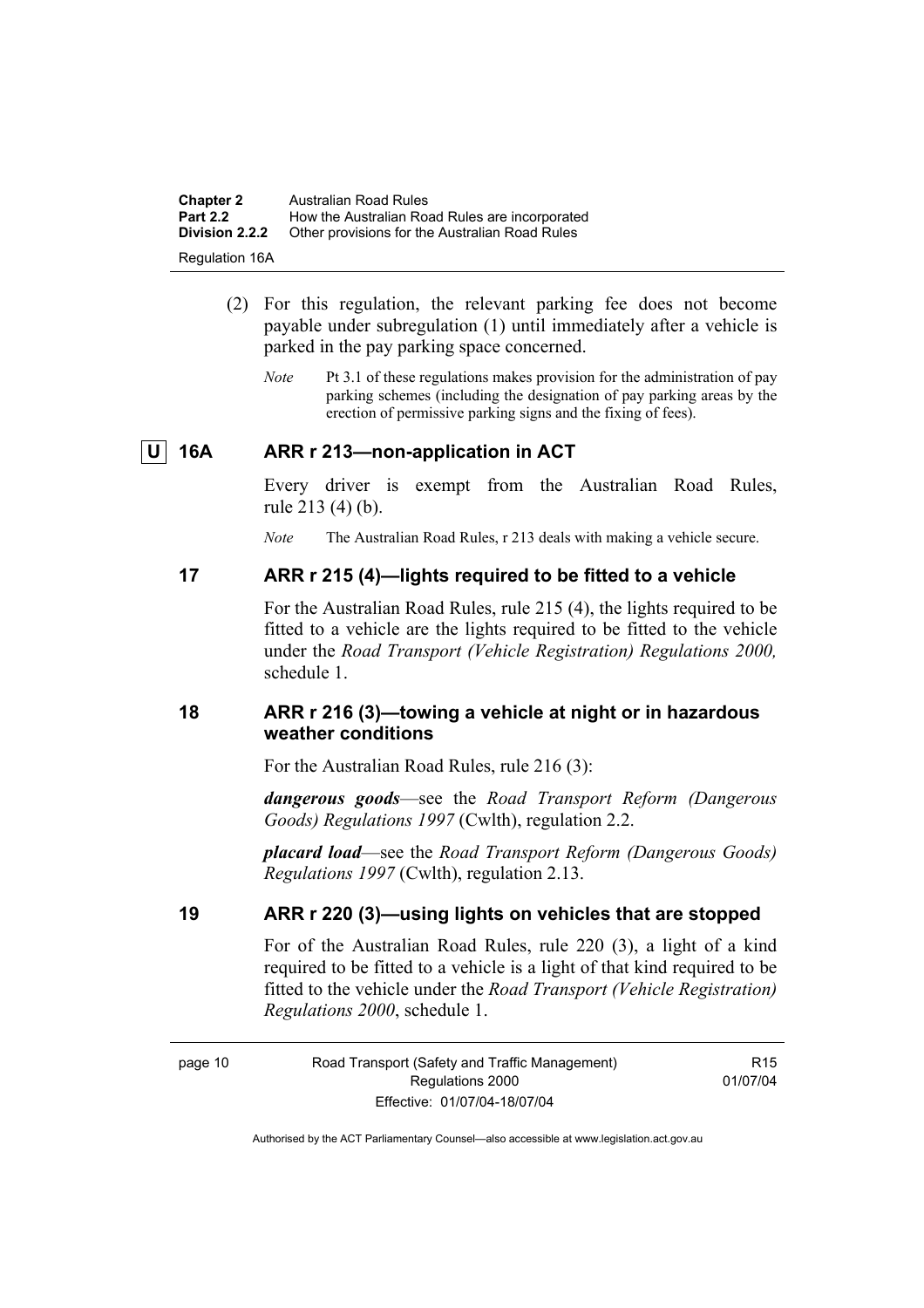(2) For this regulation, the relevant parking fee does not become payable under subregulation (1) until immediately after a vehicle is parked in the pay parking space concerned.

*Note* Pt 3.1 of these regulations makes provision for the administration of pay parking schemes (including the designation of pay parking areas by the erection of permissive parking signs and the fixing of fees).

### U 16A ARR r 213—non-application in ACT

Every driver is exempt from the Australian Road Rules, rule 213 (4) (b).

*Note* The Australian Road Rules, r 213 deals with making a vehicle secure.

### 17 ARR r 215 (4)—lights required to be fitted to a vehicle

For the Australian Road Rules, rule 215 (4), the lights required to be fitted to a vehicle are the lights required to be fitted to the vehicle under the *Road Transport (Vehicle Registration) Regulations 2000,* schedule 1.

### 18 ARR r 216 (3)—towing a vehicle at night or in hazardous weather conditions

For the Australian Road Rules, rule 216 (3):

***dangerous goods***—see the *Road Transport Reform (Dangerous Goods) Regulations 1997* (Cwlth), regulation 2.2.

***placard load***—see the *Road Transport Reform (Dangerous Goods) Regulations 1997* (Cwlth), regulation 2.13.

### 19 ARR r 220 (3)—using lights on vehicles that are stopped

For of the Australian Road Rules, rule 220 (3), a light of a kind required to be fitted to a vehicle is a light of that kind required to be fitted to the vehicle under the *Road Transport (Vehicle Registration) Regulations 2000*, schedule 1.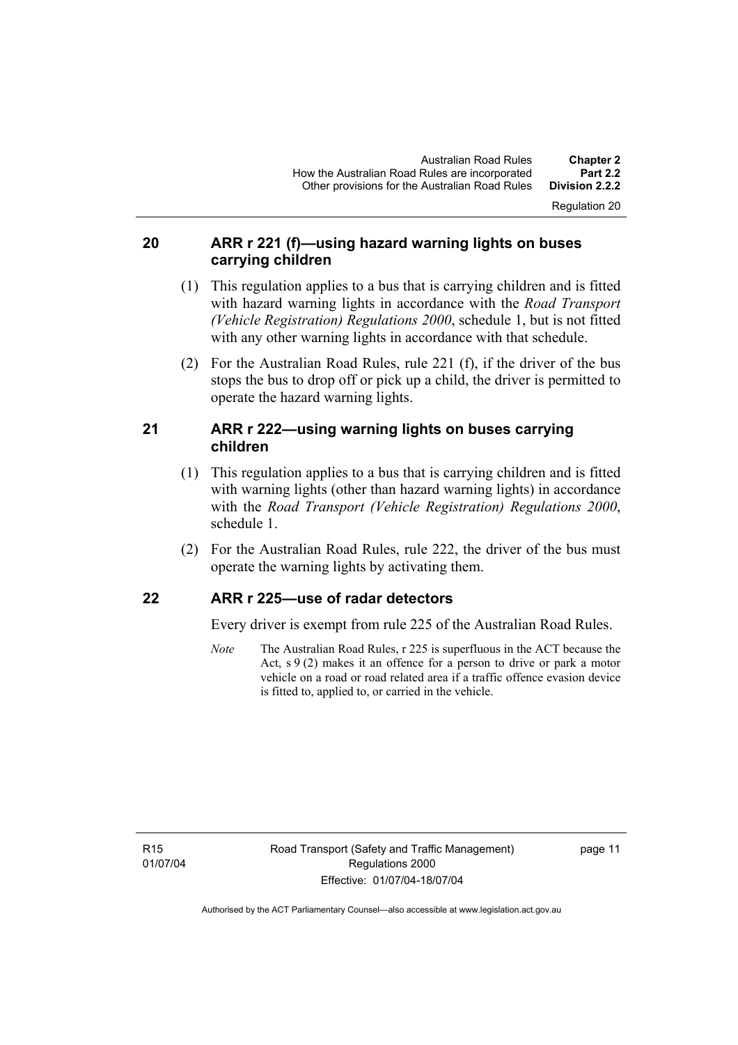## 20 ARR r 221 (f)—using hazard warning lights on buses carrying children

(1) This regulation applies to a bus that is carrying children and is fitted with hazard warning lights in accordance with the *Road Transport (Vehicle Registration) Regulations 2000*, schedule 1, but is not fitted with any other warning lights in accordance with that schedule.

(2) For the Australian Road Rules, rule 221 (f), if the driver of the bus stops the bus to drop off or pick up a child, the driver is permitted to operate the hazard warning lights.

## 21 ARR r 222—using warning lights on buses carrying children

(1) This regulation applies to a bus that is carrying children and is fitted with warning lights (other than hazard warning lights) in accordance with the *Road Transport (Vehicle Registration) Regulations 2000*, schedule 1.

(2) For the Australian Road Rules, rule 222, the driver of the bus must operate the warning lights by activating them.

## 22 ARR r 225—use of radar detectors

Every driver is exempt from rule 225 of the Australian Road Rules.

*Note* The Australian Road Rules, r 225 is superfluous in the ACT because the Act, s 9 (2) makes it an offence for a person to drive or park a motor vehicle on a road or road related area if a traffic offence evasion device is fitted to, applied to, or carried in the vehicle.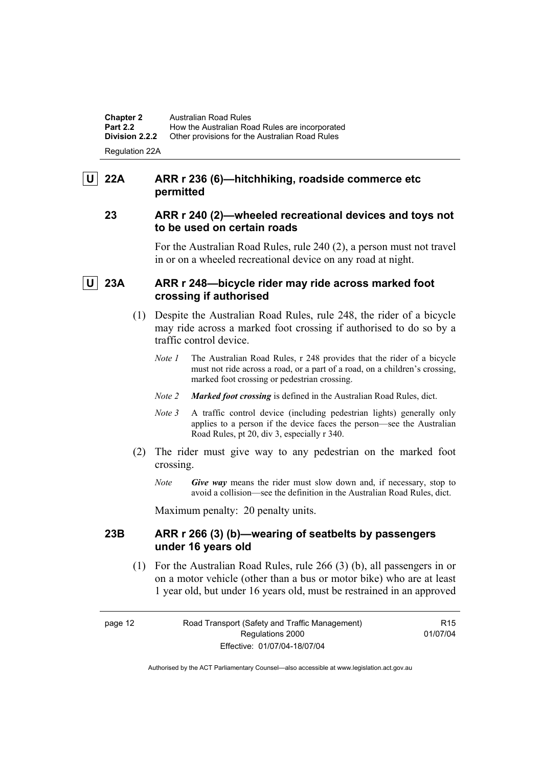**U** **22A ARR r 236 (6)—hitchhiking, roadside commerce etc permitted**

**23 ARR r 240 (2)—wheeled recreational devices and toys not to be used on certain roads**

For the Australian Road Rules, rule 240 (2), a person must not travel in or on a wheeled recreational device on any road at night.

**U** **23A ARR r 248—bicycle rider may ride across marked foot crossing if authorised**

(1) Despite the Australian Road Rules, rule 248, the rider of a bicycle may ride across a marked foot crossing if authorised to do so by a traffic control device.

*Note 1* The Australian Road Rules, r 248 provides that the rider of a bicycle must not ride across a road, or a part of a road, on a children's crossing, marked foot crossing or pedestrian crossing.

*Note 2* ***Marked foot crossing*** is defined in the Australian Road Rules, dict.

*Note 3* A traffic control device (including pedestrian lights) generally only applies to a person if the device faces the person—see the Australian Road Rules, pt 20, div 3, especially r 340.

(2) The rider must give way to any pedestrian on the marked foot crossing.

*Note* ***Give way*** means the rider must slow down and, if necessary, stop to avoid a collision—see the definition in the Australian Road Rules, dict.

Maximum penalty: 20 penalty units.

**23B ARR r 266 (3) (b)—wearing of seatbelts by passengers under 16 years old**

(1) For the Australian Road Rules, rule 266 (3) (b), all passengers in or on a motor vehicle (other than a bus or motor bike) who are at least 1 year old, but under 16 years old, must be restrained in an approved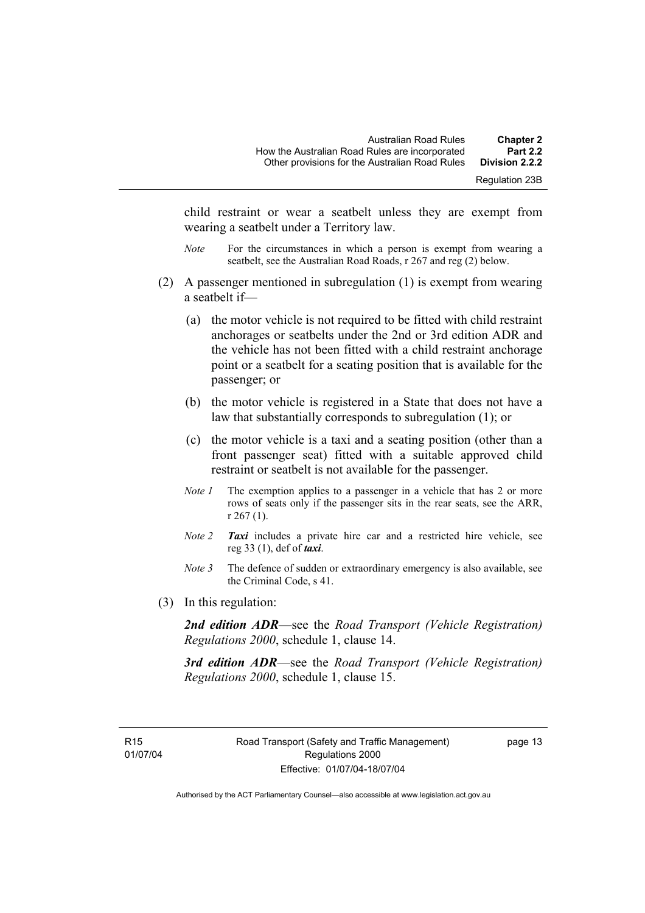child restraint or wear a seatbelt unless they are exempt from wearing a seatbelt under a Territory law.

*Note* For the circumstances in which a person is exempt from wearing a seatbelt, see the Australian Road Roads, r 267 and reg (2) below.

(2) A passenger mentioned in subregulation (1) is exempt from wearing a seatbelt if—

(a) the motor vehicle is not required to be fitted with child restraint anchorages or seatbelts under the 2nd or 3rd edition ADR and the vehicle has not been fitted with a child restraint anchorage point or a seatbelt for a seating position that is available for the passenger; or

(b) the motor vehicle is registered in a State that does not have a law that substantially corresponds to subregulation (1); or

(c) the motor vehicle is a taxi and a seating position (other than a front passenger seat) fitted with a suitable approved child restraint or seatbelt is not available for the passenger.

*Note 1* The exemption applies to a passenger in a vehicle that has 2 or more rows of seats only if the passenger sits in the rear seats, see the ARR, r 267 (1).

*Note 2* ***Taxi*** includes a private hire car and a restricted hire vehicle, see reg 33 (1), def of ***taxi***.

*Note 3* The defence of sudden or extraordinary emergency is also available, see the Criminal Code, s 41.

(3) In this regulation:

***2nd edition ADR***—see the *Road Transport (Vehicle Registration) Regulations 2000*, schedule 1, clause 14.

***3rd edition ADR***—see the *Road Transport (Vehicle Registration) Regulations 2000*, schedule 1, clause 15.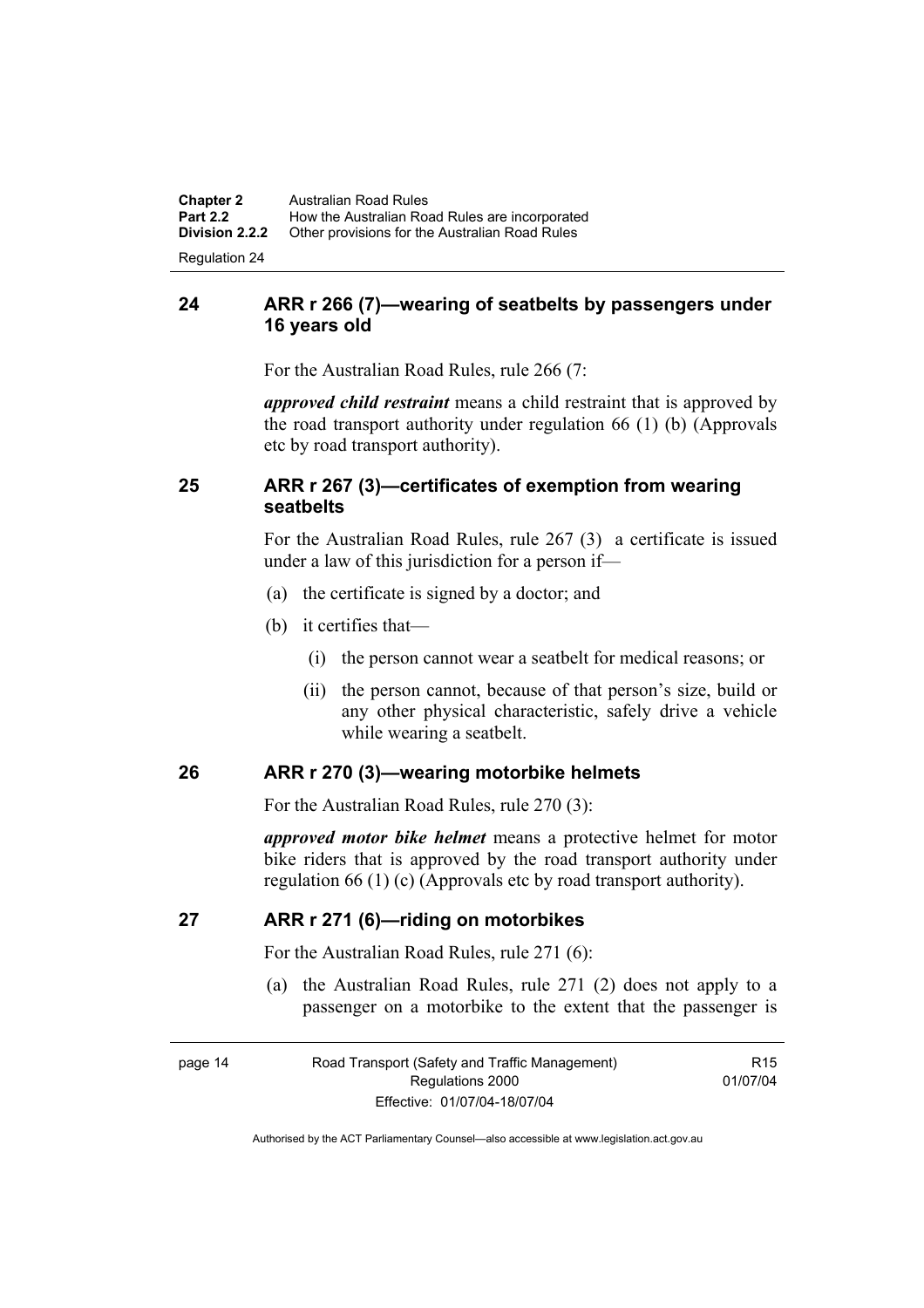## 24 ARR r 266 (7)—wearing of seatbelts by passengers under 16 years old

For the Australian Road Rules, rule 266 (7:

***approved child restraint*** means a child restraint that is approved by the road transport authority under regulation 66 (1) (b) (Approvals etc by road transport authority).

## 25 ARR r 267 (3)—certificates of exemption from wearing seatbelts

For the Australian Road Rules, rule 267 (3) a certificate is issued under a law of this jurisdiction for a person if—

(a) the certificate is signed by a doctor; and

(b) it certifies that—

(i) the person cannot wear a seatbelt for medical reasons; or

(ii) the person cannot, because of that person's size, build or any other physical characteristic, safely drive a vehicle while wearing a seatbelt.

## 26 ARR r 270 (3)—wearing motorbike helmets

For the Australian Road Rules, rule 270 (3):

***approved motor bike helmet*** means a protective helmet for motor bike riders that is approved by the road transport authority under regulation 66 (1) (c) (Approvals etc by road transport authority).

## 27 ARR r 271 (6)—riding on motorbikes

For the Australian Road Rules, rule 271 (6):

(a) the Australian Road Rules, rule 271 (2) does not apply to a passenger on a motorbike to the extent that the passenger is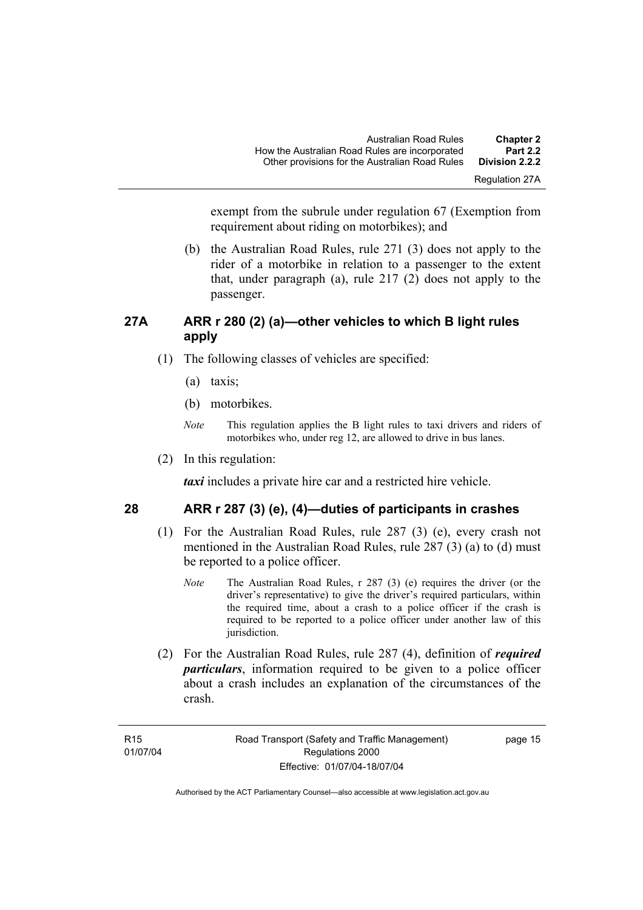exempt from the subrule under regulation 67 (Exemption from requirement about riding on motorbikes); and

(b) the Australian Road Rules, rule 271 (3) does not apply to the rider of a motorbike in relation to a passenger to the extent that, under paragraph (a), rule 217 (2) does not apply to the passenger.

### 27A ARR r 280 (2) (a)—other vehicles to which B light rules apply

(1) The following classes of vehicles are specified:

(a) taxis;

(b) motorbikes.

*Note* This regulation applies the B light rules to taxi drivers and riders of motorbikes who, under reg 12, are allowed to drive in bus lanes.

(2) In this regulation:

***taxi*** includes a private hire car and a restricted hire vehicle.

### 28 ARR r 287 (3) (e), (4)—duties of participants in crashes

(1) For the Australian Road Rules, rule 287 (3) (e), every crash not mentioned in the Australian Road Rules, rule 287 (3) (a) to (d) must be reported to a police officer.

*Note* The Australian Road Rules, r 287 (3) (e) requires the driver (or the driver's representative) to give the driver's required particulars, within the required time, about a crash to a police officer if the crash is required to be reported to a police officer under another law of this jurisdiction.

(2) For the Australian Road Rules, rule 287 (4), definition of ***required particulars***, information required to be given to a police officer about a crash includes an explanation of the circumstances of the crash.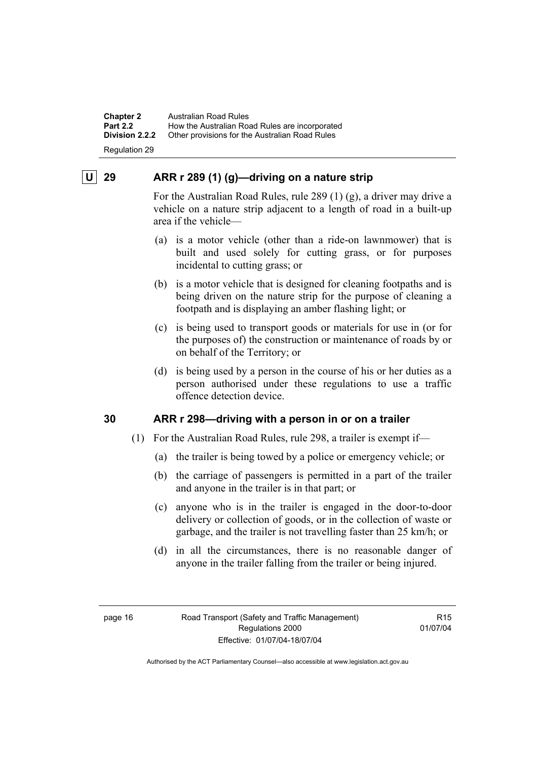## U 29 ARR r 289 (1) (g)—driving on a nature strip

For the Australian Road Rules, rule 289 (1) (g), a driver may drive a vehicle on a nature strip adjacent to a length of road in a built-up area if the vehicle—

(a) is a motor vehicle (other than a ride-on lawnmower) that is built and used solely for cutting grass, or for purposes incidental to cutting grass; or

(b) is a motor vehicle that is designed for cleaning footpaths and is being driven on the nature strip for the purpose of cleaning a footpath and is displaying an amber flashing light; or

(c) is being used to transport goods or materials for use in (or for the purposes of) the construction or maintenance of roads by or on behalf of the Territory; or

(d) is being used by a person in the course of his or her duties as a person authorised under these regulations to use a traffic offence detection device.

## 30 ARR r 298—driving with a person in or on a trailer

(1) For the Australian Road Rules, rule 298, a trailer is exempt if—

(a) the trailer is being towed by a police or emergency vehicle; or

(b) the carriage of passengers is permitted in a part of the trailer and anyone in the trailer is in that part; or

(c) anyone who is in the trailer is engaged in the door-to-door delivery or collection of goods, or in the collection of waste or garbage, and the trailer is not travelling faster than 25 km/h; or

(d) in all the circumstances, there is no reasonable danger of anyone in the trailer falling from the trailer or being injured.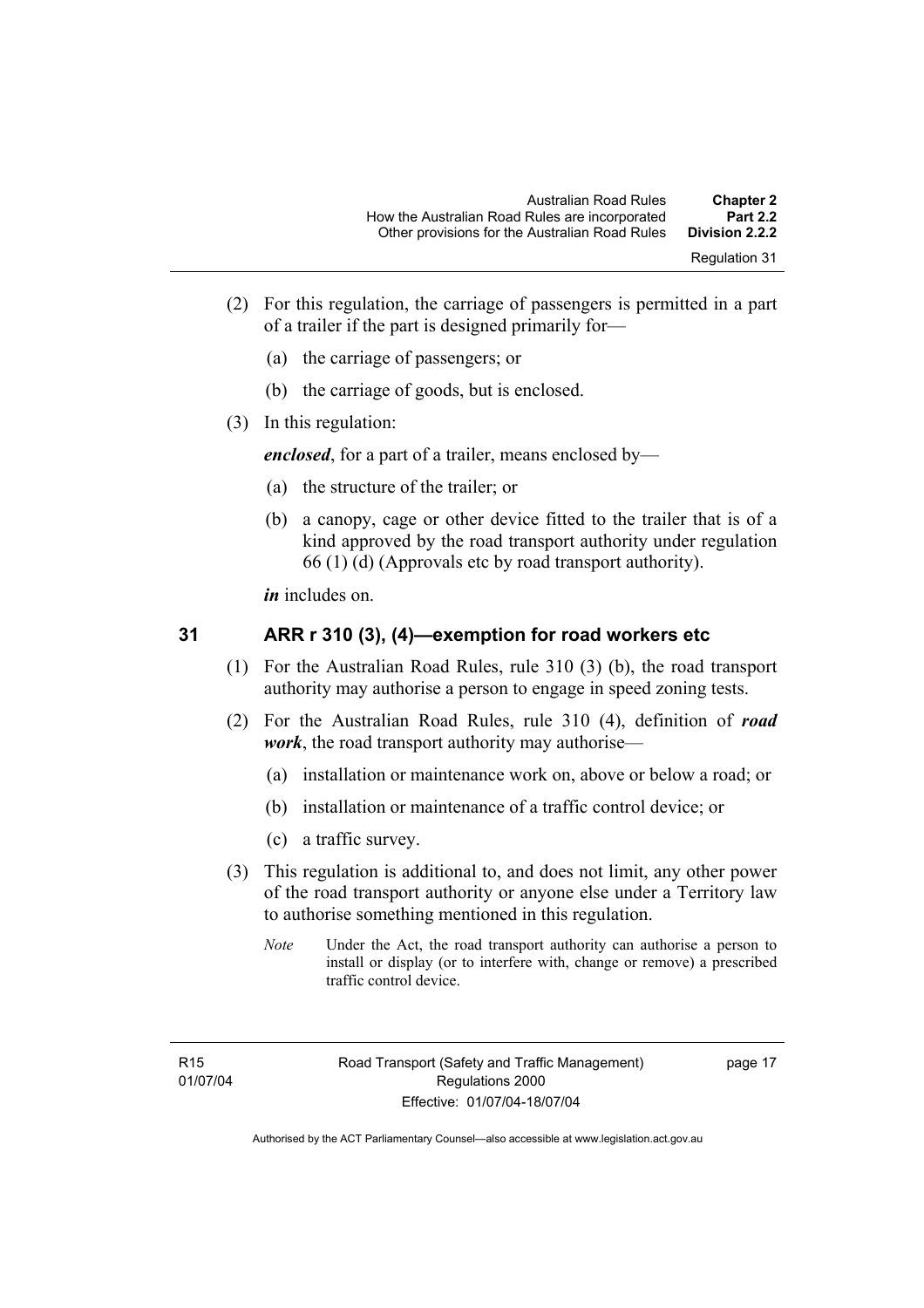(2) For this regulation, the carriage of passengers is permitted in a part of a trailer if the part is designed primarily for—

(a) the carriage of passengers; or

(b) the carriage of goods, but is enclosed.

(3) In this regulation:

***enclosed***, for a part of a trailer, means enclosed by—

(a) the structure of the trailer; or

(b) a canopy, cage or other device fitted to the trailer that is of a kind approved by the road transport authority under regulation 66 (1) (d) (Approvals etc by road transport authority).

***in*** includes on.

## 31 ARR r 310 (3), (4)—exemption for road workers etc

(1) For the Australian Road Rules, rule 310 (3) (b), the road transport authority may authorise a person to engage in speed zoning tests.

(2) For the Australian Road Rules, rule 310 (4), definition of ***road work***, the road transport authority may authorise—

(a) installation or maintenance work on, above or below a road; or

(b) installation or maintenance of a traffic control device; or

(c) a traffic survey.

(3) This regulation is additional to, and does not limit, any other power of the road transport authority or anyone else under a Territory law to authorise something mentioned in this regulation.

*Note* Under the Act, the road transport authority can authorise a person to install or display (or to interfere with, change or remove) a prescribed traffic control device.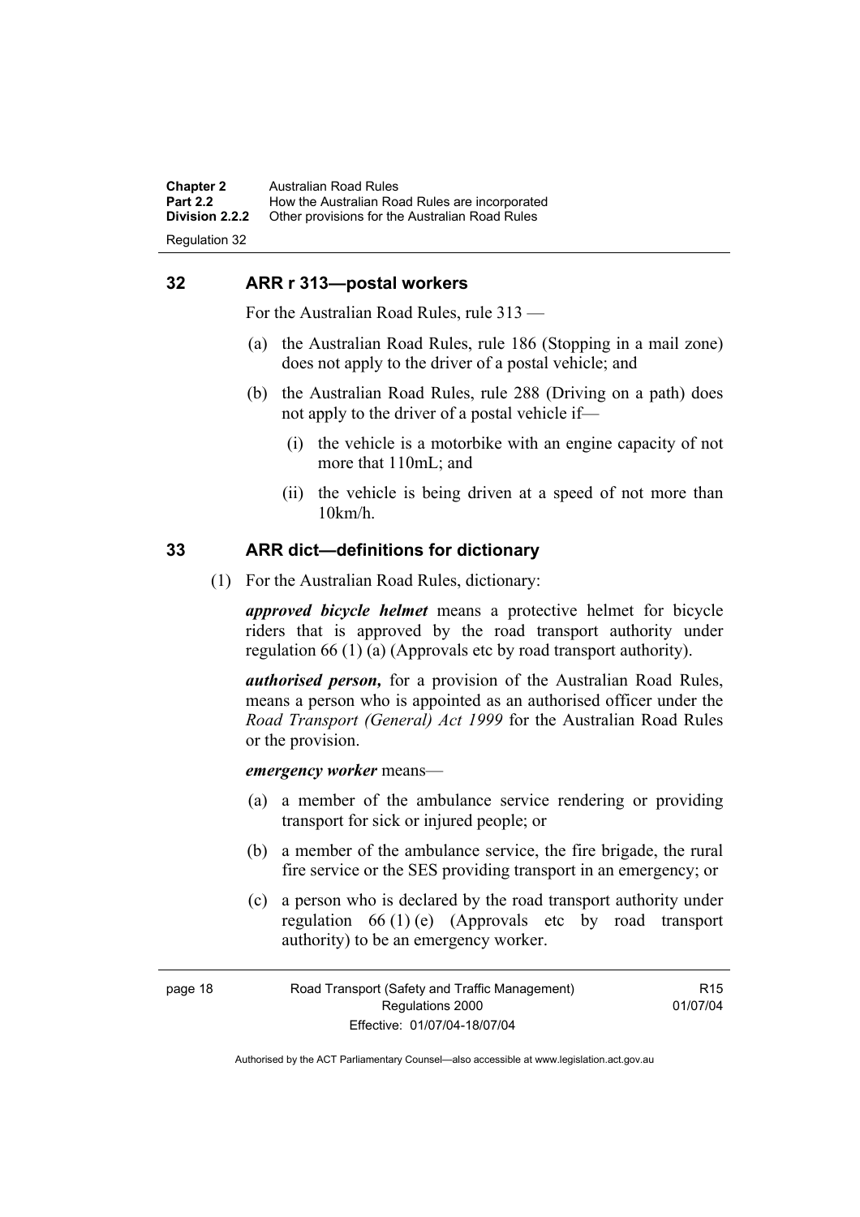## 32 ARR r 313—postal workers

For the Australian Road Rules, rule 313 —

(a) the Australian Road Rules, rule 186 (Stopping in a mail zone) does not apply to the driver of a postal vehicle; and

(b) the Australian Road Rules, rule 288 (Driving on a path) does not apply to the driver of a postal vehicle if—

  (i) the vehicle is a motorbike with an engine capacity of not more that 110mL; and

  (ii) the vehicle is being driven at a speed of not more than 10km/h.

## 33 ARR dict—definitions for dictionary

(1) For the Australian Road Rules, dictionary:

***approved bicycle helmet*** means a protective helmet for bicycle riders that is approved by the road transport authority under regulation 66 (1) (a) (Approvals etc by road transport authority).

***authorised person,*** for a provision of the Australian Road Rules, means a person who is appointed as an authorised officer under the *Road Transport (General) Act 1999* for the Australian Road Rules or the provision.

***emergency worker*** means—

(a) a member of the ambulance service rendering or providing transport for sick or injured people; or

(b) a member of the ambulance service, the fire brigade, the rural fire service or the SES providing transport in an emergency; or

(c) a person who is declared by the road transport authority under regulation 66 (1) (e) (Approvals etc by road transport authority) to be an emergency worker.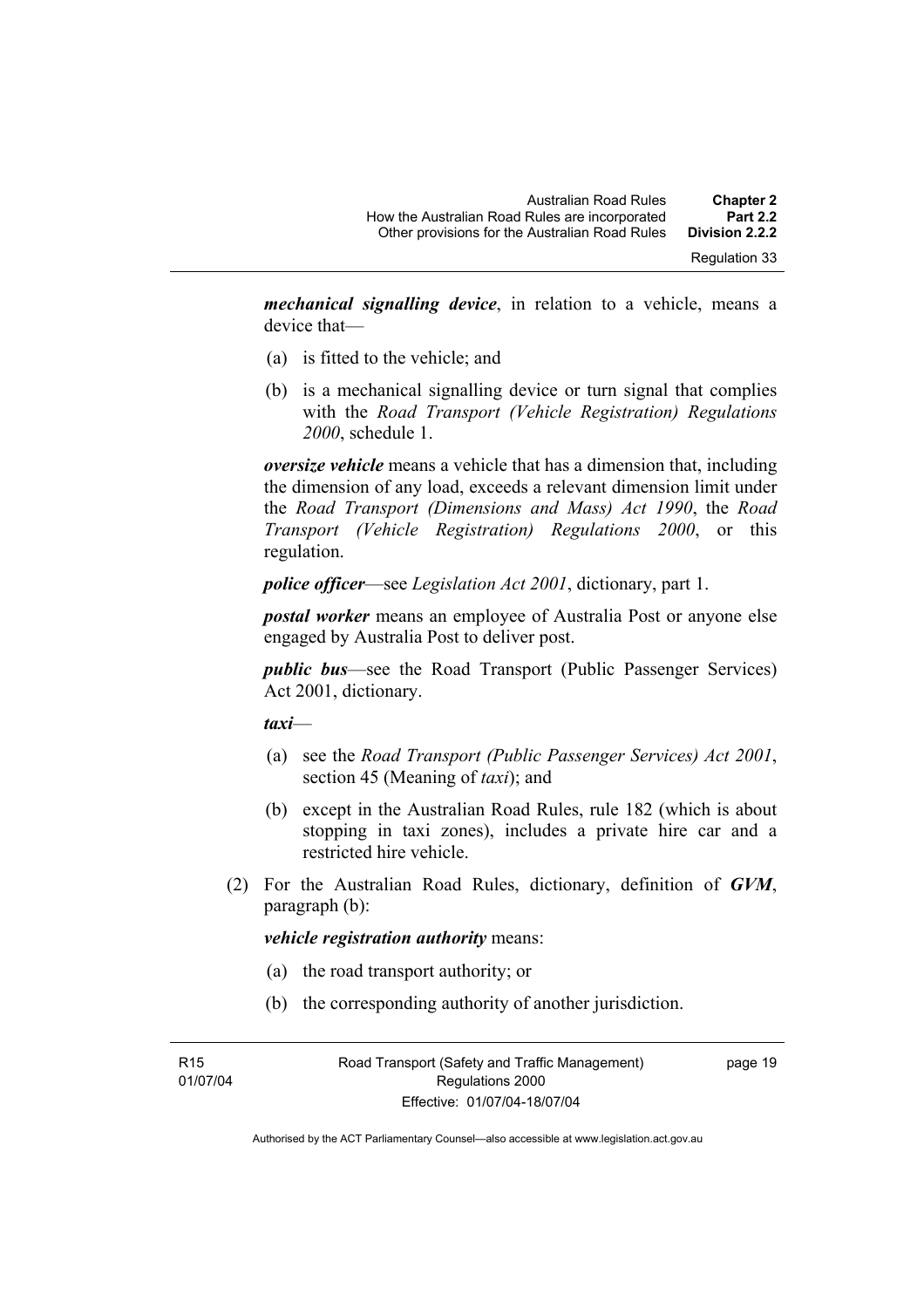***mechanical signalling device***, in relation to a vehicle, means a device that—

(a) is fitted to the vehicle; and

(b) is a mechanical signalling device or turn signal that complies with the *Road Transport (Vehicle Registration) Regulations 2000*, schedule 1.

***oversize vehicle*** means a vehicle that has a dimension that, including the dimension of any load, exceeds a relevant dimension limit under the *Road Transport (Dimensions and Mass) Act 1990*, the *Road Transport (Vehicle Registration) Regulations 2000*, or this regulation.

***police officer***—see *Legislation Act 2001*, dictionary, part 1.

***postal worker*** means an employee of Australia Post or anyone else engaged by Australia Post to deliver post.

***public bus***—see the Road Transport (Public Passenger Services) Act 2001, dictionary.

***taxi***—

(a) see the *Road Transport (Public Passenger Services) Act 2001*, section 45 (Meaning of *taxi*); and

(b) except in the Australian Road Rules, rule 182 (which is about stopping in taxi zones), includes a private hire car and a restricted hire vehicle.

(2) For the Australian Road Rules, dictionary, definition of ***GVM***, paragraph (b):

***vehicle registration authority*** means:

(a) the road transport authority; or

(b) the corresponding authority of another jurisdiction.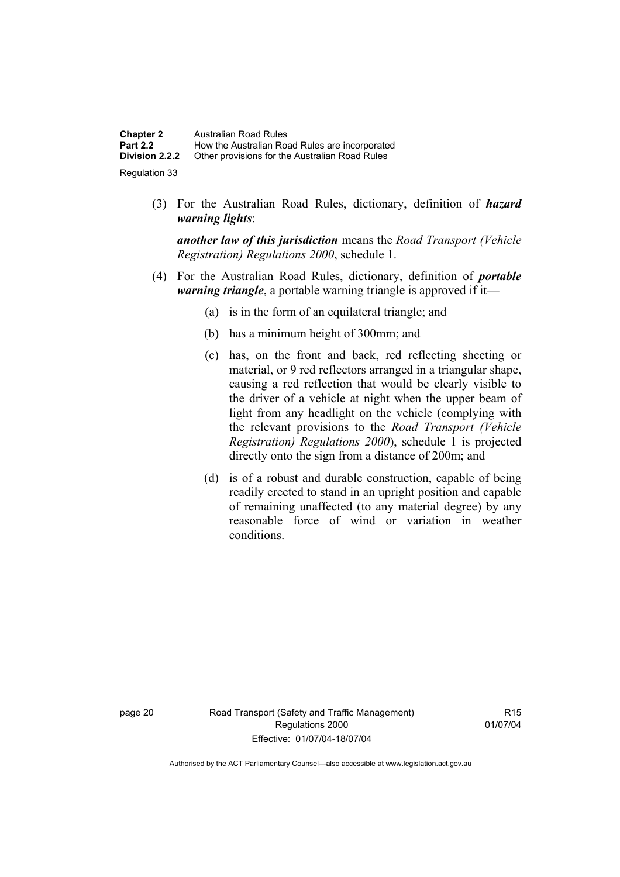(3) For the Australian Road Rules, dictionary, definition of ***hazard warning lights***:

***another law of this jurisdiction*** means the *Road Transport (Vehicle Registration) Regulations 2000*, schedule 1.

(4) For the Australian Road Rules, dictionary, definition of ***portable warning triangle***, a portable warning triangle is approved if it—

(a) is in the form of an equilateral triangle; and

(b) has a minimum height of 300mm; and

(c) has, on the front and back, red reflecting sheeting or material, or 9 red reflectors arranged in a triangular shape, causing a red reflection that would be clearly visible to the driver of a vehicle at night when the upper beam of light from any headlight on the vehicle (complying with the relevant provisions to the *Road Transport (Vehicle Registration) Regulations 2000*), schedule 1 is projected directly onto the sign from a distance of 200m; and

(d) is of a robust and durable construction, capable of being readily erected to stand in an upright position and capable of remaining unaffected (to any material degree) by any reasonable force of wind or variation in weather conditions.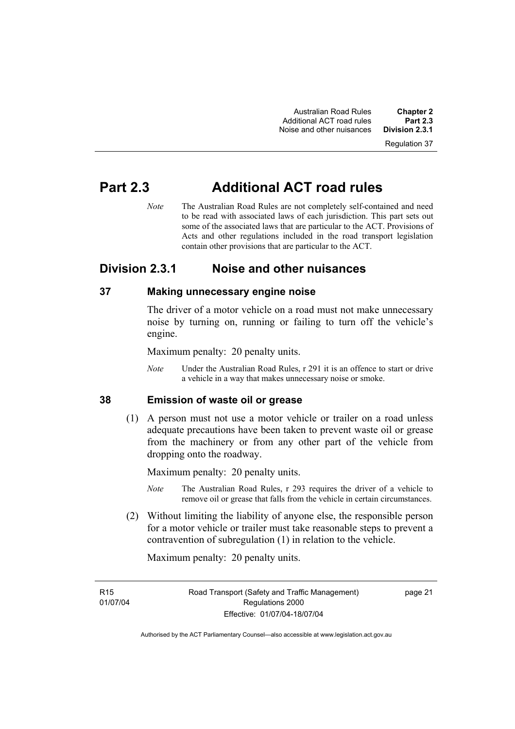# Part 2.3 Additional ACT road rules

*Note* The Australian Road Rules are not completely self-contained and need to be read with associated laws of each jurisdiction. This part sets out some of the associated laws that are particular to the ACT. Provisions of Acts and other regulations included in the road transport legislation contain other provisions that are particular to the ACT.

## Division 2.3.1 Noise and other nuisances

### 37 Making unnecessary engine noise

The driver of a motor vehicle on a road must not make unnecessary noise by turning on, running or failing to turn off the vehicle's engine.

Maximum penalty: 20 penalty units.

*Note* Under the Australian Road Rules, r 291 it is an offence to start or drive a vehicle in a way that makes unnecessary noise or smoke.

### 38 Emission of waste oil or grease

(1) A person must not use a motor vehicle or trailer on a road unless adequate precautions have been taken to prevent waste oil or grease from the machinery or from any other part of the vehicle from dropping onto the roadway.

Maximum penalty: 20 penalty units.

*Note* The Australian Road Rules, r 293 requires the driver of a vehicle to remove oil or grease that falls from the vehicle in certain circumstances.

(2) Without limiting the liability of anyone else, the responsible person for a motor vehicle or trailer must take reasonable steps to prevent a contravention of subregulation (1) in relation to the vehicle.

Maximum penalty: 20 penalty units.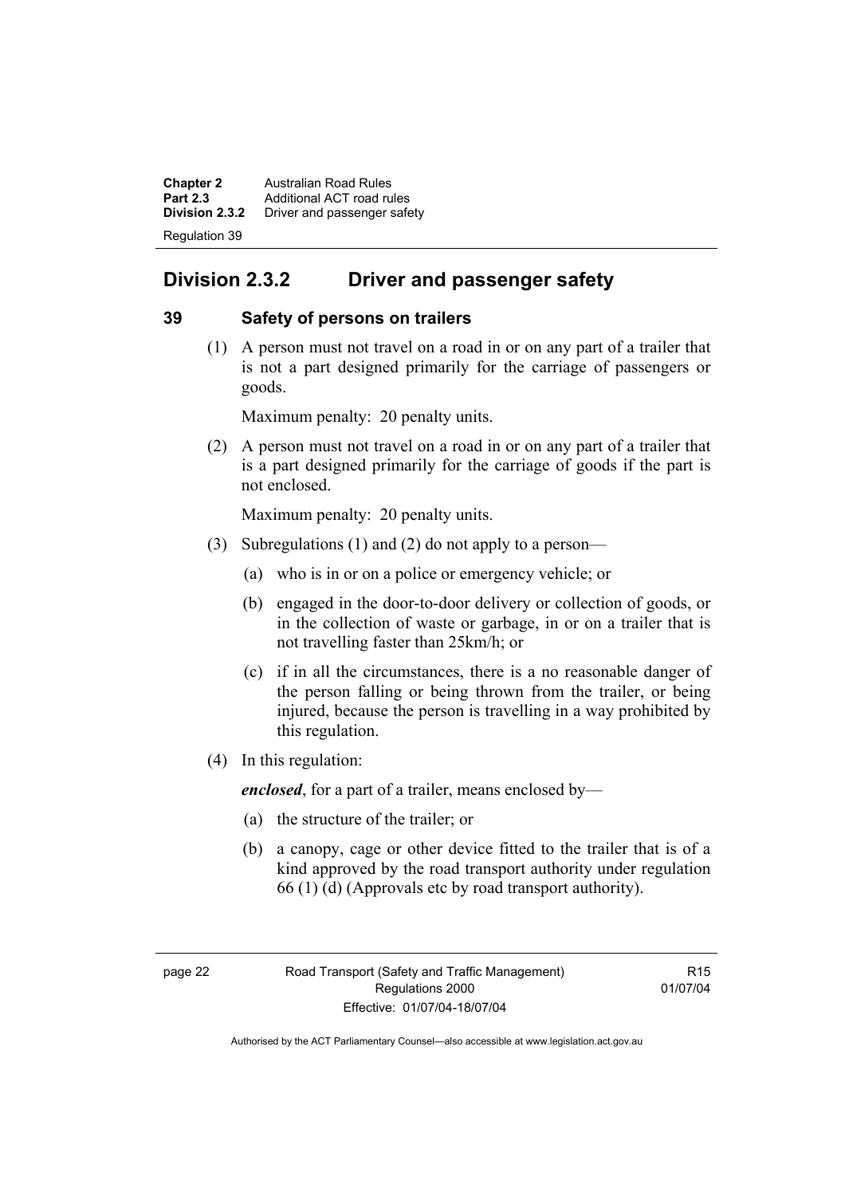## Division 2.3.2 Driver and passenger safety

### 39 Safety of persons on trailers

(1) A person must not travel on a road in or on any part of a trailer that is not a part designed primarily for the carriage of passengers or goods.

Maximum penalty: 20 penalty units.

(2) A person must not travel on a road in or on any part of a trailer that is a part designed primarily for the carriage of goods if the part is not enclosed.

Maximum penalty: 20 penalty units.

(3) Subregulations (1) and (2) do not apply to a person—

(a) who is in or on a police or emergency vehicle; or

(b) engaged in the door-to-door delivery or collection of goods, or in the collection of waste or garbage, in or on a trailer that is not travelling faster than 25km/h; or

(c) if in all the circumstances, there is a no reasonable danger of the person falling or being thrown from the trailer, or being injured, because the person is travelling in a way prohibited by this regulation.

(4) In this regulation:

***enclosed***, for a part of a trailer, means enclosed by—

(a) the structure of the trailer; or

(b) a canopy, cage or other device fitted to the trailer that is of a kind approved by the road transport authority under regulation 66 (1) (d) (Approvals etc by road transport authority).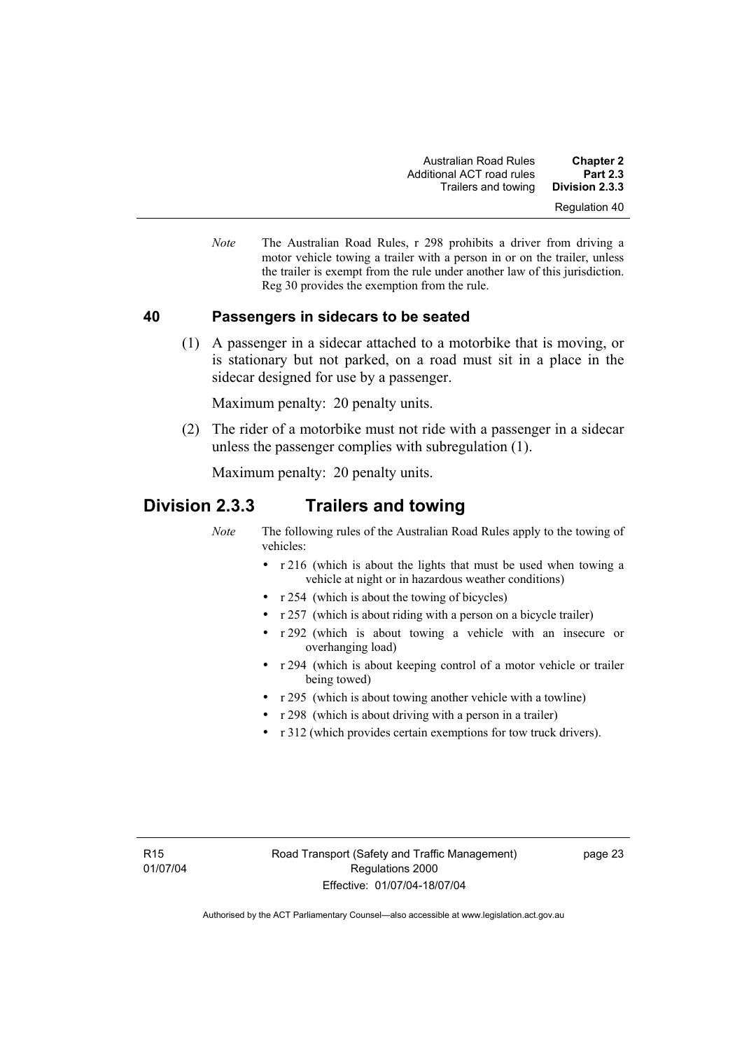*Note* The Australian Road Rules, r 298 prohibits a driver from driving a motor vehicle towing a trailer with a person in or on the trailer, unless the trailer is exempt from the rule under another law of this jurisdiction. Reg 30 provides the exemption from the rule.

### 40 Passengers in sidecars to be seated

(1) A passenger in a sidecar attached to a motorbike that is moving, or is stationary but not parked, on a road must sit in a place in the sidecar designed for use by a passenger.

Maximum penalty: 20 penalty units.

(2) The rider of a motorbike must not ride with a passenger in a sidecar unless the passenger complies with subregulation (1).

Maximum penalty: 20 penalty units.

## Division 2.3.3 Trailers and towing

*Note* The following rules of the Australian Road Rules apply to the towing of vehicles:

- r 216 (which is about the lights that must be used when towing a vehicle at night or in hazardous weather conditions)
- r 254 (which is about the towing of bicycles)
- r 257 (which is about riding with a person on a bicycle trailer)
- r 292 (which is about towing a vehicle with an insecure or overhanging load)
- r 294 (which is about keeping control of a motor vehicle or trailer being towed)
- r 295 (which is about towing another vehicle with a towline)
- r 298 (which is about driving with a person in a trailer)
- r 312 (which provides certain exemptions for tow truck drivers).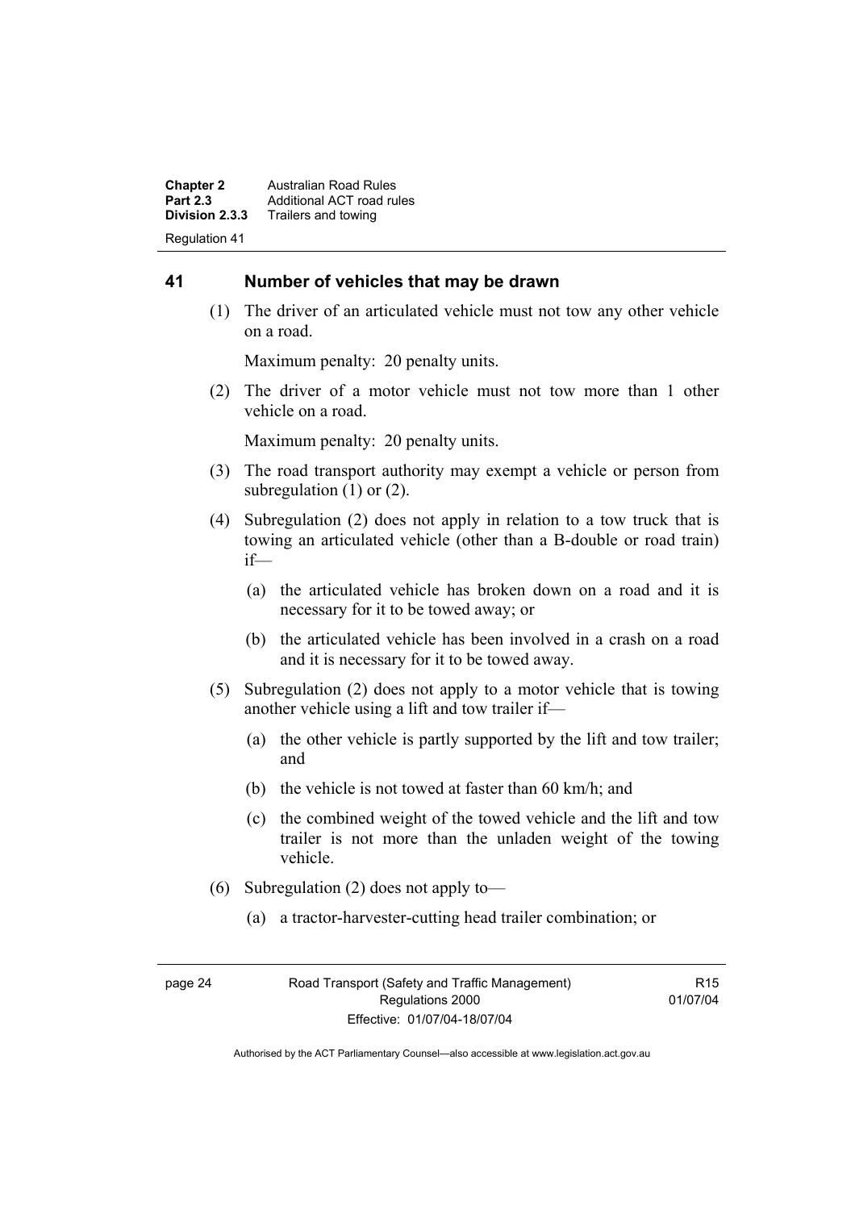## 41 Number of vehicles that may be drawn

(1) The driver of an articulated vehicle must not tow any other vehicle on a road.

Maximum penalty: 20 penalty units.

(2) The driver of a motor vehicle must not tow more than 1 other vehicle on a road.

Maximum penalty: 20 penalty units.

(3) The road transport authority may exempt a vehicle or person from subregulation (1) or (2).

(4) Subregulation (2) does not apply in relation to a tow truck that is towing an articulated vehicle (other than a B-double or road train) if—

(a) the articulated vehicle has broken down on a road and it is necessary for it to be towed away; or

(b) the articulated vehicle has been involved in a crash on a road and it is necessary for it to be towed away.

(5) Subregulation (2) does not apply to a motor vehicle that is towing another vehicle using a lift and tow trailer if—

(a) the other vehicle is partly supported by the lift and tow trailer; and

(b) the vehicle is not towed at faster than 60 km/h; and

(c) the combined weight of the towed vehicle and the lift and tow trailer is not more than the unladen weight of the towing vehicle.

(6) Subregulation (2) does not apply to—

(a) a tractor-harvester-cutting head trailer combination; or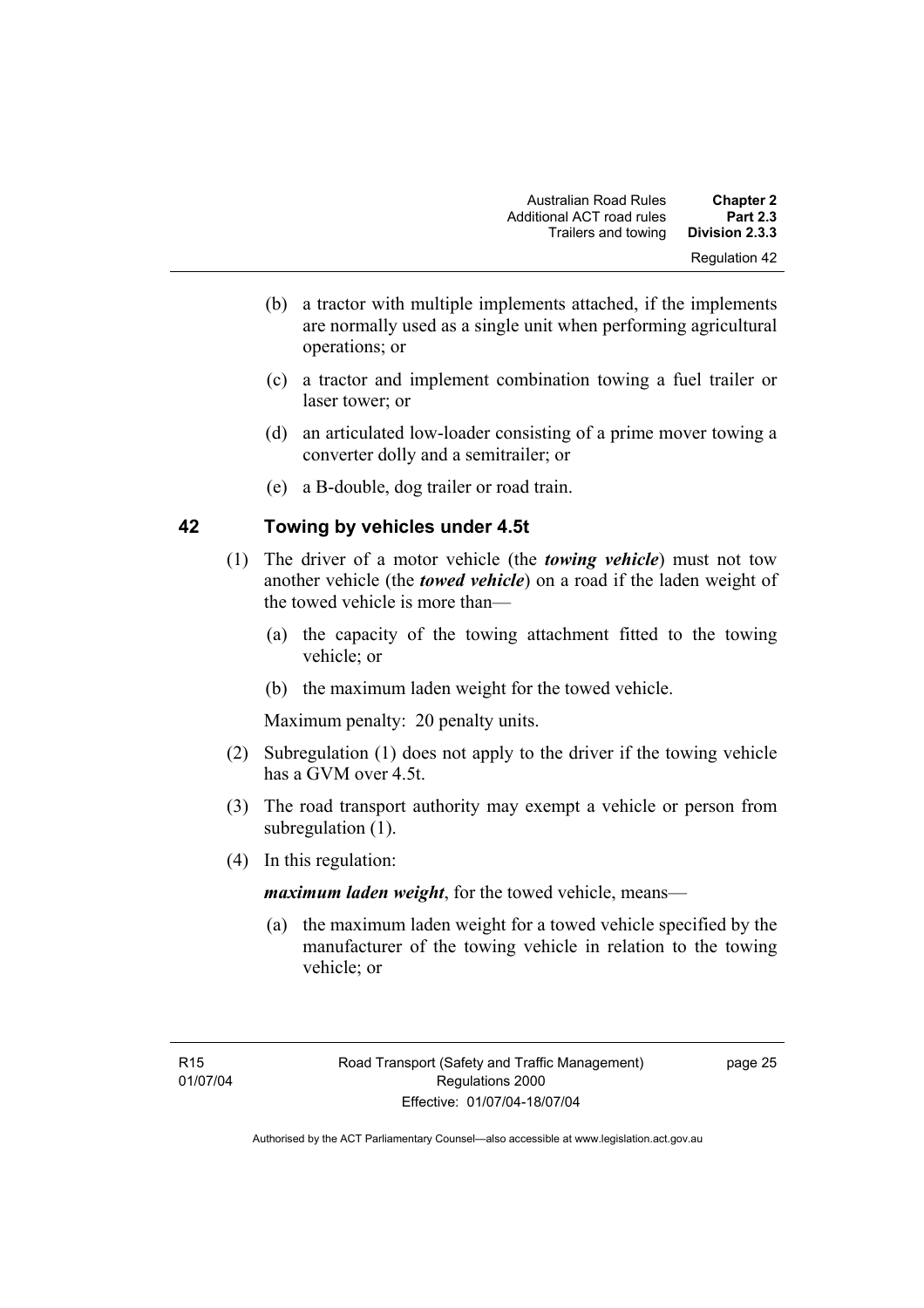(b) a tractor with multiple implements attached, if the implements are normally used as a single unit when performing agricultural operations; or

(c) a tractor and implement combination towing a fuel trailer or laser tower; or

(d) an articulated low-loader consisting of a prime mover towing a converter dolly and a semitrailer; or

(e) a B-double, dog trailer or road train.

## 42 Towing by vehicles under 4.5t

(1) The driver of a motor vehicle (the ***towing vehicle***) must not tow another vehicle (the ***towed vehicle***) on a road if the laden weight of the towed vehicle is more than—

(a) the capacity of the towing attachment fitted to the towing vehicle; or

(b) the maximum laden weight for the towed vehicle.

Maximum penalty: 20 penalty units.

(2) Subregulation (1) does not apply to the driver if the towing vehicle has a GVM over 4.5t.

(3) The road transport authority may exempt a vehicle or person from subregulation (1).

(4) In this regulation:

***maximum laden weight***, for the towed vehicle, means—

(a) the maximum laden weight for a towed vehicle specified by the manufacturer of the towing vehicle in relation to the towing vehicle; or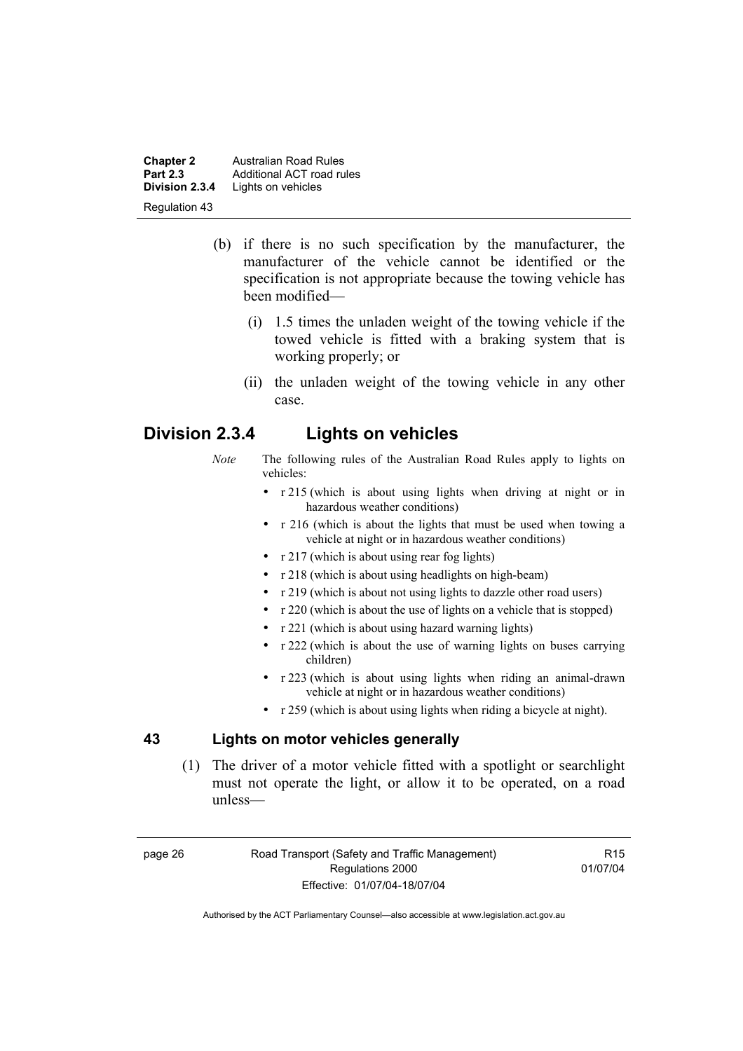(b) if there is no such specification by the manufacturer, the manufacturer of the vehicle cannot be identified or the specification is not appropriate because the towing vehicle has been modified—

(i) 1.5 times the unladen weight of the towing vehicle if the towed vehicle is fitted with a braking system that is working properly; or

(ii) the unladen weight of the towing vehicle in any other case.

## Division 2.3.4 Lights on vehicles

*Note* The following rules of the Australian Road Rules apply to lights on vehicles:

- r 215 (which is about using lights when driving at night or in hazardous weather conditions)
- r 216 (which is about the lights that must be used when towing a vehicle at night or in hazardous weather conditions)
- r 217 (which is about using rear fog lights)
- r 218 (which is about using headlights on high-beam)
- r 219 (which is about not using lights to dazzle other road users)
- r 220 (which is about the use of lights on a vehicle that is stopped)
- r 221 (which is about using hazard warning lights)
- r 222 (which is about the use of warning lights on buses carrying children)
- r 223 (which is about using lights when riding an animal-drawn vehicle at night or in hazardous weather conditions)
- r 259 (which is about using lights when riding a bicycle at night).

### 43 Lights on motor vehicles generally

(1) The driver of a motor vehicle fitted with a spotlight or searchlight must not operate the light, or allow it to be operated, on a road unless—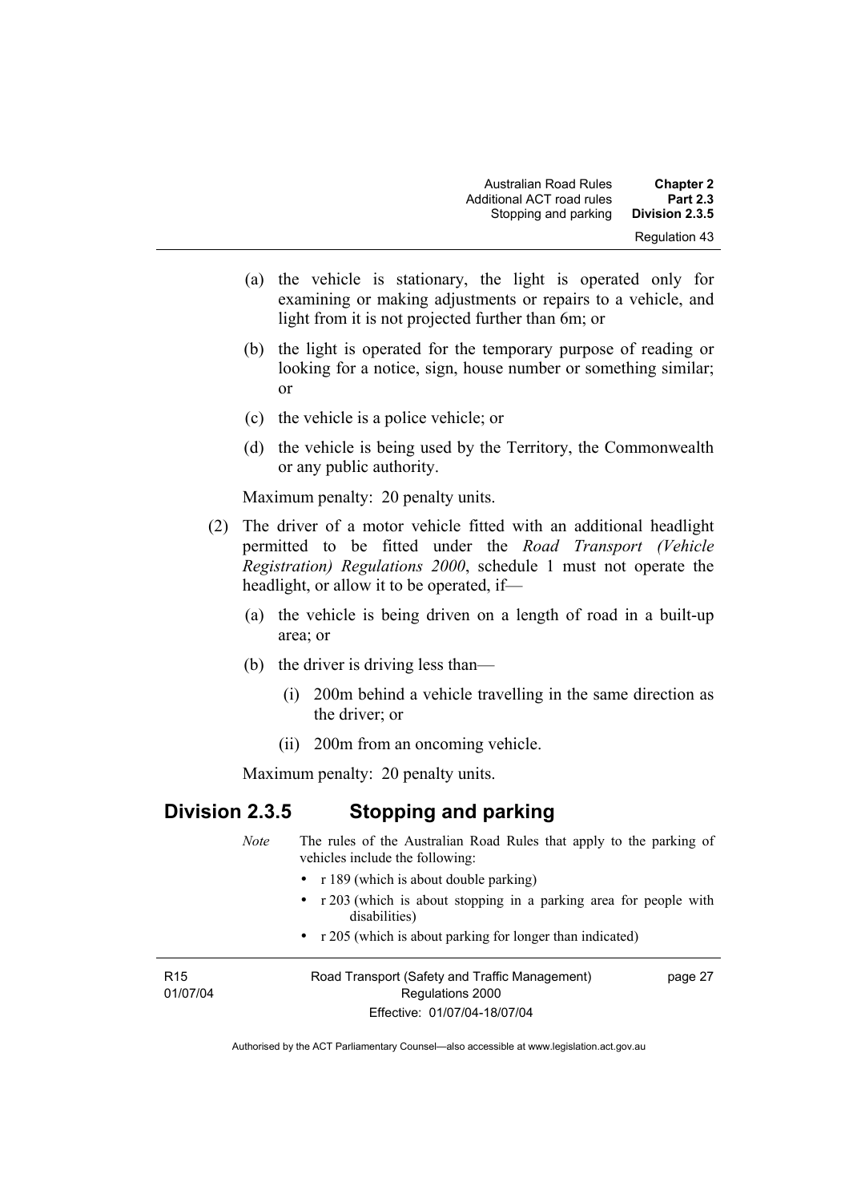(a) the vehicle is stationary, the light is operated only for examining or making adjustments or repairs to a vehicle, and light from it is not projected further than 6m; or

(b) the light is operated for the temporary purpose of reading or looking for a notice, sign, house number or something similar; or

(c) the vehicle is a police vehicle; or

(d) the vehicle is being used by the Territory, the Commonwealth or any public authority.

Maximum penalty: 20 penalty units.

(2) The driver of a motor vehicle fitted with an additional headlight permitted to be fitted under the *Road Transport (Vehicle Registration) Regulations 2000*, schedule 1 must not operate the headlight, or allow it to be operated, if—

(a) the vehicle is being driven on a length of road in a built-up area; or

(b) the driver is driving less than—

(i) 200m behind a vehicle travelling in the same direction as the driver; or

(ii) 200m from an oncoming vehicle.

Maximum penalty: 20 penalty units.

## Division 2.3.5 Stopping and parking

*Note* The rules of the Australian Road Rules that apply to the parking of vehicles include the following:

- r 189 (which is about double parking)
- r 203 (which is about stopping in a parking area for people with disabilities)
- r 205 (which is about parking for longer than indicated)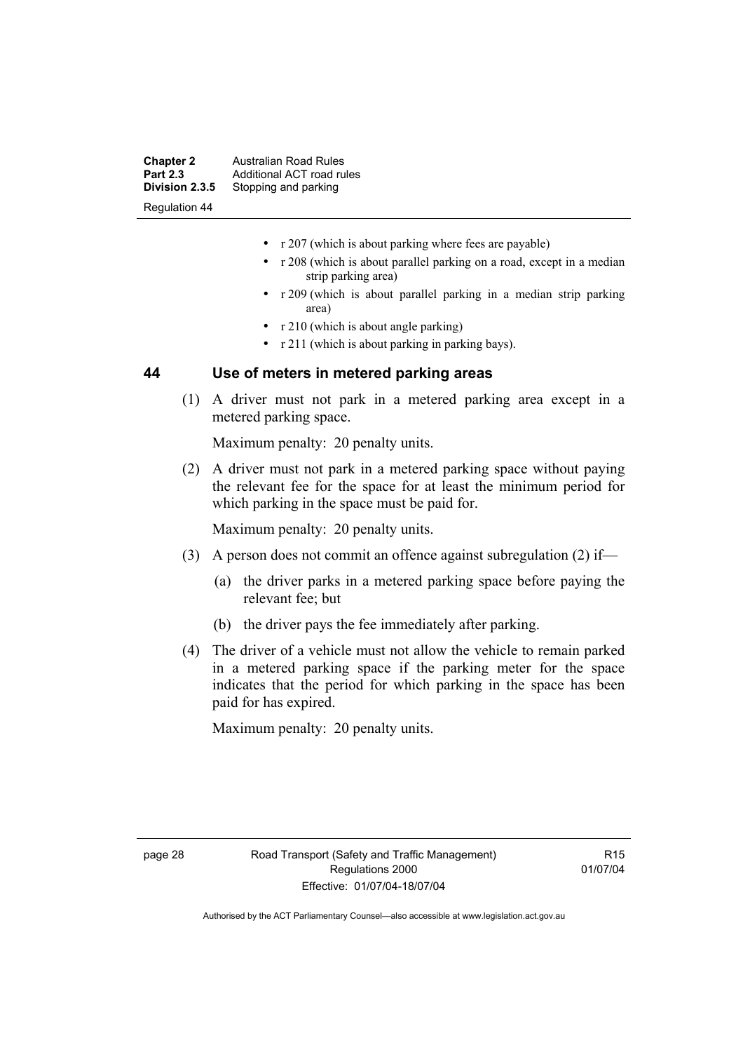- r 207 (which is about parking where fees are payable)
- r 208 (which is about parallel parking on a road, except in a median strip parking area)
- r 209 (which is about parallel parking in a median strip parking area)
- r 210 (which is about angle parking)
- r 211 (which is about parking in parking bays).

## 44 Use of meters in metered parking areas

(1) A driver must not park in a metered parking area except in a metered parking space.

Maximum penalty: 20 penalty units.

(2) A driver must not park in a metered parking space without paying the relevant fee for the space for at least the minimum period for which parking in the space must be paid for.

Maximum penalty: 20 penalty units.

(3) A person does not commit an offence against subregulation (2) if—

(a) the driver parks in a metered parking space before paying the relevant fee; but

(b) the driver pays the fee immediately after parking.

(4) The driver of a vehicle must not allow the vehicle to remain parked in a metered parking space if the parking meter for the space indicates that the period for which parking in the space has been paid for has expired.

Maximum penalty: 20 penalty units.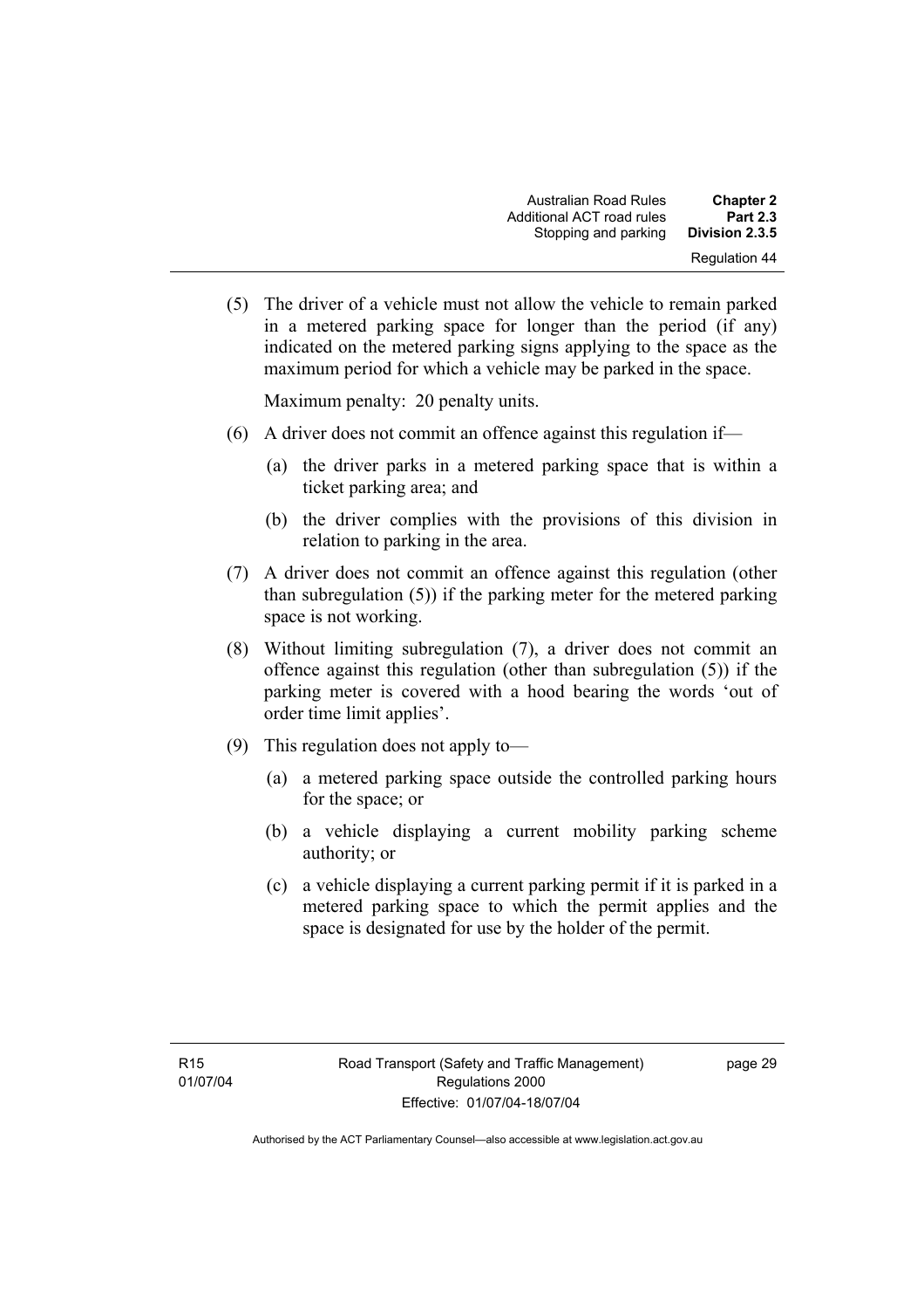(5) The driver of a vehicle must not allow the vehicle to remain parked in a metered parking space for longer than the period (if any) indicated on the metered parking signs applying to the space as the maximum period for which a vehicle may be parked in the space.

Maximum penalty: 20 penalty units.

(6) A driver does not commit an offence against this regulation if—

(a) the driver parks in a metered parking space that is within a ticket parking area; and

(b) the driver complies with the provisions of this division in relation to parking in the area.

(7) A driver does not commit an offence against this regulation (other than subregulation (5)) if the parking meter for the metered parking space is not working.

(8) Without limiting subregulation (7), a driver does not commit an offence against this regulation (other than subregulation (5)) if the parking meter is covered with a hood bearing the words 'out of order time limit applies'.

(9) This regulation does not apply to—

(a) a metered parking space outside the controlled parking hours for the space; or

(b) a vehicle displaying a current mobility parking scheme authority; or

(c) a vehicle displaying a current parking permit if it is parked in a metered parking space to which the permit applies and the space is designated for use by the holder of the permit.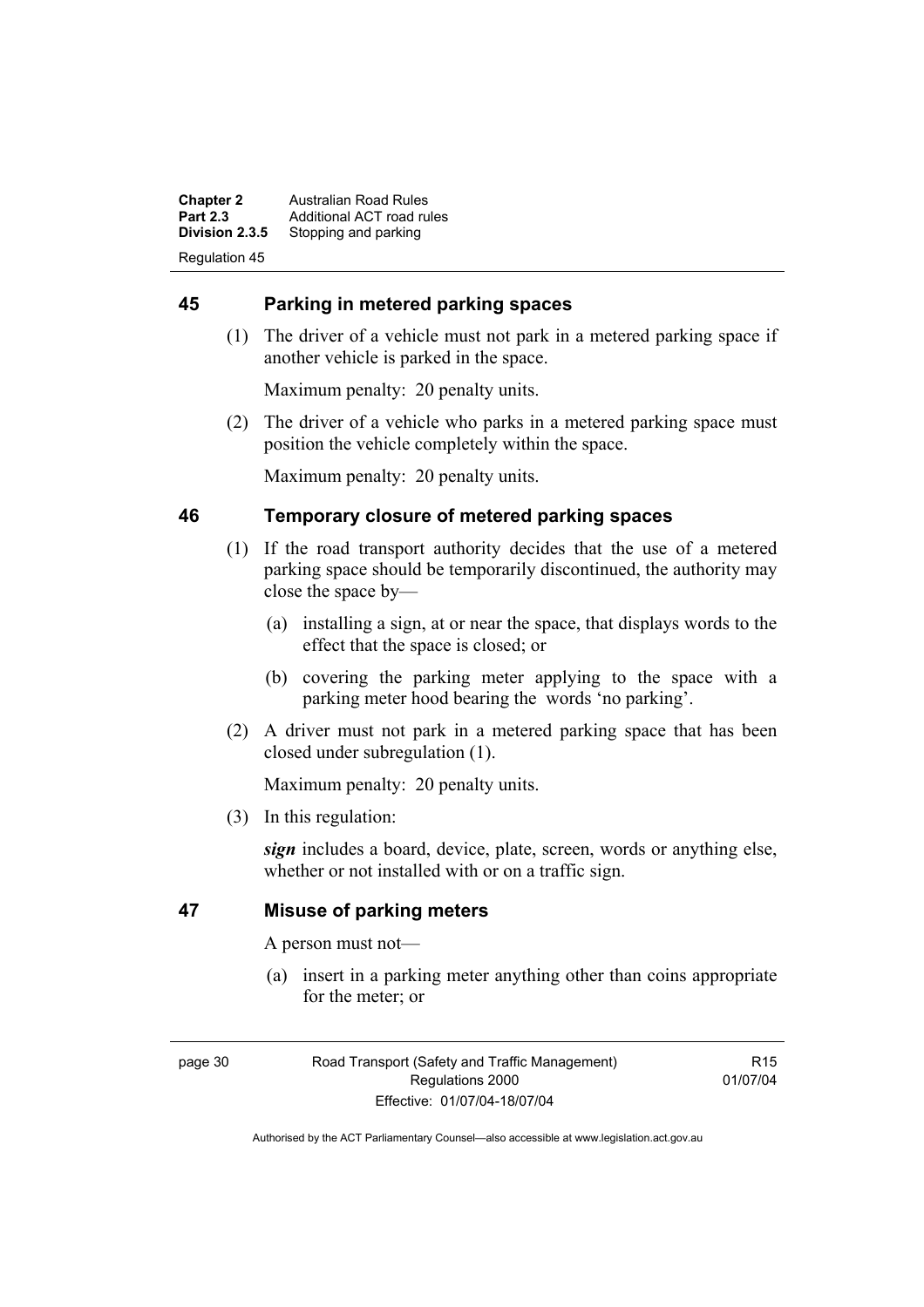## 45 Parking in metered parking spaces

(1) The driver of a vehicle must not park in a metered parking space if another vehicle is parked in the space.

Maximum penalty: 20 penalty units.

(2) The driver of a vehicle who parks in a metered parking space must position the vehicle completely within the space.

Maximum penalty: 20 penalty units.

## 46 Temporary closure of metered parking spaces

(1) If the road transport authority decides that the use of a metered parking space should be temporarily discontinued, the authority may close the space by—

(a) installing a sign, at or near the space, that displays words to the effect that the space is closed; or

(b) covering the parking meter applying to the space with a parking meter hood bearing the words 'no parking'.

(2) A driver must not park in a metered parking space that has been closed under subregulation (1).

Maximum penalty: 20 penalty units.

(3) In this regulation:

***sign*** includes a board, device, plate, screen, words or anything else, whether or not installed with or on a traffic sign.

## 47 Misuse of parking meters

A person must not—

(a) insert in a parking meter anything other than coins appropriate for the meter; or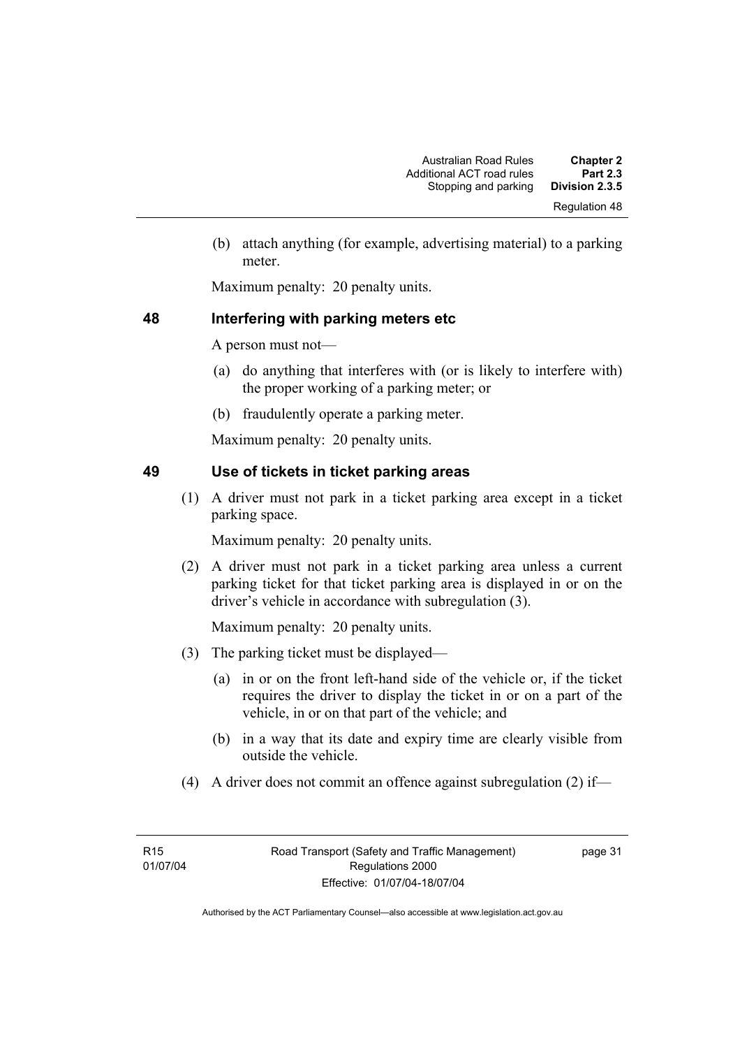(b) attach anything (for example, advertising material) to a parking meter.

Maximum penalty: 20 penalty units.

### 48 Interfering with parking meters etc

A person must not—

(a) do anything that interferes with (or is likely to interfere with) the proper working of a parking meter; or

(b) fraudulently operate a parking meter.

Maximum penalty: 20 penalty units.

### 49 Use of tickets in ticket parking areas

(1) A driver must not park in a ticket parking area except in a ticket parking space.

Maximum penalty: 20 penalty units.

(2) A driver must not park in a ticket parking area unless a current parking ticket for that ticket parking area is displayed in or on the driver's vehicle in accordance with subregulation (3).

Maximum penalty: 20 penalty units.

(3) The parking ticket must be displayed—

(a) in or on the front left-hand side of the vehicle or, if the ticket requires the driver to display the ticket in or on a part of the vehicle, in or on that part of the vehicle; and

(b) in a way that its date and expiry time are clearly visible from outside the vehicle.

(4) A driver does not commit an offence against subregulation (2) if—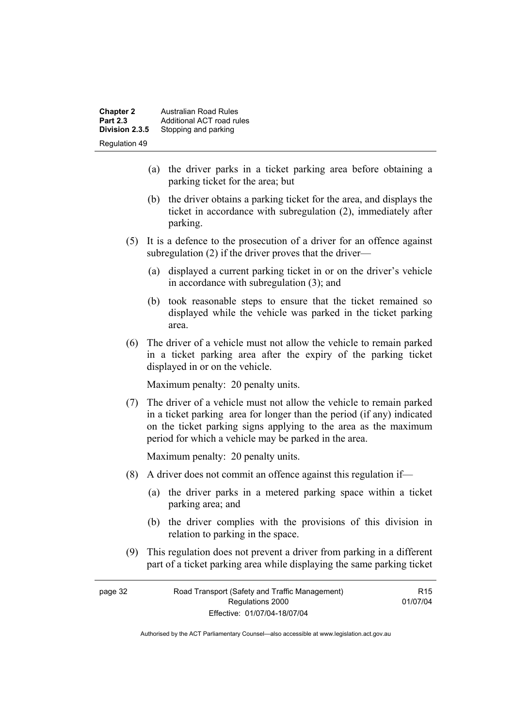(a) the driver parks in a ticket parking area before obtaining a parking ticket for the area; but

(b) the driver obtains a parking ticket for the area, and displays the ticket in accordance with subregulation (2), immediately after parking.

(5) It is a defence to the prosecution of a driver for an offence against subregulation (2) if the driver proves that the driver—

(a) displayed a current parking ticket in or on the driver's vehicle in accordance with subregulation (3); and

(b) took reasonable steps to ensure that the ticket remained so displayed while the vehicle was parked in the ticket parking area.

(6) The driver of a vehicle must not allow the vehicle to remain parked in a ticket parking area after the expiry of the parking ticket displayed in or on the vehicle.

Maximum penalty: 20 penalty units.

(7) The driver of a vehicle must not allow the vehicle to remain parked in a ticket parking area for longer than the period (if any) indicated on the ticket parking signs applying to the area as the maximum period for which a vehicle may be parked in the area.

Maximum penalty: 20 penalty units.

(8) A driver does not commit an offence against this regulation if—

(a) the driver parks in a metered parking space within a ticket parking area; and

(b) the driver complies with the provisions of this division in relation to parking in the space.

(9) This regulation does not prevent a driver from parking in a different part of a ticket parking area while displaying the same parking ticket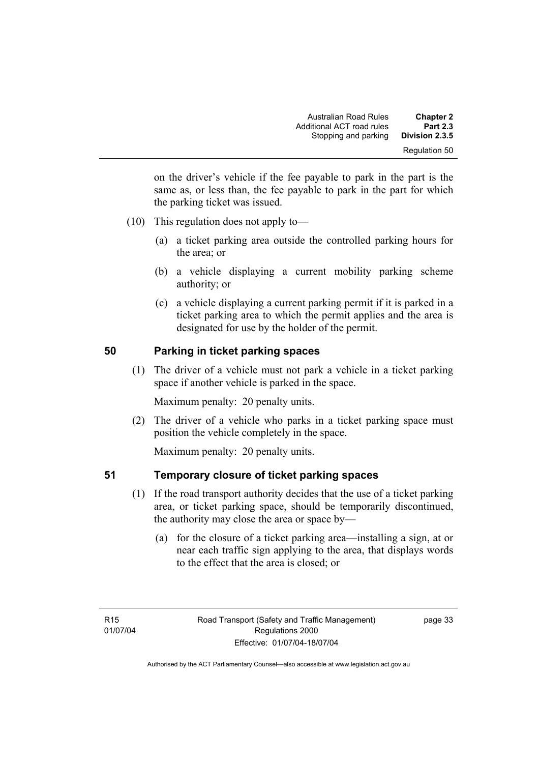on the driver's vehicle if the fee payable to park in the part is the same as, or less than, the fee payable to park in the part for which the parking ticket was issued.

(10) This regulation does not apply to—

(a) a ticket parking area outside the controlled parking hours for the area; or

(b) a vehicle displaying a current mobility parking scheme authority; or

(c) a vehicle displaying a current parking permit if it is parked in a ticket parking area to which the permit applies and the area is designated for use by the holder of the permit.

## 50 Parking in ticket parking spaces

(1) The driver of a vehicle must not park a vehicle in a ticket parking space if another vehicle is parked in the space.

Maximum penalty: 20 penalty units.

(2) The driver of a vehicle who parks in a ticket parking space must position the vehicle completely in the space.

Maximum penalty: 20 penalty units.

## 51 Temporary closure of ticket parking spaces

(1) If the road transport authority decides that the use of a ticket parking area, or ticket parking space, should be temporarily discontinued, the authority may close the area or space by—

(a) for the closure of a ticket parking area—installing a sign, at or near each traffic sign applying to the area, that displays words to the effect that the area is closed; or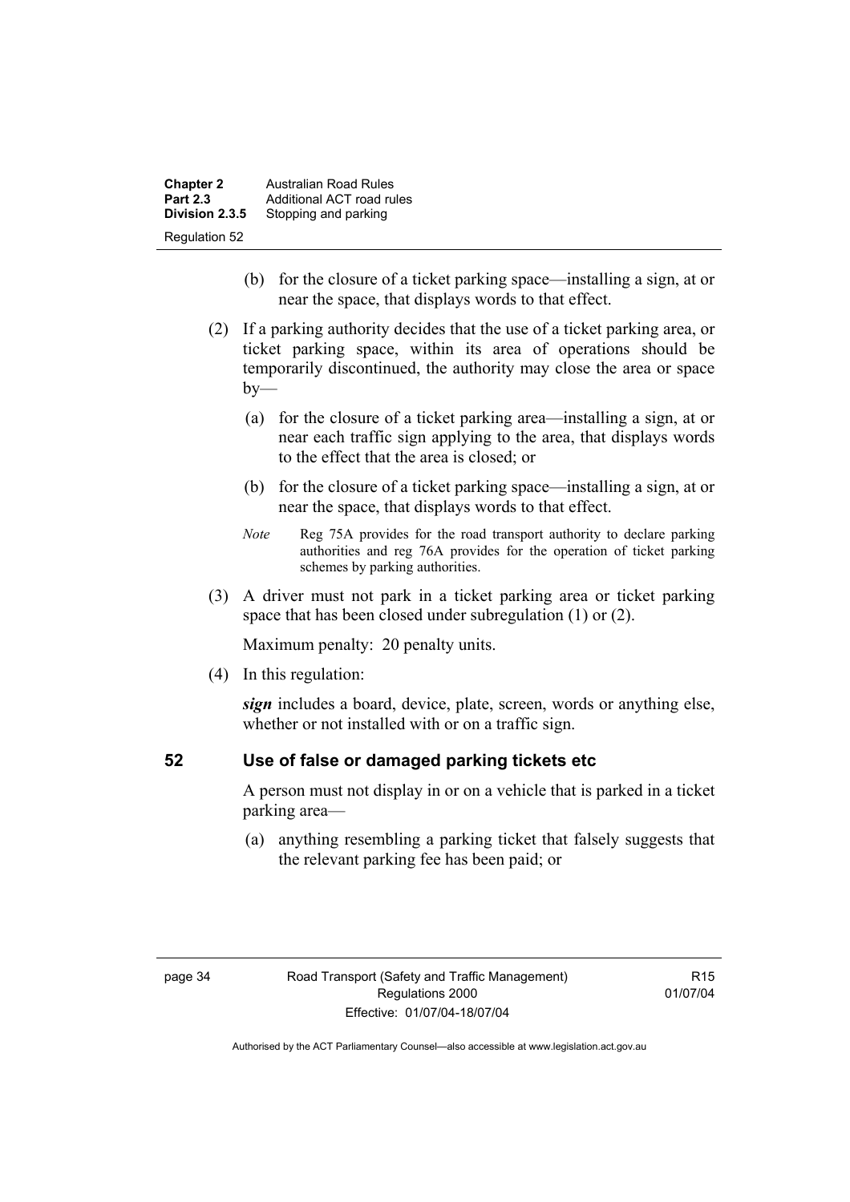(b) for the closure of a ticket parking space—installing a sign, at or near the space, that displays words to that effect.

(2) If a parking authority decides that the use of a ticket parking area, or ticket parking space, within its area of operations should be temporarily discontinued, the authority may close the area or space by—

(a) for the closure of a ticket parking area—installing a sign, at or near each traffic sign applying to the area, that displays words to the effect that the area is closed; or

(b) for the closure of a ticket parking space—installing a sign, at or near the space, that displays words to that effect.

*Note* Reg 75A provides for the road transport authority to declare parking authorities and reg 76A provides for the operation of ticket parking schemes by parking authorities.

(3) A driver must not park in a ticket parking area or ticket parking space that has been closed under subregulation (1) or (2).

Maximum penalty: 20 penalty units.

(4) In this regulation:

***sign*** includes a board, device, plate, screen, words or anything else, whether or not installed with or on a traffic sign.

### 52 Use of false or damaged parking tickets etc

A person must not display in or on a vehicle that is parked in a ticket parking area—

(a) anything resembling a parking ticket that falsely suggests that the relevant parking fee has been paid; or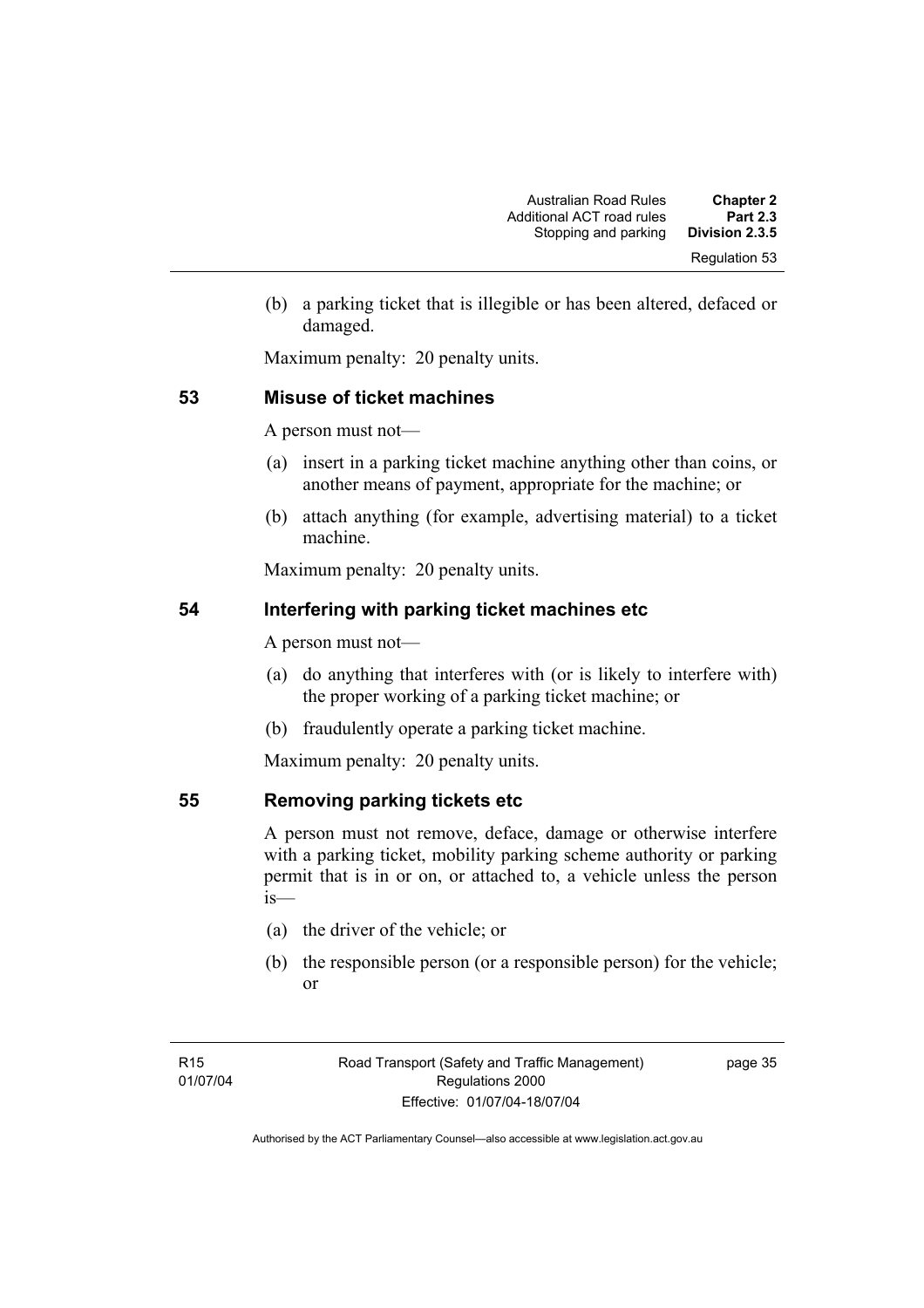(b) a parking ticket that is illegible or has been altered, defaced or damaged.

Maximum penalty: 20 penalty units.

## 53 Misuse of ticket machines

A person must not—

(a) insert in a parking ticket machine anything other than coins, or another means of payment, appropriate for the machine; or

(b) attach anything (for example, advertising material) to a ticket machine.

Maximum penalty: 20 penalty units.

## 54 Interfering with parking ticket machines etc

A person must not—

(a) do anything that interferes with (or is likely to interfere with) the proper working of a parking ticket machine; or

(b) fraudulently operate a parking ticket machine.

Maximum penalty: 20 penalty units.

## 55 Removing parking tickets etc

A person must not remove, deface, damage or otherwise interfere with a parking ticket, mobility parking scheme authority or parking permit that is in or on, or attached to, a vehicle unless the person is—

(a) the driver of the vehicle; or

(b) the responsible person (or a responsible person) for the vehicle; or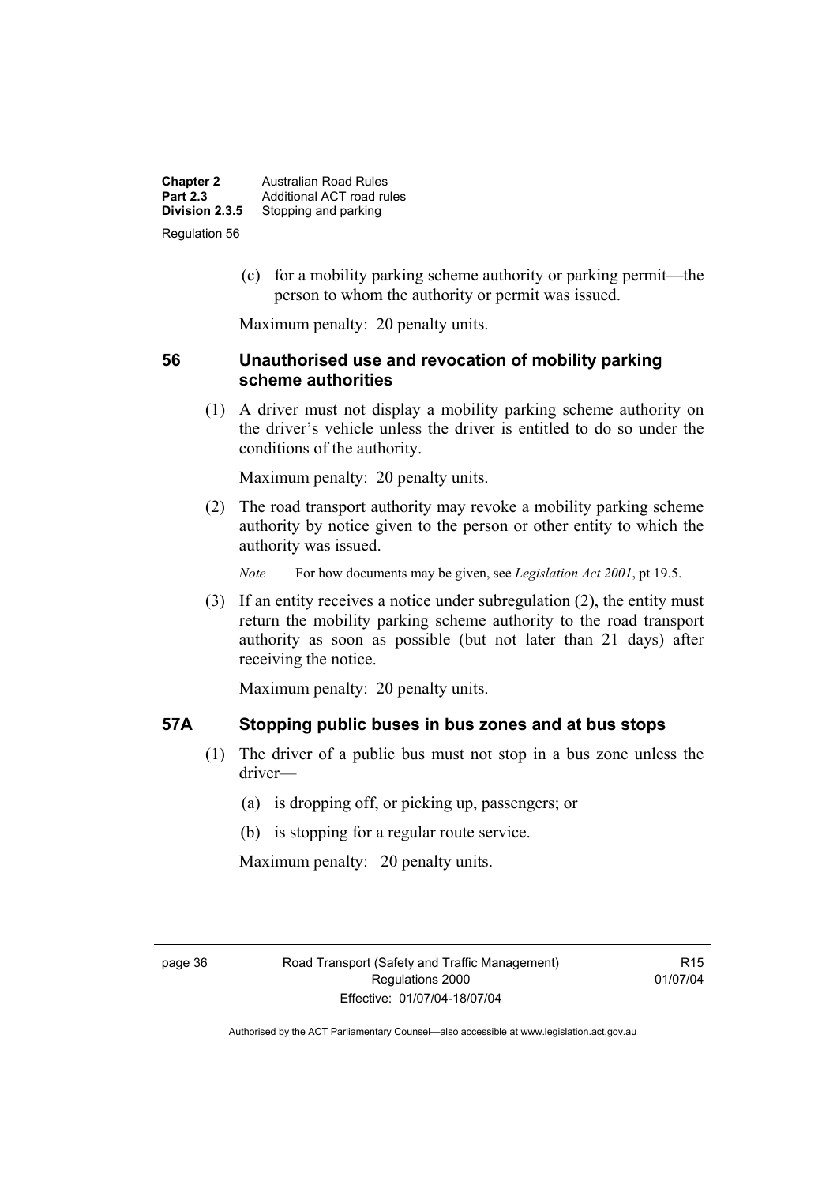(c) for a mobility parking scheme authority or parking permit—the person to whom the authority or permit was issued.

Maximum penalty: 20 penalty units.

### 56 Unauthorised use and revocation of mobility parking scheme authorities

(1) A driver must not display a mobility parking scheme authority on the driver's vehicle unless the driver is entitled to do so under the conditions of the authority.

Maximum penalty: 20 penalty units.

(2) The road transport authority may revoke a mobility parking scheme authority by notice given to the person or other entity to which the authority was issued.

*Note* For how documents may be given, see *Legislation Act 2001*, pt 19.5.

(3) If an entity receives a notice under subregulation (2), the entity must return the mobility parking scheme authority to the road transport authority as soon as possible (but not later than 21 days) after receiving the notice.

Maximum penalty: 20 penalty units.

### 57A Stopping public buses in bus zones and at bus stops

(1) The driver of a public bus must not stop in a bus zone unless the driver—

(a) is dropping off, or picking up, passengers; or

(b) is stopping for a regular route service.

Maximum penalty: 20 penalty units.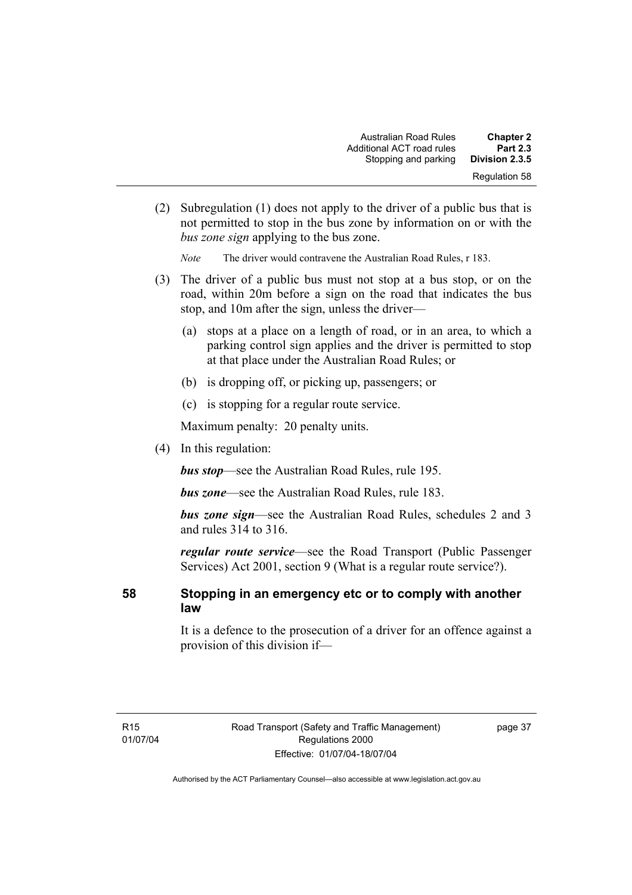(2) Subregulation (1) does not apply to the driver of a public bus that is not permitted to stop in the bus zone by information on or with the *bus zone sign* applying to the bus zone.

*Note* The driver would contravene the Australian Road Rules, r 183.

(3) The driver of a public bus must not stop at a bus stop, or on the road, within 20m before a sign on the road that indicates the bus stop, and 10m after the sign, unless the driver—

(a) stops at a place on a length of road, or in an area, to which a parking control sign applies and the driver is permitted to stop at that place under the Australian Road Rules; or

(b) is dropping off, or picking up, passengers; or

(c) is stopping for a regular route service.

Maximum penalty: 20 penalty units.

(4) In this regulation:

***bus stop***—see the Australian Road Rules, rule 195.

***bus zone***—see the Australian Road Rules, rule 183.

***bus zone sign***—see the Australian Road Rules, schedules 2 and 3 and rules 314 to 316.

***regular route service***—see the Road Transport (Public Passenger Services) Act 2001, section 9 (What is a regular route service?).

## 58 Stopping in an emergency etc or to comply with another law

It is a defence to the prosecution of a driver for an offence against a provision of this division if—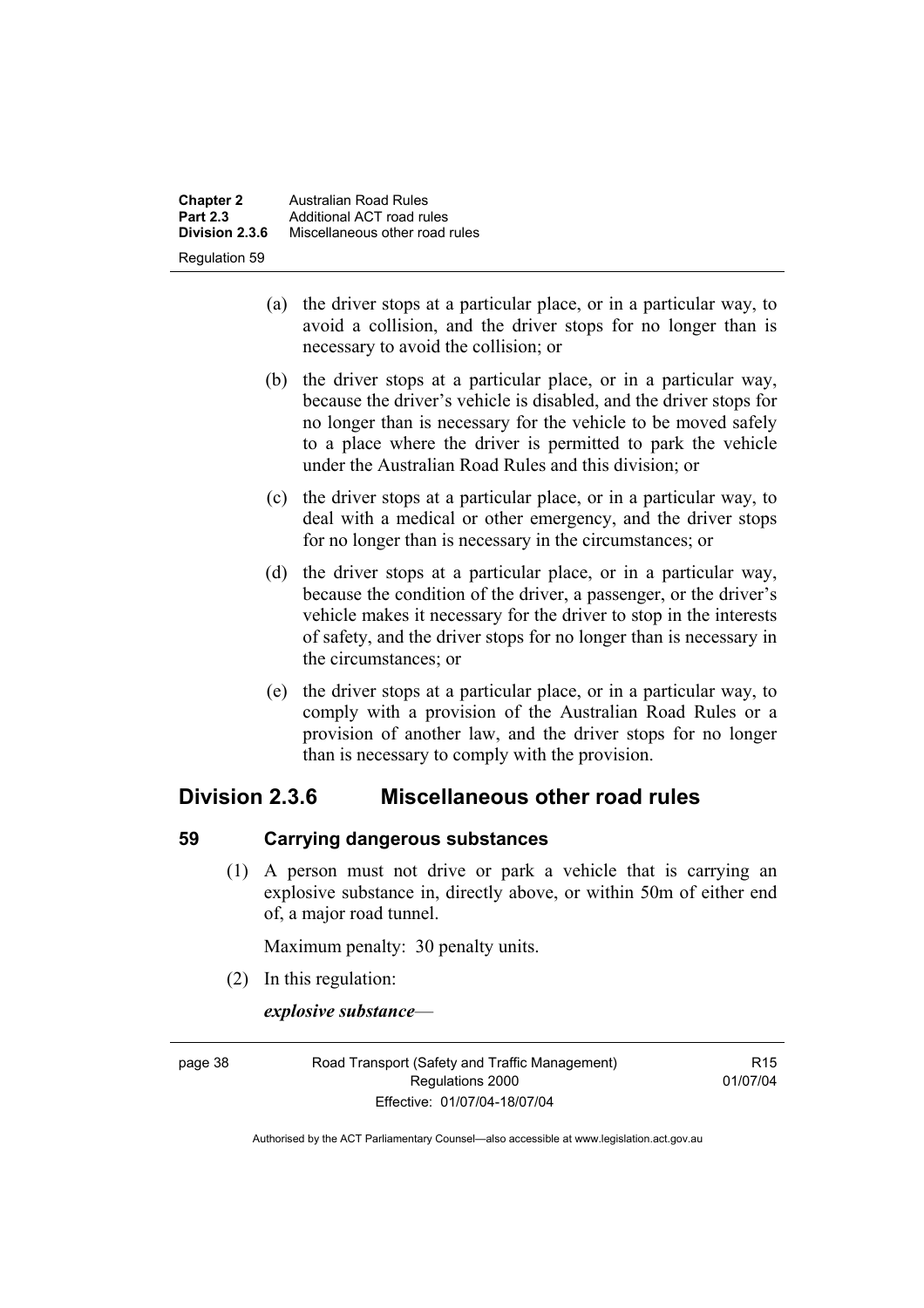(a) the driver stops at a particular place, or in a particular way, to avoid a collision, and the driver stops for no longer than is necessary to avoid the collision; or

(b) the driver stops at a particular place, or in a particular way, because the driver's vehicle is disabled, and the driver stops for no longer than is necessary for the vehicle to be moved safely to a place where the driver is permitted to park the vehicle under the Australian Road Rules and this division; or

(c) the driver stops at a particular place, or in a particular way, to deal with a medical or other emergency, and the driver stops for no longer than is necessary in the circumstances; or

(d) the driver stops at a particular place, or in a particular way, because the condition of the driver, a passenger, or the driver's vehicle makes it necessary for the driver to stop in the interests of safety, and the driver stops for no longer than is necessary in the circumstances; or

(e) the driver stops at a particular place, or in a particular way, to comply with a provision of the Australian Road Rules or a provision of another law, and the driver stops for no longer than is necessary to comply with the provision.

## Division 2.3.6 Miscellaneous other road rules

### 59 Carrying dangerous substances

(1) A person must not drive or park a vehicle that is carrying an explosive substance in, directly above, or within 50m of either end of, a major road tunnel.

Maximum penalty: 30 penalty units.

(2) In this regulation:

***explosive substance***—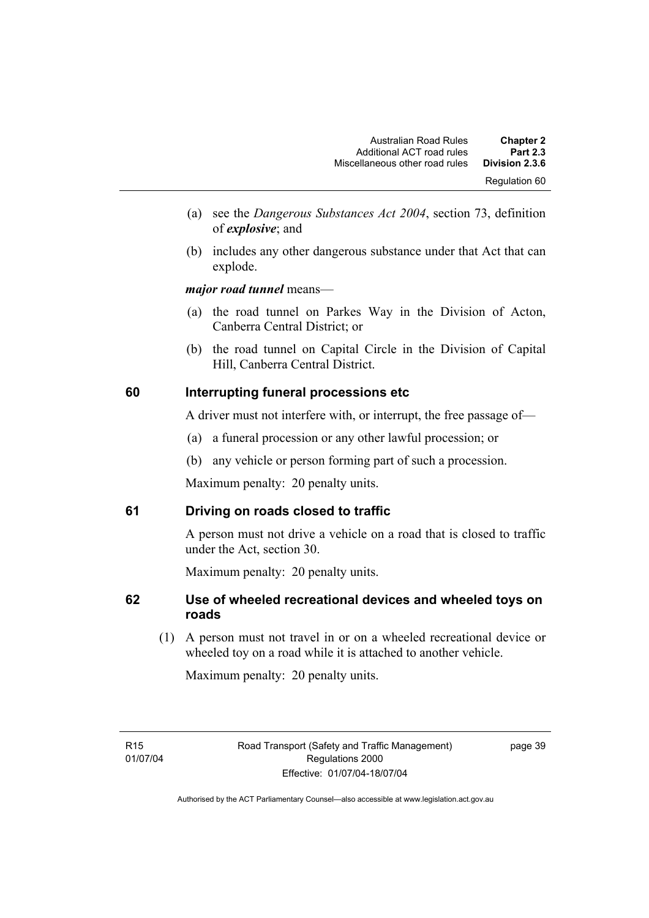(a) see the *Dangerous Substances Act 2004*, section 73, definition of ***explosive***; and

(b) includes any other dangerous substance under that Act that can explode.

***major road tunnel*** means—

(a) the road tunnel on Parkes Way in the Division of Acton, Canberra Central District; or

(b) the road tunnel on Capital Circle in the Division of Capital Hill, Canberra Central District.

## 60 Interrupting funeral processions etc

A driver must not interfere with, or interrupt, the free passage of—

(a) a funeral procession or any other lawful procession; or

(b) any vehicle or person forming part of such a procession.

Maximum penalty: 20 penalty units.

## 61 Driving on roads closed to traffic

A person must not drive a vehicle on a road that is closed to traffic under the Act, section 30.

Maximum penalty: 20 penalty units.

## 62 Use of wheeled recreational devices and wheeled toys on roads

(1) A person must not travel in or on a wheeled recreational device or wheeled toy on a road while it is attached to another vehicle.

Maximum penalty: 20 penalty units.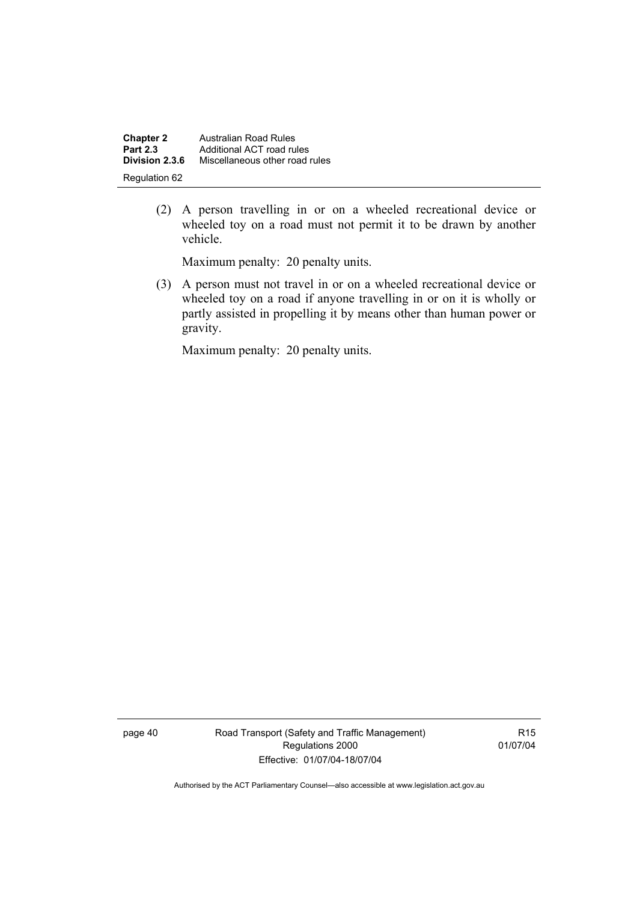(2) A person travelling in or on a wheeled recreational device or wheeled toy on a road must not permit it to be drawn by another vehicle.

Maximum penalty: 20 penalty units.

(3) A person must not travel in or on a wheeled recreational device or wheeled toy on a road if anyone travelling in or on it is wholly or partly assisted in propelling it by means other than human power or gravity.

Maximum penalty: 20 penalty units.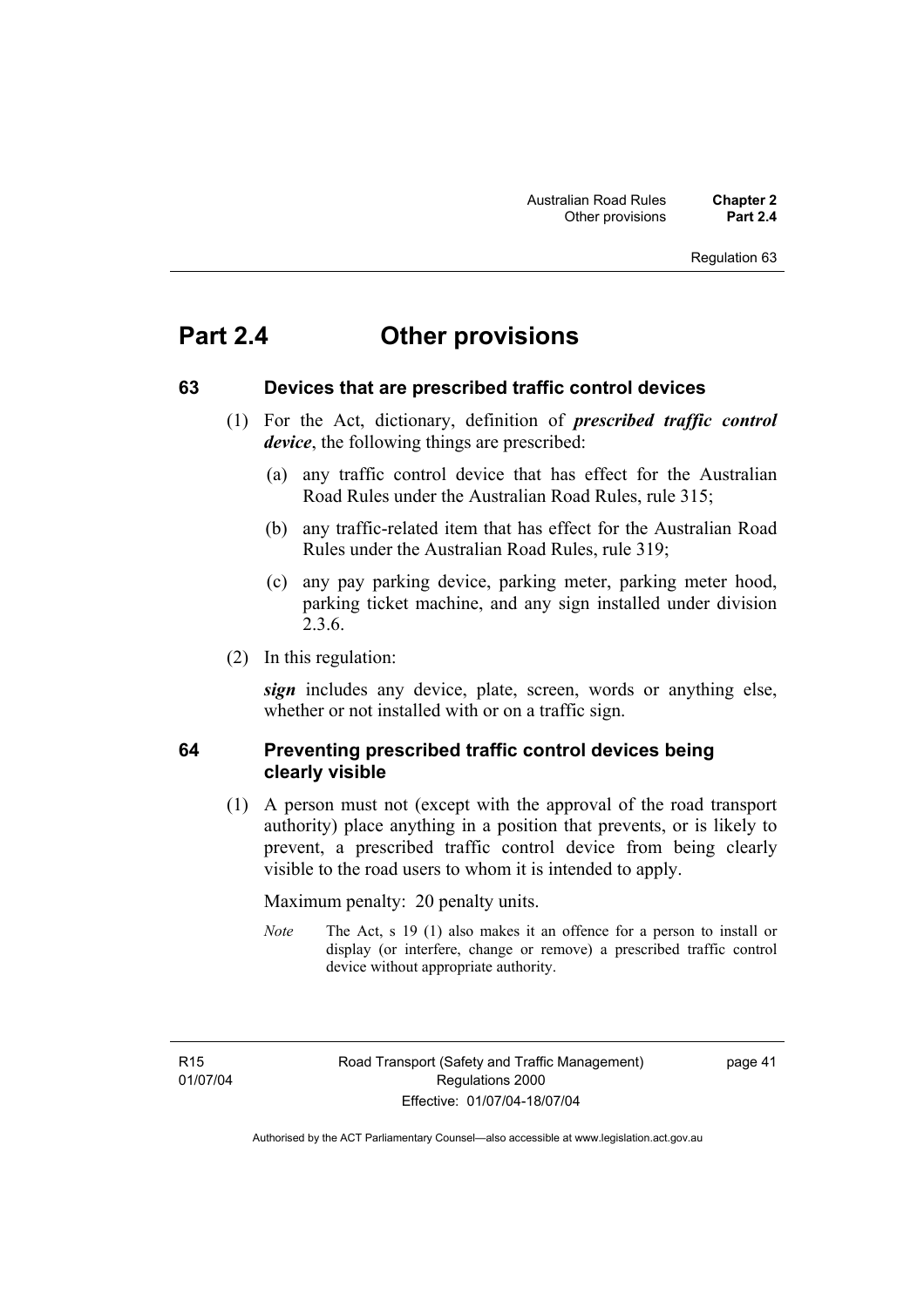# Part 2.4 Other provisions

### 63 Devices that are prescribed traffic control devices

(1) For the Act, dictionary, definition of ***prescribed traffic control device***, the following things are prescribed:

(a) any traffic control device that has effect for the Australian Road Rules under the Australian Road Rules, rule 315;

(b) any traffic-related item that has effect for the Australian Road Rules under the Australian Road Rules, rule 319;

(c) any pay parking device, parking meter, parking meter hood, parking ticket machine, and any sign installed under division 2.3.6.

(2) In this regulation:

***sign*** includes any device, plate, screen, words or anything else, whether or not installed with or on a traffic sign.

### 64 Preventing prescribed traffic control devices being clearly visible

(1) A person must not (except with the approval of the road transport authority) place anything in a position that prevents, or is likely to prevent, a prescribed traffic control device from being clearly visible to the road users to whom it is intended to apply.

Maximum penalty: 20 penalty units.

*Note* The Act, s 19 (1) also makes it an offence for a person to install or display (or interfere, change or remove) a prescribed traffic control device without appropriate authority.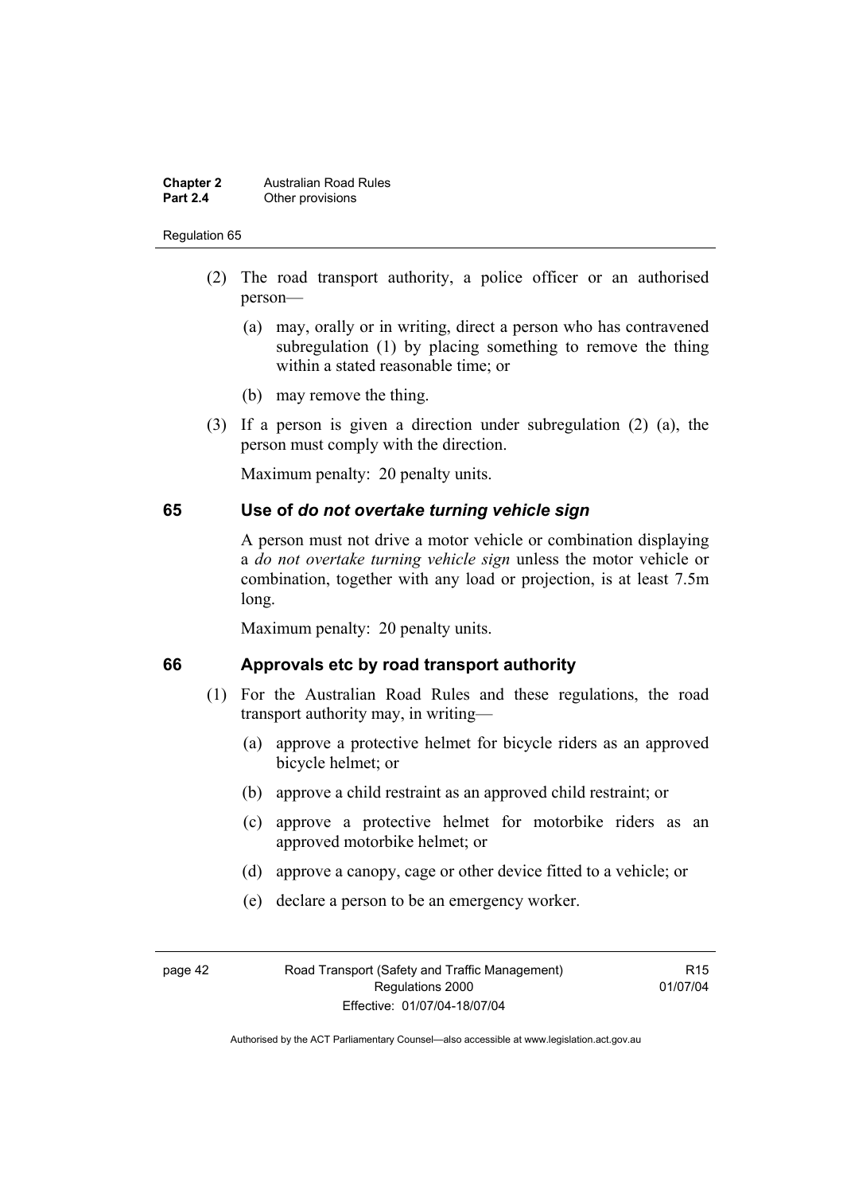(2) The road transport authority, a police officer or an authorised person—

(a) may, orally or in writing, direct a person who has contravened subregulation (1) by placing something to remove the thing within a stated reasonable time; or

(b) may remove the thing.

(3) If a person is given a direction under subregulation (2) (a), the person must comply with the direction.

Maximum penalty: 20 penalty units.

## 65 Use of *do not overtake turning vehicle sign*

A person must not drive a motor vehicle or combination displaying a *do not overtake turning vehicle sign* unless the motor vehicle or combination, together with any load or projection, is at least 7.5m long.

Maximum penalty: 20 penalty units.

## 66 Approvals etc by road transport authority

(1) For the Australian Road Rules and these regulations, the road transport authority may, in writing—

(a) approve a protective helmet for bicycle riders as an approved bicycle helmet; or

(b) approve a child restraint as an approved child restraint; or

(c) approve a protective helmet for motorbike riders as an approved motorbike helmet; or

(d) approve a canopy, cage or other device fitted to a vehicle; or

(e) declare a person to be an emergency worker.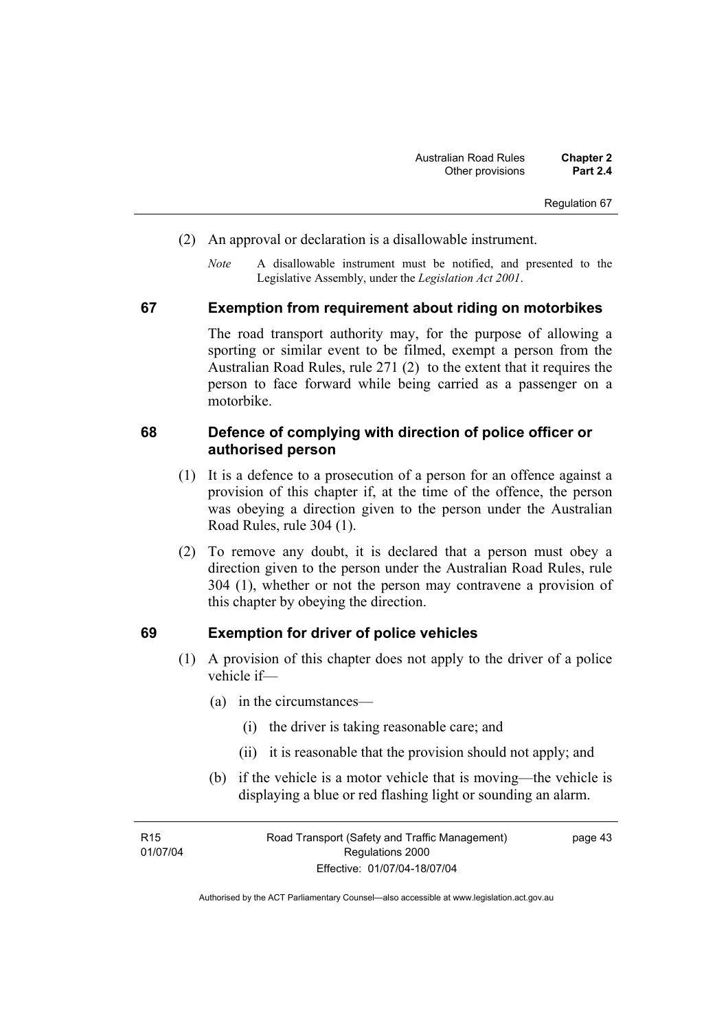(2) An approval or declaration is a disallowable instrument.

*Note* A disallowable instrument must be notified, and presented to the Legislative Assembly, under the *Legislation Act 2001*.

## 67 Exemption from requirement about riding on motorbikes

The road transport authority may, for the purpose of allowing a sporting or similar event to be filmed, exempt a person from the Australian Road Rules, rule 271 (2) to the extent that it requires the person to face forward while being carried as a passenger on a motorbike.

## 68 Defence of complying with direction of police officer or authorised person

(1) It is a defence to a prosecution of a person for an offence against a provision of this chapter if, at the time of the offence, the person was obeying a direction given to the person under the Australian Road Rules, rule 304 (1).

(2) To remove any doubt, it is declared that a person must obey a direction given to the person under the Australian Road Rules, rule 304 (1), whether or not the person may contravene a provision of this chapter by obeying the direction.

## 69 Exemption for driver of police vehicles

(1) A provision of this chapter does not apply to the driver of a police vehicle if—

(a) in the circumstances—

(i) the driver is taking reasonable care; and

(ii) it is reasonable that the provision should not apply; and

(b) if the vehicle is a motor vehicle that is moving—the vehicle is displaying a blue or red flashing light or sounding an alarm.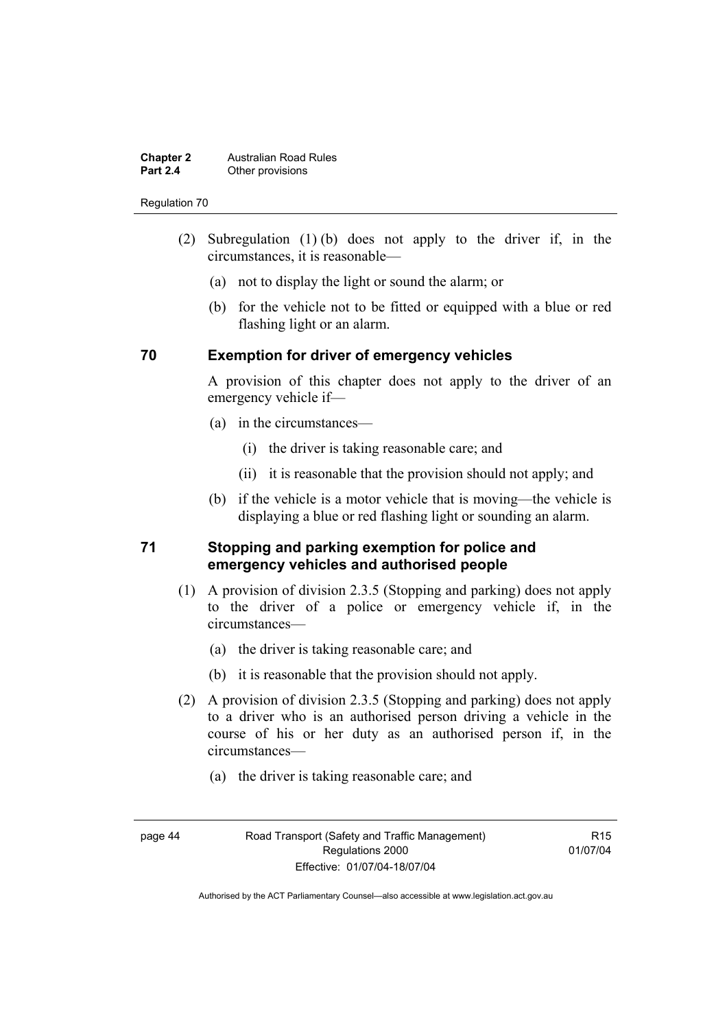(2) Subregulation (1) (b) does not apply to the driver if, in the circumstances, it is reasonable—

(a) not to display the light or sound the alarm; or

(b) for the vehicle not to be fitted or equipped with a blue or red flashing light or an alarm.

## 70 Exemption for driver of emergency vehicles

A provision of this chapter does not apply to the driver of an emergency vehicle if—

(a) in the circumstances—

(i) the driver is taking reasonable care; and

(ii) it is reasonable that the provision should not apply; and

(b) if the vehicle is a motor vehicle that is moving—the vehicle is displaying a blue or red flashing light or sounding an alarm.

## 71 Stopping and parking exemption for police and emergency vehicles and authorised people

(1) A provision of division 2.3.5 (Stopping and parking) does not apply to the driver of a police or emergency vehicle if, in the circumstances—

(a) the driver is taking reasonable care; and

(b) it is reasonable that the provision should not apply.

(2) A provision of division 2.3.5 (Stopping and parking) does not apply to a driver who is an authorised person driving a vehicle in the course of his or her duty as an authorised person if, in the circumstances—

(a) the driver is taking reasonable care; and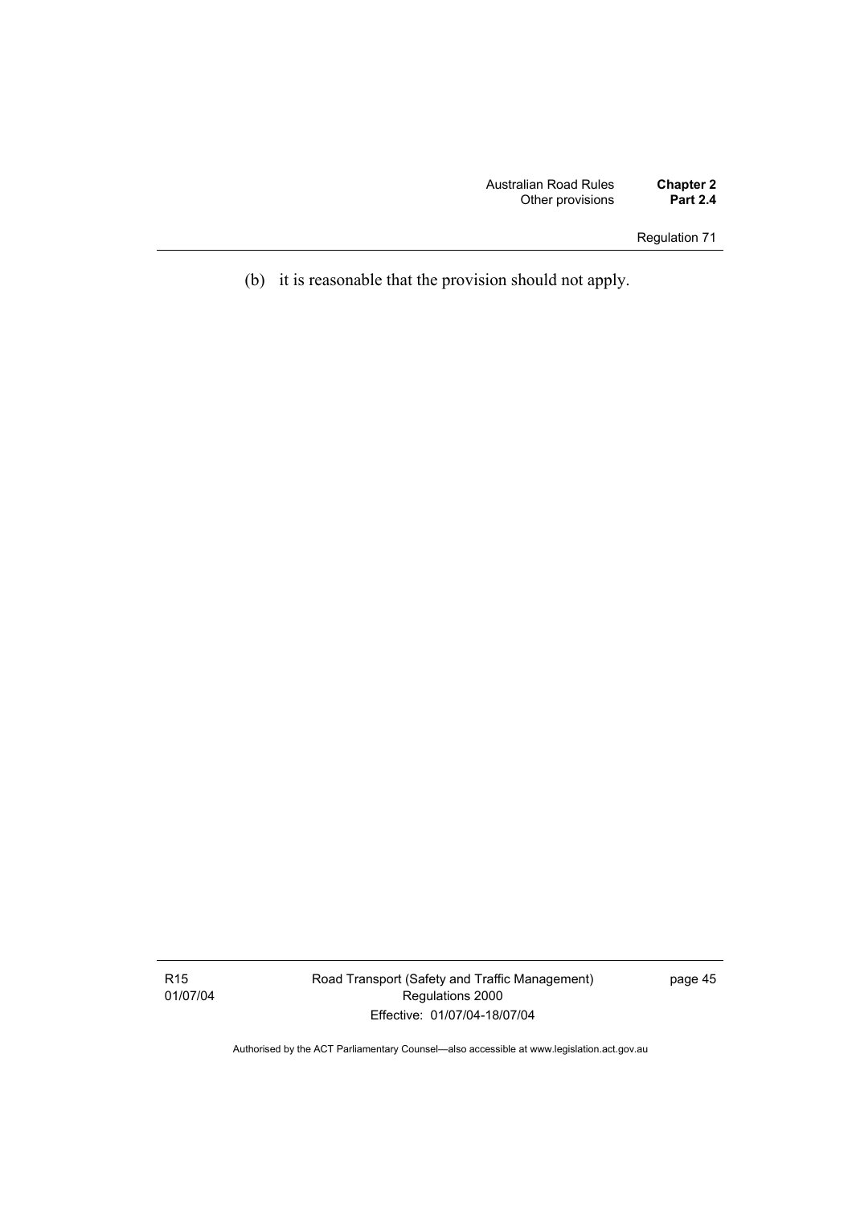(b) it is reasonable that the provision should not apply.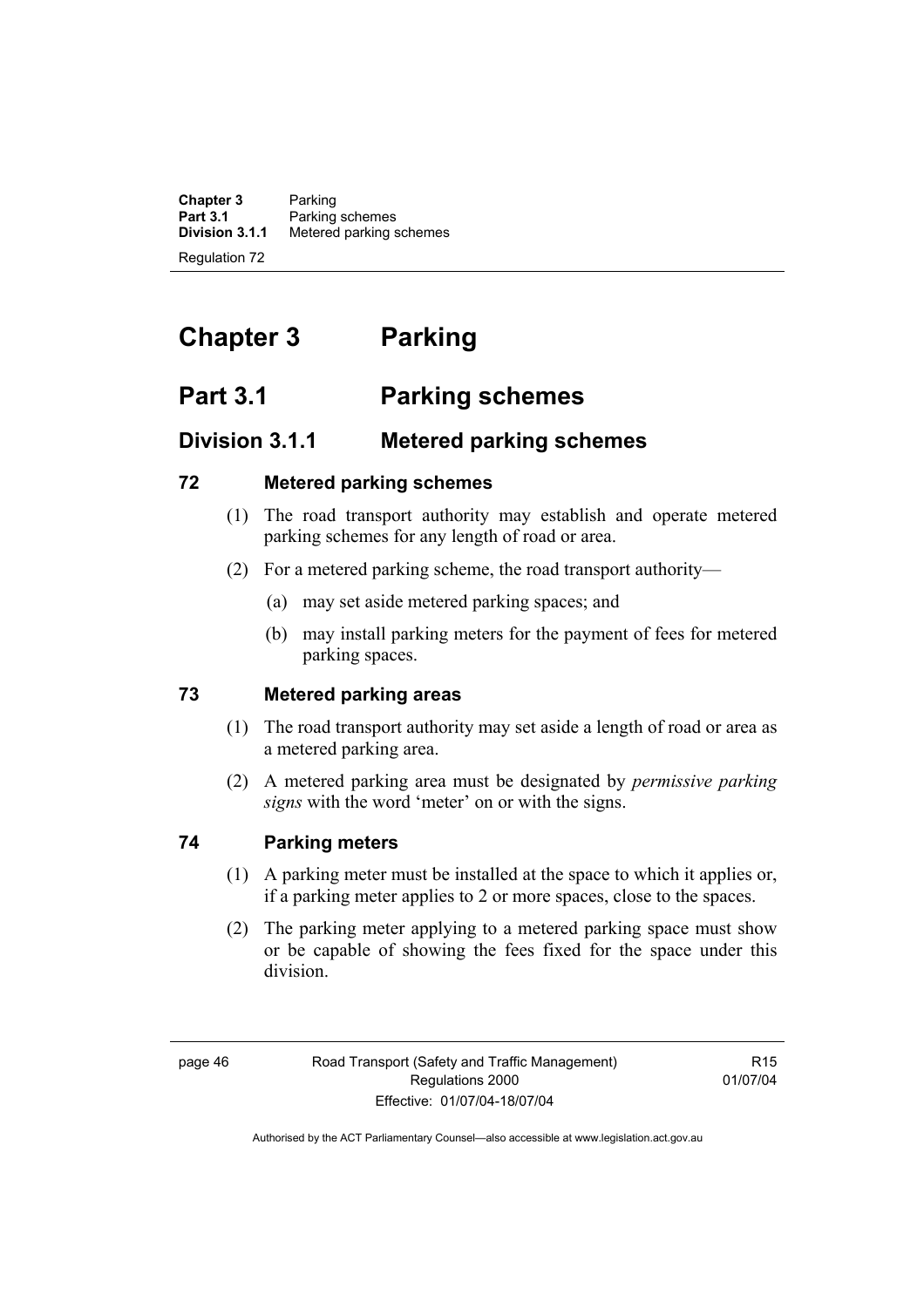# Chapter 3 Parking

## Part 3.1 Parking schemes

### Division 3.1.1 Metered parking schemes

**72 Metered parking schemes**

(1) The road transport authority may establish and operate metered parking schemes for any length of road or area.

(2) For a metered parking scheme, the road transport authority—

(a) may set aside metered parking spaces; and

(b) may install parking meters for the payment of fees for metered parking spaces.

**73 Metered parking areas**

(1) The road transport authority may set aside a length of road or area as a metered parking area.

(2) A metered parking area must be designated by ***permissive parking signs*** with the word 'meter' on or with the signs.

**74 Parking meters**

(1) A parking meter must be installed at the space to which it applies or, if a parking meter applies to 2 or more spaces, close to the spaces.

(2) The parking meter applying to a metered parking space must show or be capable of showing the fees fixed for the space under this division.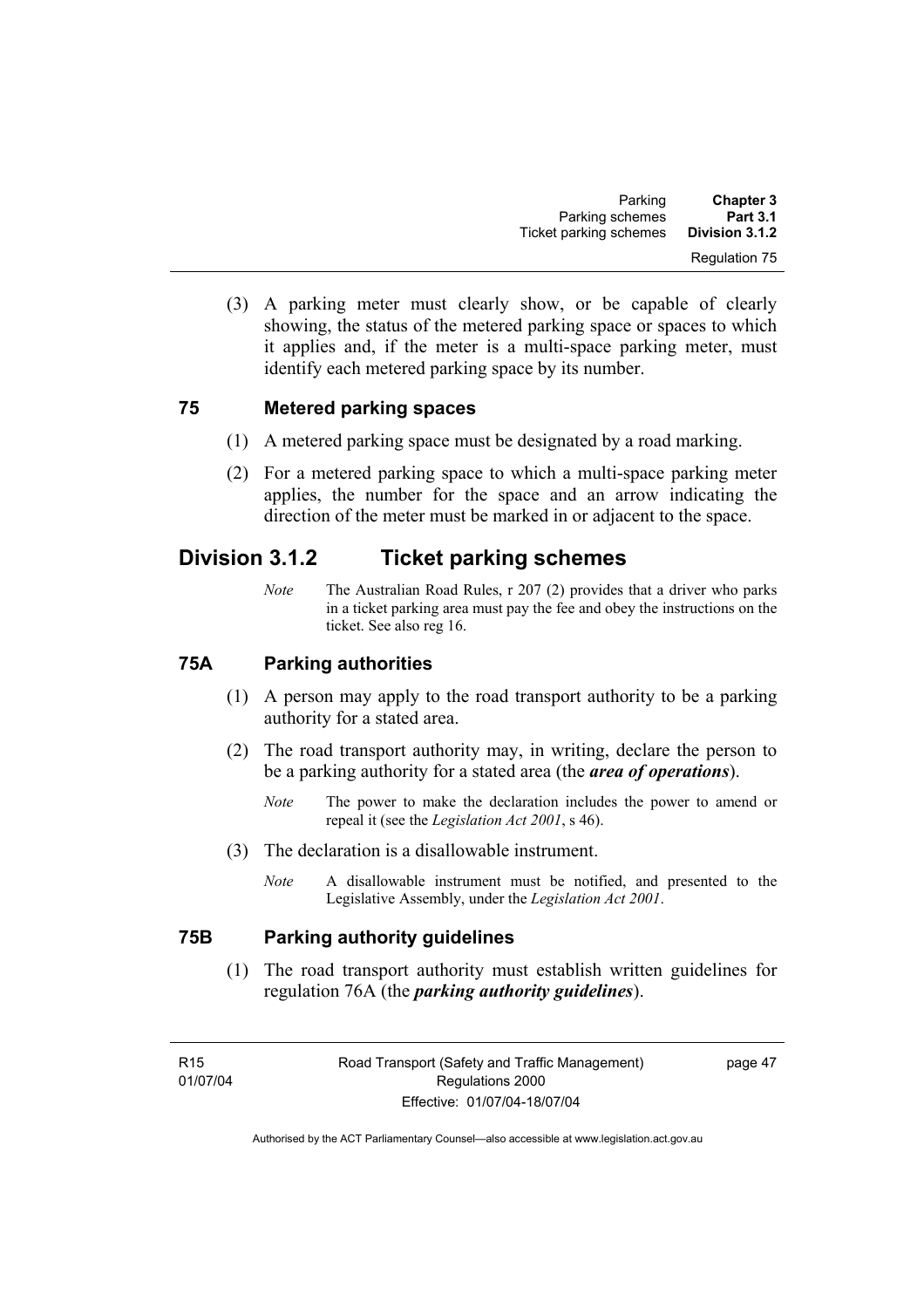(3) A parking meter must clearly show, or be capable of clearly showing, the status of the metered parking space or spaces to which it applies and, if the meter is a multi-space parking meter, must identify each metered parking space by its number.

### 75 Metered parking spaces

(1) A metered parking space must be designated by a road marking.

(2) For a metered parking space to which a multi-space parking meter applies, the number for the space and an arrow indicating the direction of the meter must be marked in or adjacent to the space.

## Division 3.1.2 Ticket parking schemes

*Note* The Australian Road Rules, r 207 (2) provides that a driver who parks in a ticket parking area must pay the fee and obey the instructions on the ticket. See also reg 16.

### 75A Parking authorities

(1) A person may apply to the road transport authority to be a parking authority for a stated area.

(2) The road transport authority may, in writing, declare the person to be a parking authority for a stated area (the ***area of operations***).

*Note* The power to make the declaration includes the power to amend or repeal it (see the *Legislation Act 2001*, s 46).

(3) The declaration is a disallowable instrument.

*Note* A disallowable instrument must be notified, and presented to the Legislative Assembly, under the *Legislation Act 2001*.

### 75B Parking authority guidelines

(1) The road transport authority must establish written guidelines for regulation 76A (the ***parking authority guidelines***).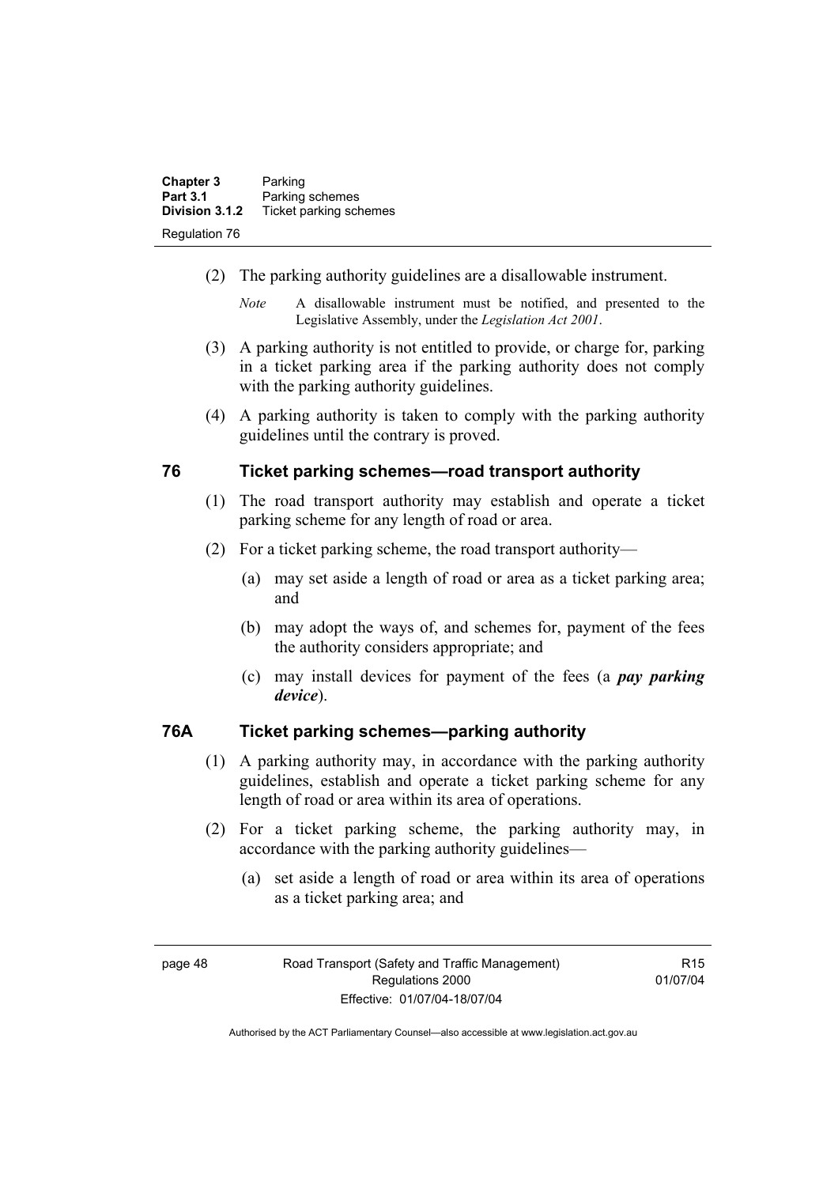(2) The parking authority guidelines are a disallowable instrument.

*Note* A disallowable instrument must be notified, and presented to the Legislative Assembly, under the *Legislation Act 2001*.

(3) A parking authority is not entitled to provide, or charge for, parking in a ticket parking area if the parking authority does not comply with the parking authority guidelines.

(4) A parking authority is taken to comply with the parking authority guidelines until the contrary is proved.

## 76 Ticket parking schemes—road transport authority

(1) The road transport authority may establish and operate a ticket parking scheme for any length of road or area.

(2) For a ticket parking scheme, the road transport authority—

(a) may set aside a length of road or area as a ticket parking area; and

(b) may adopt the ways of, and schemes for, payment of the fees the authority considers appropriate; and

(c) may install devices for payment of the fees (a ***pay parking device***).

## 76A Ticket parking schemes—parking authority

(1) A parking authority may, in accordance with the parking authority guidelines, establish and operate a ticket parking scheme for any length of road or area within its area of operations.

(2) For a ticket parking scheme, the parking authority may, in accordance with the parking authority guidelines—

(a) set aside a length of road or area within its area of operations as a ticket parking area; and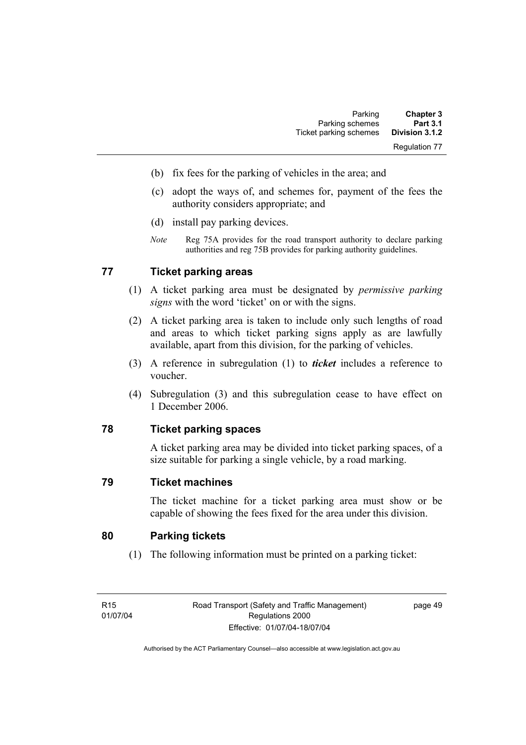(b) fix fees for the parking of vehicles in the area; and

(c) adopt the ways of, and schemes for, payment of the fees the authority considers appropriate; and

(d) install pay parking devices.

*Note* Reg 75A provides for the road transport authority to declare parking authorities and reg 75B provides for parking authority guidelines.

## 77 Ticket parking areas

(1) A ticket parking area must be designated by *permissive parking signs* with the word 'ticket' on or with the signs.

(2) A ticket parking area is taken to include only such lengths of road and areas to which ticket parking signs apply as are lawfully available, apart from this division, for the parking of vehicles.

(3) A reference in subregulation (1) to ***ticket*** includes a reference to voucher.

(4) Subregulation (3) and this subregulation cease to have effect on 1 December 2006.

## 78 Ticket parking spaces

A ticket parking area may be divided into ticket parking spaces, of a size suitable for parking a single vehicle, by a road marking.

## 79 Ticket machines

The ticket machine for a ticket parking area must show or be capable of showing the fees fixed for the area under this division.

## 80 Parking tickets

(1) The following information must be printed on a parking ticket: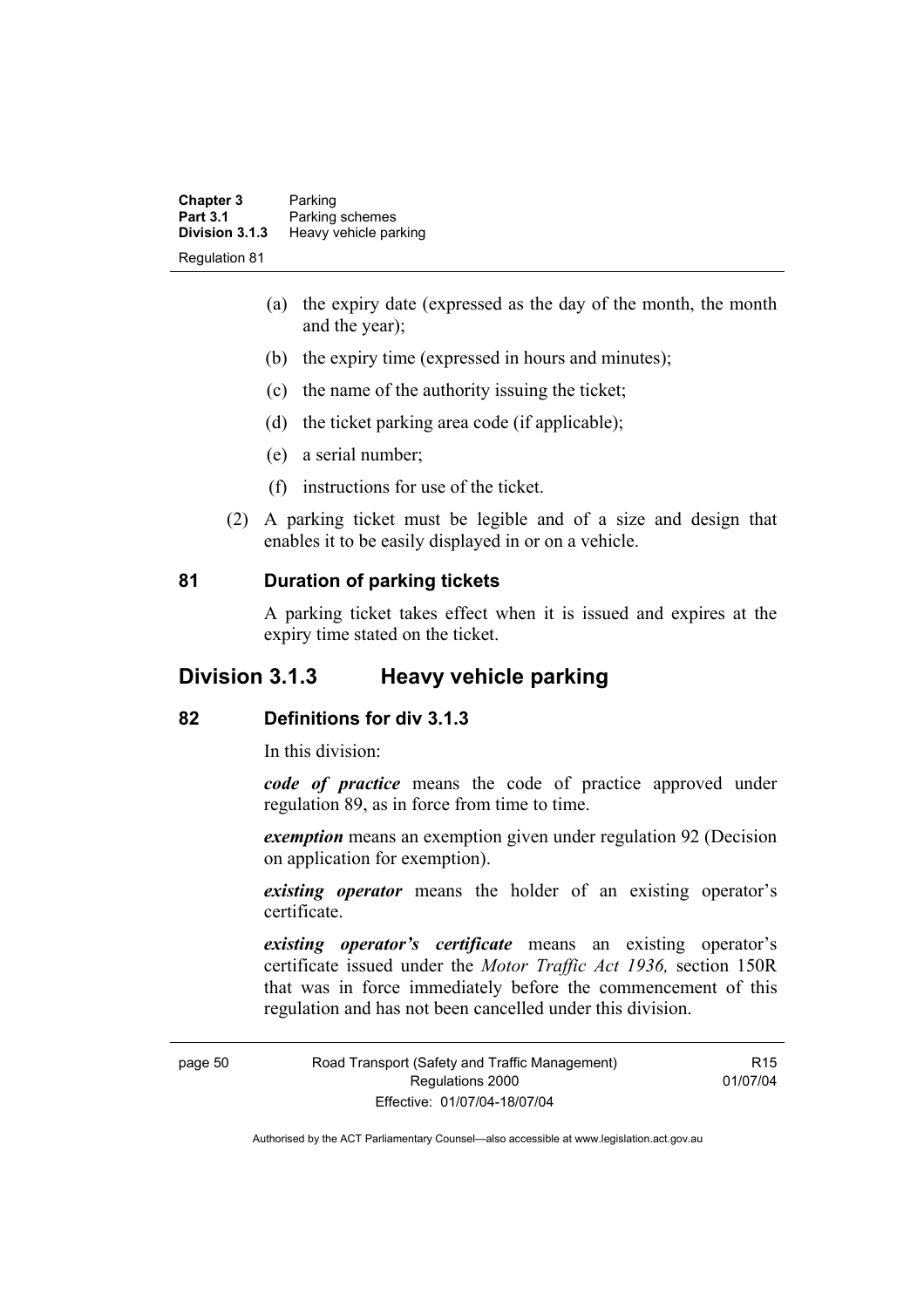(a) the expiry date (expressed as the day of the month, the month and the year);

(b) the expiry time (expressed in hours and minutes);

(c) the name of the authority issuing the ticket;

(d) the ticket parking area code (if applicable);

(e) a serial number;

(f) instructions for use of the ticket.

(2) A parking ticket must be legible and of a size and design that enables it to be easily displayed in or on a vehicle.

### 81 Duration of parking tickets

A parking ticket takes effect when it is issued and expires at the expiry time stated on the ticket.

## Division 3.1.3 Heavy vehicle parking

### 82 Definitions for div 3.1.3

In this division:

***code of practice*** means the code of practice approved under regulation 89, as in force from time to time.

***exemption*** means an exemption given under regulation 92 (Decision on application for exemption).

***existing operator*** means the holder of an existing operator's certificate.

***existing operator's certificate*** means an existing operator's certificate issued under the *Motor Traffic Act 1936,* section 150R that was in force immediately before the commencement of this regulation and has not been cancelled under this division.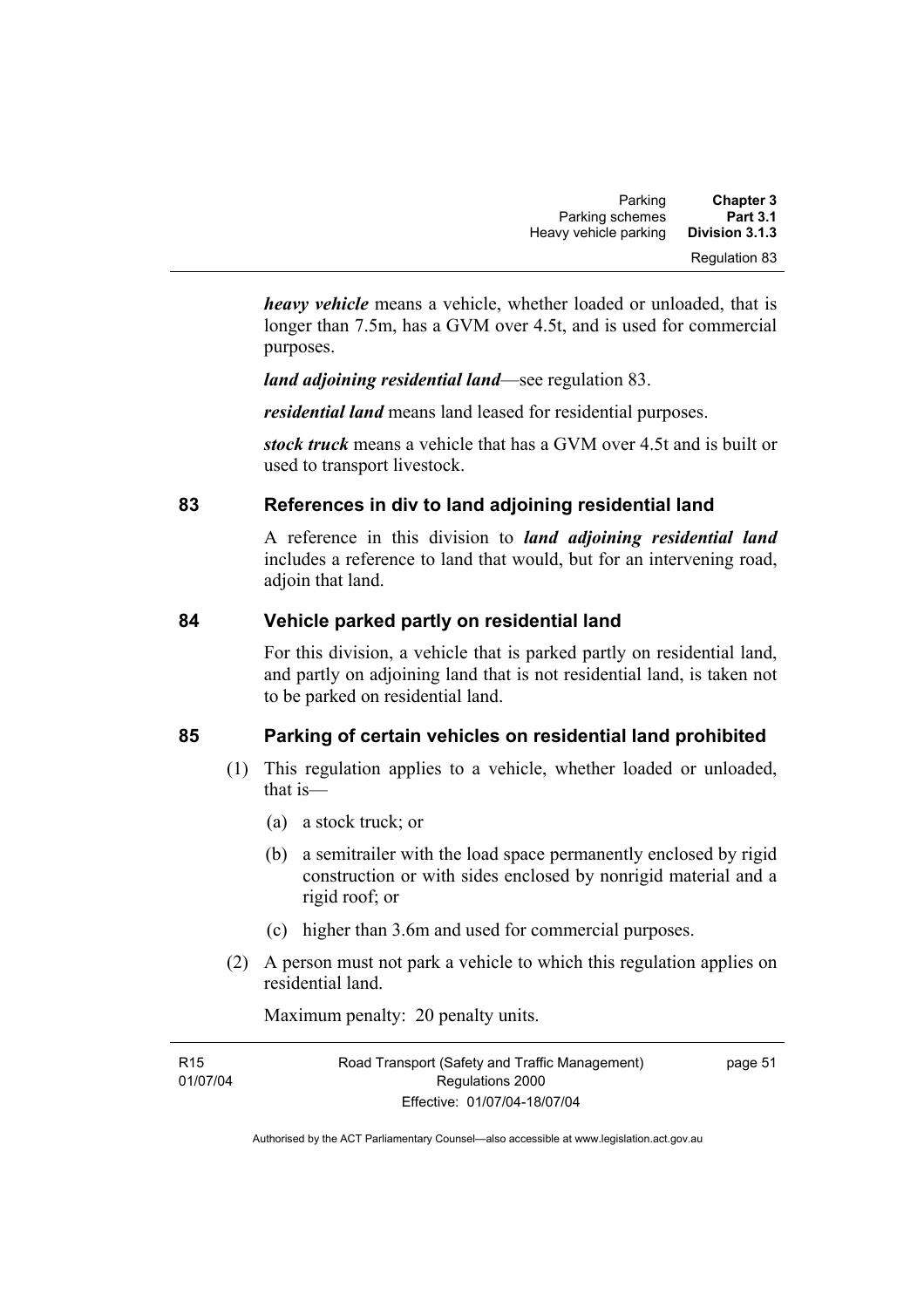***heavy vehicle*** means a vehicle, whether loaded or unloaded, that is longer than 7.5m, has a GVM over 4.5t, and is used for commercial purposes.

***land adjoining residential land***—see regulation 83.

***residential land*** means land leased for residential purposes.

***stock truck*** means a vehicle that has a GVM over 4.5t and is built or used to transport livestock.

## 83 References in div to land adjoining residential land

A reference in this division to ***land adjoining residential land*** includes a reference to land that would, but for an intervening road, adjoin that land.

## 84 Vehicle parked partly on residential land

For this division, a vehicle that is parked partly on residential land, and partly on adjoining land that is not residential land, is taken not to be parked on residential land.

## 85 Parking of certain vehicles on residential land prohibited

(1) This regulation applies to a vehicle, whether loaded or unloaded, that is—

(a) a stock truck; or

(b) a semitrailer with the load space permanently enclosed by rigid construction or with sides enclosed by nonrigid material and a rigid roof; or

(c) higher than 3.6m and used for commercial purposes.

(2) A person must not park a vehicle to which this regulation applies on residential land.

Maximum penalty: 20 penalty units.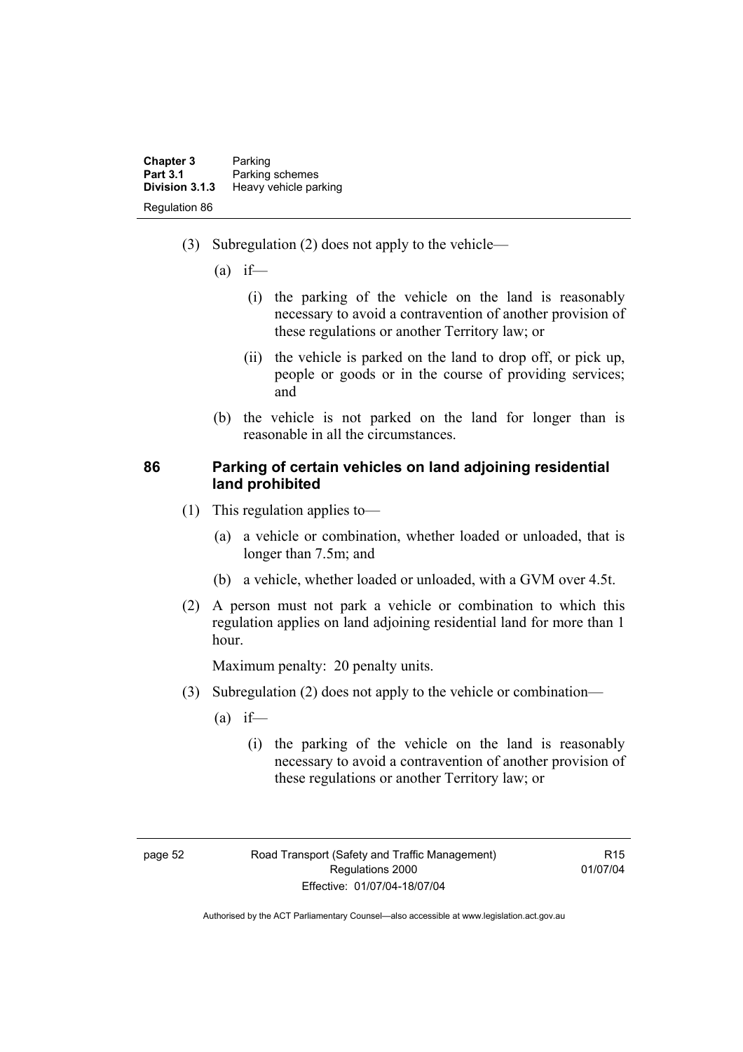(3) Subregulation (2) does not apply to the vehicle—

(a) if—

(i) the parking of the vehicle on the land is reasonably necessary to avoid a contravention of another provision of these regulations or another Territory law; or

(ii) the vehicle is parked on the land to drop off, or pick up, people or goods or in the course of providing services; and

(b) the vehicle is not parked on the land for longer than is reasonable in all the circumstances.

## 86 Parking of certain vehicles on land adjoining residential land prohibited

(1) This regulation applies to—

(a) a vehicle or combination, whether loaded or unloaded, that is longer than 7.5m; and

(b) a vehicle, whether loaded or unloaded, with a GVM over 4.5t.

(2) A person must not park a vehicle or combination to which this regulation applies on land adjoining residential land for more than 1 hour.

Maximum penalty: 20 penalty units.

(3) Subregulation (2) does not apply to the vehicle or combination—

(a) if—

(i) the parking of the vehicle on the land is reasonably necessary to avoid a contravention of another provision of these regulations or another Territory law; or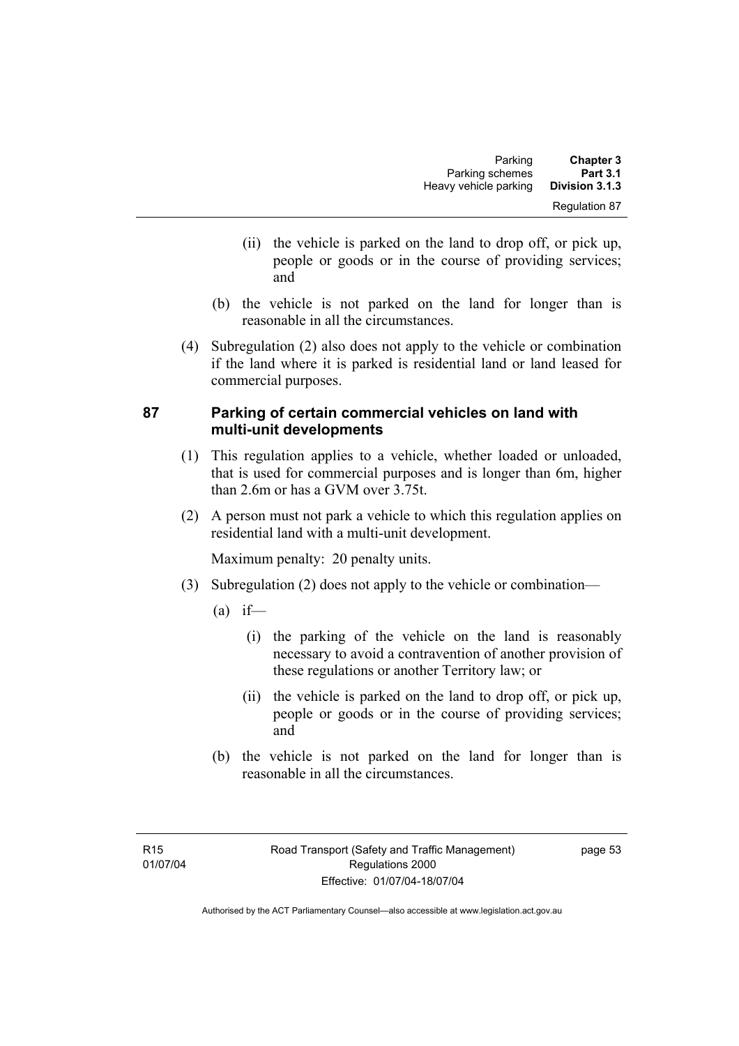(ii) the vehicle is parked on the land to drop off, or pick up, people or goods or in the course of providing services; and

(b) the vehicle is not parked on the land for longer than is reasonable in all the circumstances.

(4) Subregulation (2) also does not apply to the vehicle or combination if the land where it is parked is residential land or land leased for commercial purposes.

### 87 Parking of certain commercial vehicles on land with multi-unit developments

(1) This regulation applies to a vehicle, whether loaded or unloaded, that is used for commercial purposes and is longer than 6m, higher than 2.6m or has a GVM over 3.75t.

(2) A person must not park a vehicle to which this regulation applies on residential land with a multi-unit development.

Maximum penalty: 20 penalty units.

(3) Subregulation (2) does not apply to the vehicle or combination—

(a) if—

(i) the parking of the vehicle on the land is reasonably necessary to avoid a contravention of another provision of these regulations or another Territory law; or

(ii) the vehicle is parked on the land to drop off, or pick up, people or goods or in the course of providing services; and

(b) the vehicle is not parked on the land for longer than is reasonable in all the circumstances.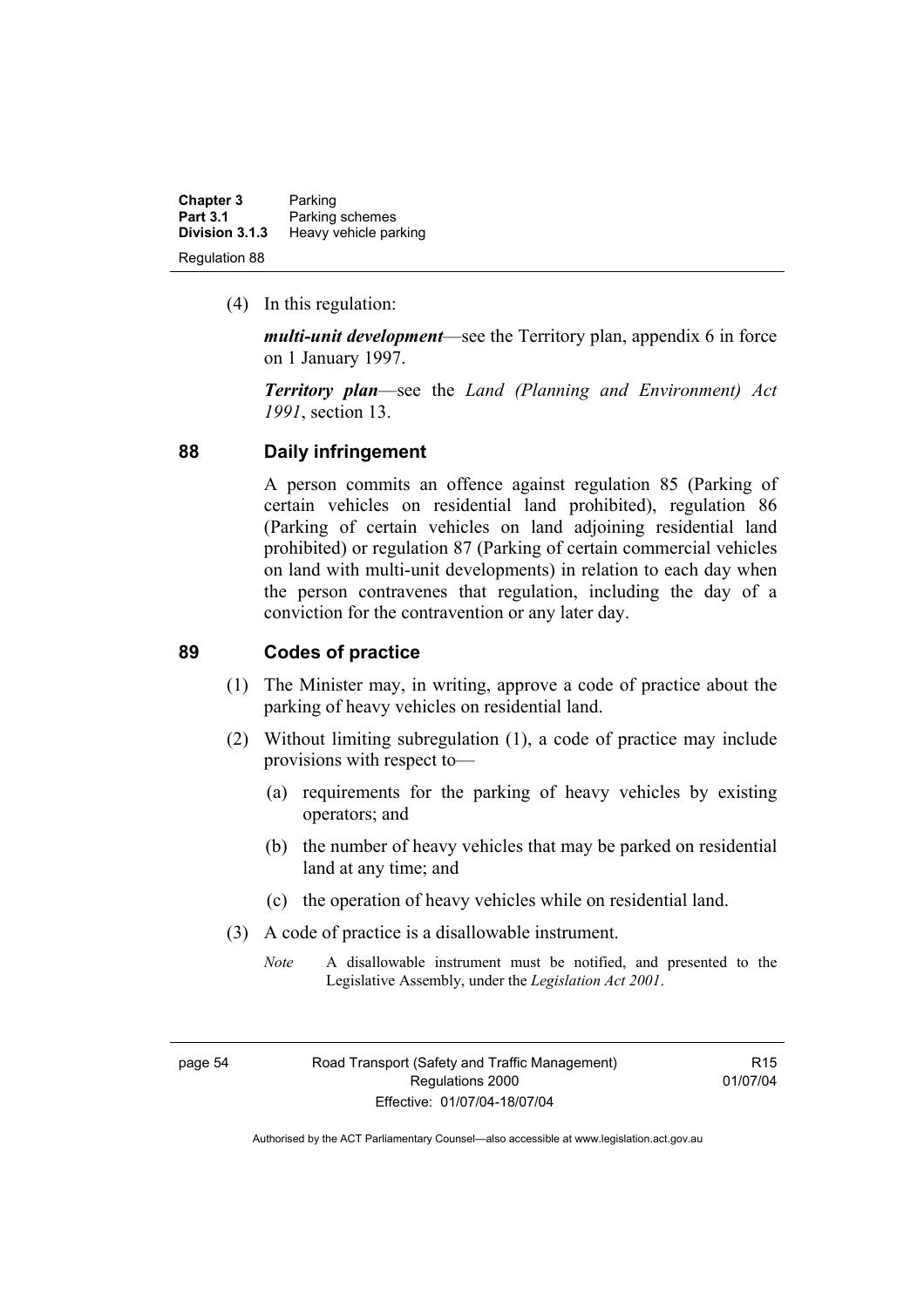(4) In this regulation:

***multi-unit development***—see the Territory plan, appendix 6 in force on 1 January 1997.

***Territory plan***—see the *Land (Planning and Environment) Act 1991*, section 13.

## 88 Daily infringement

A person commits an offence against regulation 85 (Parking of certain vehicles on residential land prohibited), regulation 86 (Parking of certain vehicles on land adjoining residential land prohibited) or regulation 87 (Parking of certain commercial vehicles on land with multi-unit developments) in relation to each day when the person contravenes that regulation, including the day of a conviction for the contravention or any later day.

## 89 Codes of practice

(1) The Minister may, in writing, approve a code of practice about the parking of heavy vehicles on residential land.

(2) Without limiting subregulation (1), a code of practice may include provisions with respect to—

   (a) requirements for the parking of heavy vehicles by existing operators; and

   (b) the number of heavy vehicles that may be parked on residential land at any time; and

   (c) the operation of heavy vehicles while on residential land.

(3) A code of practice is a disallowable instrument.

*Note* A disallowable instrument must be notified, and presented to the Legislative Assembly, under the *Legislation Act 2001*.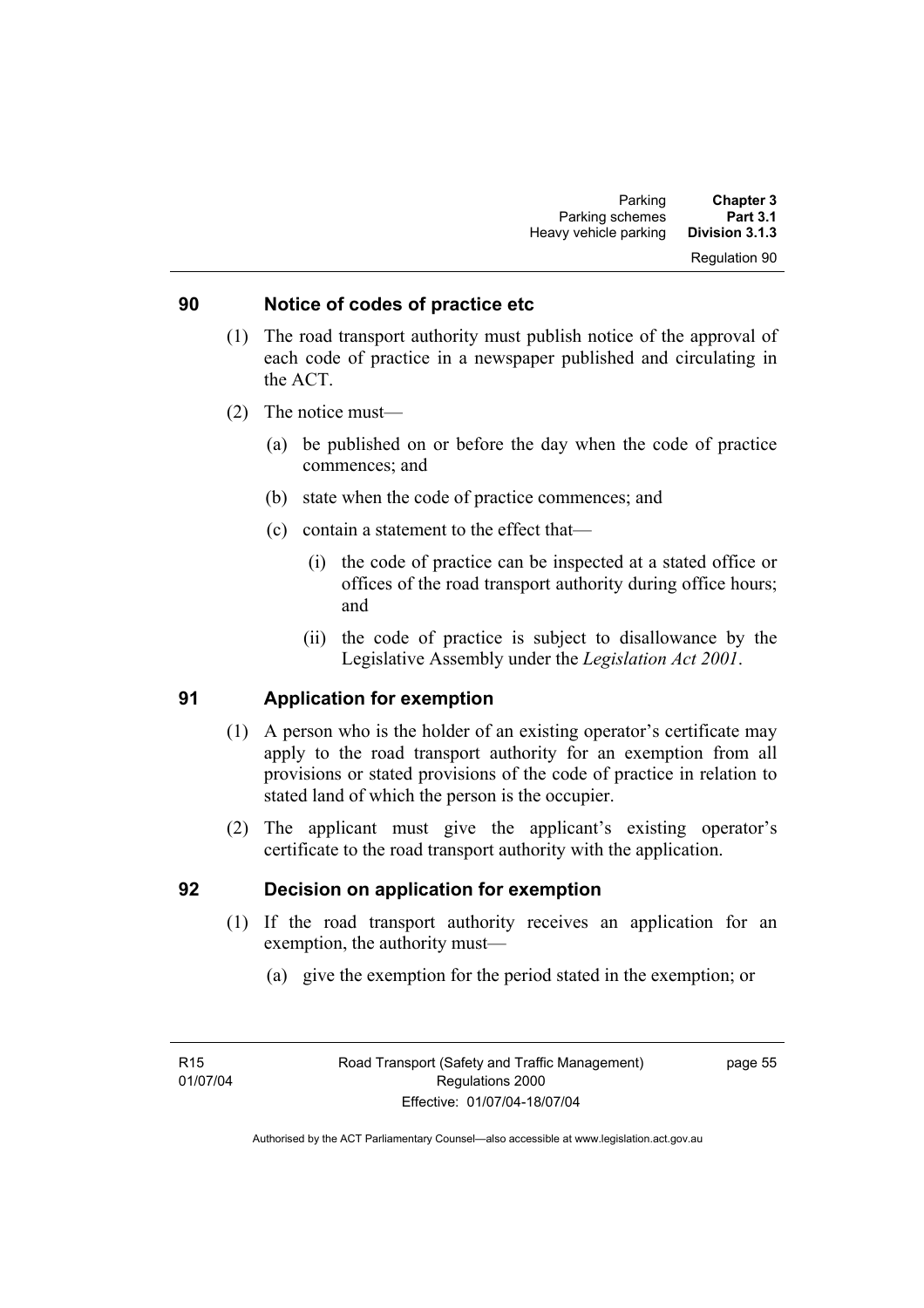## 90 Notice of codes of practice etc

(1) The road transport authority must publish notice of the approval of each code of practice in a newspaper published and circulating in the ACT.

(2) The notice must—

(a) be published on or before the day when the code of practice commences; and

(b) state when the code of practice commences; and

(c) contain a statement to the effect that—

(i) the code of practice can be inspected at a stated office or offices of the road transport authority during office hours; and

(ii) the code of practice is subject to disallowance by the Legislative Assembly under the *Legislation Act 2001*.

## 91 Application for exemption

(1) A person who is the holder of an existing operator's certificate may apply to the road transport authority for an exemption from all provisions or stated provisions of the code of practice in relation to stated land of which the person is the occupier.

(2) The applicant must give the applicant's existing operator's certificate to the road transport authority with the application.

## 92 Decision on application for exemption

(1) If the road transport authority receives an application for an exemption, the authority must—

(a) give the exemption for the period stated in the exemption; or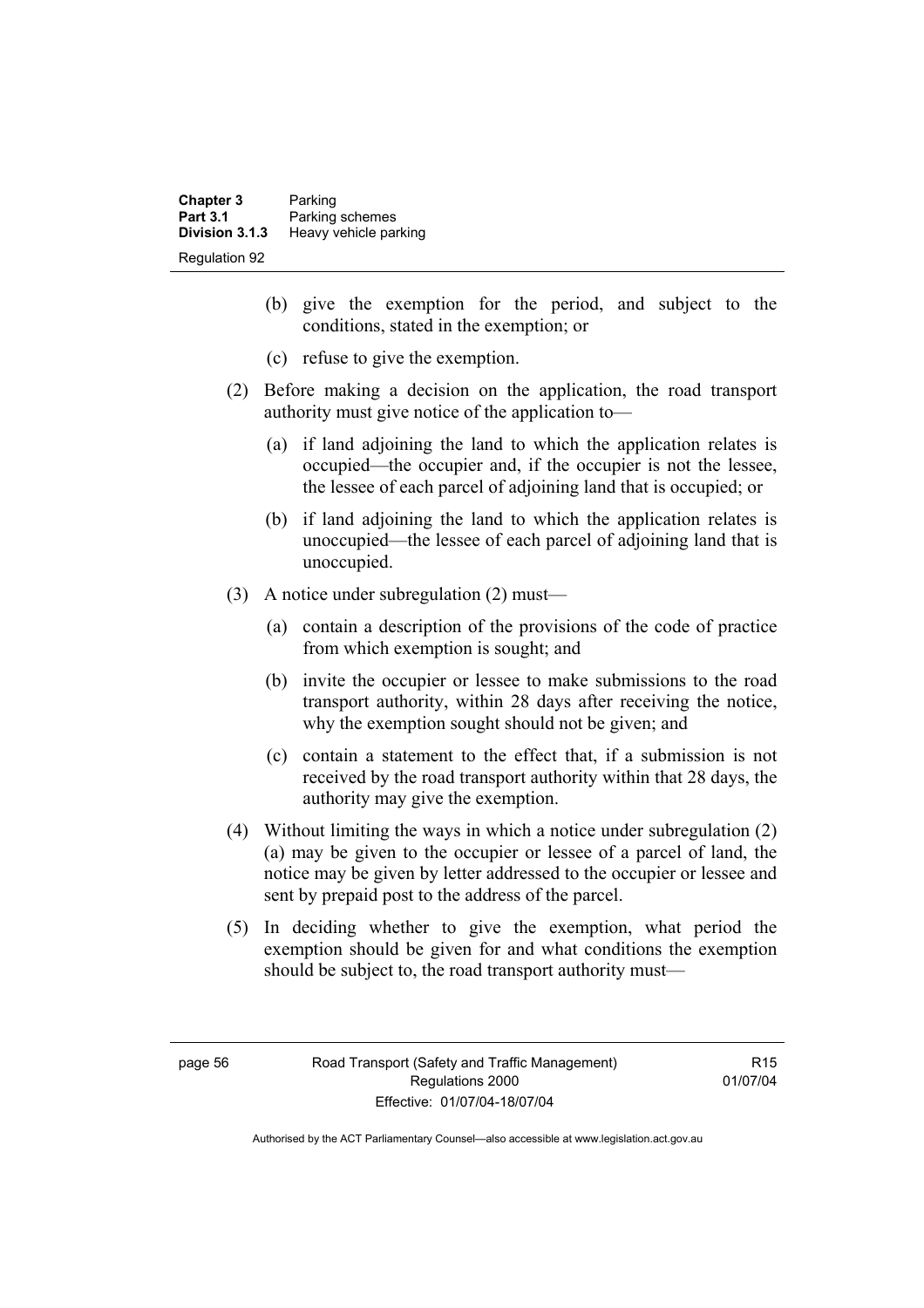(b) give the exemption for the period, and subject to the conditions, stated in the exemption; or

(c) refuse to give the exemption.

(2) Before making a decision on the application, the road transport authority must give notice of the application to—

(a) if land adjoining the land to which the application relates is occupied—the occupier and, if the occupier is not the lessee, the lessee of each parcel of adjoining land that is occupied; or

(b) if land adjoining the land to which the application relates is unoccupied—the lessee of each parcel of adjoining land that is unoccupied.

(3) A notice under subregulation (2) must—

(a) contain a description of the provisions of the code of practice from which exemption is sought; and

(b) invite the occupier or lessee to make submissions to the road transport authority, within 28 days after receiving the notice, why the exemption sought should not be given; and

(c) contain a statement to the effect that, if a submission is not received by the road transport authority within that 28 days, the authority may give the exemption.

(4) Without limiting the ways in which a notice under subregulation (2) (a) may be given to the occupier or lessee of a parcel of land, the notice may be given by letter addressed to the occupier or lessee and sent by prepaid post to the address of the parcel.

(5) In deciding whether to give the exemption, what period the exemption should be given for and what conditions the exemption should be subject to, the road transport authority must—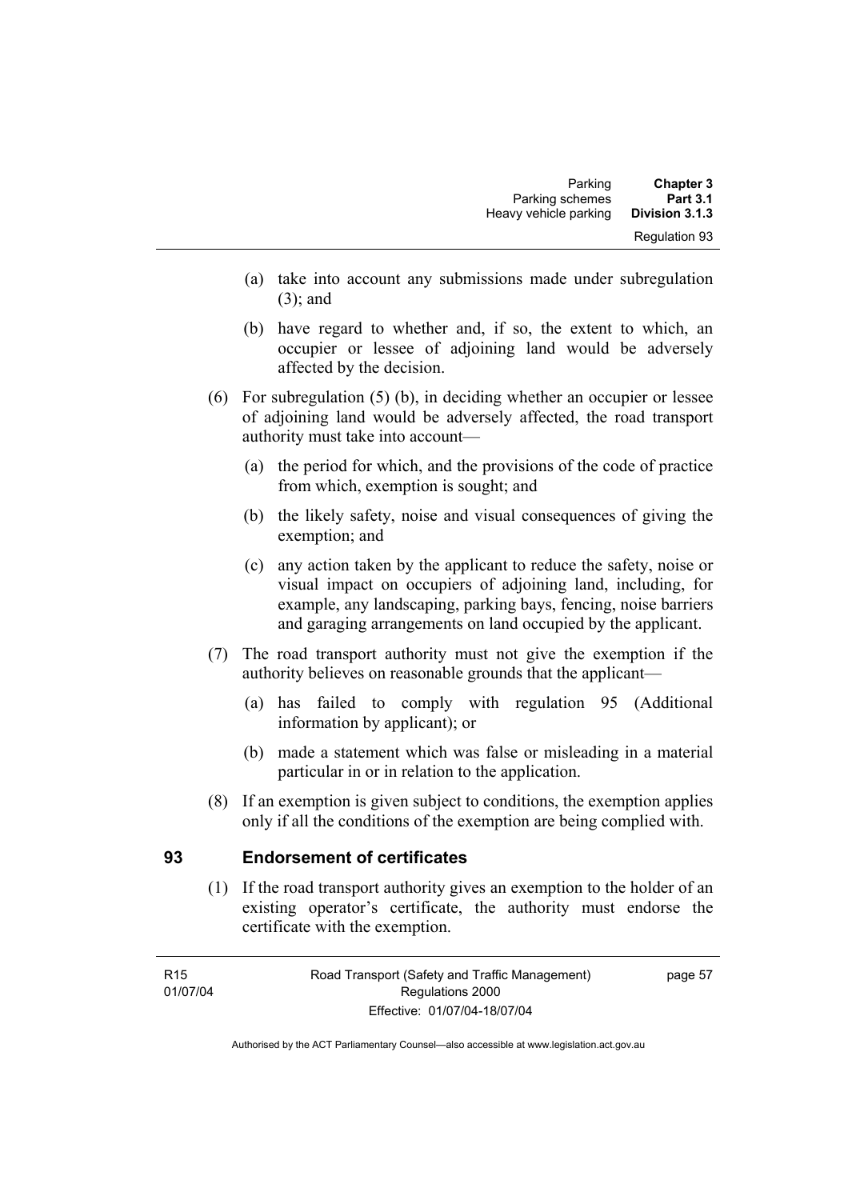(a) take into account any submissions made under subregulation (3); and

(b) have regard to whether and, if so, the extent to which, an occupier or lessee of adjoining land would be adversely affected by the decision.

(6) For subregulation (5) (b), in deciding whether an occupier or lessee of adjoining land would be adversely affected, the road transport authority must take into account—

(a) the period for which, and the provisions of the code of practice from which, exemption is sought; and

(b) the likely safety, noise and visual consequences of giving the exemption; and

(c) any action taken by the applicant to reduce the safety, noise or visual impact on occupiers of adjoining land, including, for example, any landscaping, parking bays, fencing, noise barriers and garaging arrangements on land occupied by the applicant.

(7) The road transport authority must not give the exemption if the authority believes on reasonable grounds that the applicant—

(a) has failed to comply with regulation 95 (Additional information by applicant); or

(b) made a statement which was false or misleading in a material particular in or in relation to the application.

(8) If an exemption is given subject to conditions, the exemption applies only if all the conditions of the exemption are being complied with.

## 93 Endorsement of certificates

(1) If the road transport authority gives an exemption to the holder of an existing operator's certificate, the authority must endorse the certificate with the exemption.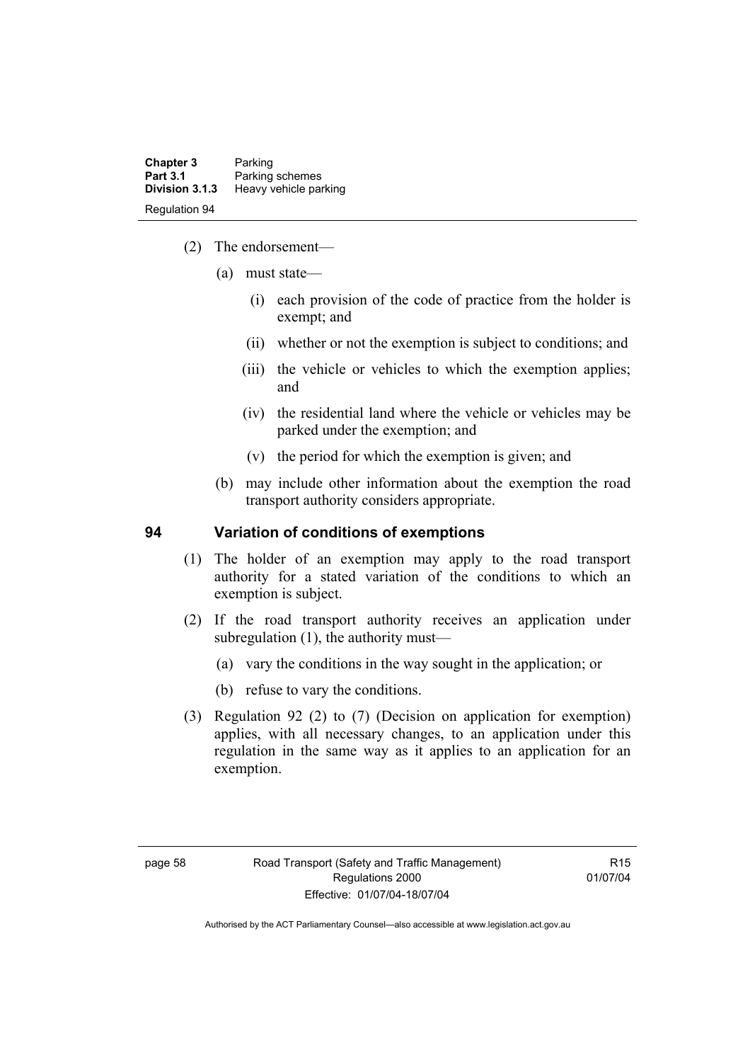(2) The endorsement—

(a) must state—

(i) each provision of the code of practice from the holder is exempt; and

(ii) whether or not the exemption is subject to conditions; and

(iii) the vehicle or vehicles to which the exemption applies; and

(iv) the residential land where the vehicle or vehicles may be parked under the exemption; and

(v) the period for which the exemption is given; and

(b) may include other information about the exemption the road transport authority considers appropriate.

## 94 Variation of conditions of exemptions

(1) The holder of an exemption may apply to the road transport authority for a stated variation of the conditions to which an exemption is subject.

(2) If the road transport authority receives an application under subregulation (1), the authority must—

(a) vary the conditions in the way sought in the application; or

(b) refuse to vary the conditions.

(3) Regulation 92 (2) to (7) (Decision on application for exemption) applies, with all necessary changes, to an application under this regulation in the same way as it applies to an application for an exemption.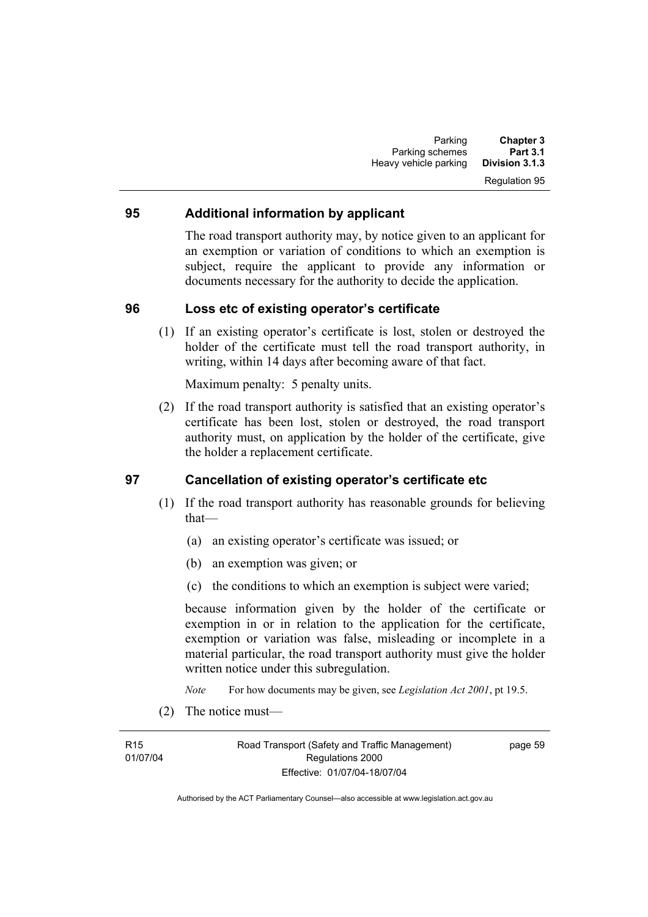## 95 Additional information by applicant

The road transport authority may, by notice given to an applicant for an exemption or variation of conditions to which an exemption is subject, require the applicant to provide any information or documents necessary for the authority to decide the application.

## 96 Loss etc of existing operator's certificate

(1) If an existing operator's certificate is lost, stolen or destroyed the holder of the certificate must tell the road transport authority, in writing, within 14 days after becoming aware of that fact.

Maximum penalty: 5 penalty units.

(2) If the road transport authority is satisfied that an existing operator's certificate has been lost, stolen or destroyed, the road transport authority must, on application by the holder of the certificate, give the holder a replacement certificate.

## 97 Cancellation of existing operator's certificate etc

(1) If the road transport authority has reasonable grounds for believing that—

(a) an existing operator's certificate was issued; or

(b) an exemption was given; or

(c) the conditions to which an exemption is subject were varied;

because information given by the holder of the certificate or exemption in or in relation to the application for the certificate, exemption or variation was false, misleading or incomplete in a material particular, the road transport authority must give the holder written notice under this subregulation.

*Note* For how documents may be given, see *Legislation Act 2001*, pt 19.5.

(2) The notice must—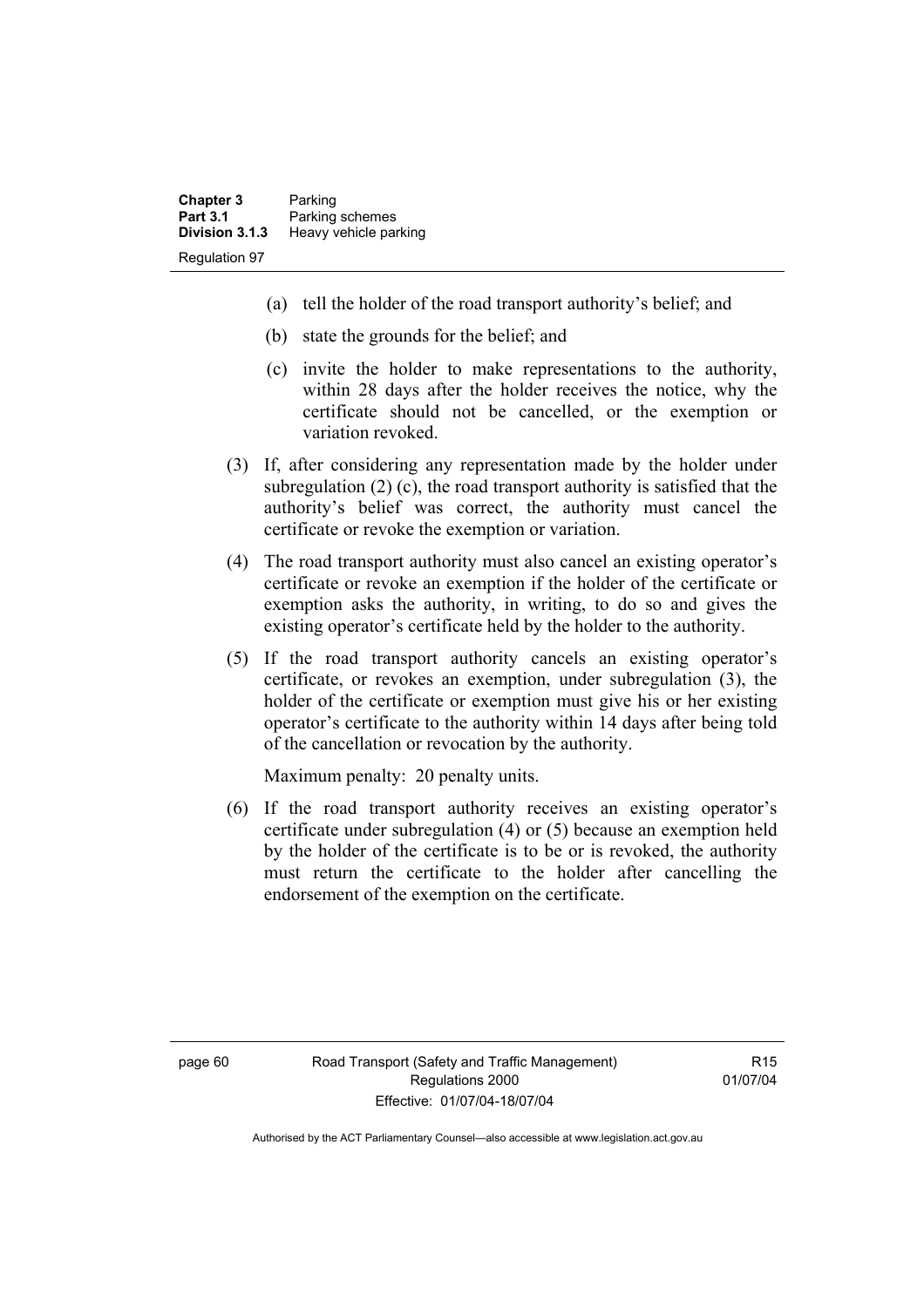(a) tell the holder of the road transport authority's belief; and

(b) state the grounds for the belief; and

(c) invite the holder to make representations to the authority, within 28 days after the holder receives the notice, why the certificate should not be cancelled, or the exemption or variation revoked.

(3) If, after considering any representation made by the holder under subregulation (2) (c), the road transport authority is satisfied that the authority's belief was correct, the authority must cancel the certificate or revoke the exemption or variation.

(4) The road transport authority must also cancel an existing operator's certificate or revoke an exemption if the holder of the certificate or exemption asks the authority, in writing, to do so and gives the existing operator's certificate held by the holder to the authority.

(5) If the road transport authority cancels an existing operator's certificate, or revokes an exemption, under subregulation (3), the holder of the certificate or exemption must give his or her existing operator's certificate to the authority within 14 days after being told of the cancellation or revocation by the authority.

Maximum penalty: 20 penalty units.

(6) If the road transport authority receives an existing operator's certificate under subregulation (4) or (5) because an exemption held by the holder of the certificate is to be or is revoked, the authority must return the certificate to the holder after cancelling the endorsement of the exemption on the certificate.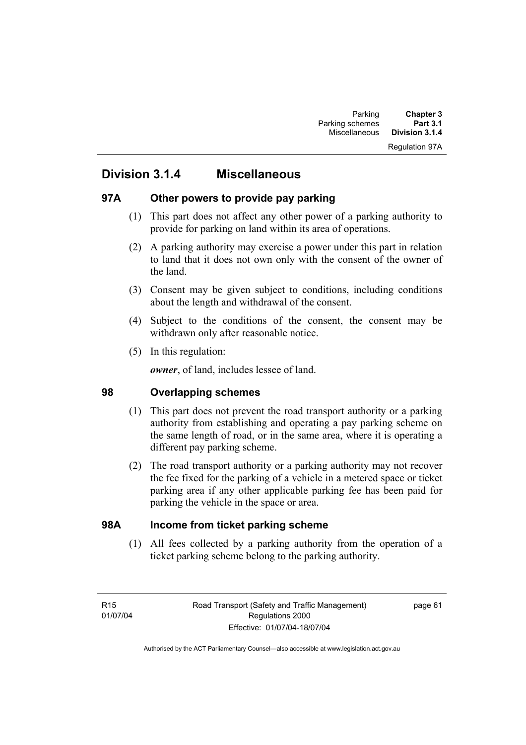## Division 3.1.4 Miscellaneous

### 97A Other powers to provide pay parking

(1) This part does not affect any other power of a parking authority to provide for parking on land within its area of operations.

(2) A parking authority may exercise a power under this part in relation to land that it does not own only with the consent of the owner of the land.

(3) Consent may be given subject to conditions, including conditions about the length and withdrawal of the consent.

(4) Subject to the conditions of the consent, the consent may be withdrawn only after reasonable notice.

(5) In this regulation:

***owner***, of land, includes lessee of land.

### 98 Overlapping schemes

(1) This part does not prevent the road transport authority or a parking authority from establishing and operating a pay parking scheme on the same length of road, or in the same area, where it is operating a different pay parking scheme.

(2) The road transport authority or a parking authority may not recover the fee fixed for the parking of a vehicle in a metered space or ticket parking area if any other applicable parking fee has been paid for parking the vehicle in the space or area.

### 98A Income from ticket parking scheme

(1) All fees collected by a parking authority from the operation of a ticket parking scheme belong to the parking authority.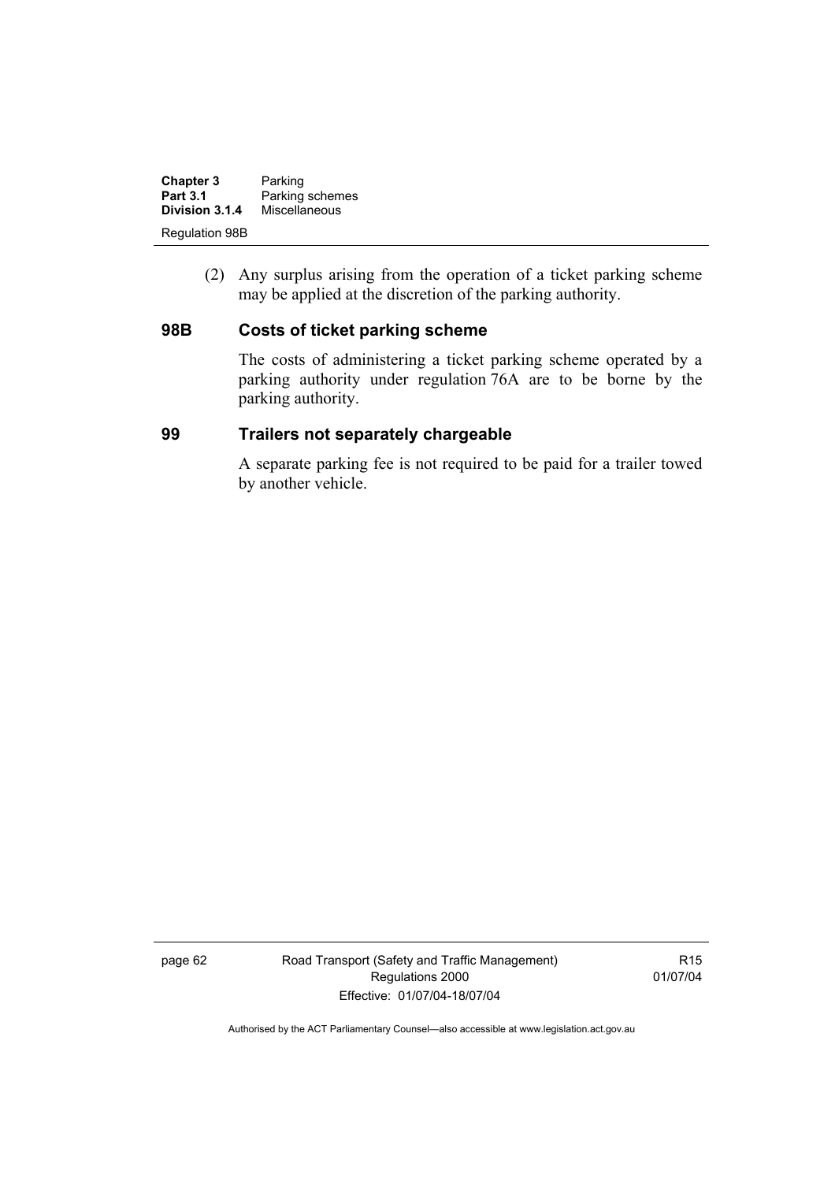(2) Any surplus arising from the operation of a ticket parking scheme may be applied at the discretion of the parking authority.

### 98B Costs of ticket parking scheme

The costs of administering a ticket parking scheme operated by a parking authority under regulation 76A are to be borne by the parking authority.

### 99 Trailers not separately chargeable

A separate parking fee is not required to be paid for a trailer towed by another vehicle.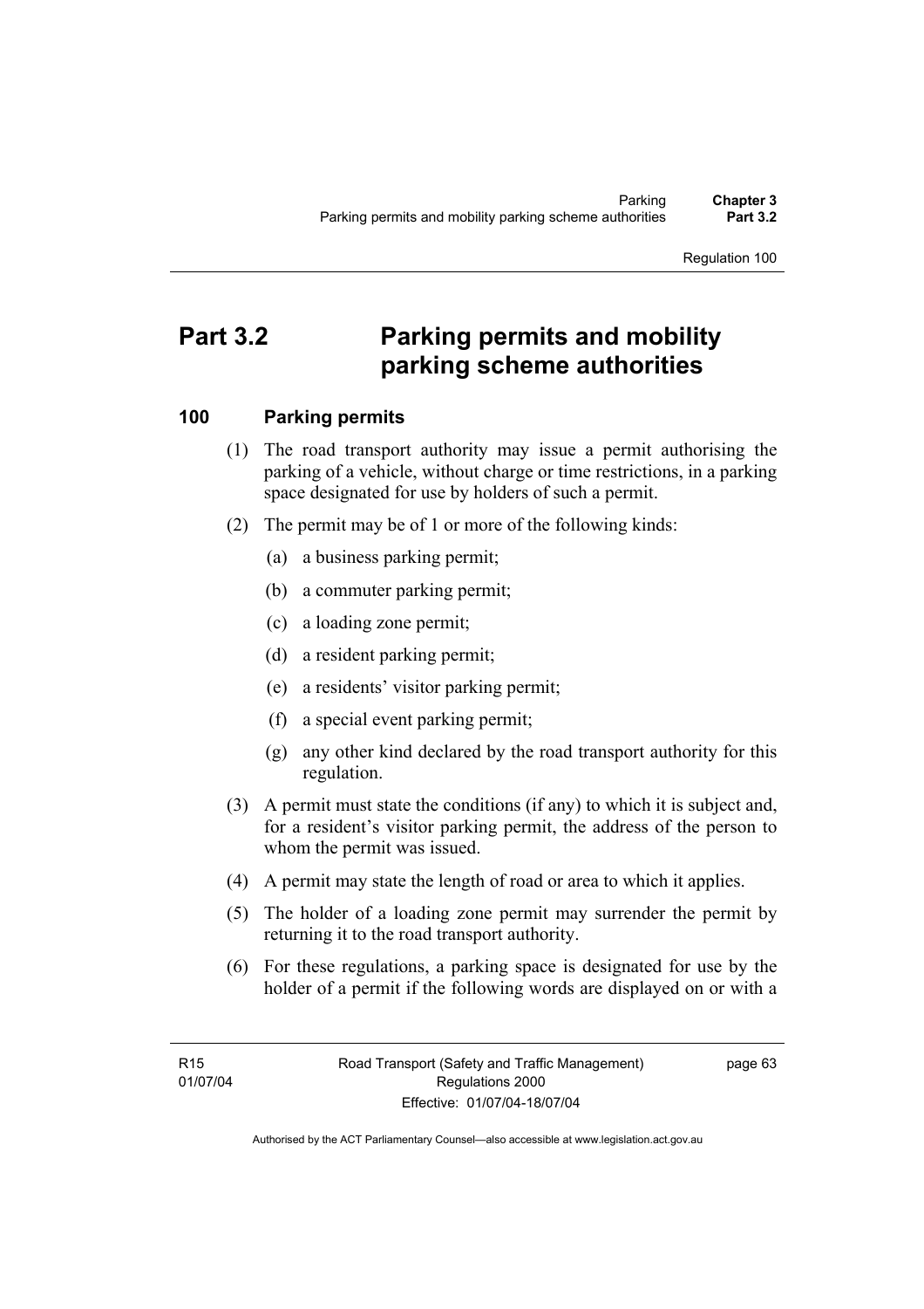# Part 3.2 Parking permits and mobility parking scheme authorities

## 100 Parking permits

(1) The road transport authority may issue a permit authorising the parking of a vehicle, without charge or time restrictions, in a parking space designated for use by holders of such a permit.

(2) The permit may be of 1 or more of the following kinds:

(a) a business parking permit;

(b) a commuter parking permit;

(c) a loading zone permit;

(d) a resident parking permit;

(e) a residents' visitor parking permit;

(f) a special event parking permit;

(g) any other kind declared by the road transport authority for this regulation.

(3) A permit must state the conditions (if any) to which it is subject and, for a resident's visitor parking permit, the address of the person to whom the permit was issued.

(4) A permit may state the length of road or area to which it applies.

(5) The holder of a loading zone permit may surrender the permit by returning it to the road transport authority.

(6) For these regulations, a parking space is designated for use by the holder of a permit if the following words are displayed on or with a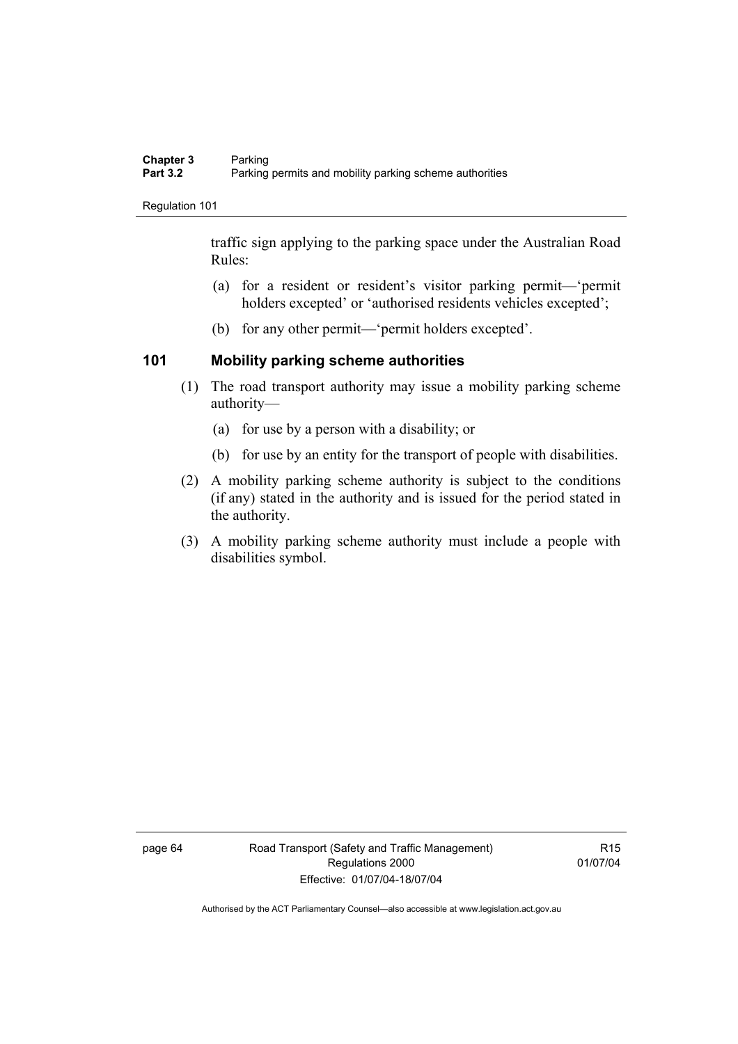traffic sign applying to the parking space under the Australian Road Rules:

(a) for a resident or resident's visitor parking permit—'permit holders excepted' or 'authorised residents vehicles excepted';

(b) for any other permit—'permit holders excepted'.

## 101 Mobility parking scheme authorities

(1) The road transport authority may issue a mobility parking scheme authority—

(a) for use by a person with a disability; or

(b) for use by an entity for the transport of people with disabilities.

(2) A mobility parking scheme authority is subject to the conditions (if any) stated in the authority and is issued for the period stated in the authority.

(3) A mobility parking scheme authority must include a people with disabilities symbol.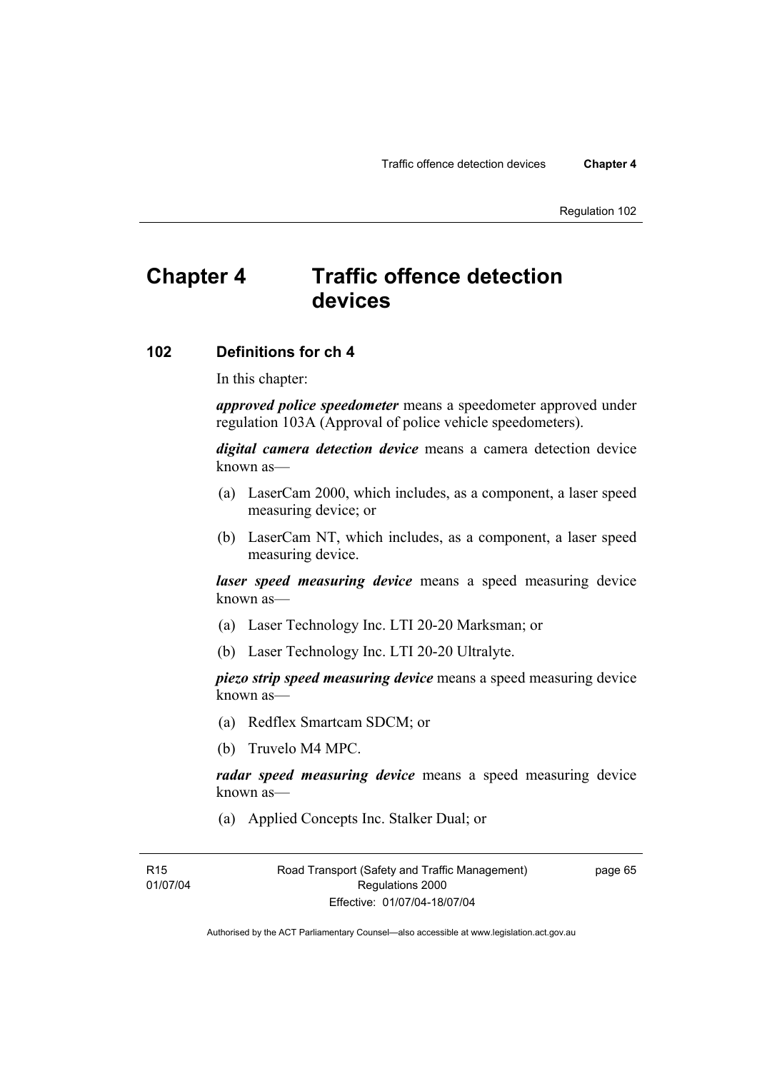# Chapter 4 Traffic offence detection devices

## 102 Definitions for ch 4

In this chapter:

***approved police speedometer*** means a speedometer approved under regulation 103A (Approval of police vehicle speedometers).

***digital camera detection device*** means a camera detection device known as—

(a) LaserCam 2000, which includes, as a component, a laser speed measuring device; or

(b) LaserCam NT, which includes, as a component, a laser speed measuring device.

***laser speed measuring device*** means a speed measuring device known as—

(a) Laser Technology Inc. LTI 20-20 Marksman; or

(b) Laser Technology Inc. LTI 20-20 Ultralyte.

***piezo strip speed measuring device*** means a speed measuring device known as—

(a) Redflex Smartcam SDCM; or

(b) Truvelo M4 MPC.

***radar speed measuring device*** means a speed measuring device known as—

(a) Applied Concepts Inc. Stalker Dual; or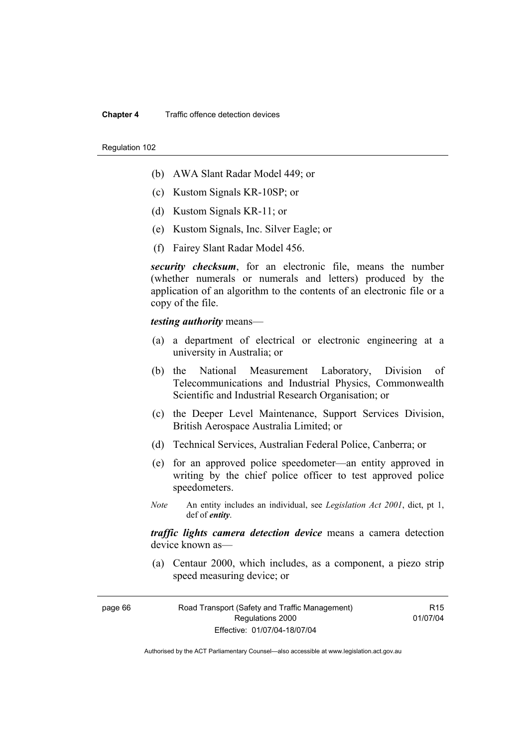(b) AWA Slant Radar Model 449; or

(c) Kustom Signals KR-10SP; or

(d) Kustom Signals KR-11; or

(e) Kustom Signals, Inc. Silver Eagle; or

(f) Fairey Slant Radar Model 456.

***security checksum***, for an electronic file, means the number (whether numerals or numerals and letters) produced by the application of an algorithm to the contents of an electronic file or a copy of the file.

***testing authority*** means—

(a) a department of electrical or electronic engineering at a university in Australia; or

(b) the National Measurement Laboratory, Division of Telecommunications and Industrial Physics, Commonwealth Scientific and Industrial Research Organisation; or

(c) the Deeper Level Maintenance, Support Services Division, British Aerospace Australia Limited; or

(d) Technical Services, Australian Federal Police, Canberra; or

(e) for an approved police speedometer—an entity approved in writing by the chief police officer to test approved police speedometers.

*Note* An entity includes an individual, see *Legislation Act 2001*, dict, pt 1, def of ***entity***.

***traffic lights camera detection device*** means a camera detection device known as—

(a) Centaur 2000, which includes, as a component, a piezo strip speed measuring device; or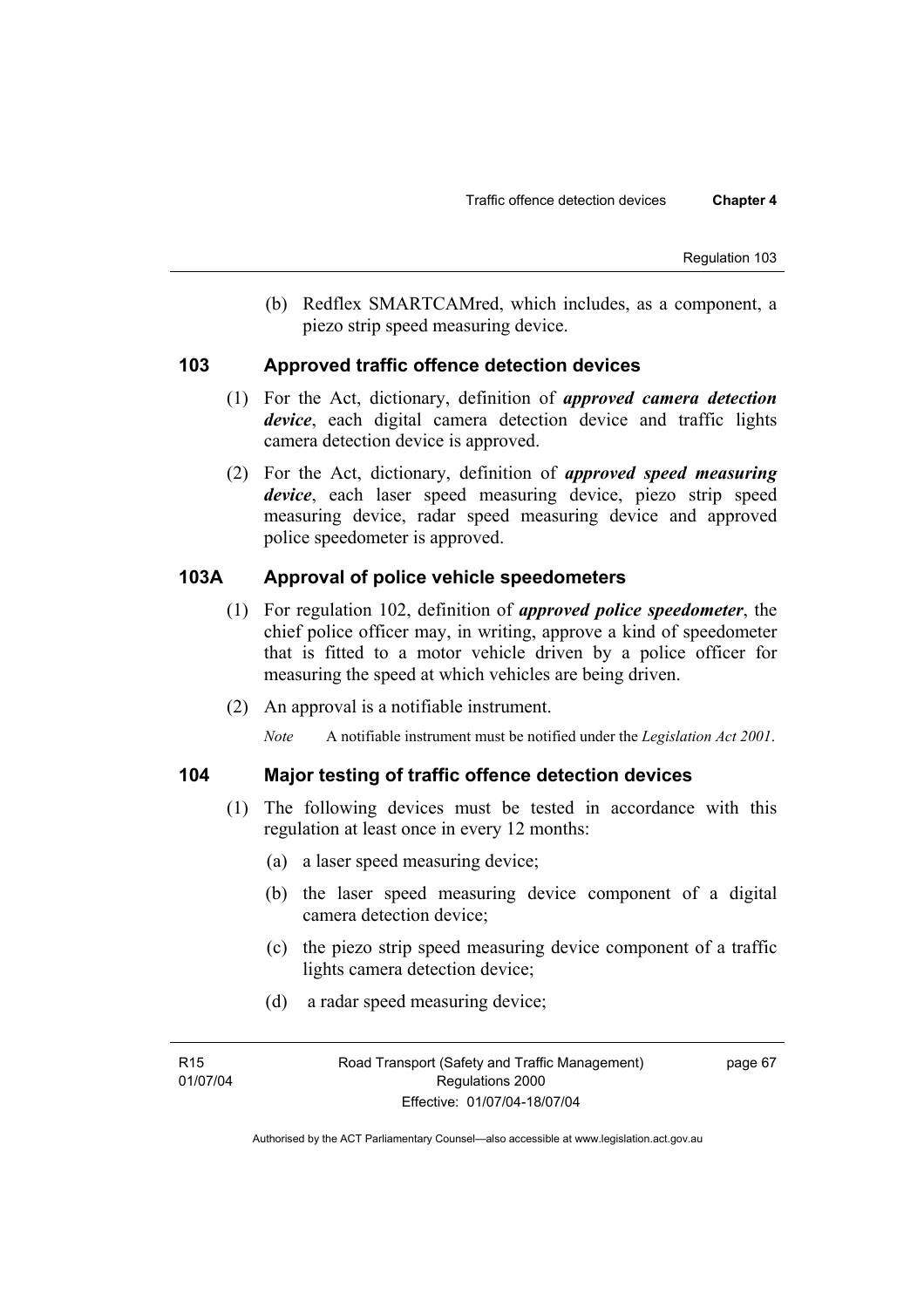(b) Redflex SMARTCAMred, which includes, as a component, a piezo strip speed measuring device.

## 103 Approved traffic offence detection devices

(1) For the Act, dictionary, definition of ***approved camera detection device***, each digital camera detection device and traffic lights camera detection device is approved.

(2) For the Act, dictionary, definition of ***approved speed measuring device***, each laser speed measuring device, piezo strip speed measuring device, radar speed measuring device and approved police speedometer is approved.

## 103A Approval of police vehicle speedometers

(1) For regulation 102, definition of ***approved police speedometer***, the chief police officer may, in writing, approve a kind of speedometer that is fitted to a motor vehicle driven by a police officer for measuring the speed at which vehicles are being driven.

(2) An approval is a notifiable instrument.

*Note* A notifiable instrument must be notified under the *Legislation Act 2001*.

## 104 Major testing of traffic offence detection devices

(1) The following devices must be tested in accordance with this regulation at least once in every 12 months:

(a) a laser speed measuring device;

(b) the laser speed measuring device component of a digital camera detection device;

(c) the piezo strip speed measuring device component of a traffic lights camera detection device;

(d) a radar speed measuring device;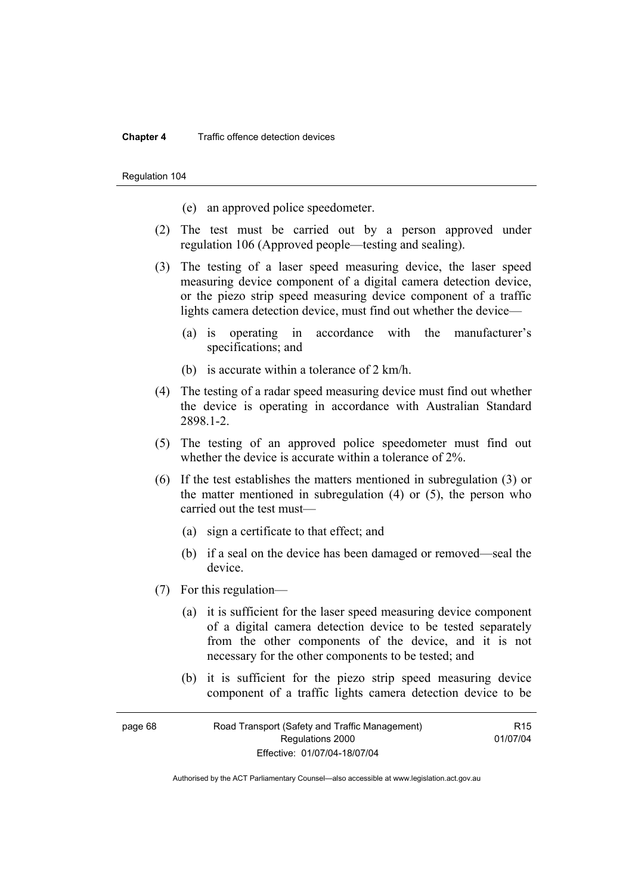(e) an approved police speedometer.

(2) The test must be carried out by a person approved under regulation 106 (Approved people—testing and sealing).

(3) The testing of a laser speed measuring device, the laser speed measuring device component of a digital camera detection device, or the piezo strip speed measuring device component of a traffic lights camera detection device, must find out whether the device—

(a) is operating in accordance with the manufacturer's specifications; and

(b) is accurate within a tolerance of 2 km/h.

(4) The testing of a radar speed measuring device must find out whether the device is operating in accordance with Australian Standard 2898.1-2.

(5) The testing of an approved police speedometer must find out whether the device is accurate within a tolerance of 2%.

(6) If the test establishes the matters mentioned in subregulation (3) or the matter mentioned in subregulation (4) or (5), the person who carried out the test must—

(a) sign a certificate to that effect; and

(b) if a seal on the device has been damaged or removed—seal the device.

(7) For this regulation—

(a) it is sufficient for the laser speed measuring device component of a digital camera detection device to be tested separately from the other components of the device, and it is not necessary for the other components to be tested; and

(b) it is sufficient for the piezo strip speed measuring device component of a traffic lights camera detection device to be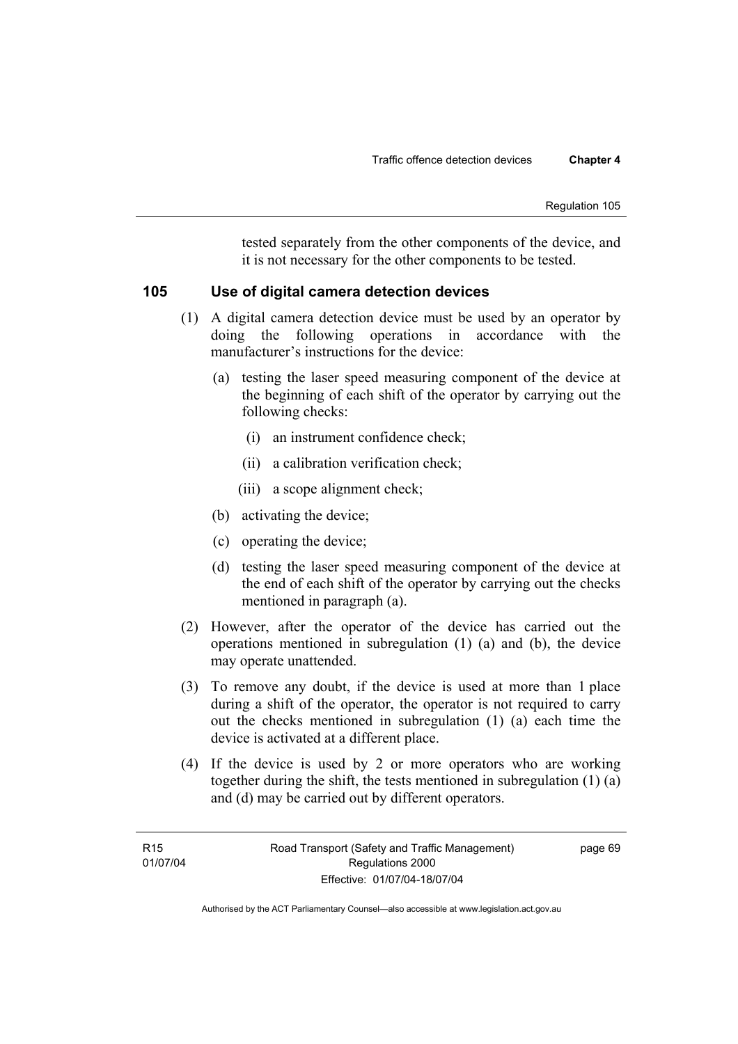tested separately from the other components of the device, and it is not necessary for the other components to be tested.

## 105 Use of digital camera detection devices

(1) A digital camera detection device must be used by an operator by doing the following operations in accordance with the manufacturer's instructions for the device:

(a) testing the laser speed measuring component of the device at the beginning of each shift of the operator by carrying out the following checks:

(i) an instrument confidence check;

(ii) a calibration verification check;

(iii) a scope alignment check;

(b) activating the device;

(c) operating the device;

(d) testing the laser speed measuring component of the device at the end of each shift of the operator by carrying out the checks mentioned in paragraph (a).

(2) However, after the operator of the device has carried out the operations mentioned in subregulation (1) (a) and (b), the device may operate unattended.

(3) To remove any doubt, if the device is used at more than 1 place during a shift of the operator, the operator is not required to carry out the checks mentioned in subregulation (1) (a) each time the device is activated at a different place.

(4) If the device is used by 2 or more operators who are working together during the shift, the tests mentioned in subregulation (1) (a) and (d) may be carried out by different operators.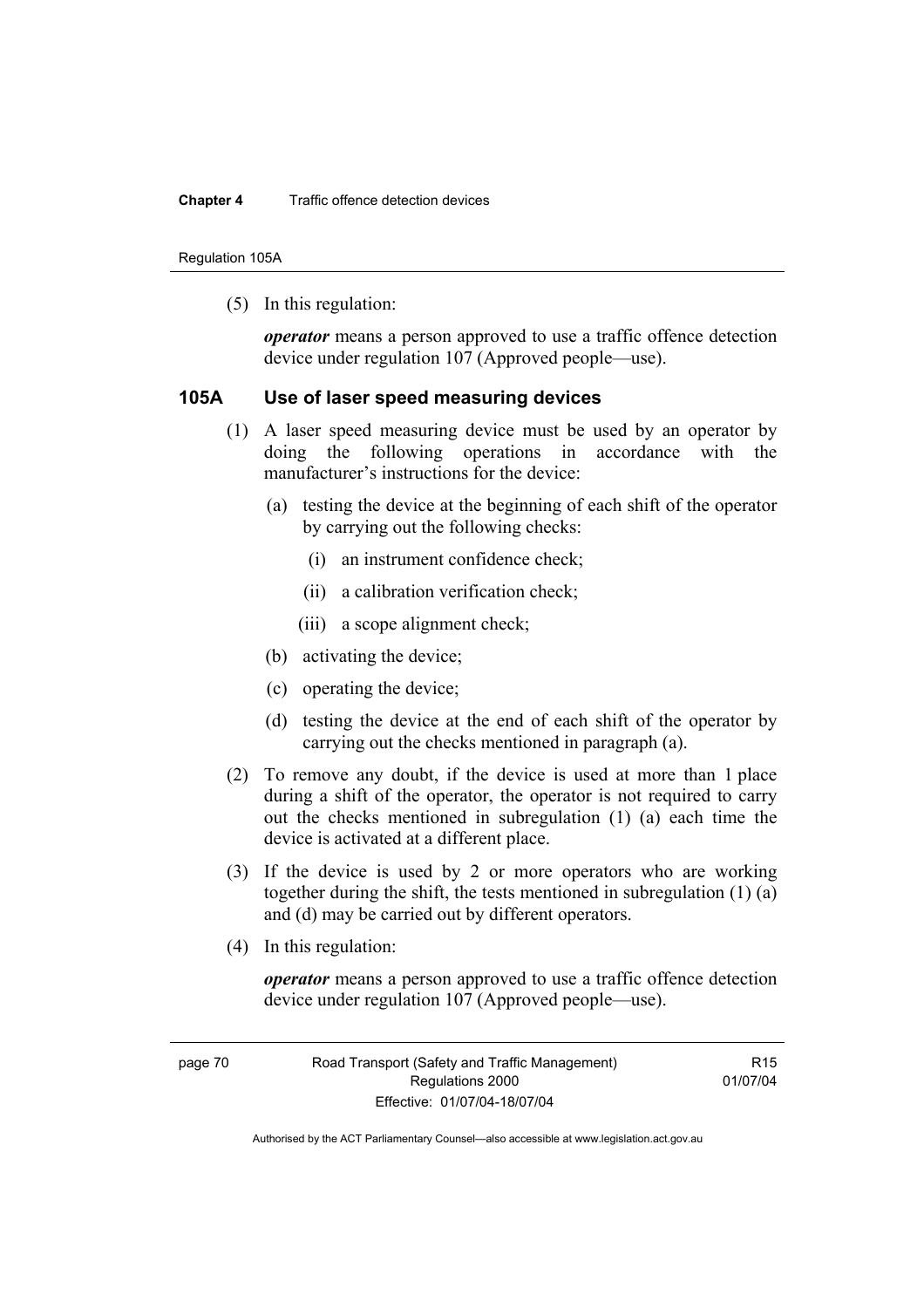(5) In this regulation:

***operator*** means a person approved to use a traffic offence detection device under regulation 107 (Approved people—use).

### 105A Use of laser speed measuring devices

(1) A laser speed measuring device must be used by an operator by doing the following operations in accordance with the manufacturer's instructions for the device:

(a) testing the device at the beginning of each shift of the operator by carrying out the following checks:

(i) an instrument confidence check;

(ii) a calibration verification check;

(iii) a scope alignment check;

(b) activating the device;

(c) operating the device;

(d) testing the device at the end of each shift of the operator by carrying out the checks mentioned in paragraph (a).

(2) To remove any doubt, if the device is used at more than 1 place during a shift of the operator, the operator is not required to carry out the checks mentioned in subregulation (1) (a) each time the device is activated at a different place.

(3) If the device is used by 2 or more operators who are working together during the shift, the tests mentioned in subregulation (1) (a) and (d) may be carried out by different operators.

(4) In this regulation:

***operator*** means a person approved to use a traffic offence detection device under regulation 107 (Approved people—use).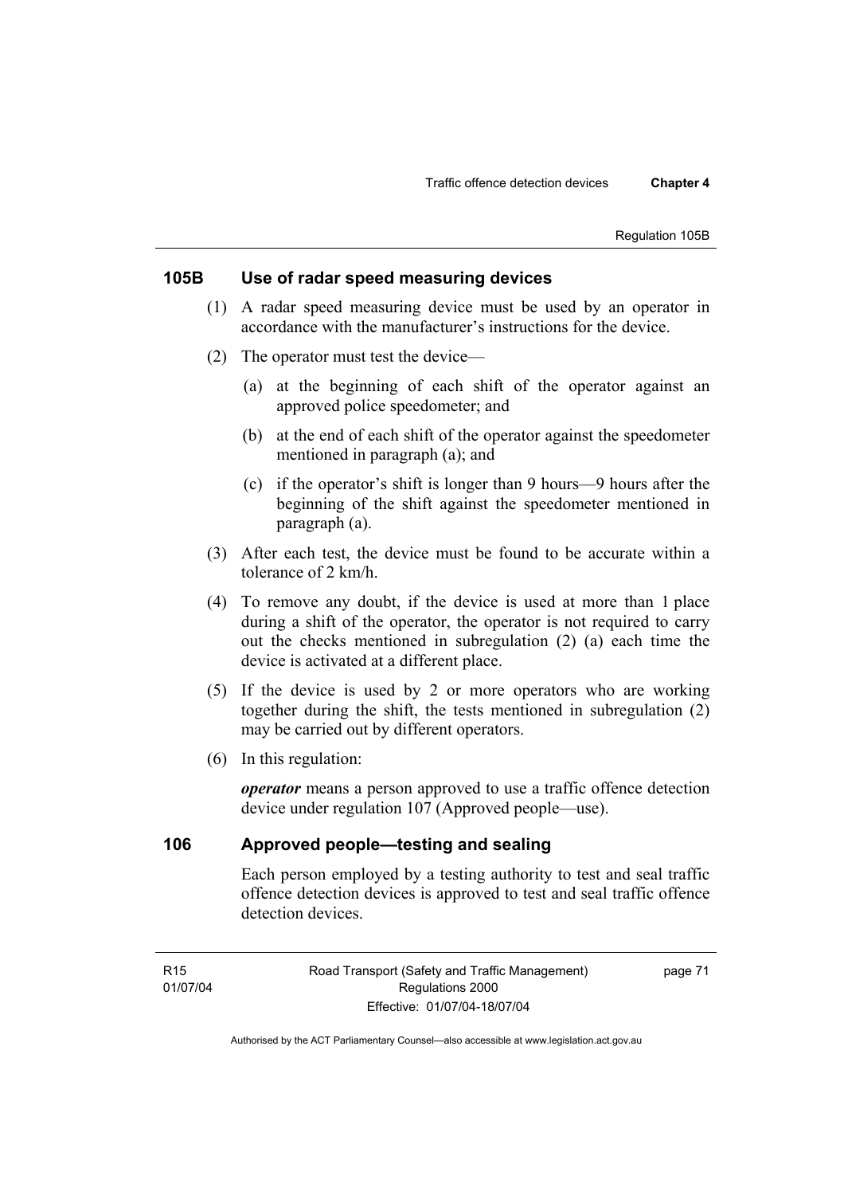## 105B Use of radar speed measuring devices

(1) A radar speed measuring device must be used by an operator in accordance with the manufacturer's instructions for the device.

(2) The operator must test the device—

(a) at the beginning of each shift of the operator against an approved police speedometer; and

(b) at the end of each shift of the operator against the speedometer mentioned in paragraph (a); and

(c) if the operator's shift is longer than 9 hours—9 hours after the beginning of the shift against the speedometer mentioned in paragraph (a).

(3) After each test, the device must be found to be accurate within a tolerance of 2 km/h.

(4) To remove any doubt, if the device is used at more than 1 place during a shift of the operator, the operator is not required to carry out the checks mentioned in subregulation (2) (a) each time the device is activated at a different place.

(5) If the device is used by 2 or more operators who are working together during the shift, the tests mentioned in subregulation (2) may be carried out by different operators.

(6) In this regulation:

***operator*** means a person approved to use a traffic offence detection device under regulation 107 (Approved people—use).

## 106 Approved people—testing and sealing

Each person employed by a testing authority to test and seal traffic offence detection devices is approved to test and seal traffic offence detection devices.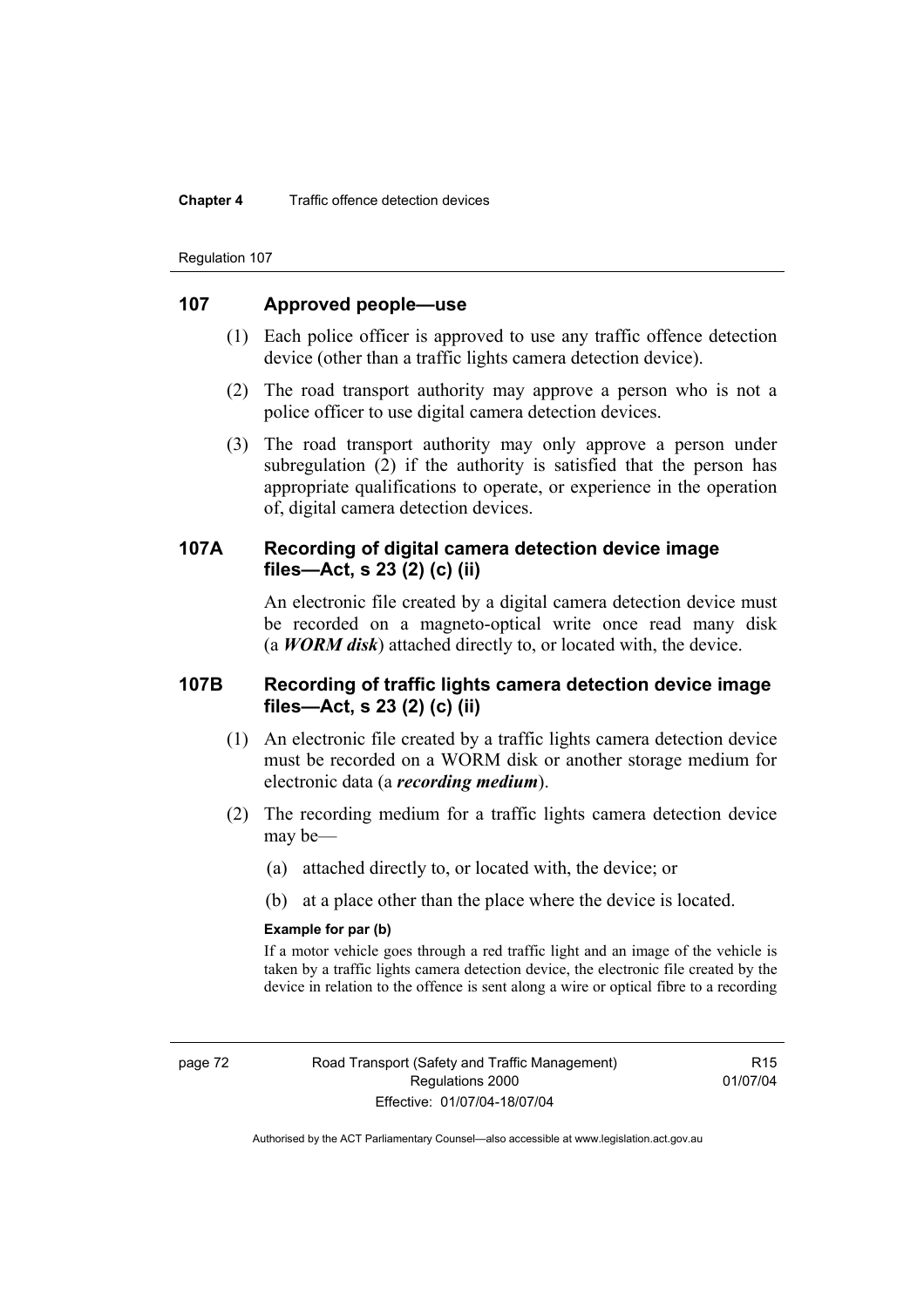### 107 Approved people—use

(1) Each police officer is approved to use any traffic offence detection device (other than a traffic lights camera detection device).

(2) The road transport authority may approve a person who is not a police officer to use digital camera detection devices.

(3) The road transport authority may only approve a person under subregulation (2) if the authority is satisfied that the person has appropriate qualifications to operate, or experience in the operation of, digital camera detection devices.

### 107A Recording of digital camera detection device image files—Act, s 23 (2) (c) (ii)

An electronic file created by a digital camera detection device must be recorded on a magneto-optical write once read many disk (a ***WORM disk***) attached directly to, or located with, the device.

### 107B Recording of traffic lights camera detection device image files—Act, s 23 (2) (c) (ii)

(1) An electronic file created by a traffic lights camera detection device must be recorded on a WORM disk or another storage medium for electronic data (a ***recording medium***).

(2) The recording medium for a traffic lights camera detection device may be—

(a) attached directly to, or located with, the device; or

(b) at a place other than the place where the device is located.

**Example for par (b)**

If a motor vehicle goes through a red traffic light and an image of the vehicle is taken by a traffic lights camera detection device, the electronic file created by the device in relation to the offence is sent along a wire or optical fibre to a recording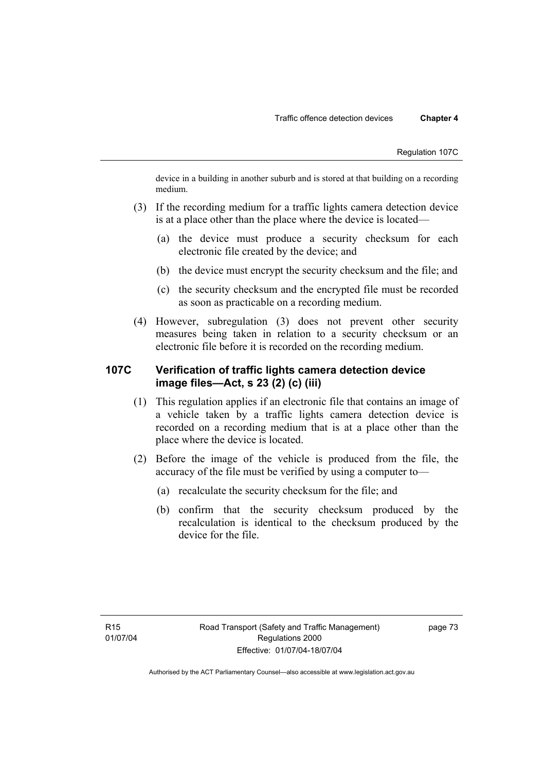device in a building in another suburb and is stored at that building on a recording medium.

(3) If the recording medium for a traffic lights camera detection device is at a place other than the place where the device is located—

(a) the device must produce a security checksum for each electronic file created by the device; and

(b) the device must encrypt the security checksum and the file; and

(c) the security checksum and the encrypted file must be recorded as soon as practicable on a recording medium.

(4) However, subregulation (3) does not prevent other security measures being taken in relation to a security checksum or an electronic file before it is recorded on the recording medium.

## 107C Verification of traffic lights camera detection device image files—Act, s 23 (2) (c) (iii)

(1) This regulation applies if an electronic file that contains an image of a vehicle taken by a traffic lights camera detection device is recorded on a recording medium that is at a place other than the place where the device is located.

(2) Before the image of the vehicle is produced from the file, the accuracy of the file must be verified by using a computer to—

(a) recalculate the security checksum for the file; and

(b) confirm that the security checksum produced by the recalculation is identical to the checksum produced by the device for the file.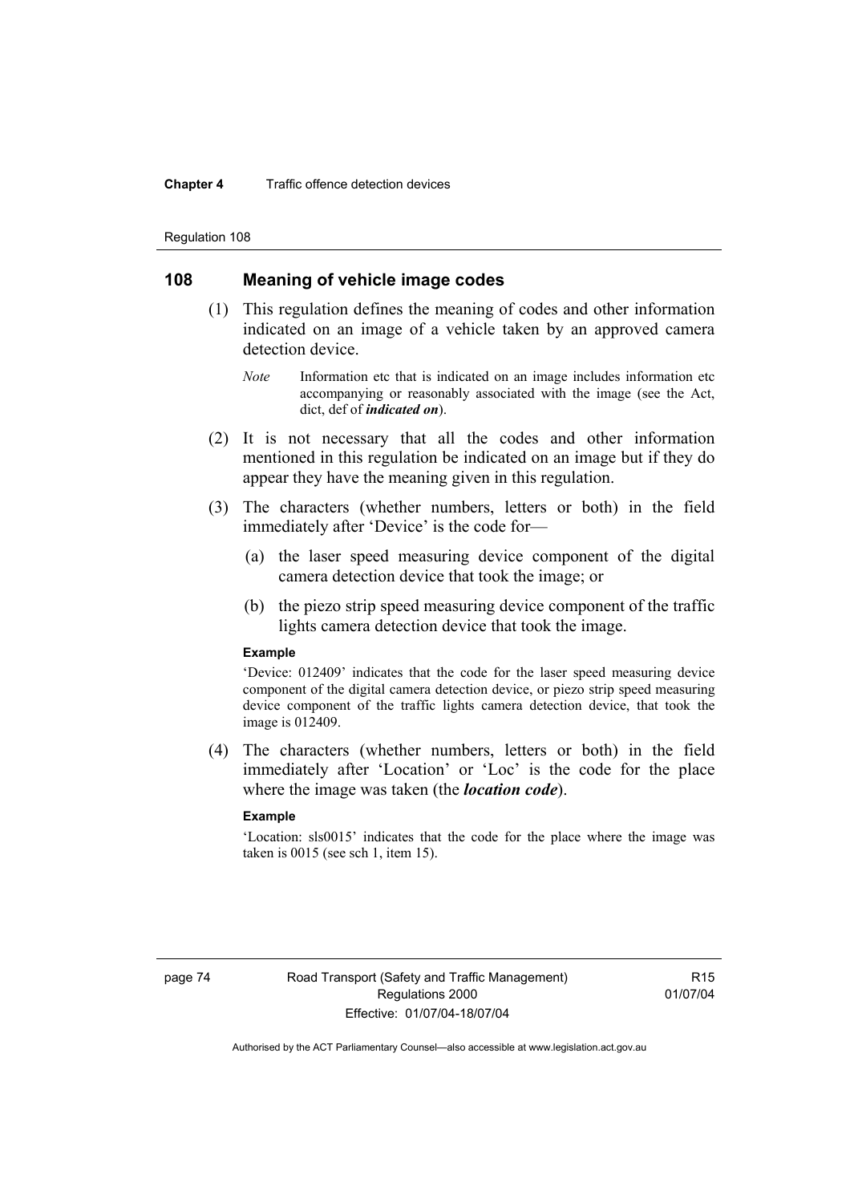## 108 Meaning of vehicle image codes

(1) This regulation defines the meaning of codes and other information indicated on an image of a vehicle taken by an approved camera detection device.

*Note* Information etc that is indicated on an image includes information etc accompanying or reasonably associated with the image (see the Act, dict, def of ***indicated on***).

(2) It is not necessary that all the codes and other information mentioned in this regulation be indicated on an image but if they do appear they have the meaning given in this regulation.

(3) The characters (whether numbers, letters or both) in the field immediately after 'Device' is the code for—

(a) the laser speed measuring device component of the digital camera detection device that took the image; or

(b) the piezo strip speed measuring device component of the traffic lights camera detection device that took the image.

**Example**

'Device: 012409' indicates that the code for the laser speed measuring device component of the digital camera detection device, or piezo strip speed measuring device component of the traffic lights camera detection device, that took the image is 012409.

(4) The characters (whether numbers, letters or both) in the field immediately after 'Location' or 'Loc' is the code for the place where the image was taken (the ***location code***).

**Example**

'Location: sls0015' indicates that the code for the place where the image was taken is 0015 (see sch 1, item 15).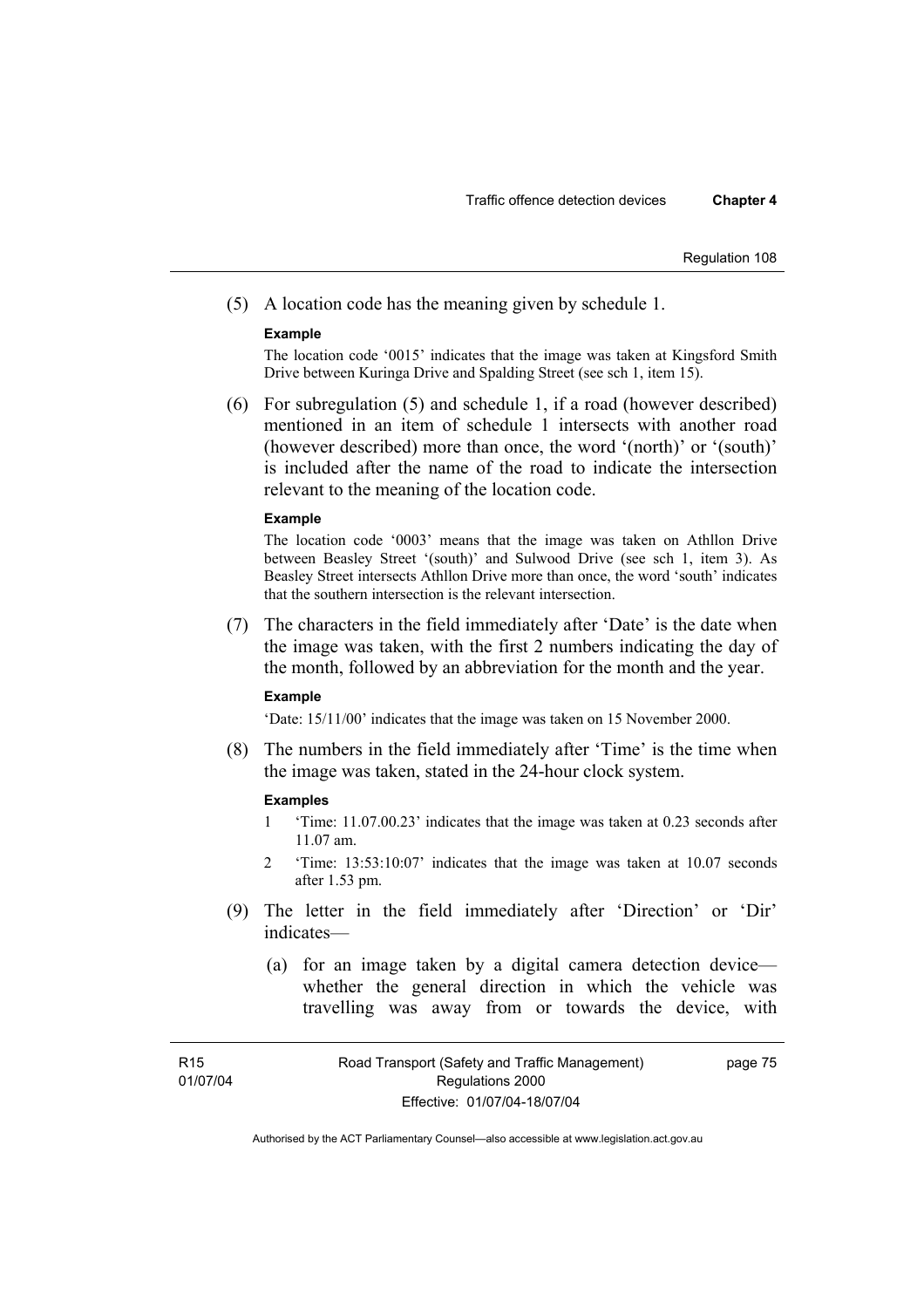(5) A location code has the meaning given by schedule 1.

**Example**

The location code '0015' indicates that the image was taken at Kingsford Smith Drive between Kuringa Drive and Spalding Street (see sch 1, item 15).

(6) For subregulation (5) and schedule 1, if a road (however described) mentioned in an item of schedule 1 intersects with another road (however described) more than once, the word '(north)' or '(south)' is included after the name of the road to indicate the intersection relevant to the meaning of the location code.

**Example**

The location code '0003' means that the image was taken on Athllon Drive between Beasley Street '(south)' and Sulwood Drive (see sch 1, item 3). As Beasley Street intersects Athllon Drive more than once, the word 'south' indicates that the southern intersection is the relevant intersection.

(7) The characters in the field immediately after 'Date' is the date when the image was taken, with the first 2 numbers indicating the day of the month, followed by an abbreviation for the month and the year.

**Example**

'Date: 15/11/00' indicates that the image was taken on 15 November 2000.

(8) The numbers in the field immediately after 'Time' is the time when the image was taken, stated in the 24-hour clock system.

**Examples**

1 'Time: 11.07.00.23' indicates that the image was taken at 0.23 seconds after 11.07 am.

2 'Time: 13:53:10:07' indicates that the image was taken at 10.07 seconds after 1.53 pm.

(9) The letter in the field immediately after 'Direction' or 'Dir' indicates—

(a) for an image taken by a digital camera detection device—whether the general direction in which the vehicle was travelling was away from or towards the device, with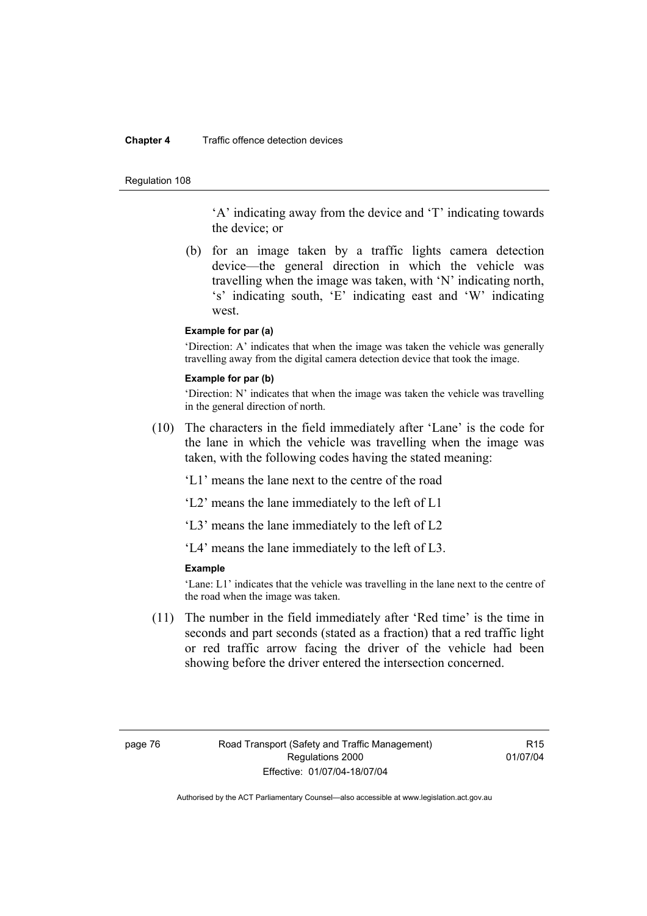'A' indicating away from the device and 'T' indicating towards the device; or

(b) for an image taken by a traffic lights camera detection device—the general direction in which the vehicle was travelling when the image was taken, with 'N' indicating north, 's' indicating south, 'E' indicating east and 'W' indicating west.

**Example for par (a)**

'Direction: A' indicates that when the image was taken the vehicle was generally travelling away from the digital camera detection device that took the image.

**Example for par (b)**

'Direction: N' indicates that when the image was taken the vehicle was travelling in the general direction of north.

(10) The characters in the field immediately after 'Lane' is the code for the lane in which the vehicle was travelling when the image was taken, with the following codes having the stated meaning:

'L1' means the lane next to the centre of the road

'L2' means the lane immediately to the left of L1

'L3' means the lane immediately to the left of L2

'L4' means the lane immediately to the left of L3.

**Example**

'Lane: L1' indicates that the vehicle was travelling in the lane next to the centre of the road when the image was taken.

(11) The number in the field immediately after 'Red time' is the time in seconds and part seconds (stated as a fraction) that a red traffic light or red traffic arrow facing the driver of the vehicle had been showing before the driver entered the intersection concerned.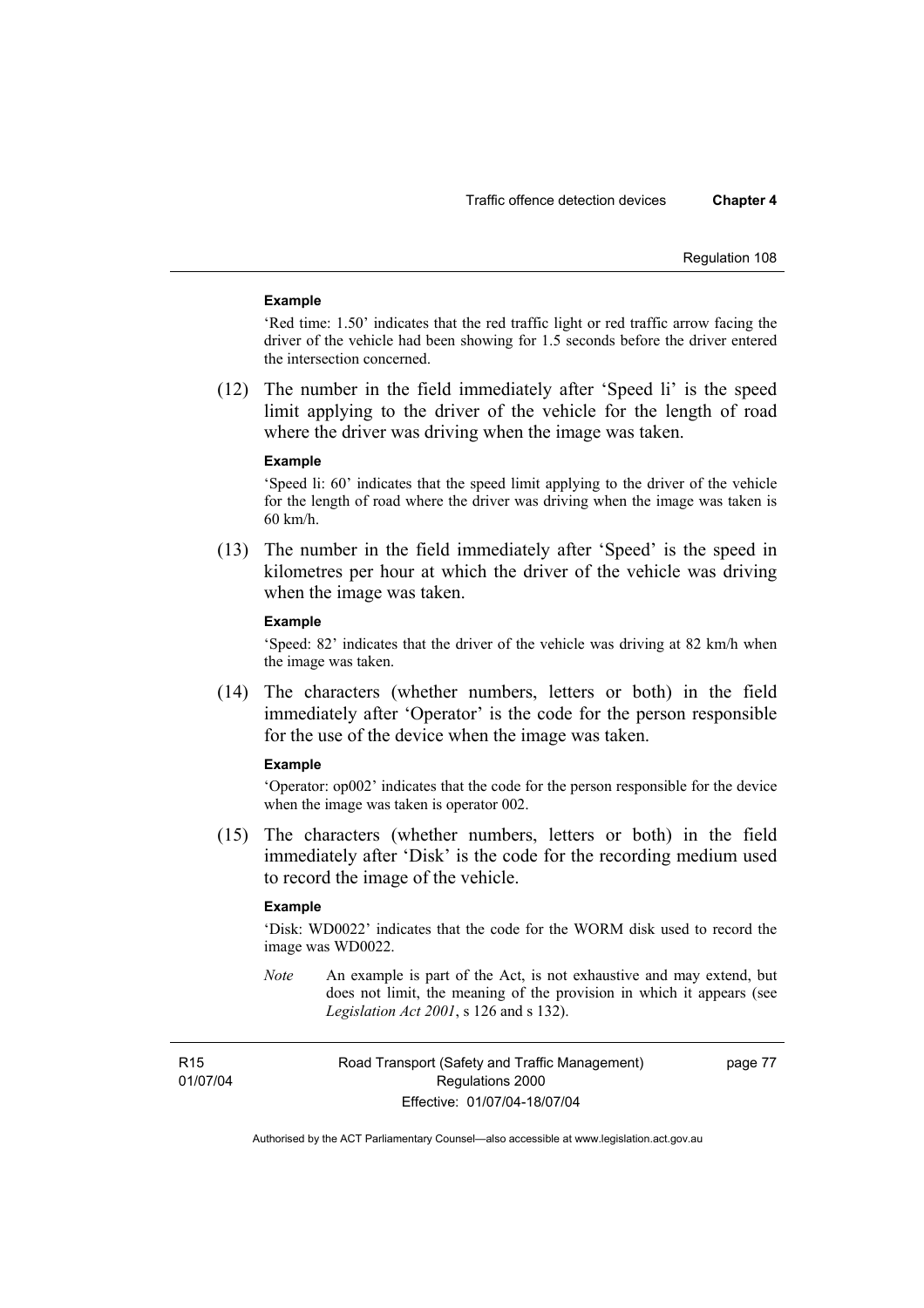**Example**

'Red time: 1.50' indicates that the red traffic light or red traffic arrow facing the driver of the vehicle had been showing for 1.5 seconds before the driver entered the intersection concerned.

(12) The number in the field immediately after 'Speed li' is the speed limit applying to the driver of the vehicle for the length of road where the driver was driving when the image was taken.

**Example**

'Speed li: 60' indicates that the speed limit applying to the driver of the vehicle for the length of road where the driver was driving when the image was taken is 60 km/h.

(13) The number in the field immediately after 'Speed' is the speed in kilometres per hour at which the driver of the vehicle was driving when the image was taken.

**Example**

'Speed: 82' indicates that the driver of the vehicle was driving at 82 km/h when the image was taken.

(14) The characters (whether numbers, letters or both) in the field immediately after 'Operator' is the code for the person responsible for the use of the device when the image was taken.

**Example**

'Operator: op002' indicates that the code for the person responsible for the device when the image was taken is operator 002.

(15) The characters (whether numbers, letters or both) in the field immediately after 'Disk' is the code for the recording medium used to record the image of the vehicle.

**Example**

'Disk: WD0022' indicates that the code for the WORM disk used to record the image was WD0022.

*Note* An example is part of the Act, is not exhaustive and may extend, but does not limit, the meaning of the provision in which it appears (see *Legislation Act 2001*, s 126 and s 132).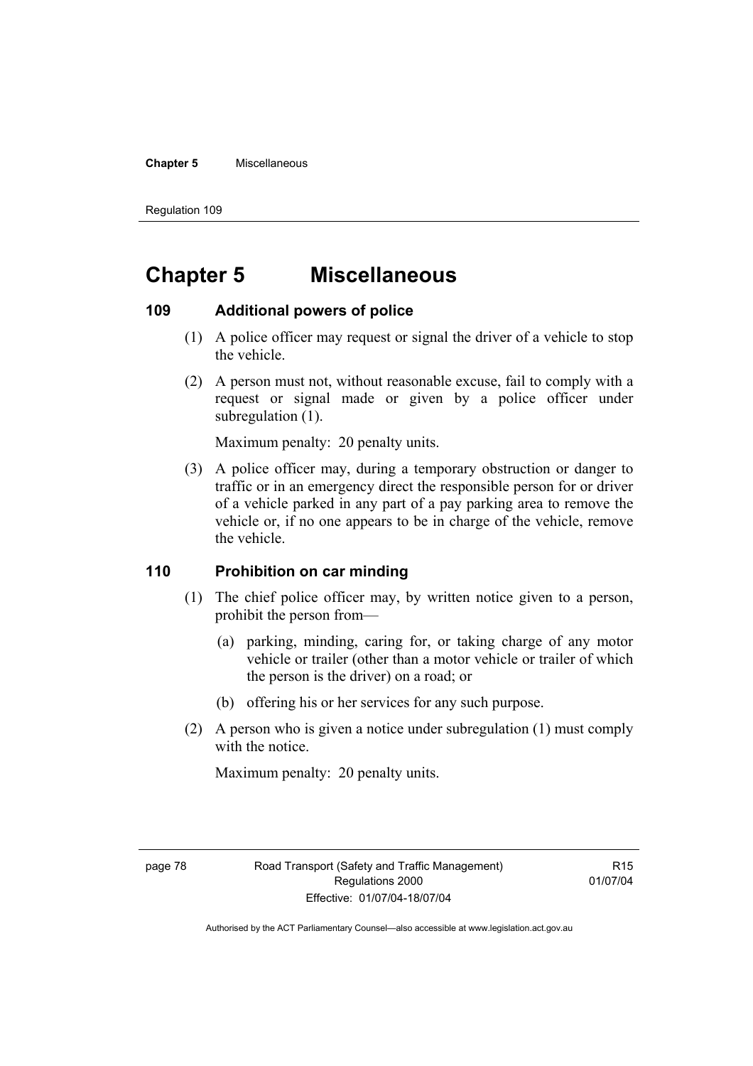# Chapter 5 Miscellaneous

## 109 Additional powers of police

(1) A police officer may request or signal the driver of a vehicle to stop the vehicle.

(2) A person must not, without reasonable excuse, fail to comply with a request or signal made or given by a police officer under subregulation (1).

Maximum penalty: 20 penalty units.

(3) A police officer may, during a temporary obstruction or danger to traffic or in an emergency direct the responsible person for or driver of a vehicle parked in any part of a pay parking area to remove the vehicle or, if no one appears to be in charge of the vehicle, remove the vehicle.

## 110 Prohibition on car minding

(1) The chief police officer may, by written notice given to a person, prohibit the person from—

(a) parking, minding, caring for, or taking charge of any motor vehicle or trailer (other than a motor vehicle or trailer of which the person is the driver) on a road; or

(b) offering his or her services for any such purpose.

(2) A person who is given a notice under subregulation (1) must comply with the notice.

Maximum penalty: 20 penalty units.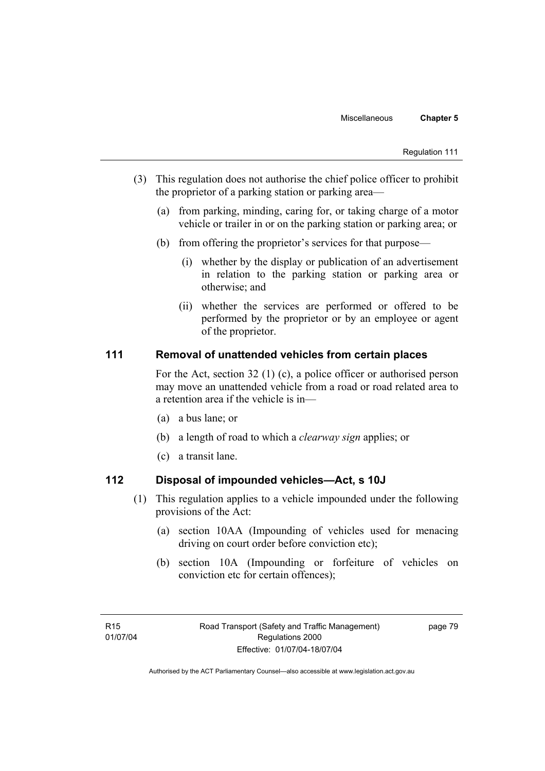(3) This regulation does not authorise the chief police officer to prohibit the proprietor of a parking station or parking area—

(a) from parking, minding, caring for, or taking charge of a motor vehicle or trailer in or on the parking station or parking area; or

(b) from offering the proprietor's services for that purpose—

(i) whether by the display or publication of an advertisement in relation to the parking station or parking area or otherwise; and

(ii) whether the services are performed or offered to be performed by the proprietor or by an employee or agent of the proprietor.

## 111 Removal of unattended vehicles from certain places

For the Act, section 32 (1) (c), a police officer or authorised person may move an unattended vehicle from a road or road related area to a retention area if the vehicle is in—

(a) a bus lane; or

(b) a length of road to which a *clearway sign* applies; or

(c) a transit lane.

## 112 Disposal of impounded vehicles—Act, s 10J

(1) This regulation applies to a vehicle impounded under the following provisions of the Act:

(a) section 10AA (Impounding of vehicles used for menacing driving on court order before conviction etc);

(b) section 10A (Impounding or forfeiture of vehicles on conviction etc for certain offences);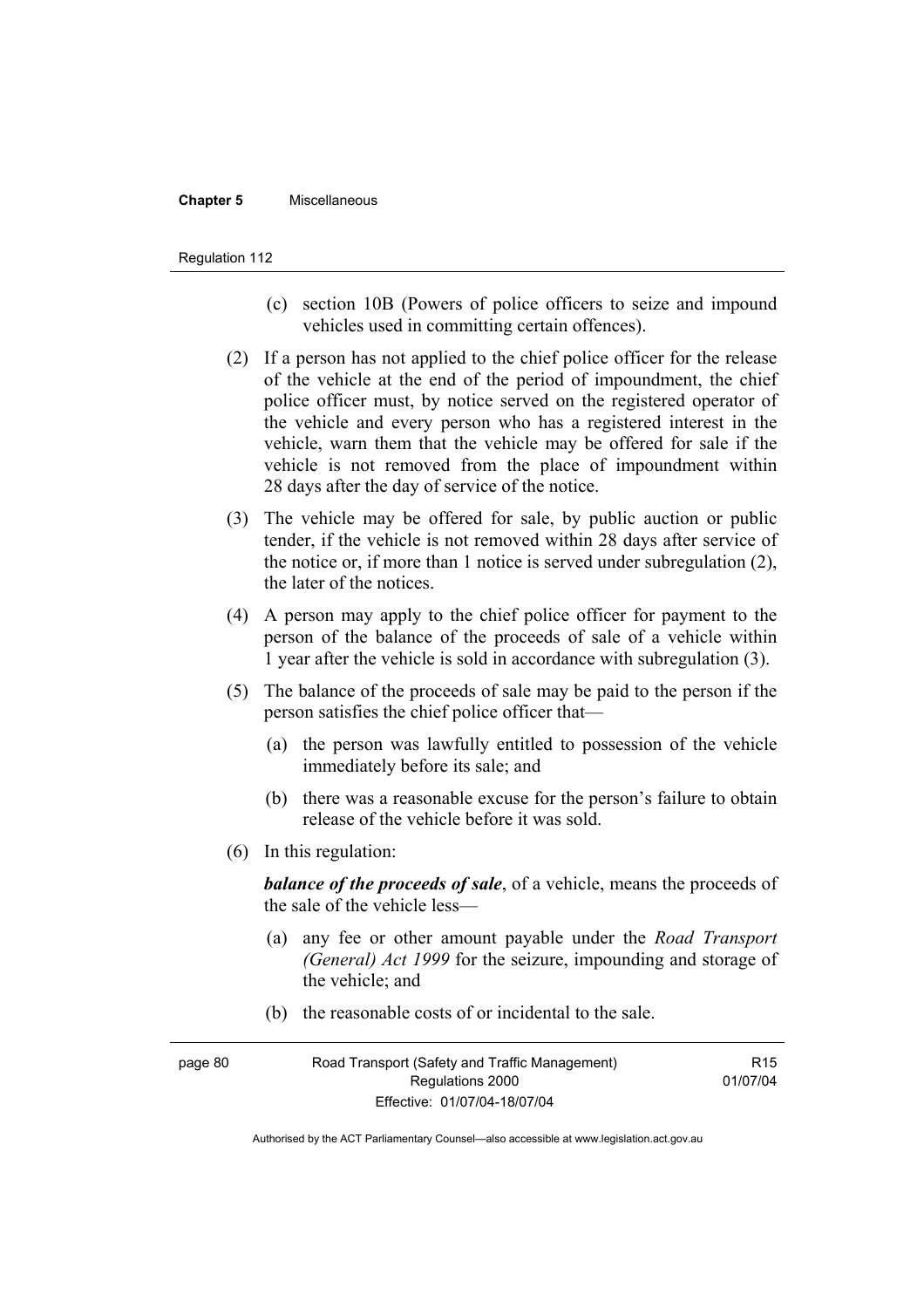(c) section 10B (Powers of police officers to seize and impound vehicles used in committing certain offences).

(2) If a person has not applied to the chief police officer for the release of the vehicle at the end of the period of impoundment, the chief police officer must, by notice served on the registered operator of the vehicle and every person who has a registered interest in the vehicle, warn them that the vehicle may be offered for sale if the vehicle is not removed from the place of impoundment within 28 days after the day of service of the notice.

(3) The vehicle may be offered for sale, by public auction or public tender, if the vehicle is not removed within 28 days after service of the notice or, if more than 1 notice is served under subregulation (2), the later of the notices.

(4) A person may apply to the chief police officer for payment to the person of the balance of the proceeds of sale of a vehicle within 1 year after the vehicle is sold in accordance with subregulation (3).

(5) The balance of the proceeds of sale may be paid to the person if the person satisfies the chief police officer that—

(a) the person was lawfully entitled to possession of the vehicle immediately before its sale; and

(b) there was a reasonable excuse for the person's failure to obtain release of the vehicle before it was sold.

(6) In this regulation:

***balance of the proceeds of sale***, of a vehicle, means the proceeds of the sale of the vehicle less—

(a) any fee or other amount payable under the *Road Transport (General) Act 1999* for the seizure, impounding and storage of the vehicle; and

(b) the reasonable costs of or incidental to the sale.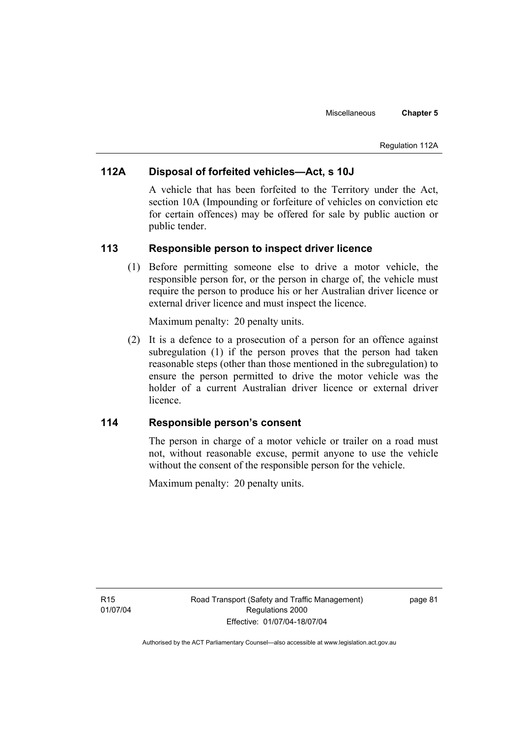## 112A Disposal of forfeited vehicles—Act, s 10J

A vehicle that has been forfeited to the Territory under the Act, section 10A (Impounding or forfeiture of vehicles on conviction etc for certain offences) may be offered for sale by public auction or public tender.

## 113 Responsible person to inspect driver licence

(1) Before permitting someone else to drive a motor vehicle, the responsible person for, or the person in charge of, the vehicle must require the person to produce his or her Australian driver licence or external driver licence and must inspect the licence.

Maximum penalty: 20 penalty units.

(2) It is a defence to a prosecution of a person for an offence against subregulation (1) if the person proves that the person had taken reasonable steps (other than those mentioned in the subregulation) to ensure the person permitted to drive the motor vehicle was the holder of a current Australian driver licence or external driver licence.

## 114 Responsible person's consent

The person in charge of a motor vehicle or trailer on a road must not, without reasonable excuse, permit anyone to use the vehicle without the consent of the responsible person for the vehicle.

Maximum penalty: 20 penalty units.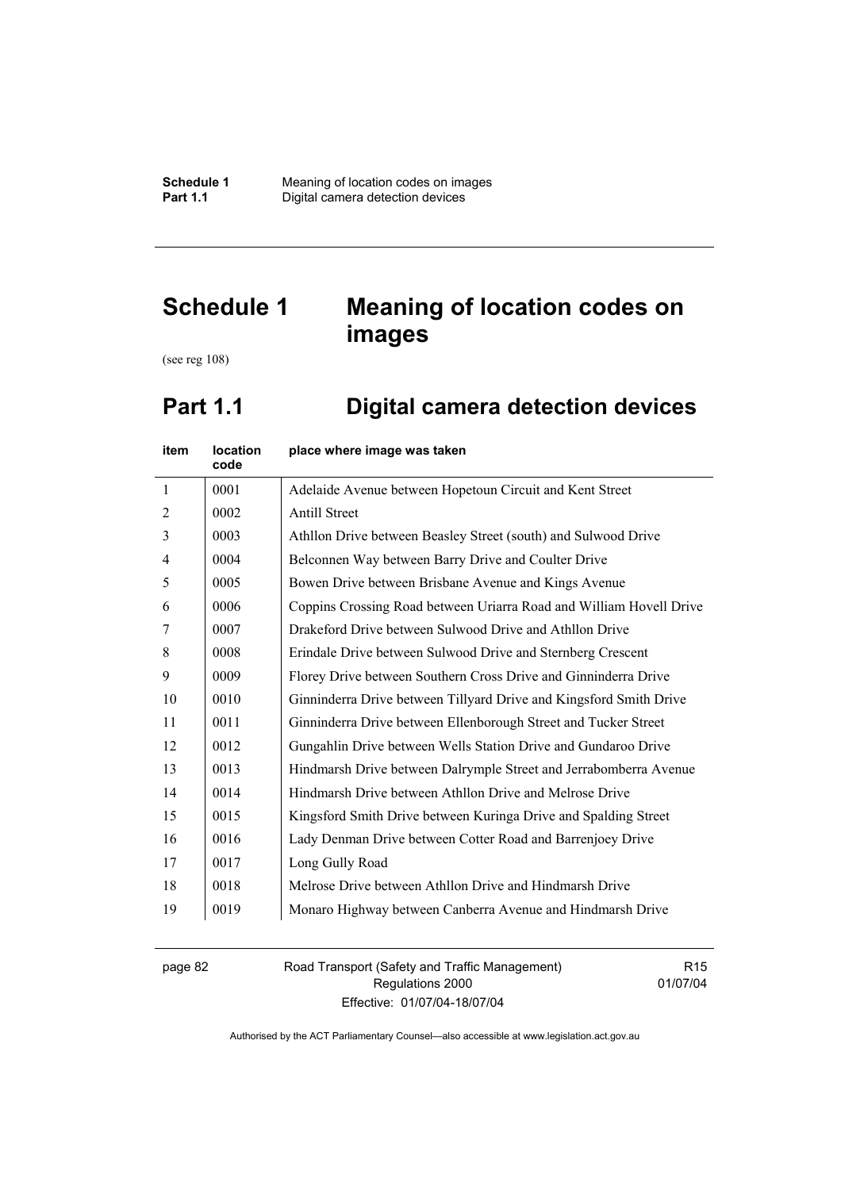# Schedule 1 Meaning of location codes on images

(see reg 108)

## Part 1.1 Digital camera detection devices

| item | location code | place where image was taken |
|---|---|---|
| 1 | 0001 | Adelaide Avenue between Hopetoun Circuit and Kent Street |
| 2 | 0002 | Antill Street |
| 3 | 0003 | Athllon Drive between Beasley Street (south) and Sulwood Drive |
| 4 | 0004 | Belconnen Way between Barry Drive and Coulter Drive |
| 5 | 0005 | Bowen Drive between Brisbane Avenue and Kings Avenue |
| 6 | 0006 | Coppins Crossing Road between Uriarra Road and William Hovell Drive |
| 7 | 0007 | Drakeford Drive between Sulwood Drive and Athllon Drive |
| 8 | 0008 | Erindale Drive between Sulwood Drive and Sternberg Crescent |
| 9 | 0009 | Florey Drive between Southern Cross Drive and Ginninderra Drive |
| 10 | 0010 | Ginninderra Drive between Tillyard Drive and Kingsford Smith Drive |
| 11 | 0011 | Ginninderra Drive between Ellenborough Street and Tucker Street |
| 12 | 0012 | Gungahlin Drive between Wells Station Drive and Gundaroo Drive |
| 13 | 0013 | Hindmarsh Drive between Dalrymple Street and Jerrabomberra Avenue |
| 14 | 0014 | Hindmarsh Drive between Athllon Drive and Melrose Drive |
| 15 | 0015 | Kingsford Smith Drive between Kuringa Drive and Spalding Street |
| 16 | 0016 | Lady Denman Drive between Cotter Road and Barrenjoey Drive |
| 17 | 0017 | Long Gully Road |
| 18 | 0018 | Melrose Drive between Athllon Drive and Hindmarsh Drive |
| 19 | 0019 | Monaro Highway between Canberra Avenue and Hindmarsh Drive |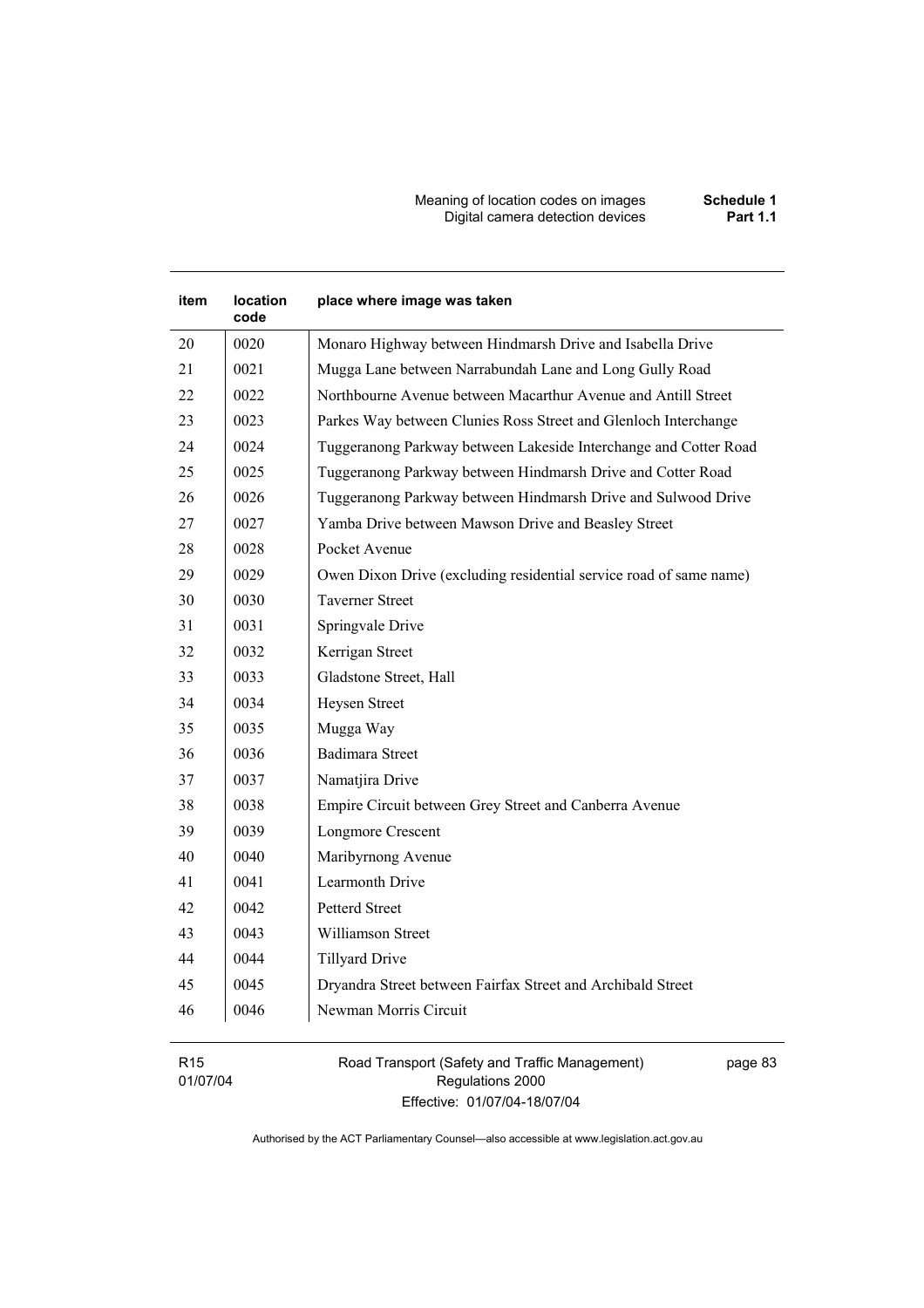| item | location code | place where image was taken |
|---|---|---|
| 20 | 0020 | Monaro Highway between Hindmarsh Drive and Isabella Drive |
| 21 | 0021 | Mugga Lane between Narrabundah Lane and Long Gully Road |
| 22 | 0022 | Northbourne Avenue between Macarthur Avenue and Antill Street |
| 23 | 0023 | Parkes Way between Clunies Ross Street and Glenloch Interchange |
| 24 | 0024 | Tuggeranong Parkway between Lakeside Interchange and Cotter Road |
| 25 | 0025 | Tuggeranong Parkway between Hindmarsh Drive and Cotter Road |
| 26 | 0026 | Tuggeranong Parkway between Hindmarsh Drive and Sulwood Drive |
| 27 | 0027 | Yamba Drive between Mawson Drive and Beasley Street |
| 28 | 0028 | Pocket Avenue |
| 29 | 0029 | Owen Dixon Drive (excluding residential service road of same name) |
| 30 | 0030 | Taverner Street |
| 31 | 0031 | Springvale Drive |
| 32 | 0032 | Kerrigan Street |
| 33 | 0033 | Gladstone Street, Hall |
| 34 | 0034 | Heysen Street |
| 35 | 0035 | Mugga Way |
| 36 | 0036 | Badimara Street |
| 37 | 0037 | Namatjira Drive |
| 38 | 0038 | Empire Circuit between Grey Street and Canberra Avenue |
| 39 | 0039 | Longmore Crescent |
| 40 | 0040 | Maribyrnong Avenue |
| 41 | 0041 | Learmonth Drive |
| 42 | 0042 | Petterd Street |
| 43 | 0043 | Williamson Street |
| 44 | 0044 | Tillyard Drive |
| 45 | 0045 | Dryandra Street between Fairfax Street and Archibald Street |
| 46 | 0046 | Newman Morris Circuit |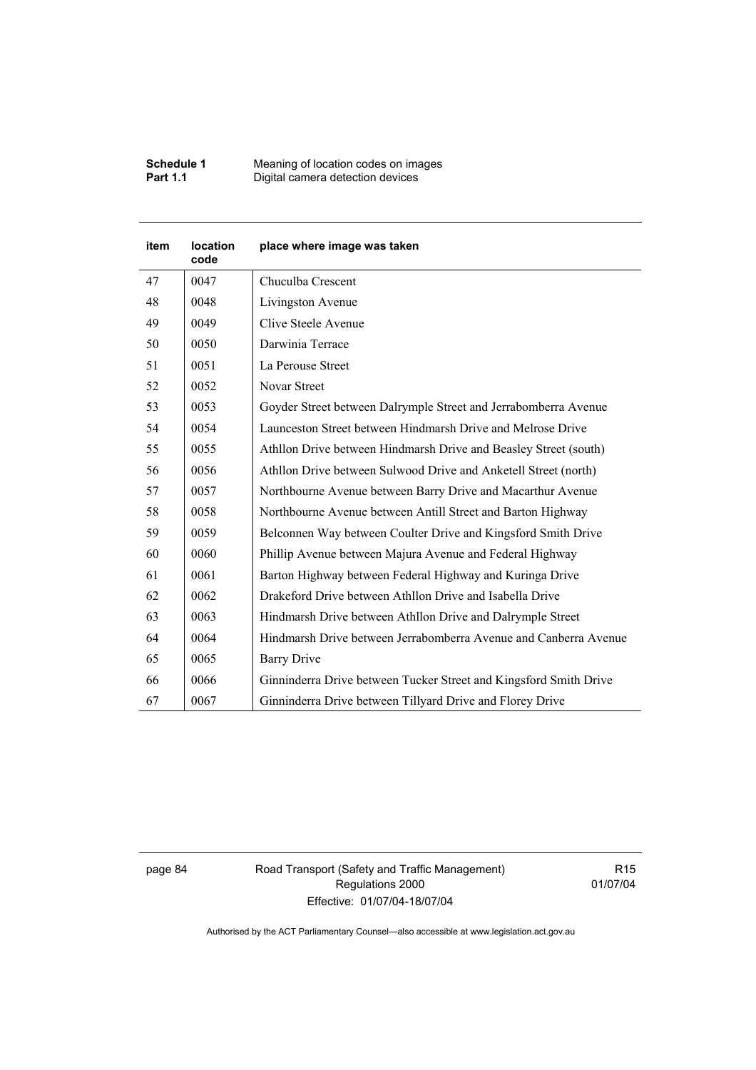| item | location code | place where image was taken |
|---|---|---|
| 47 | 0047 | Chuculba Crescent |
| 48 | 0048 | Livingston Avenue |
| 49 | 0049 | Clive Steele Avenue |
| 50 | 0050 | Darwinia Terrace |
| 51 | 0051 | La Perouse Street |
| 52 | 0052 | Novar Street |
| 53 | 0053 | Goyder Street between Dalrymple Street and Jerrabomberra Avenue |
| 54 | 0054 | Launceston Street between Hindmarsh Drive and Melrose Drive |
| 55 | 0055 | Athllon Drive between Hindmarsh Drive and Beasley Street (south) |
| 56 | 0056 | Athllon Drive between Sulwood Drive and Anketell Street (north) |
| 57 | 0057 | Northbourne Avenue between Barry Drive and Macarthur Avenue |
| 58 | 0058 | Northbourne Avenue between Antill Street and Barton Highway |
| 59 | 0059 | Belconnen Way between Coulter Drive and Kingsford Smith Drive |
| 60 | 0060 | Phillip Avenue between Majura Avenue and Federal Highway |
| 61 | 0061 | Barton Highway between Federal Highway and Kuringa Drive |
| 62 | 0062 | Drakeford Drive between Athllon Drive and Isabella Drive |
| 63 | 0063 | Hindmarsh Drive between Athllon Drive and Dalrymple Street |
| 64 | 0064 | Hindmarsh Drive between Jerrabomberra Avenue and Canberra Avenue |
| 65 | 0065 | Barry Drive |
| 66 | 0066 | Ginninderra Drive between Tucker Street and Kingsford Smith Drive |
| 67 | 0067 | Ginninderra Drive between Tillyard Drive and Florey Drive |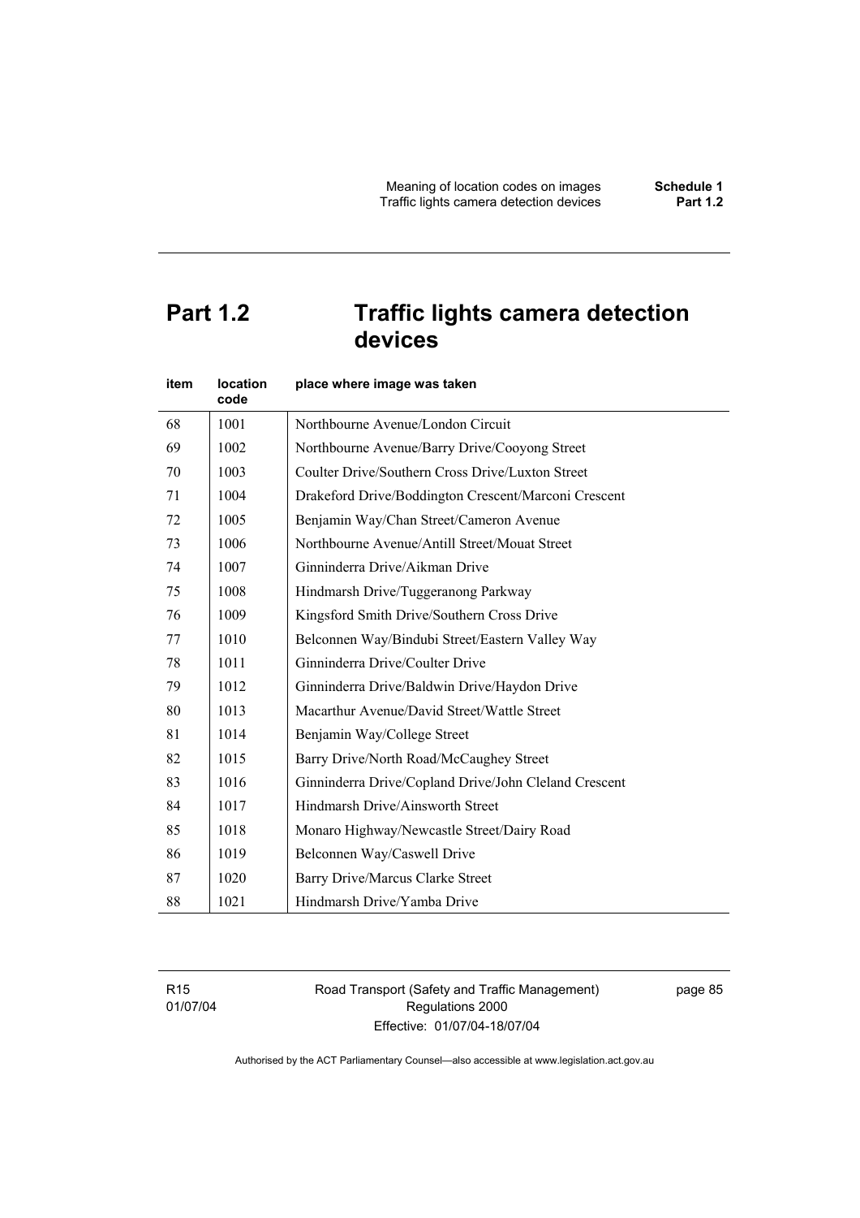# Part 1.2 Traffic lights camera detection devices

| item | location code | place where image was taken |
|---|---|---|
| 68 | 1001 | Northbourne Avenue/London Circuit |
| 69 | 1002 | Northbourne Avenue/Barry Drive/Cooyong Street |
| 70 | 1003 | Coulter Drive/Southern Cross Drive/Luxton Street |
| 71 | 1004 | Drakeford Drive/Boddington Crescent/Marconi Crescent |
| 72 | 1005 | Benjamin Way/Chan Street/Cameron Avenue |
| 73 | 1006 | Northbourne Avenue/Antill Street/Mouat Street |
| 74 | 1007 | Ginninderra Drive/Aikman Drive |
| 75 | 1008 | Hindmarsh Drive/Tuggeranong Parkway |
| 76 | 1009 | Kingsford Smith Drive/Southern Cross Drive |
| 77 | 1010 | Belconnen Way/Bindubi Street/Eastern Valley Way |
| 78 | 1011 | Ginninderra Drive/Coulter Drive |
| 79 | 1012 | Ginninderra Drive/Baldwin Drive/Haydon Drive |
| 80 | 1013 | Macarthur Avenue/David Street/Wattle Street |
| 81 | 1014 | Benjamin Way/College Street |
| 82 | 1015 | Barry Drive/North Road/McCaughey Street |
| 83 | 1016 | Ginninderra Drive/Copland Drive/John Cleland Crescent |
| 84 | 1017 | Hindmarsh Drive/Ainsworth Street |
| 85 | 1018 | Monaro Highway/Newcastle Street/Dairy Road |
| 86 | 1019 | Belconnen Way/Caswell Drive |
| 87 | 1020 | Barry Drive/Marcus Clarke Street |
| 88 | 1021 | Hindmarsh Drive/Yamba Drive |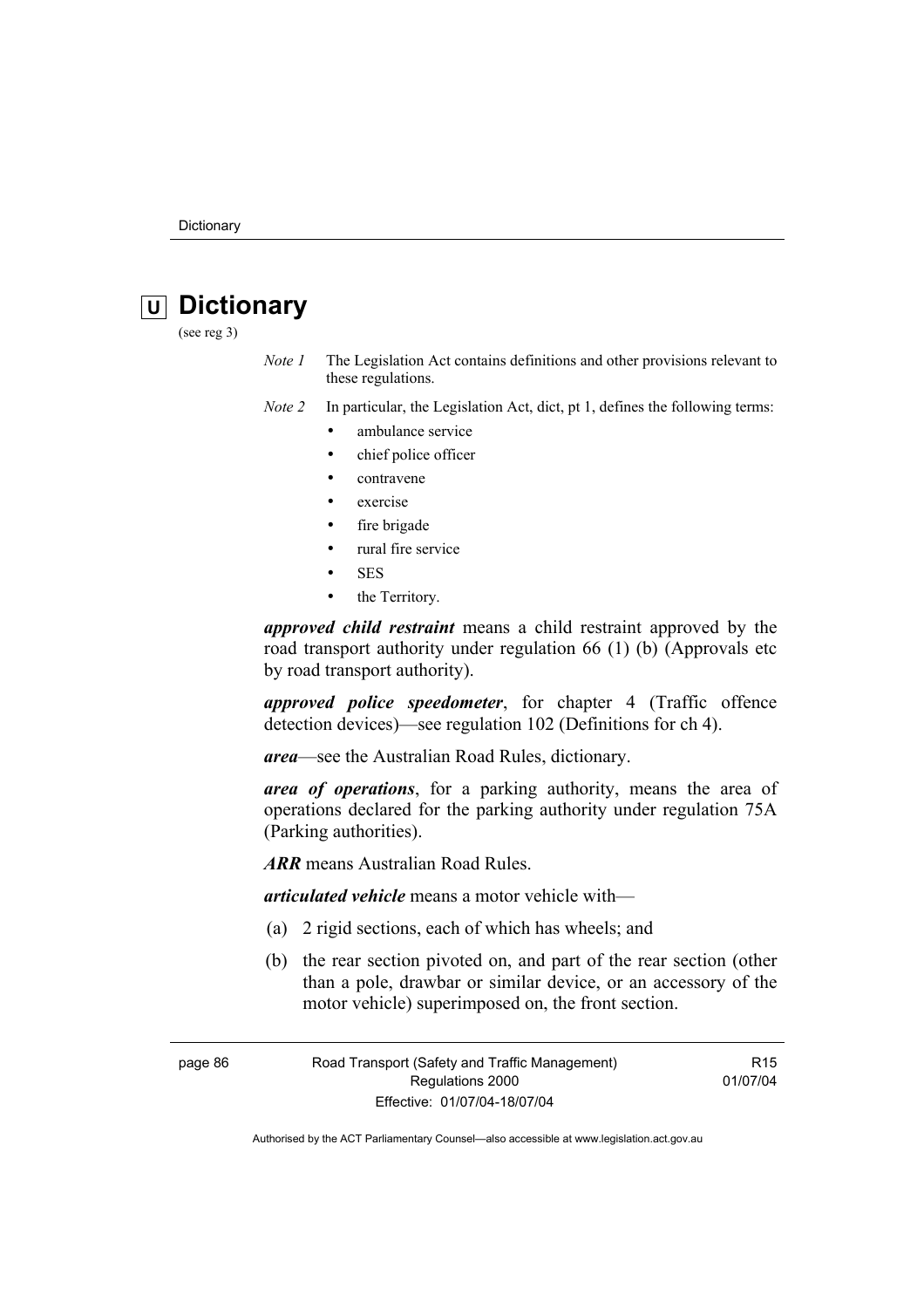# U Dictionary

(see reg 3)

*Note 1* The Legislation Act contains definitions and other provisions relevant to these regulations.

*Note 2* In particular, the Legislation Act, dict, pt 1, defines the following terms:

- ambulance service
- chief police officer
- contravene
- exercise
- fire brigade
- rural fire service
- SES
- the Territory.

***approved child restraint*** means a child restraint approved by the road transport authority under regulation 66 (1) (b) (Approvals etc by road transport authority).

***approved police speedometer***, for chapter 4 (Traffic offence detection devices)—see regulation 102 (Definitions for ch 4).

***area***—see the Australian Road Rules, dictionary.

***area of operations***, for a parking authority, means the area of operations declared for the parking authority under regulation 75A (Parking authorities).

***ARR*** means Australian Road Rules.

***articulated vehicle*** means a motor vehicle with—

(a) 2 rigid sections, each of which has wheels; and

(b) the rear section pivoted on, and part of the rear section (other than a pole, drawbar or similar device, or an accessory of the motor vehicle) superimposed on, the front section.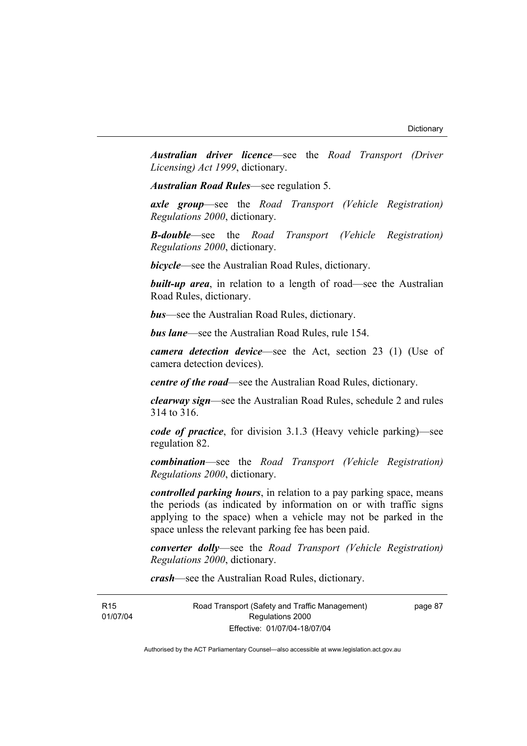***Australian driver licence***—see the *Road Transport (Driver Licensing) Act 1999*, dictionary.

***Australian Road Rules***—see regulation 5.

***axle group***—see the *Road Transport (Vehicle Registration) Regulations 2000*, dictionary.

***B-double***—see the *Road Transport (Vehicle Registration) Regulations 2000*, dictionary.

***bicycle***—see the Australian Road Rules, dictionary.

***built-up area***, in relation to a length of road—see the Australian Road Rules, dictionary.

***bus***—see the Australian Road Rules, dictionary.

***bus lane***—see the Australian Road Rules, rule 154.

***camera detection device***—see the Act, section 23 (1) (Use of camera detection devices).

***centre of the road***—see the Australian Road Rules, dictionary.

***clearway sign***—see the Australian Road Rules, schedule 2 and rules 314 to 316.

***code of practice***, for division 3.1.3 (Heavy vehicle parking)—see regulation 82.

***combination***—see the *Road Transport (Vehicle Registration) Regulations 2000*, dictionary.

***controlled parking hours***, in relation to a pay parking space, means the periods (as indicated by information on or with traffic signs applying to the space) when a vehicle may not be parked in the space unless the relevant parking fee has been paid.

***converter dolly***—see the *Road Transport (Vehicle Registration) Regulations 2000*, dictionary.

***crash***—see the Australian Road Rules, dictionary.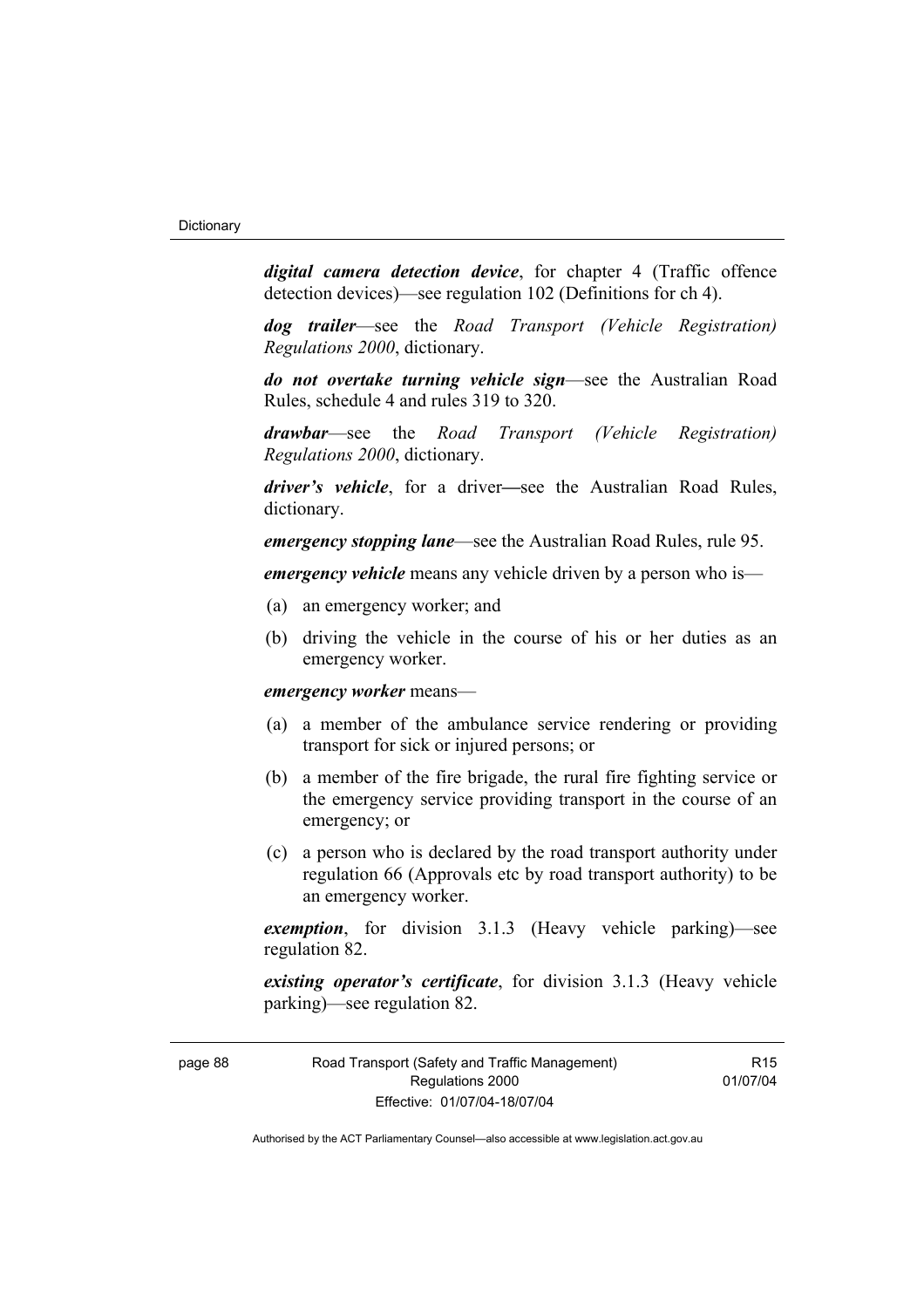***digital camera detection device***, for chapter 4 (Traffic offence detection devices)—see regulation 102 (Definitions for ch 4).

***dog trailer***—see the *Road Transport (Vehicle Registration) Regulations 2000*, dictionary.

***do not overtake turning vehicle sign***—see the Australian Road Rules, schedule 4 and rules 319 to 320.

***drawbar***—see the *Road Transport (Vehicle Registration) Regulations 2000*, dictionary.

***driver's vehicle***, for a driver—see the Australian Road Rules, dictionary.

***emergency stopping lane***—see the Australian Road Rules, rule 95.

***emergency vehicle*** means any vehicle driven by a person who is—

(a) an emergency worker; and

(b) driving the vehicle in the course of his or her duties as an emergency worker.

***emergency worker*** means—

(a) a member of the ambulance service rendering or providing transport for sick or injured persons; or

(b) a member of the fire brigade, the rural fire fighting service or the emergency service providing transport in the course of an emergency; or

(c) a person who is declared by the road transport authority under regulation 66 (Approvals etc by road transport authority) to be an emergency worker.

***exemption***, for division 3.1.3 (Heavy vehicle parking)—see regulation 82.

***existing operator's certificate***, for division 3.1.3 (Heavy vehicle parking)—see regulation 82.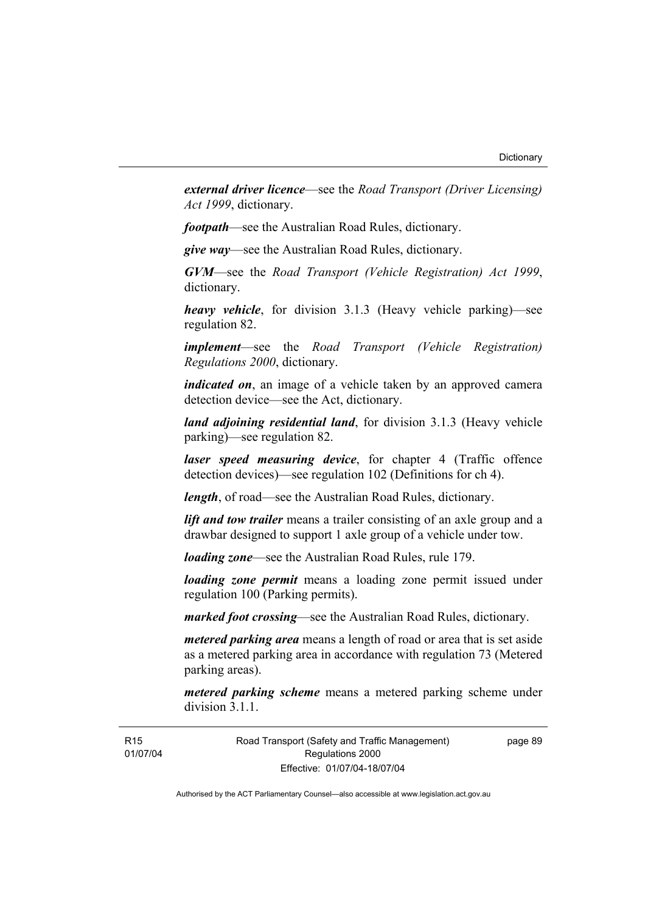***external driver licence***—see the *Road Transport (Driver Licensing) Act 1999*, dictionary.

***footpath***—see the Australian Road Rules, dictionary.

***give way***—see the Australian Road Rules, dictionary.

***GVM***—see the *Road Transport (Vehicle Registration) Act 1999*, dictionary.

***heavy vehicle***, for division 3.1.3 (Heavy vehicle parking)—see regulation 82.

***implement***—see the *Road Transport (Vehicle Registration) Regulations 2000*, dictionary.

***indicated on***, an image of a vehicle taken by an approved camera detection device—see the Act, dictionary.

***land adjoining residential land***, for division 3.1.3 (Heavy vehicle parking)—see regulation 82.

***laser speed measuring device***, for chapter 4 (Traffic offence detection devices)—see regulation 102 (Definitions for ch 4).

***length***, of road—see the Australian Road Rules, dictionary.

***lift and tow trailer*** means a trailer consisting of an axle group and a drawbar designed to support 1 axle group of a vehicle under tow.

***loading zone***—see the Australian Road Rules, rule 179.

***loading zone permit*** means a loading zone permit issued under regulation 100 (Parking permits).

***marked foot crossing***—see the Australian Road Rules, dictionary.

***metered parking area*** means a length of road or area that is set aside as a metered parking area in accordance with regulation 73 (Metered parking areas).

***metered parking scheme*** means a metered parking scheme under division 3.1.1.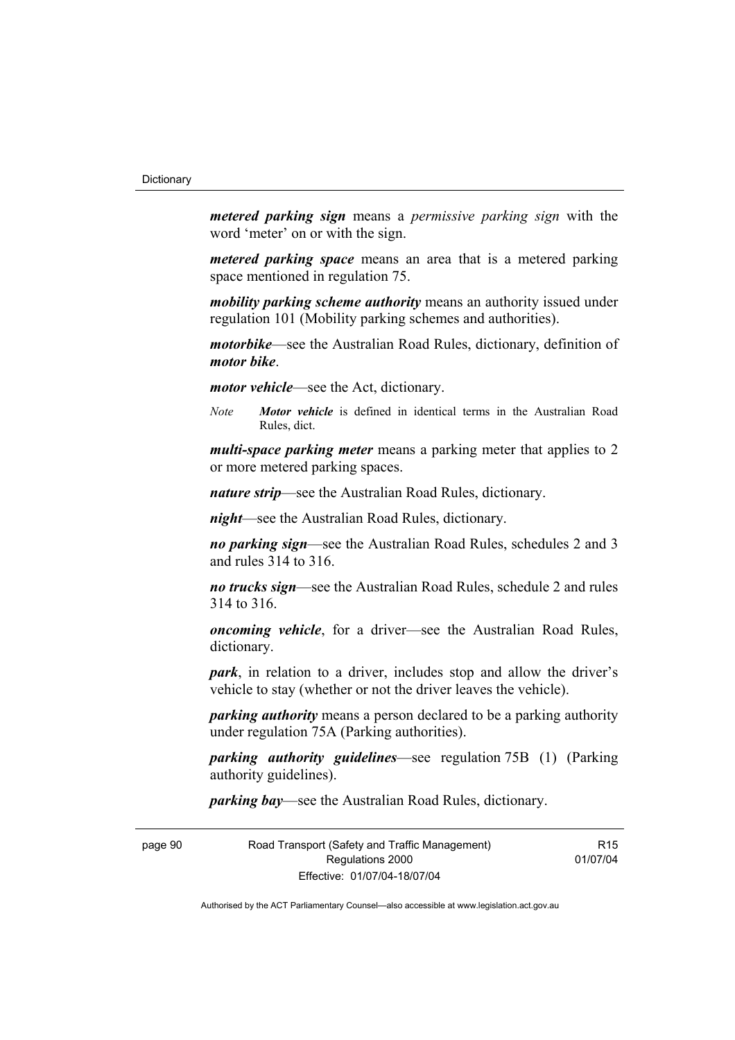***metered parking sign*** means a *permissive parking sign* with the word 'meter' on or with the sign.

***metered parking space*** means an area that is a metered parking space mentioned in regulation 75.

***mobility parking scheme authority*** means an authority issued under regulation 101 (Mobility parking schemes and authorities).

***motorbike***—see the Australian Road Rules, dictionary, definition of ***motor bike***.

***motor vehicle***—see the Act, dictionary.

*Note* ***Motor vehicle*** is defined in identical terms in the Australian Road Rules, dict.

***multi-space parking meter*** means a parking meter that applies to 2 or more metered parking spaces.

***nature strip***—see the Australian Road Rules, dictionary.

***night***—see the Australian Road Rules, dictionary.

***no parking sign***—see the Australian Road Rules, schedules 2 and 3 and rules 314 to 316.

***no trucks sign***—see the Australian Road Rules, schedule 2 and rules 314 to 316.

***oncoming vehicle***, for a driver—see the Australian Road Rules, dictionary.

***park***, in relation to a driver, includes stop and allow the driver's vehicle to stay (whether or not the driver leaves the vehicle).

***parking authority*** means a person declared to be a parking authority under regulation 75A (Parking authorities).

***parking authority guidelines***—see regulation 75B (1) (Parking authority guidelines).

***parking bay***—see the Australian Road Rules, dictionary.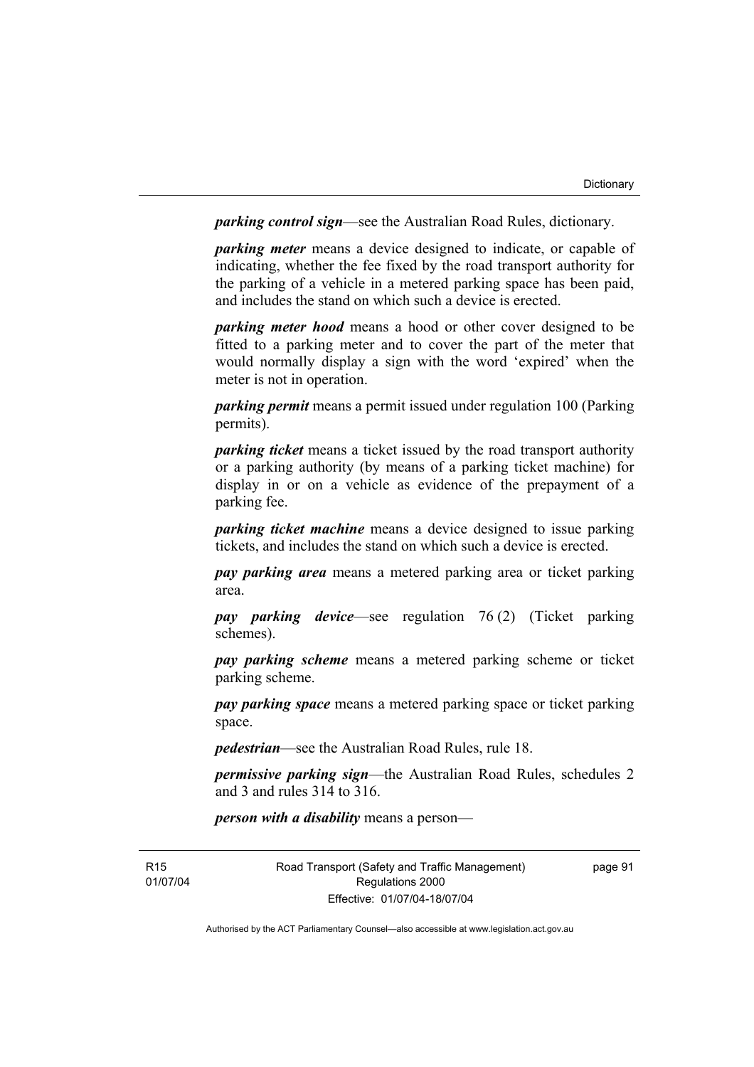***parking control sign***—see the Australian Road Rules, dictionary.

***parking meter*** means a device designed to indicate, or capable of indicating, whether the fee fixed by the road transport authority for the parking of a vehicle in a metered parking space has been paid, and includes the stand on which such a device is erected.

***parking meter hood*** means a hood or other cover designed to be fitted to a parking meter and to cover the part of the meter that would normally display a sign with the word 'expired' when the meter is not in operation.

***parking permit*** means a permit issued under regulation 100 (Parking permits).

***parking ticket*** means a ticket issued by the road transport authority or a parking authority (by means of a parking ticket machine) for display in or on a vehicle as evidence of the prepayment of a parking fee.

***parking ticket machine*** means a device designed to issue parking tickets, and includes the stand on which such a device is erected.

***pay parking area*** means a metered parking area or ticket parking area.

***pay parking device***—see regulation 76 (2) (Ticket parking schemes).

***pay parking scheme*** means a metered parking scheme or ticket parking scheme.

***pay parking space*** means a metered parking space or ticket parking space.

***pedestrian***—see the Australian Road Rules, rule 18.

***permissive parking sign***—the Australian Road Rules, schedules 2 and 3 and rules 314 to 316.

***person with a disability*** means a person—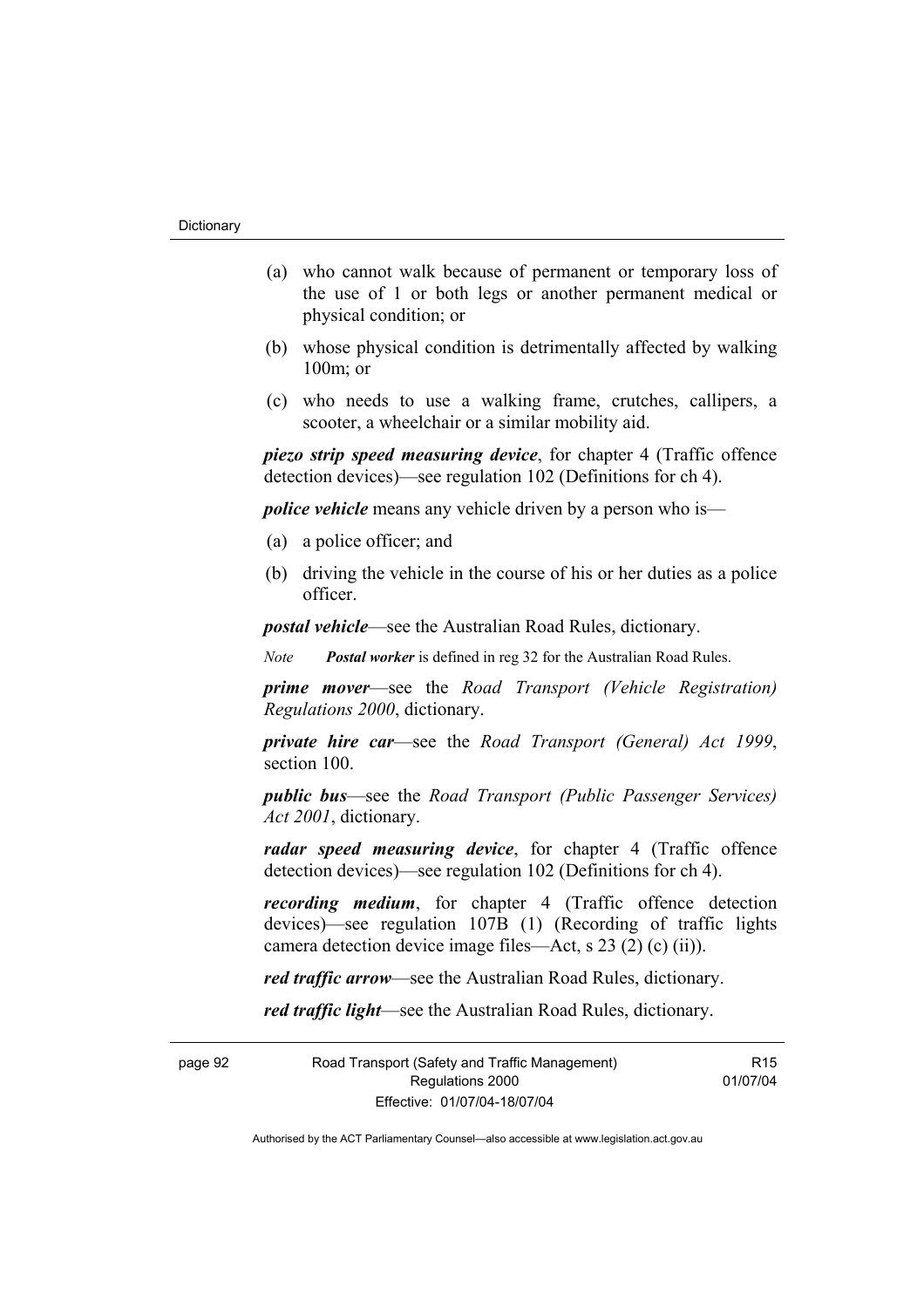(a) who cannot walk because of permanent or temporary loss of the use of 1 or both legs or another permanent medical or physical condition; or

(b) whose physical condition is detrimentally affected by walking 100m; or

(c) who needs to use a walking frame, crutches, callipers, a scooter, a wheelchair or a similar mobility aid.

***piezo strip speed measuring device***, for chapter 4 (Traffic offence detection devices)—see regulation 102 (Definitions for ch 4).

***police vehicle*** means any vehicle driven by a person who is—

(a) a police officer; and

(b) driving the vehicle in the course of his or her duties as a police officer.

***postal vehicle***—see the Australian Road Rules, dictionary.

*Note* ***Postal worker*** is defined in reg 32 for the Australian Road Rules.

***prime mover***—see the *Road Transport (Vehicle Registration) Regulations 2000*, dictionary.

***private hire car***—see the *Road Transport (General) Act 1999*, section 100.

***public bus***—see the *Road Transport (Public Passenger Services) Act 2001*, dictionary.

***radar speed measuring device***, for chapter 4 (Traffic offence detection devices)—see regulation 102 (Definitions for ch 4).

***recording medium***, for chapter 4 (Traffic offence detection devices)—see regulation 107B (1) (Recording of traffic lights camera detection device image files—Act, s 23 (2) (c) (ii)).

***red traffic arrow***—see the Australian Road Rules, dictionary.

***red traffic light***—see the Australian Road Rules, dictionary.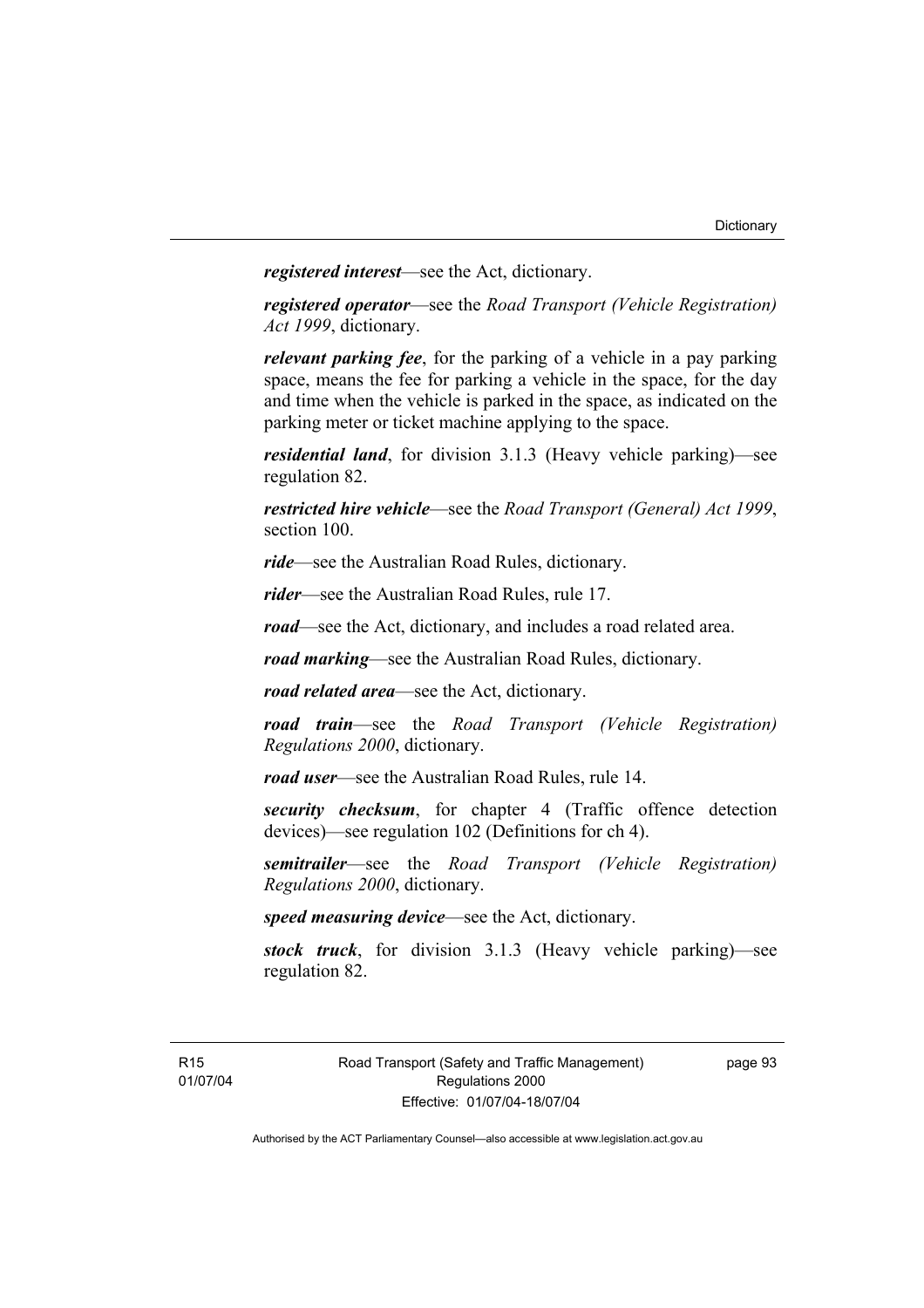***registered interest***—see the Act, dictionary.

***registered operator***—see the *Road Transport (Vehicle Registration) Act 1999*, dictionary.

***relevant parking fee***, for the parking of a vehicle in a pay parking space, means the fee for parking a vehicle in the space, for the day and time when the vehicle is parked in the space, as indicated on the parking meter or ticket machine applying to the space.

***residential land***, for division 3.1.3 (Heavy vehicle parking)—see regulation 82.

***restricted hire vehicle***—see the *Road Transport (General) Act 1999*, section 100.

***ride***—see the Australian Road Rules, dictionary.

***rider***—see the Australian Road Rules, rule 17.

***road***—see the Act, dictionary, and includes a road related area.

***road marking***—see the Australian Road Rules, dictionary.

***road related area***—see the Act, dictionary.

***road train***—see the *Road Transport (Vehicle Registration) Regulations 2000*, dictionary.

***road user***—see the Australian Road Rules, rule 14.

***security checksum***, for chapter 4 (Traffic offence detection devices)—see regulation 102 (Definitions for ch 4).

***semitrailer***—see the *Road Transport (Vehicle Registration) Regulations 2000*, dictionary.

***speed measuring device***—see the Act, dictionary.

***stock truck***, for division 3.1.3 (Heavy vehicle parking)—see regulation 82.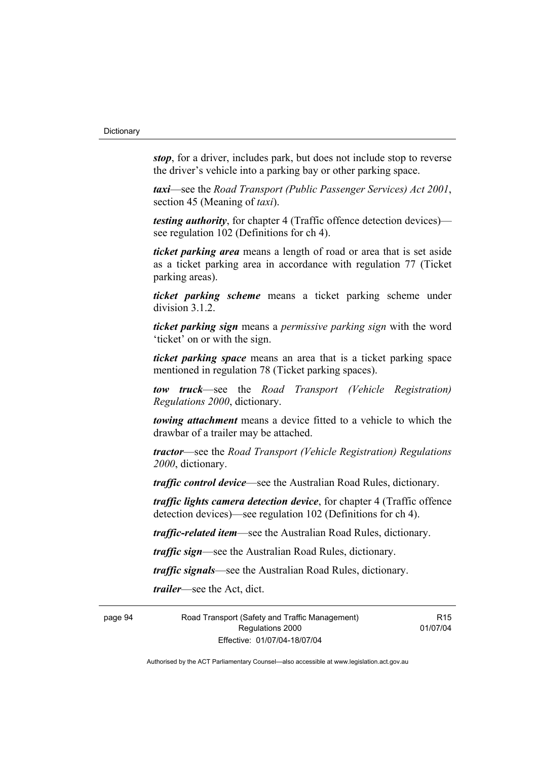***stop***, for a driver, includes park, but does not include stop to reverse the driver's vehicle into a parking bay or other parking space.

***taxi***—see the *Road Transport (Public Passenger Services) Act 2001*, section 45 (Meaning of *taxi*).

***testing authority***, for chapter 4 (Traffic offence detection devices)—see regulation 102 (Definitions for ch 4).

***ticket parking area*** means a length of road or area that is set aside as a ticket parking area in accordance with regulation 77 (Ticket parking areas).

***ticket parking scheme*** means a ticket parking scheme under division 3.1.2.

***ticket parking sign*** means a *permissive parking sign* with the word 'ticket' on or with the sign.

***ticket parking space*** means an area that is a ticket parking space mentioned in regulation 78 (Ticket parking spaces).

***tow truck***—see the *Road Transport (Vehicle Registration) Regulations 2000*, dictionary.

***towing attachment*** means a device fitted to a vehicle to which the drawbar of a trailer may be attached.

***tractor***—see the *Road Transport (Vehicle Registration) Regulations 2000*, dictionary.

***traffic control device***—see the Australian Road Rules, dictionary.

***traffic lights camera detection device***, for chapter 4 (Traffic offence detection devices)—see regulation 102 (Definitions for ch 4).

***traffic-related item***—see the Australian Road Rules, dictionary.

***traffic sign***—see the Australian Road Rules, dictionary.

***traffic signals***—see the Australian Road Rules, dictionary.

***trailer***—see the Act, dict.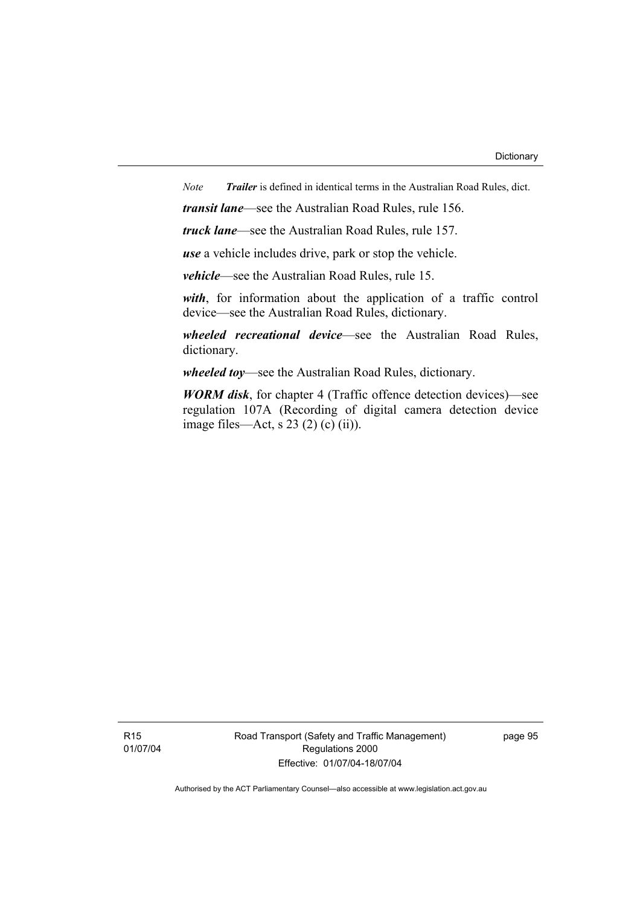*Note* ***Trailer*** is defined in identical terms in the Australian Road Rules, dict.

***transit lane***—see the Australian Road Rules, rule 156.

***truck lane***—see the Australian Road Rules, rule 157.

***use*** a vehicle includes drive, park or stop the vehicle.

***vehicle***—see the Australian Road Rules, rule 15.

***with***, for information about the application of a traffic control device—see the Australian Road Rules, dictionary.

***wheeled recreational device***—see the Australian Road Rules, dictionary.

***wheeled toy***—see the Australian Road Rules, dictionary.

***WORM disk***, for chapter 4 (Traffic offence detection devices)—see regulation 107A (Recording of digital camera detection device image files—Act, s 23 (2) (c) (ii)).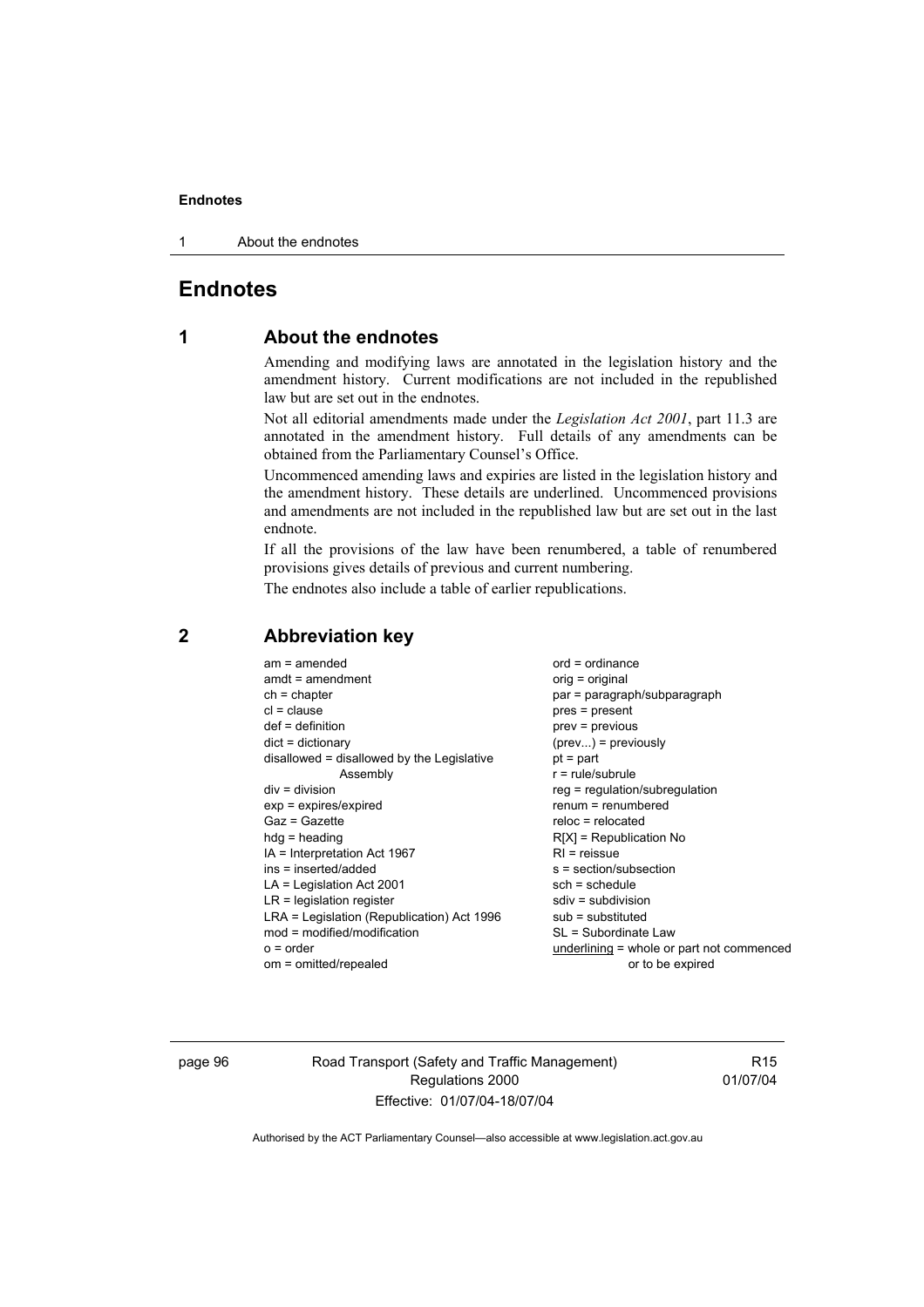# Endnotes

## 1 About the endnotes

Amending and modifying laws are annotated in the legislation history and the amendment history. Current modifications are not included in the republished law but are set out in the endnotes.

Not all editorial amendments made under the *Legislation Act 2001*, part 11.3 are annotated in the amendment history. Full details of any amendments can be obtained from the Parliamentary Counsel's Office.

Uncommenced amending laws and expiries are listed in the legislation history and the amendment history. These details are underlined. Uncommenced provisions and amendments are not included in the republished law but are set out in the last endnote.

If all the provisions of the law have been renumbered, a table of renumbered provisions gives details of previous and current numbering.

The endnotes also include a table of earlier republications.

## 2 Abbreviation key

| | |
|---|---|
| am = amended | ord = ordinance |
| amdt = amendment | orig = original |
| ch = chapter | par = paragraph/subparagraph |
| cl = clause | pres = present |
| def = definition | prev = previous |
| dict = dictionary | (prev...) = previously |
| disallowed = disallowed by the Legislative Assembly | pt = part |
| div = division | r = rule/subrule |
| exp = expires/expired | reg = regulation/subregulation |
| Gaz = Gazette | renum = renumbered |
| hdg = heading | reloc = relocated |
| IA = Interpretation Act 1967 | R[X] = Republication No |
| ins = inserted/added | RI = reissue |
| LA = Legislation Act 2001 | s = section/subsection |
| LR = legislation register | sch = schedule |
| LRA = Legislation (Republication) Act 1996 | sdiv = subdivision |
| mod = modified/modification | sub = substituted |
| o = order | SL = Subordinate Law |
| om = omitted/repealed | <u>underlining</u> = whole or part not commenced or to be expired |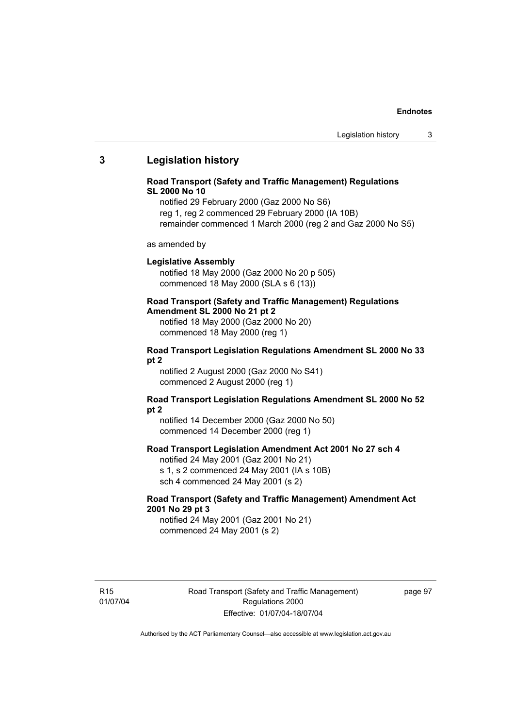## 3 Legislation history

**Road Transport (Safety and Traffic Management) Regulations SL 2000 No 10**

notified 29 February 2000 (Gaz 2000 No S6)
reg 1, reg 2 commenced 29 February 2000 (IA 10B)
remainder commenced 1 March 2000 (reg 2 and Gaz 2000 No S5)

as amended by

**Legislative Assembly**

notified 18 May 2000 (Gaz 2000 No 20 p 505)
commenced 18 May 2000 (SLA s 6 (13))

**Road Transport (Safety and Traffic Management) Regulations Amendment SL 2000 No 21 pt 2**

notified 18 May 2000 (Gaz 2000 No 20)
commenced 18 May 2000 (reg 1)

**Road Transport Legislation Regulations Amendment SL 2000 No 33 pt 2**

notified 2 August 2000 (Gaz 2000 No S41)
commenced 2 August 2000 (reg 1)

**Road Transport Legislation Regulations Amendment SL 2000 No 52 pt 2**

notified 14 December 2000 (Gaz 2000 No 50)
commenced 14 December 2000 (reg 1)

**Road Transport Legislation Amendment Act 2001 No 27 sch 4**

notified 24 May 2001 (Gaz 2001 No 21)
s 1, s 2 commenced 24 May 2001 (IA s 10B)
sch 4 commenced 24 May 2001 (s 2)

**Road Transport (Safety and Traffic Management) Amendment Act 2001 No 29 pt 3**

notified 24 May 2001 (Gaz 2001 No 21)
commenced 24 May 2001 (s 2)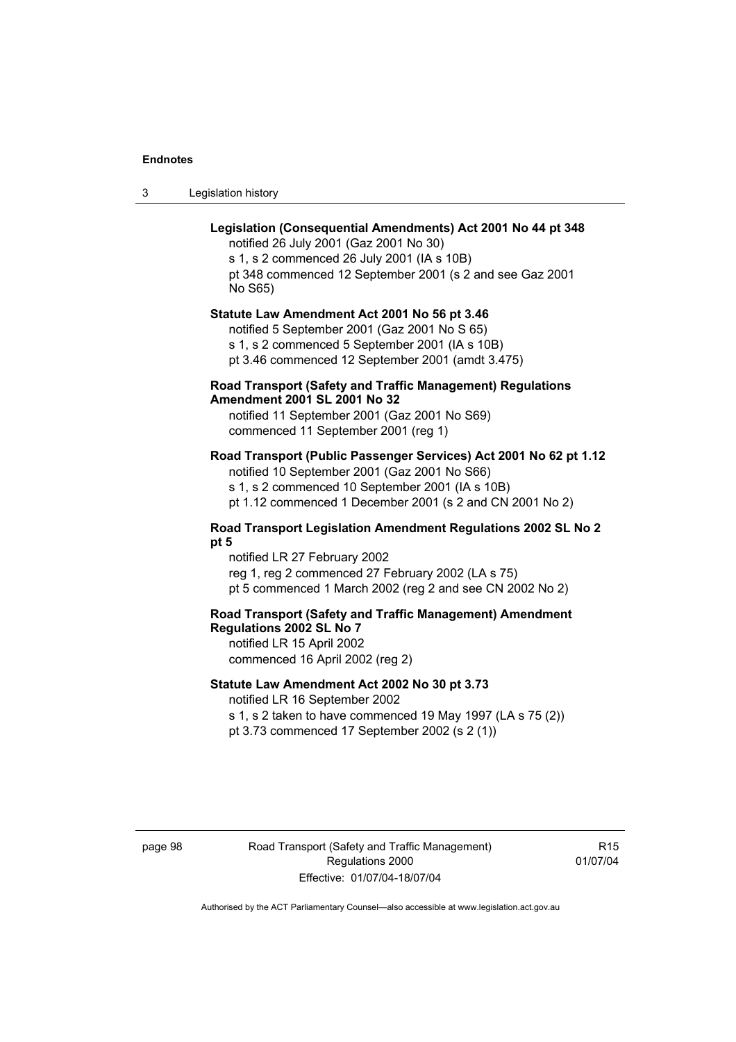**Legislation (Consequential Amendments) Act 2001 No 44 pt 348**

notified 26 July 2001 (Gaz 2001 No 30)
s 1, s 2 commenced 26 July 2001 (IA s 10B)
pt 348 commenced 12 September 2001 (s 2 and see Gaz 2001 No S65)

**Statute Law Amendment Act 2001 No 56 pt 3.46**

notified 5 September 2001 (Gaz 2001 No S 65)
s 1, s 2 commenced 5 September 2001 (IA s 10B)
pt 3.46 commenced 12 September 2001 (amdt 3.475)

**Road Transport (Safety and Traffic Management) Regulations Amendment 2001 SL 2001 No 32**

notified 11 September 2001 (Gaz 2001 No S69)
commenced 11 September 2001 (reg 1)

**Road Transport (Public Passenger Services) Act 2001 No 62 pt 1.12**

notified 10 September 2001 (Gaz 2001 No S66)
s 1, s 2 commenced 10 September 2001 (IA s 10B)
pt 1.12 commenced 1 December 2001 (s 2 and CN 2001 No 2)

**Road Transport Legislation Amendment Regulations 2002 SL No 2 pt 5**

notified LR 27 February 2002
reg 1, reg 2 commenced 27 February 2002 (LA s 75)
pt 5 commenced 1 March 2002 (reg 2 and see CN 2002 No 2)

**Road Transport (Safety and Traffic Management) Amendment Regulations 2002 SL No 7**

notified LR 15 April 2002
commenced 16 April 2002 (reg 2)

**Statute Law Amendment Act 2002 No 30 pt 3.73**

notified LR 16 September 2002
s 1, s 2 taken to have commenced 19 May 1997 (LA s 75 (2))
pt 3.73 commenced 17 September 2002 (s 2 (1))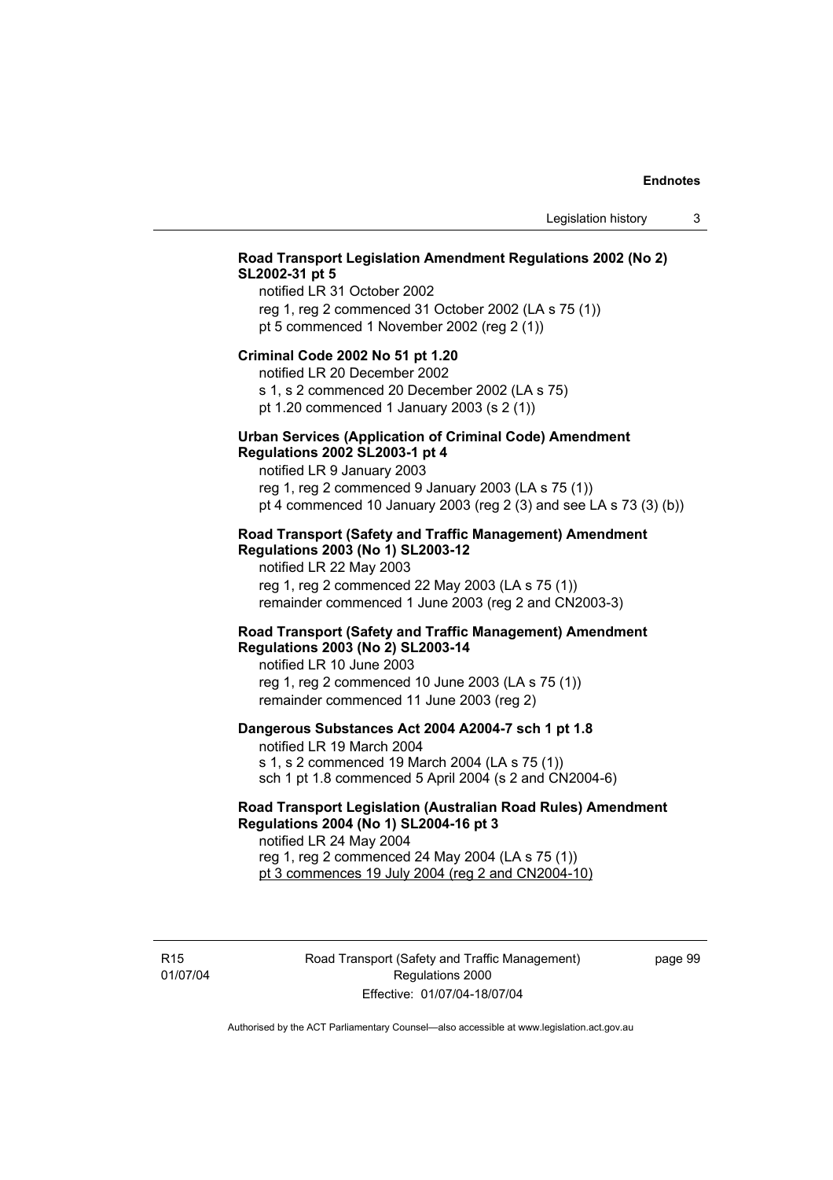**Road Transport Legislation Amendment Regulations 2002 (No 2) SL2002-31 pt 5**

notified LR 31 October 2002
reg 1, reg 2 commenced 31 October 2002 (LA s 75 (1))
pt 5 commenced 1 November 2002 (reg 2 (1))

**Criminal Code 2002 No 51 pt 1.20**

notified LR 20 December 2002
s 1, s 2 commenced 20 December 2002 (LA s 75)
pt 1.20 commenced 1 January 2003 (s 2 (1))

**Urban Services (Application of Criminal Code) Amendment Regulations 2002 SL2003-1 pt 4**

notified LR 9 January 2003
reg 1, reg 2 commenced 9 January 2003 (LA s 75 (1))
pt 4 commenced 10 January 2003 (reg 2 (3) and see LA s 73 (3) (b))

**Road Transport (Safety and Traffic Management) Amendment Regulations 2003 (No 1) SL2003-12**

notified LR 22 May 2003
reg 1, reg 2 commenced 22 May 2003 (LA s 75 (1))
remainder commenced 1 June 2003 (reg 2 and CN2003-3)

**Road Transport (Safety and Traffic Management) Amendment Regulations 2003 (No 2) SL2003-14**

notified LR 10 June 2003
reg 1, reg 2 commenced 10 June 2003 (LA s 75 (1))
remainder commenced 11 June 2003 (reg 2)

**Dangerous Substances Act 2004 A2004-7 sch 1 pt 1.8**

notified LR 19 March 2004
s 1, s 2 commenced 19 March 2004 (LA s 75 (1))
sch 1 pt 1.8 commenced 5 April 2004 (s 2 and CN2004-6)

**Road Transport Legislation (Australian Road Rules) Amendment Regulations 2004 (No 1) SL2004-16 pt 3**

notified LR 24 May 2004
reg 1, reg 2 commenced 24 May 2004 (LA s 75 (1))
pt 3 commences 19 July 2004 (reg 2 and CN2004-10)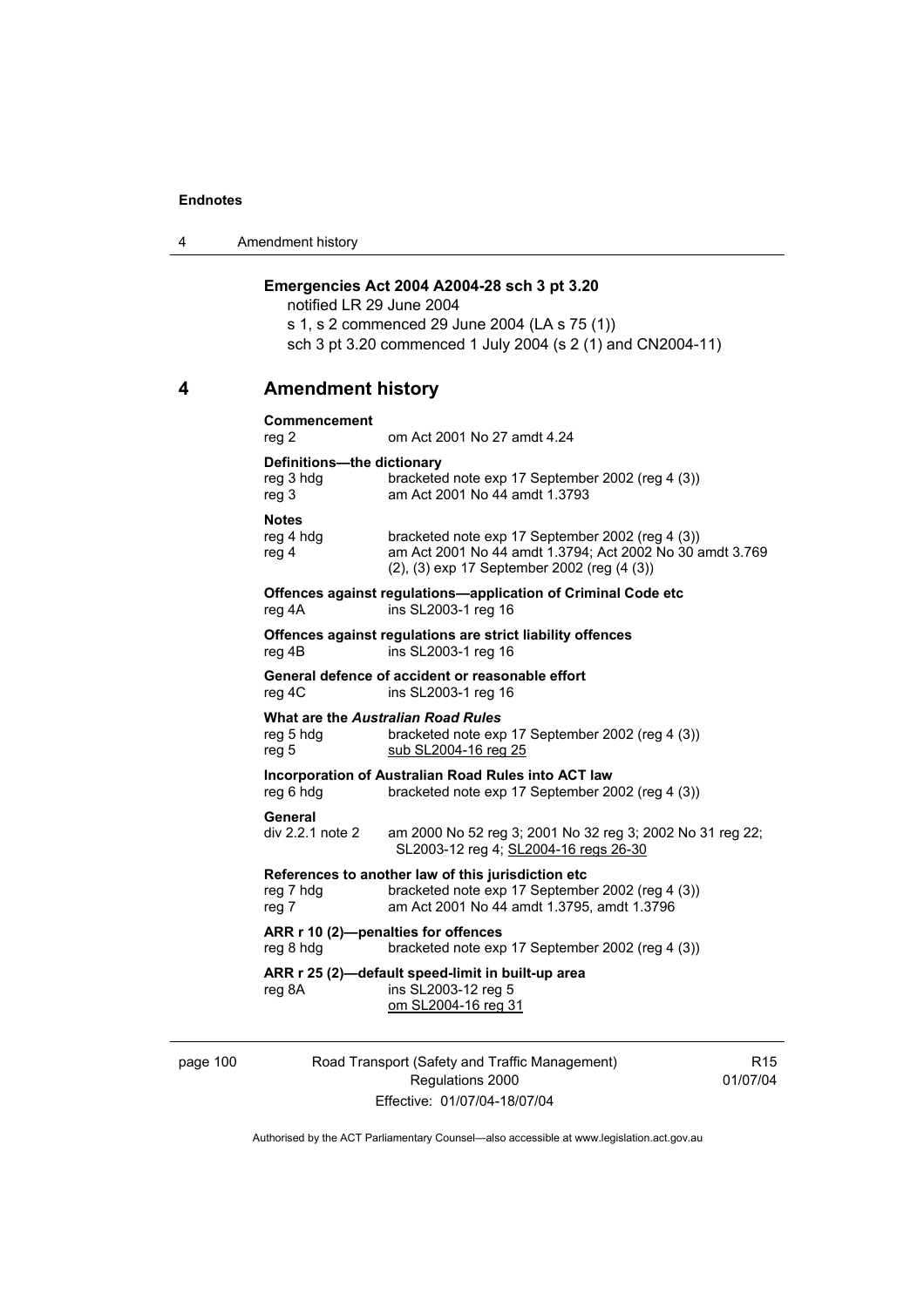**Emergencies Act 2004 A2004-28 sch 3 pt 3.20**

notified LR 29 June 2004

s 1, s 2 commenced 29 June 2004 (LA s 75 (1))

sch 3 pt 3.20 commenced 1 July 2004 (s 2 (1) and CN2004-11)

## 4 Amendment history

**Commencement**

reg 2 om Act 2001 No 27 amdt 4.24

**Definitions—the dictionary**

reg 3 hdg bracketed note exp 17 September 2002 (reg 4 (3))

reg 3 am Act 2001 No 44 amdt 1.3793

**Notes**

reg 4 hdg bracketed note exp 17 September 2002 (reg 4 (3))

reg 4 am Act 2001 No 44 amdt 1.3794; Act 2002 No 30 amdt 3.769 (2), (3) exp 17 September 2002 (reg (4 (3))

**Offences against regulations—application of Criminal Code etc**

reg 4A ins SL2003-1 reg 16

**Offences against regulations are strict liability offences**

reg 4B ins SL2003-1 reg 16

**General defence of accident or reasonable effort**

reg 4C ins SL2003-1 reg 16

**What are the *Australian Road Rules***

reg 5 hdg bracketed note exp 17 September 2002 (reg 4 (3))

reg 5 sub SL2004-16 reg 25

**Incorporation of Australian Road Rules into ACT law**

reg 6 hdg bracketed note exp 17 September 2002 (reg 4 (3))

**General**

div 2.2.1 note 2 am 2000 No 52 reg 3; 2001 No 32 reg 3; 2002 No 31 reg 22; SL2003-12 reg 4; SL2004-16 regs 26-30

**References to another law of this jurisdiction etc**

reg 7 hdg bracketed note exp 17 September 2002 (reg 4 (3))

reg 7 am Act 2001 No 44 amdt 1.3795, amdt 1.3796

**ARR r 10 (2)—penalties for offences**

reg 8 hdg bracketed note exp 17 September 2002 (reg 4 (3))

**ARR r 25 (2)—default speed-limit in built-up area**

reg 8A ins SL2003-12 reg 5

om SL2004-16 reg 31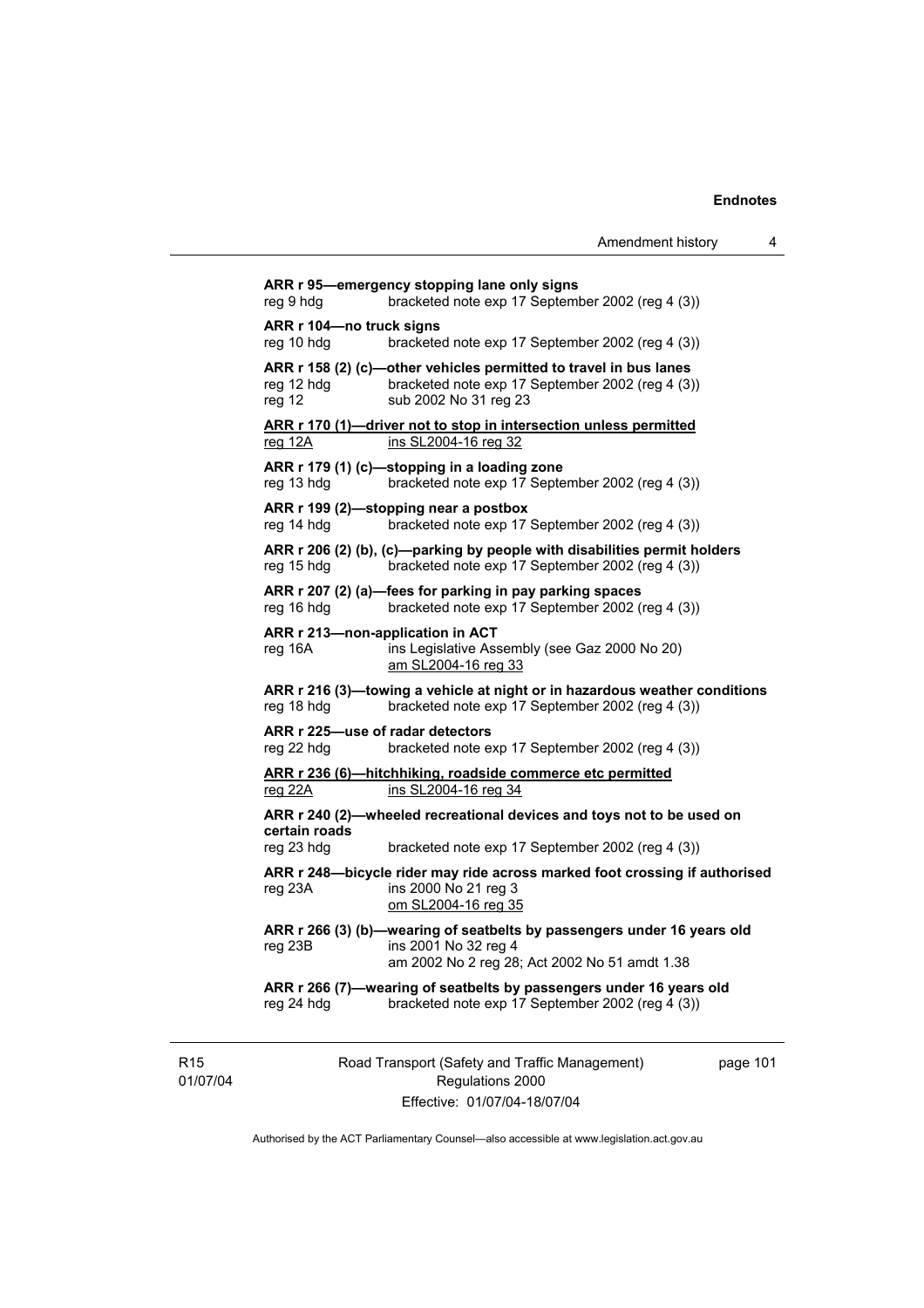**ARR r 95—emergency stopping lane only signs**

reg 9 hdg bracketed note exp 17 September 2002 (reg 4 (3))

**ARR r 104—no truck signs**

reg 10 hdg bracketed note exp 17 September 2002 (reg 4 (3))

**ARR r 158 (2) (c)—other vehicles permitted to travel in bus lanes**

reg 12 hdg bracketed note exp 17 September 2002 (reg 4 (3))
reg 12 sub 2002 No 31 reg 23

**ARR r 170 (1)—driver not to stop in intersection unless permitted**

reg 12A ins SL2004-16 reg 32

**ARR r 179 (1) (c)—stopping in a loading zone**

reg 13 hdg bracketed note exp 17 September 2002 (reg 4 (3))

**ARR r 199 (2)—stopping near a postbox**

reg 14 hdg bracketed note exp 17 September 2002 (reg 4 (3))

**ARR r 206 (2) (b), (c)—parking by people with disabilities permit holders**

reg 15 hdg bracketed note exp 17 September 2002 (reg 4 (3))

**ARR r 207 (2) (a)—fees for parking in pay parking spaces**

reg 16 hdg bracketed note exp 17 September 2002 (reg 4 (3))

**ARR r 213—non-application in ACT**

reg 16A ins Legislative Assembly (see Gaz 2000 No 20)
am SL2004-16 reg 33

**ARR r 216 (3)—towing a vehicle at night or in hazardous weather conditions**

reg 18 hdg bracketed note exp 17 September 2002 (reg 4 (3))

**ARR r 225—use of radar detectors**

reg 22 hdg bracketed note exp 17 September 2002 (reg 4 (3))

**ARR r 236 (6)—hitchhiking, roadside commerce etc permitted**

reg 22A ins SL2004-16 reg 34

**ARR r 240 (2)—wheeled recreational devices and toys not to be used on certain roads**

reg 23 hdg bracketed note exp 17 September 2002 (reg 4 (3))

**ARR r 248—bicycle rider may ride across marked foot crossing if authorised**

reg 23A ins 2000 No 21 reg 3
om SL2004-16 reg 35

**ARR r 266 (3) (b)—wearing of seatbelts by passengers under 16 years old**

reg 23B ins 2001 No 32 reg 4
am 2002 No 2 reg 28; Act 2002 No 51 amdt 1.38

**ARR r 266 (7)—wearing of seatbelts by passengers under 16 years old**

reg 24 hdg bracketed note exp 17 September 2002 (reg 4 (3))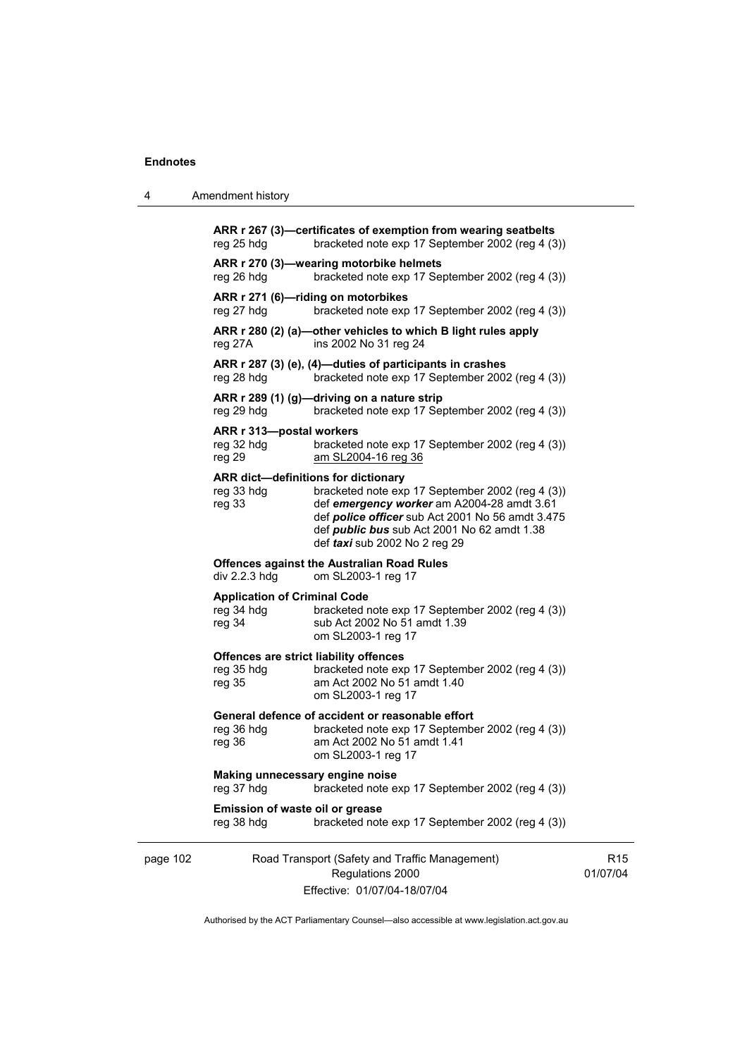**ARR r 267 (3)—certificates of exemption from wearing seatbelts**
reg 25 hdg bracketed note exp 17 September 2002 (reg 4 (3))

**ARR r 270 (3)—wearing motorbike helmets**
reg 26 hdg bracketed note exp 17 September 2002 (reg 4 (3))

**ARR r 271 (6)—riding on motorbikes**
reg 27 hdg bracketed note exp 17 September 2002 (reg 4 (3))

**ARR r 280 (2) (a)—other vehicles to which B light rules apply**
reg 27A ins 2002 No 31 reg 24

**ARR r 287 (3) (e), (4)—duties of participants in crashes**
reg 28 hdg bracketed note exp 17 September 2002 (reg 4 (3))

**ARR r 289 (1) (g)—driving on a nature strip**
reg 29 hdg bracketed note exp 17 September 2002 (reg 4 (3))

**ARR r 313—postal workers**
reg 32 hdg bracketed note exp 17 September 2002 (reg 4 (3))
reg 29 am SL2004-16 reg 36

**ARR dict—definitions for dictionary**
reg 33 hdg bracketed note exp 17 September 2002 (reg 4 (3))
reg 33 def ***emergency worker*** am A2004-28 amdt 3.61
def ***police officer*** sub Act 2001 No 56 amdt 3.475
def ***public bus*** sub Act 2001 No 62 amdt 1.38
def ***taxi*** sub 2002 No 2 reg 29

**Offences against the Australian Road Rules**
div 2.2.3 hdg om SL2003-1 reg 17

**Application of Criminal Code**
reg 34 hdg bracketed note exp 17 September 2002 (reg 4 (3))
reg 34 sub Act 2002 No 51 amdt 1.39
om SL2003-1 reg 17

**Offences are strict liability offences**
reg 35 hdg bracketed note exp 17 September 2002 (reg 4 (3))
reg 35 am Act 2002 No 51 amdt 1.40
om SL2003-1 reg 17

**General defence of accident or reasonable effort**
reg 36 hdg bracketed note exp 17 September 2002 (reg 4 (3))
reg 36 am Act 2002 No 51 amdt 1.41
om SL2003-1 reg 17

**Making unnecessary engine noise**
reg 37 hdg bracketed note exp 17 September 2002 (reg 4 (3))

**Emission of waste oil or grease**
reg 38 hdg bracketed note exp 17 September 2002 (reg 4 (3))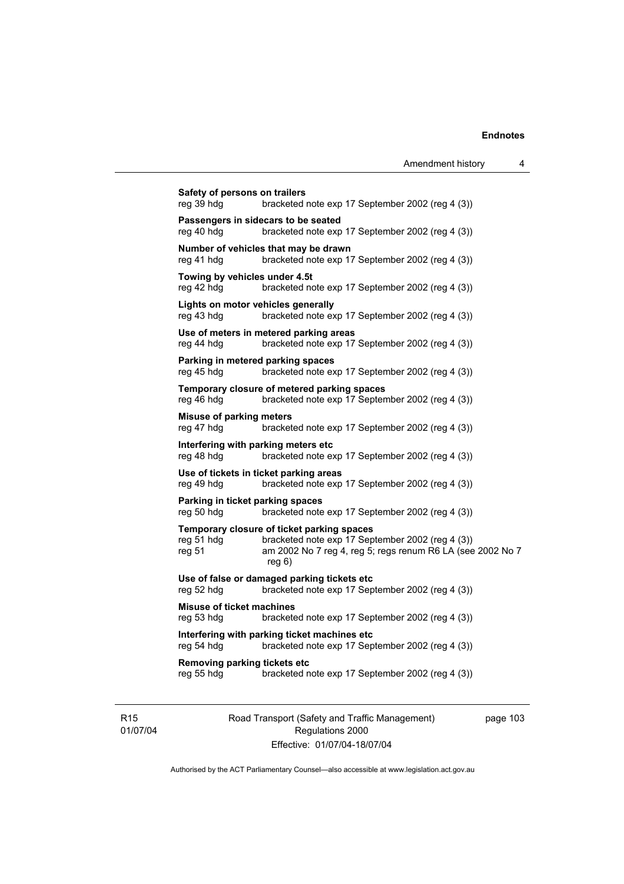**Safety of persons on trailers**
reg 39 hdg bracketed note exp 17 September 2002 (reg 4 (3))

**Passengers in sidecars to be seated**
reg 40 hdg bracketed note exp 17 September 2002 (reg 4 (3))

**Number of vehicles that may be drawn**
reg 41 hdg bracketed note exp 17 September 2002 (reg 4 (3))

**Towing by vehicles under 4.5t**
reg 42 hdg bracketed note exp 17 September 2002 (reg 4 (3))

**Lights on motor vehicles generally**
reg 43 hdg bracketed note exp 17 September 2002 (reg 4 (3))

**Use of meters in metered parking areas**
reg 44 hdg bracketed note exp 17 September 2002 (reg 4 (3))

**Parking in metered parking spaces**
reg 45 hdg bracketed note exp 17 September 2002 (reg 4 (3))

**Temporary closure of metered parking spaces**
reg 46 hdg bracketed note exp 17 September 2002 (reg 4 (3))

**Misuse of parking meters**
reg 47 hdg bracketed note exp 17 September 2002 (reg 4 (3))

**Interfering with parking meters etc**
reg 48 hdg bracketed note exp 17 September 2002 (reg 4 (3))

**Use of tickets in ticket parking areas**
reg 49 hdg bracketed note exp 17 September 2002 (reg 4 (3))

**Parking in ticket parking spaces**
reg 50 hdg bracketed note exp 17 September 2002 (reg 4 (3))

**Temporary closure of ticket parking spaces**
reg 51 hdg bracketed note exp 17 September 2002 (reg 4 (3))
reg 51 am 2002 No 7 reg 4, reg 5; regs renum R6 LA (see 2002 No 7 reg 6)

**Use of false or damaged parking tickets etc**
reg 52 hdg bracketed note exp 17 September 2002 (reg 4 (3))

**Misuse of ticket machines**
reg 53 hdg bracketed note exp 17 September 2002 (reg 4 (3))

**Interfering with parking ticket machines etc**
reg 54 hdg bracketed note exp 17 September 2002 (reg 4 (3))

**Removing parking tickets etc**
reg 55 hdg bracketed note exp 17 September 2002 (reg 4 (3))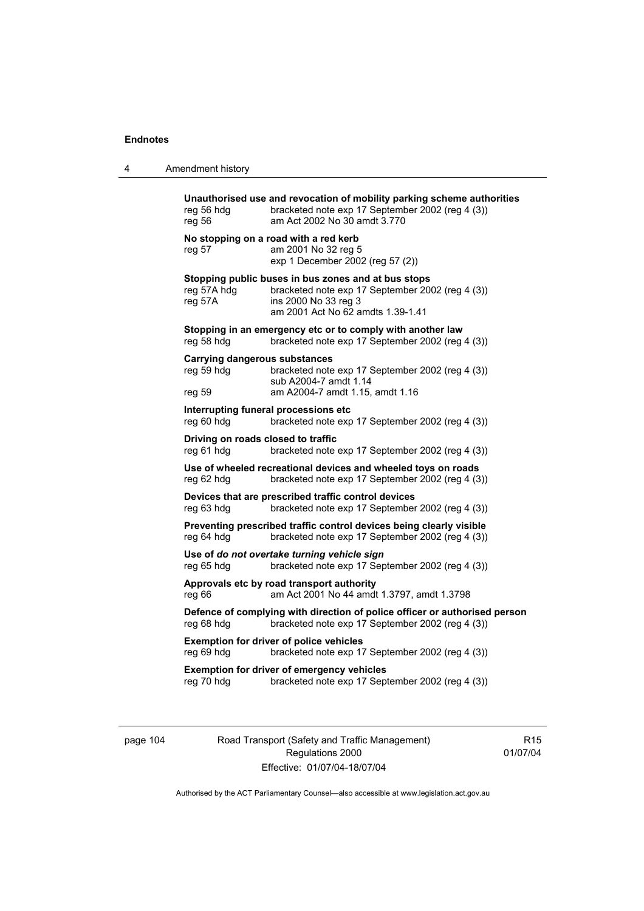**Unauthorised use and revocation of mobility parking scheme authorities**

reg 56 hdg bracketed note exp 17 September 2002 (reg 4 (3))
reg 56 am Act 2002 No 30 amdt 3.770

**No stopping on a road with a red kerb**

reg 57 am 2001 No 32 reg 5
exp 1 December 2002 (reg 57 (2))

**Stopping public buses in bus zones and at bus stops**

reg 57A hdg bracketed note exp 17 September 2002 (reg 4 (3))
reg 57A ins 2000 No 33 reg 3
am 2001 Act No 62 amdts 1.39-1.41

**Stopping in an emergency etc or to comply with another law**

reg 58 hdg bracketed note exp 17 September 2002 (reg 4 (3))

**Carrying dangerous substances**

reg 59 hdg bracketed note exp 17 September 2002 (reg 4 (3))
sub A2004-7 amdt 1.14
reg 59 am A2004-7 amdt 1.15, amdt 1.16

**Interrupting funeral processions etc**

reg 60 hdg bracketed note exp 17 September 2002 (reg 4 (3))

**Driving on roads closed to traffic**

reg 61 hdg bracketed note exp 17 September 2002 (reg 4 (3))

**Use of wheeled recreational devices and wheeled toys on roads**

reg 62 hdg bracketed note exp 17 September 2002 (reg 4 (3))

**Devices that are prescribed traffic control devices**

reg 63 hdg bracketed note exp 17 September 2002 (reg 4 (3))

**Preventing prescribed traffic control devices being clearly visible**

reg 64 hdg bracketed note exp 17 September 2002 (reg 4 (3))

**Use of *do not overtake turning vehicle sign***

reg 65 hdg bracketed note exp 17 September 2002 (reg 4 (3))

**Approvals etc by road transport authority**

reg 66 am Act 2001 No 44 amdt 1.3797, amdt 1.3798

**Defence of complying with direction of police officer or authorised person**

reg 68 hdg bracketed note exp 17 September 2002 (reg 4 (3))

**Exemption for driver of police vehicles**

reg 69 hdg bracketed note exp 17 September 2002 (reg 4 (3))

**Exemption for driver of emergency vehicles**

reg 70 hdg bracketed note exp 17 September 2002 (reg 4 (3))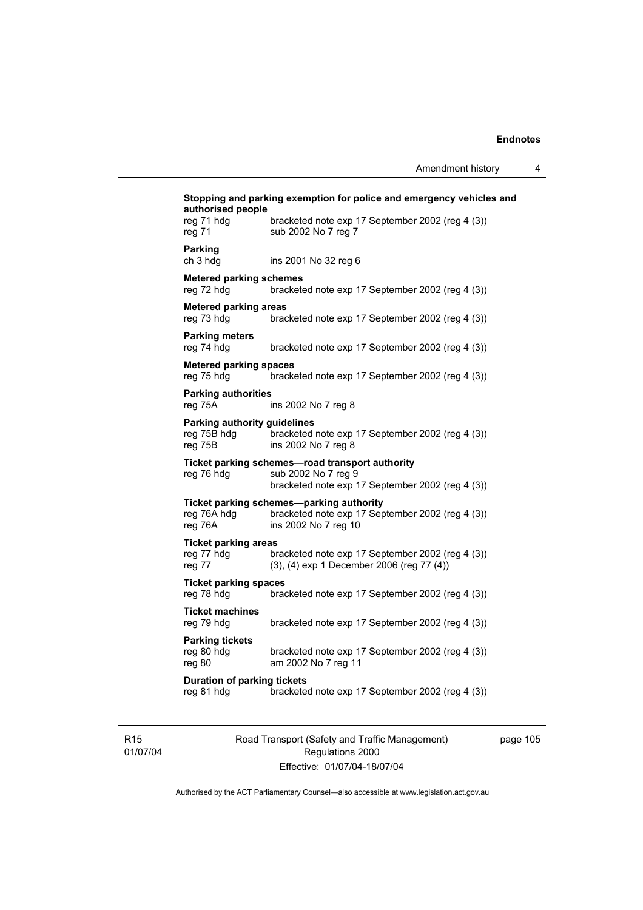**Stopping and parking exemption for police and emergency vehicles and authorised people**

| | |
|---|---|
| reg 71 hdg | bracketed note exp 17 September 2002 (reg 4 (3)) |
| reg 71 | sub 2002 No 7 reg 7 |

**Parking**

| | |
|---|---|
| ch 3 hdg | ins 2001 No 32 reg 6 |

**Metered parking schemes**

| | |
|---|---|
| reg 72 hdg | bracketed note exp 17 September 2002 (reg 4 (3)) |

**Metered parking areas**

| | |
|---|---|
| reg 73 hdg | bracketed note exp 17 September 2002 (reg 4 (3)) |

**Parking meters**

| | |
|---|---|
| reg 74 hdg | bracketed note exp 17 September 2002 (reg 4 (3)) |

**Metered parking spaces**

| | |
|---|---|
| reg 75 hdg | bracketed note exp 17 September 2002 (reg 4 (3)) |

**Parking authorities**

| | |
|---|---|
| reg 75A | ins 2002 No 7 reg 8 |

**Parking authority guidelines**

| | |
|---|---|
| reg 75B hdg | bracketed note exp 17 September 2002 (reg 4 (3)) |
| reg 75B | ins 2002 No 7 reg 8 |

**Ticket parking schemes—road transport authority**

| | |
|---|---|
| reg 76 hdg | sub 2002 No 7 reg 9<br>bracketed note exp 17 September 2002 (reg 4 (3)) |

**Ticket parking schemes—parking authority**

| | |
|---|---|
| reg 76A hdg | bracketed note exp 17 September 2002 (reg 4 (3)) |
| reg 76A | ins 2002 No 7 reg 10 |

**Ticket parking areas**

| | |
|---|---|
| reg 77 hdg | bracketed note exp 17 September 2002 (reg 4 (3)) |
| reg 77 | (3), (4) exp 1 December 2006 (reg 77 (4)) |

**Ticket parking spaces**

| | |
|---|---|
| reg 78 hdg | bracketed note exp 17 September 2002 (reg 4 (3)) |

**Ticket machines**

| | |
|---|---|
| reg 79 hdg | bracketed note exp 17 September 2002 (reg 4 (3)) |

**Parking tickets**

| | |
|---|---|
| reg 80 hdg | bracketed note exp 17 September 2002 (reg 4 (3)) |
| reg 80 | am 2002 No 7 reg 11 |

**Duration of parking tickets**

| | |
|---|---|
| reg 81 hdg | bracketed note exp 17 September 2002 (reg 4 (3)) |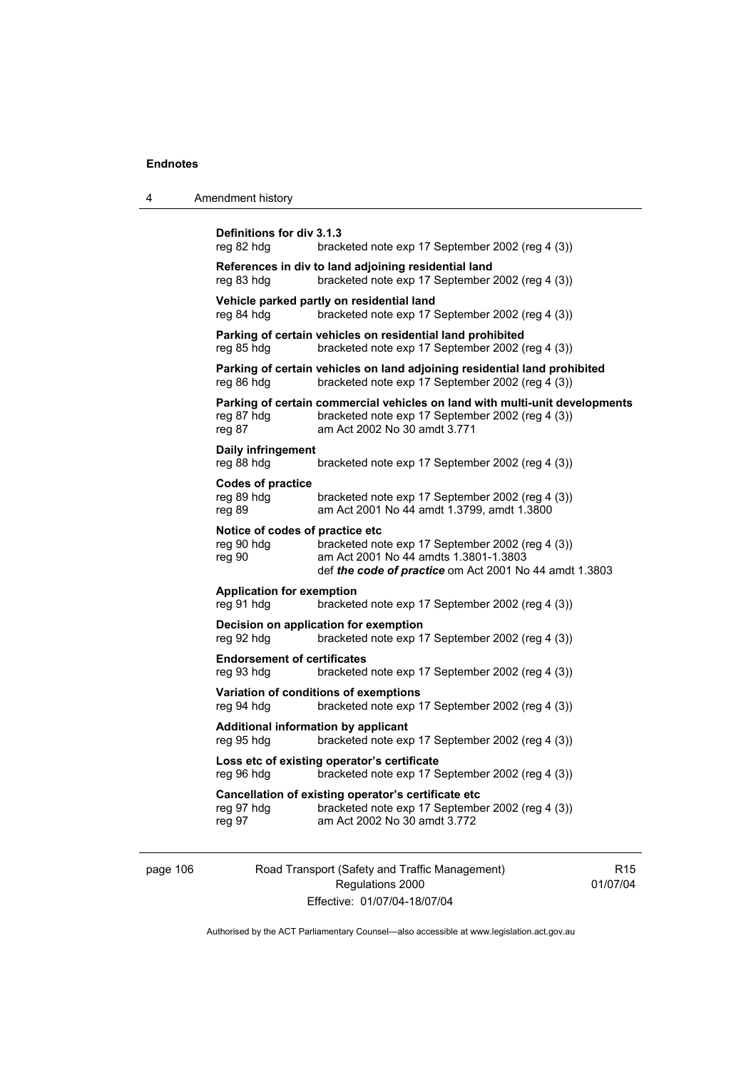**Definitions for div 3.1.3**
reg 82 hdg bracketed note exp 17 September 2002 (reg 4 (3))

**References in div to land adjoining residential land**
reg 83 hdg bracketed note exp 17 September 2002 (reg 4 (3))

**Vehicle parked partly on residential land**
reg 84 hdg bracketed note exp 17 September 2002 (reg 4 (3))

**Parking of certain vehicles on residential land prohibited**
reg 85 hdg bracketed note exp 17 September 2002 (reg 4 (3))

**Parking of certain vehicles on land adjoining residential land prohibited**
reg 86 hdg bracketed note exp 17 September 2002 (reg 4 (3))

**Parking of certain commercial vehicles on land with multi-unit developments**
reg 87 hdg bracketed note exp 17 September 2002 (reg 4 (3))
reg 87 am Act 2002 No 30 amdt 3.771

**Daily infringement**
reg 88 hdg bracketed note exp 17 September 2002 (reg 4 (3))

**Codes of practice**
reg 89 hdg bracketed note exp 17 September 2002 (reg 4 (3))
reg 89 am Act 2001 No 44 amdt 1.3799, amdt 1.3800

**Notice of codes of practice etc**
reg 90 hdg bracketed note exp 17 September 2002 (reg 4 (3))
reg 90 am Act 2001 No 44 amdts 1.3801-1.3803
def ***the code of practice*** om Act 2001 No 44 amdt 1.3803

**Application for exemption**
reg 91 hdg bracketed note exp 17 September 2002 (reg 4 (3))

**Decision on application for exemption**
reg 92 hdg bracketed note exp 17 September 2002 (reg 4 (3))

**Endorsement of certificates**
reg 93 hdg bracketed note exp 17 September 2002 (reg 4 (3))

**Variation of conditions of exemptions**
reg 94 hdg bracketed note exp 17 September 2002 (reg 4 (3))

**Additional information by applicant**
reg 95 hdg bracketed note exp 17 September 2002 (reg 4 (3))

**Loss etc of existing operator's certificate**
reg 96 hdg bracketed note exp 17 September 2002 (reg 4 (3))

**Cancellation of existing operator's certificate etc**
reg 97 hdg bracketed note exp 17 September 2002 (reg 4 (3))
reg 97 am Act 2002 No 30 amdt 3.772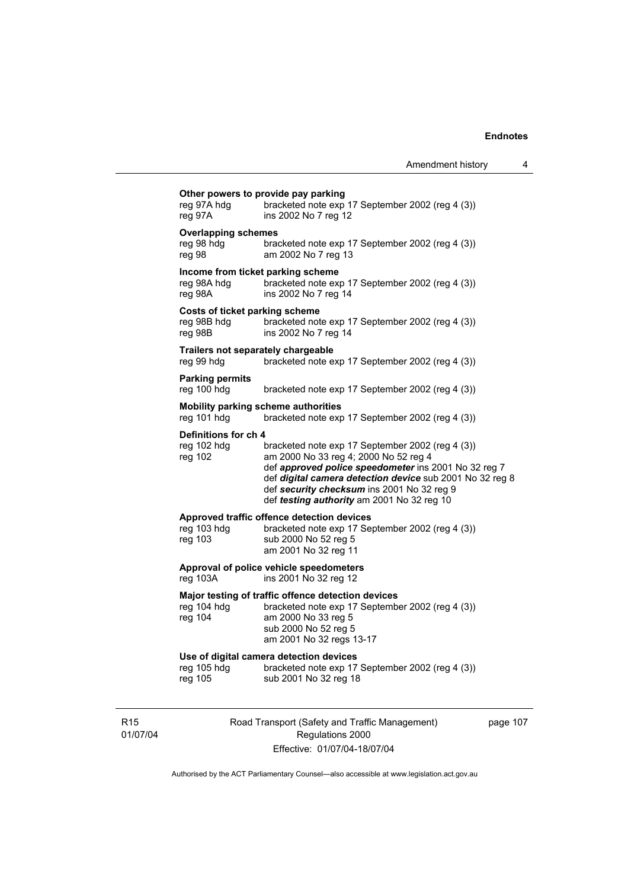**Other powers to provide pay parking**

reg 97A hdg bracketed note exp 17 September 2002 (reg 4 (3))
reg 97A ins 2002 No 7 reg 12

**Overlapping schemes**

reg 98 hdg bracketed note exp 17 September 2002 (reg 4 (3))
reg 98 am 2002 No 7 reg 13

**Income from ticket parking scheme**

reg 98A hdg bracketed note exp 17 September 2002 (reg 4 (3))
reg 98A ins 2002 No 7 reg 14

**Costs of ticket parking scheme**

reg 98B hdg bracketed note exp 17 September 2002 (reg 4 (3))
reg 98B ins 2002 No 7 reg 14

**Trailers not separately chargeable**

reg 99 hdg bracketed note exp 17 September 2002 (reg 4 (3))

**Parking permits**

reg 100 hdg bracketed note exp 17 September 2002 (reg 4 (3))

**Mobility parking scheme authorities**

reg 101 hdg bracketed note exp 17 September 2002 (reg 4 (3))

**Definitions for ch 4**

reg 102 hdg bracketed note exp 17 September 2002 (reg 4 (3))
reg 102 am 2000 No 33 reg 4; 2000 No 52 reg 4
def ***approved police speedometer*** ins 2001 No 32 reg 7
def ***digital camera detection device*** sub 2001 No 32 reg 8
def ***security checksum*** ins 2001 No 32 reg 9
def ***testing authority*** am 2001 No 32 reg 10

**Approved traffic offence detection devices**

reg 103 hdg bracketed note exp 17 September 2002 (reg 4 (3))
reg 103 sub 2000 No 52 reg 5
am 2001 No 32 reg 11

**Approval of police vehicle speedometers**

reg 103A ins 2001 No 32 reg 12

**Major testing of traffic offence detection devices**

reg 104 hdg bracketed note exp 17 September 2002 (reg 4 (3))
reg 104 am 2000 No 33 reg 5
sub 2000 No 52 reg 5
am 2001 No 32 regs 13-17

**Use of digital camera detection devices**

reg 105 hdg bracketed note exp 17 September 2002 (reg 4 (3))
reg 105 sub 2001 No 32 reg 18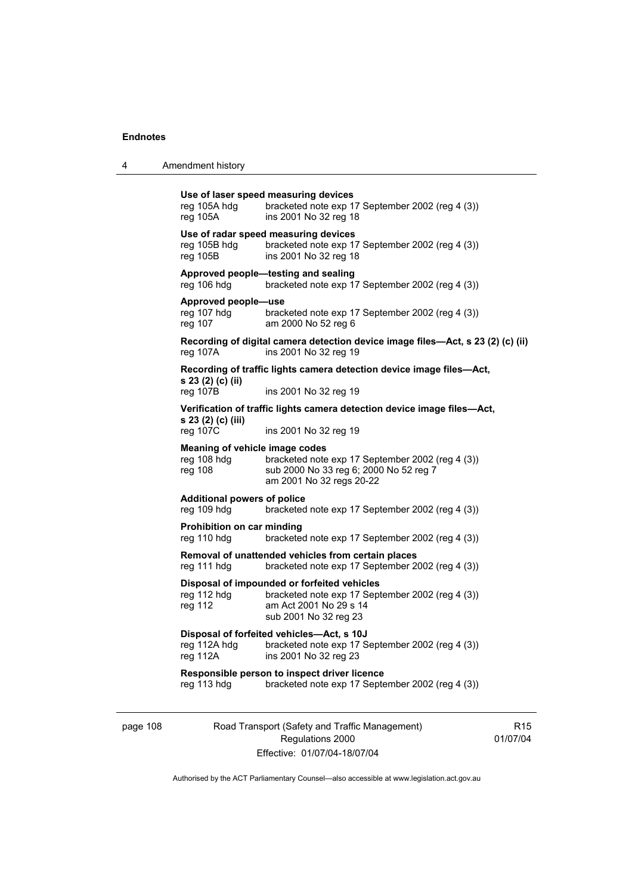**Use of laser speed measuring devices**

reg 105A hdg bracketed note exp 17 September 2002 (reg 4 (3))
reg 105A ins 2001 No 32 reg 18

**Use of radar speed measuring devices**

reg 105B hdg bracketed note exp 17 September 2002 (reg 4 (3))
reg 105B ins 2001 No 32 reg 18

**Approved people—testing and sealing**

reg 106 hdg bracketed note exp 17 September 2002 (reg 4 (3))

**Approved people—use**

reg 107 hdg bracketed note exp 17 September 2002 (reg 4 (3))
reg 107 am 2000 No 52 reg 6

**Recording of digital camera detection device image files—Act, s 23 (2) (c) (ii)**

reg 107A ins 2001 No 32 reg 19

**Recording of traffic lights camera detection device image files—Act, s 23 (2) (c) (ii)**

reg 107B ins 2001 No 32 reg 19

**Verification of traffic lights camera detection device image files—Act, s 23 (2) (c) (iii)**

reg 107C ins 2001 No 32 reg 19

**Meaning of vehicle image codes**

reg 108 hdg bracketed note exp 17 September 2002 (reg 4 (3))
reg 108 sub 2000 No 33 reg 6; 2000 No 52 reg 7
am 2001 No 32 regs 20-22

**Additional powers of police**

reg 109 hdg bracketed note exp 17 September 2002 (reg 4 (3))

**Prohibition on car minding**

reg 110 hdg bracketed note exp 17 September 2002 (reg 4 (3))

**Removal of unattended vehicles from certain places**

reg 111 hdg bracketed note exp 17 September 2002 (reg 4 (3))

**Disposal of impounded or forfeited vehicles**

reg 112 hdg bracketed note exp 17 September 2002 (reg 4 (3))
reg 112 am Act 2001 No 29 s 14
sub 2001 No 32 reg 23

**Disposal of forfeited vehicles—Act, s 10J**

reg 112A hdg bracketed note exp 17 September 2002 (reg 4 (3))
reg 112A ins 2001 No 32 reg 23

**Responsible person to inspect driver licence**

reg 113 hdg bracketed note exp 17 September 2002 (reg 4 (3))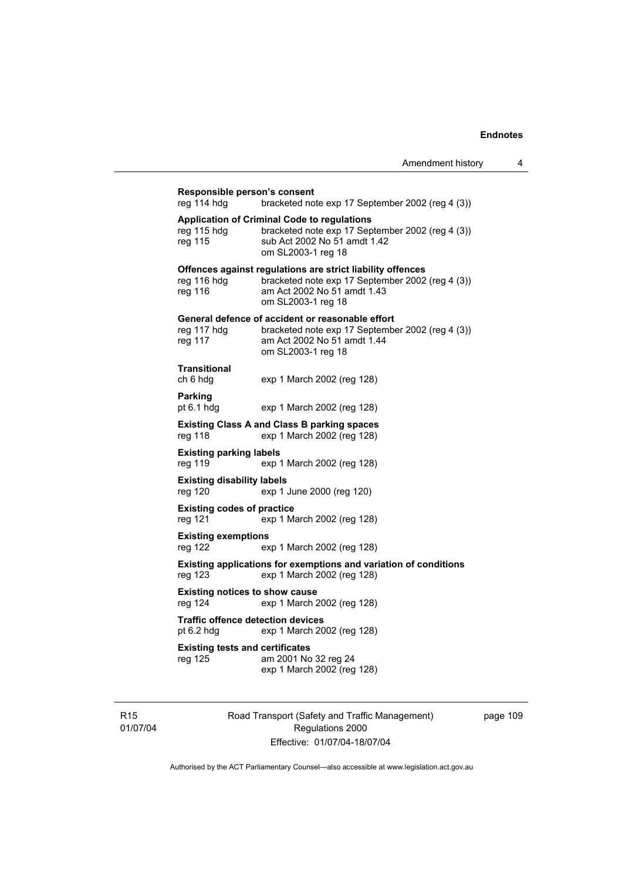**Responsible person's consent**

reg 114 hdg bracketed note exp 17 September 2002 (reg 4 (3))

**Application of Criminal Code to regulations**

reg 115 hdg bracketed note exp 17 September 2002 (reg 4 (3))
reg 115 sub Act 2002 No 51 amdt 1.42
om SL2003-1 reg 18

**Offences against regulations are strict liability offences**

reg 116 hdg bracketed note exp 17 September 2002 (reg 4 (3))
reg 116 am Act 2002 No 51 amdt 1.43
om SL2003-1 reg 18

**General defence of accident or reasonable effort**

reg 117 hdg bracketed note exp 17 September 2002 (reg 4 (3))
reg 117 am Act 2002 No 51 amdt 1.44
om SL2003-1 reg 18

**Transitional**

ch 6 hdg exp 1 March 2002 (reg 128)

**Parking**

pt 6.1 hdg exp 1 March 2002 (reg 128)

**Existing Class A and Class B parking spaces**

reg 118 exp 1 March 2002 (reg 128)

**Existing parking labels**

reg 119 exp 1 March 2002 (reg 128)

**Existing disability labels**

reg 120 exp 1 June 2000 (reg 120)

**Existing codes of practice**

reg 121 exp 1 March 2002 (reg 128)

**Existing exemptions**

reg 122 exp 1 March 2002 (reg 128)

**Existing applications for exemptions and variation of conditions**

reg 123 exp 1 March 2002 (reg 128)

**Existing notices to show cause**

reg 124 exp 1 March 2002 (reg 128)

**Traffic offence detection devices**

pt 6.2 hdg exp 1 March 2002 (reg 128)

**Existing tests and certificates**

reg 125 am 2001 No 32 reg 24
exp 1 March 2002 (reg 128)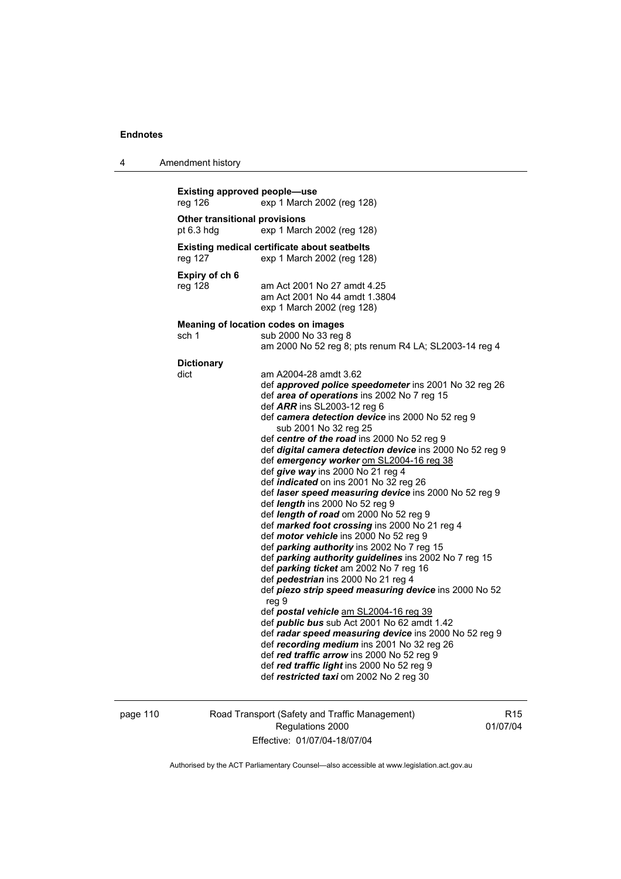**Existing approved people—use**
reg 126 exp 1 March 2002 (reg 128)

**Other transitional provisions**
pt 6.3 hdg exp 1 March 2002 (reg 128)

**Existing medical certificate about seatbelts**
reg 127 exp 1 March 2002 (reg 128)

**Expiry of ch 6**
reg 128 am Act 2001 No 27 amdt 4.25
am Act 2001 No 44 amdt 1.3804
exp 1 March 2002 (reg 128)

**Meaning of location codes on images**
sch 1 sub 2000 No 33 reg 8
am 2000 No 52 reg 8; pts renum R4 LA; SL2003-14 reg 4

**Dictionary**
dict am A2004-28 amdt 3.62
def ***approved police speedometer*** ins 2001 No 32 reg 26
def ***area of operations*** ins 2002 No 7 reg 15
def ***ARR*** ins SL2003-12 reg 6
def ***camera detection device*** ins 2000 No 52 reg 9
sub 2001 No 32 reg 25
def ***centre of the road*** ins 2000 No 52 reg 9
def ***digital camera detection device*** ins 2000 No 52 reg 9
def ***emergency worker*** om SL2004-16 reg 38
def ***give way*** ins 2000 No 21 reg 4
def ***indicated*** on ins 2001 No 32 reg 26
def ***laser speed measuring device*** ins 2000 No 52 reg 9
def ***length*** ins 2000 No 52 reg 9
def ***length of road*** om 2000 No 52 reg 9
def ***marked foot crossing*** ins 2000 No 21 reg 4
def ***motor vehicle*** ins 2000 No 52 reg 9
def ***parking authority*** ins 2002 No 7 reg 15
def ***parking authority guidelines*** ins 2002 No 7 reg 15
def ***parking ticket*** am 2002 No 7 reg 16
def ***pedestrian*** ins 2000 No 21 reg 4
def ***piezo strip speed measuring device*** ins 2000 No 52 reg 9
def ***postal vehicle*** am SL2004-16 reg 39
def ***public bus*** sub Act 2001 No 62 amdt 1.42
def ***radar speed measuring device*** ins 2000 No 52 reg 9
def ***recording medium*** ins 2001 No 32 reg 26
def ***red traffic arrow*** ins 2000 No 52 reg 9
def ***red traffic light*** ins 2000 No 52 reg 9
def ***restricted taxi*** om 2002 No 2 reg 30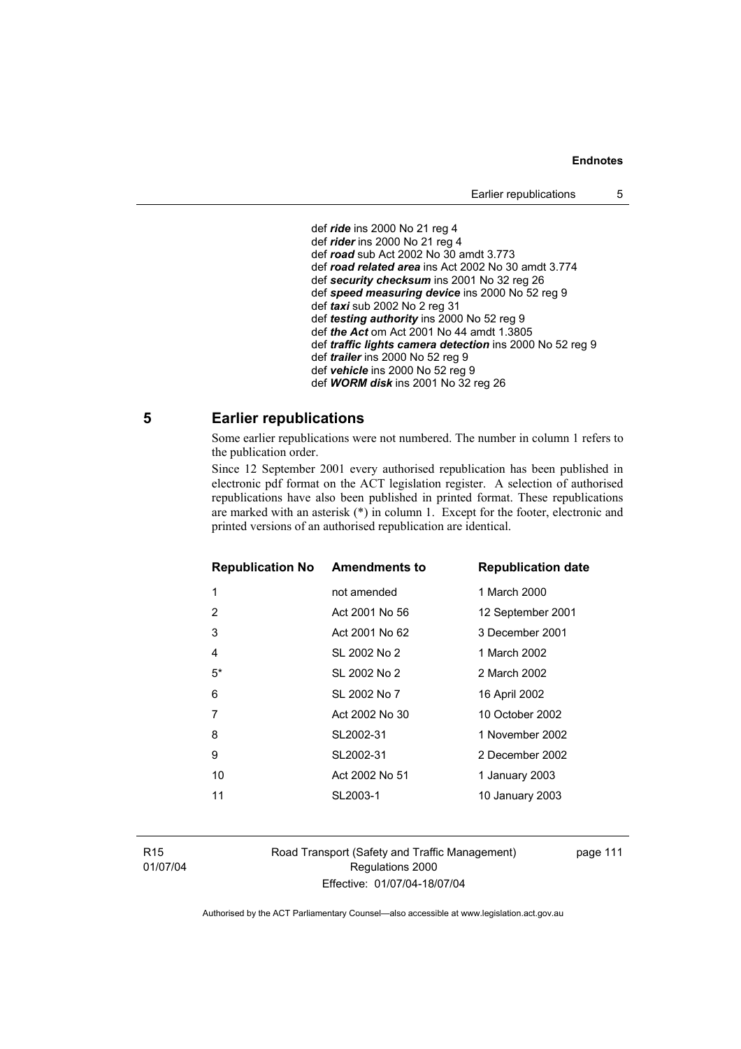def ***ride*** ins 2000 No 21 reg 4
def ***rider*** ins 2000 No 21 reg 4
def ***road*** sub Act 2002 No 30 amdt 3.773
def ***road related area*** ins Act 2002 No 30 amdt 3.774
def ***security checksum*** ins 2001 No 32 reg 26
def ***speed measuring device*** ins 2000 No 52 reg 9
def ***taxi*** sub 2002 No 2 reg 31
def ***testing authority*** ins 2000 No 52 reg 9
def ***the Act*** om Act 2001 No 44 amdt 1.3805
def ***traffic lights camera detection*** ins 2000 No 52 reg 9
def ***trailer*** ins 2000 No 52 reg 9
def ***vehicle*** ins 2000 No 52 reg 9
def ***WORM disk*** ins 2001 No 32 reg 26

## 5 Earlier republications

Some earlier republications were not numbered. The number in column 1 refers to the publication order.

Since 12 September 2001 every authorised republication has been published in electronic pdf format on the ACT legislation register. A selection of authorised republications have also been published in printed format. These republications are marked with an asterisk (*) in column 1. Except for the footer, electronic and printed versions of an authorised republication are identical.

| Republication No | Amendments to | Republication date |
|---|---|---|
| 1 | not amended | 1 March 2000 |
| 2 | Act 2001 No 56 | 12 September 2001 |
| 3 | Act 2001 No 62 | 3 December 2001 |
| 4 | SL 2002 No 2 | 1 March 2002 |
| 5* | SL 2002 No 2 | 2 March 2002 |
| 6 | SL 2002 No 7 | 16 April 2002 |
| 7 | Act 2002 No 30 | 10 October 2002 |
| 8 | SL2002-31 | 1 November 2002 |
| 9 | SL2002-31 | 2 December 2002 |
| 10 | Act 2002 No 51 | 1 January 2003 |
| 11 | SL2003-1 | 10 January 2003 |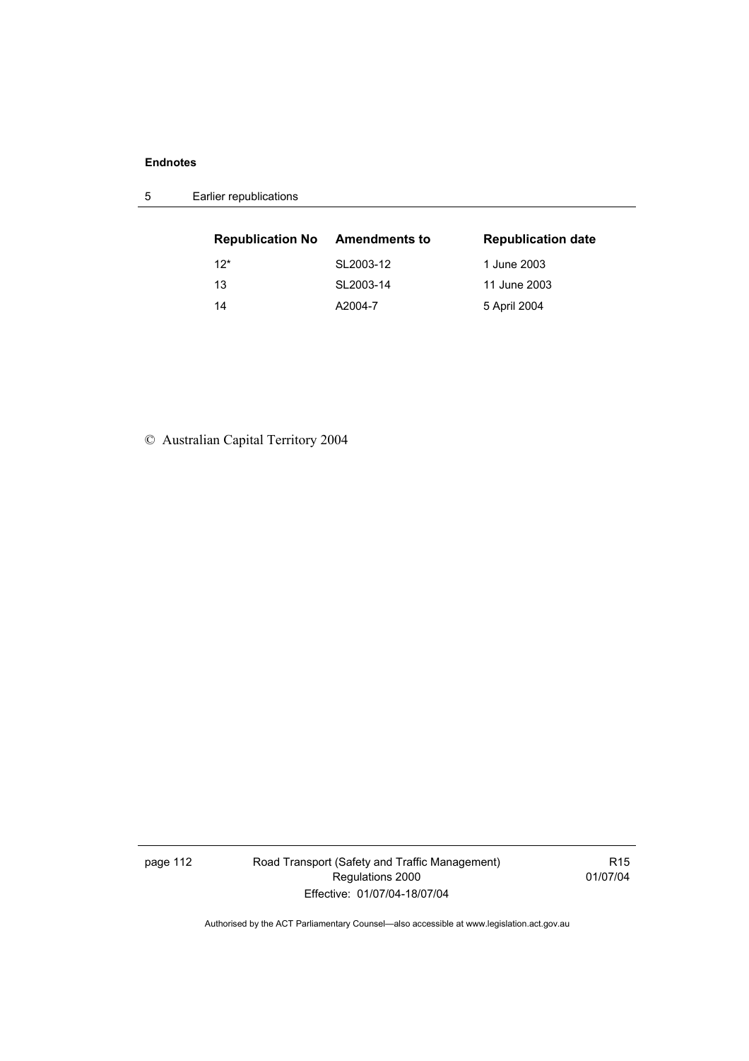## 5 Earlier republications

| Republication No | Amendments to | Republication date |
| --- | --- | --- |
| 12* | SL2003-12 | 1 June 2003 |
| 13 | SL2003-14 | 11 June 2003 |
| 14 | A2004-7 | 5 April 2004 |

© Australian Capital Territory 2004